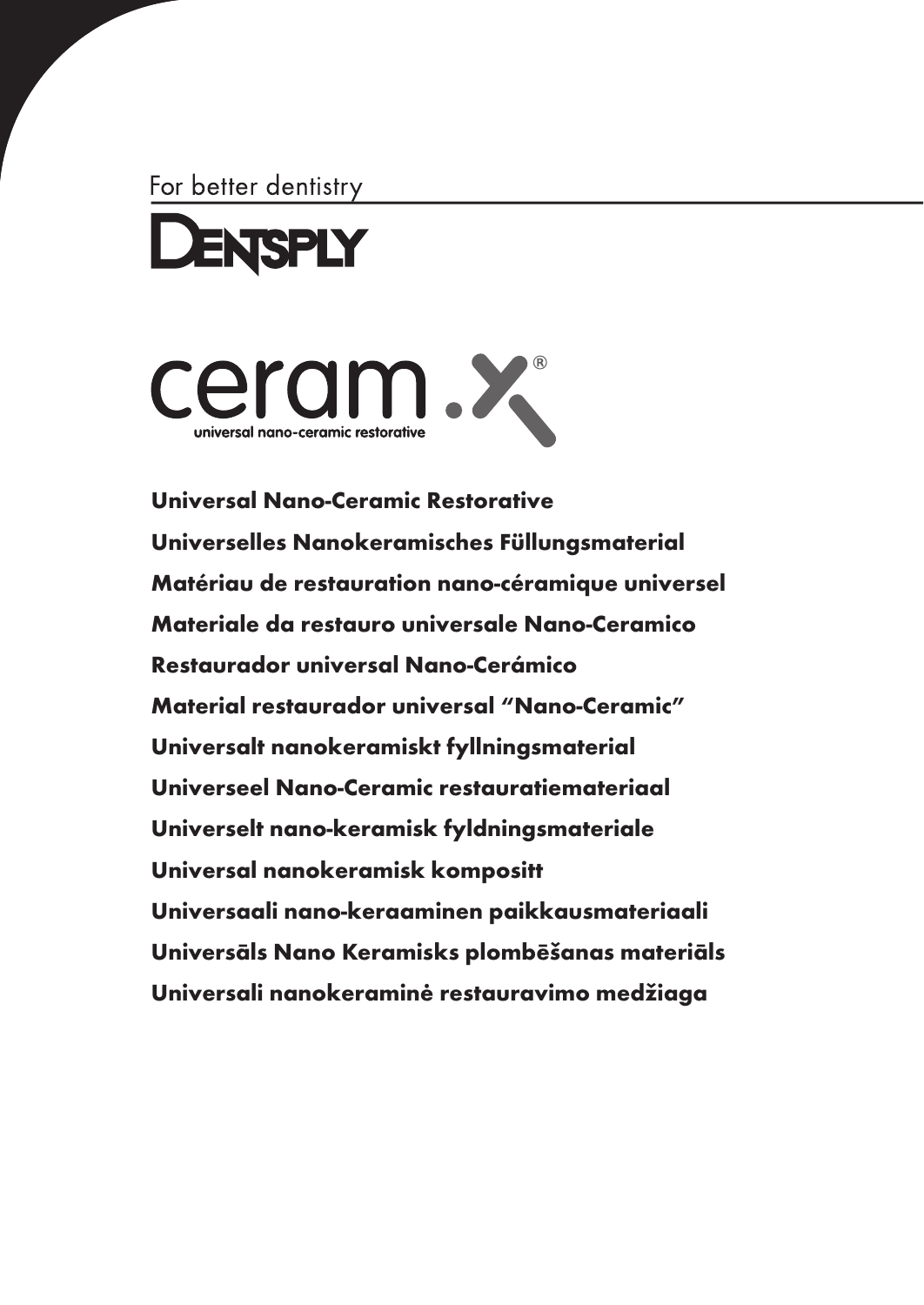For better dentistry

DENTSPLY

ceram.x®

universal nano-ceramic restorative

**Universal Nano-Ceramic Restorative**

**Universelles Nanokeramisches Füllungsmaterial**

**Matériau de restauration nano-céramique universel**

**Materiale da restauro universale Nano-Ceramico**

**Restaurador universal Nano-Cerámico**

**Material restaurador universal "Nano-Ceramic"**

**Universalt nanokeramiskt fyllningsmaterial**

**Universeel Nano-Ceramic restauratiemateriaal**

**Universelt nano-keramisk fyldningsmateriale**

**Universal nanokeramisk kompositt**

**Universaali nano-keraaminen paikkausmateriaali**

**Universāls Nano Keramisks plombēšanas materiāls**

**Universali nanokeraminė restauravimo medžiaga**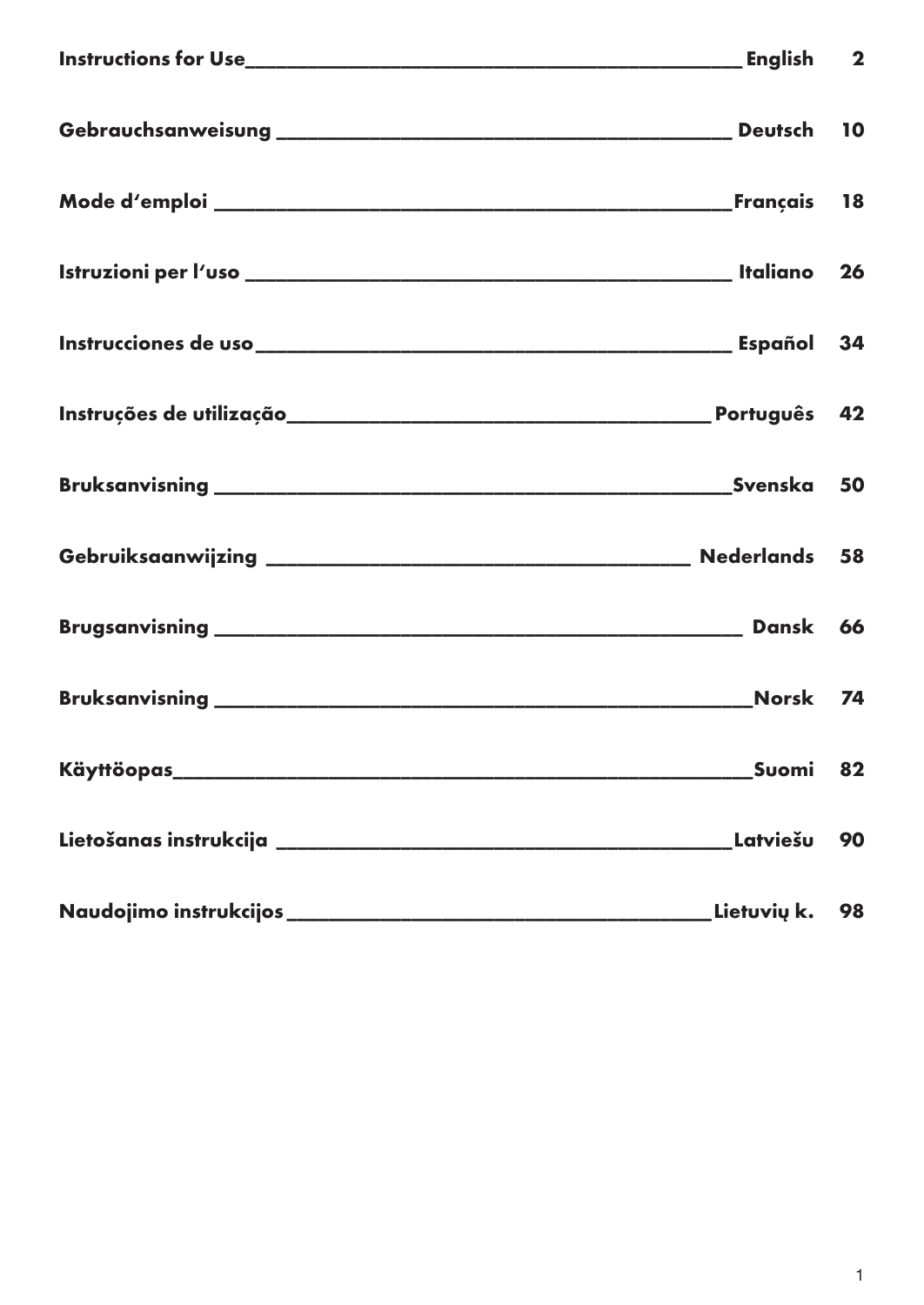| | | |
|---|---|---|
| **Instructions for Use** | **English** | **2** |
| **Gebrauchsanweisung** | **Deutsch** | **10** |
| **Mode d'emploi** | **Français** | **18** |
| **Istruzioni per l'uso** | **Italiano** | **26** |
| **Instrucciones de uso** | **Español** | **34** |
| **Instruções de utilização** | **Português** | **42** |
| **Bruksanvisning** | **Svenska** | **50** |
| **Gebruiksaanwijzing** | **Nederlands** | **58** |
| **Brugsanvisning** | **Dansk** | **66** |
| **Bruksanvisning** | **Norsk** | **74** |
| **Käyttöopas** | **Suomi** | **82** |
| **Lietošanas instrukcija** | **Latviešu** | **90** |
| **Naudojimo instrukcijos** | **Lietuvių k.** | **98** |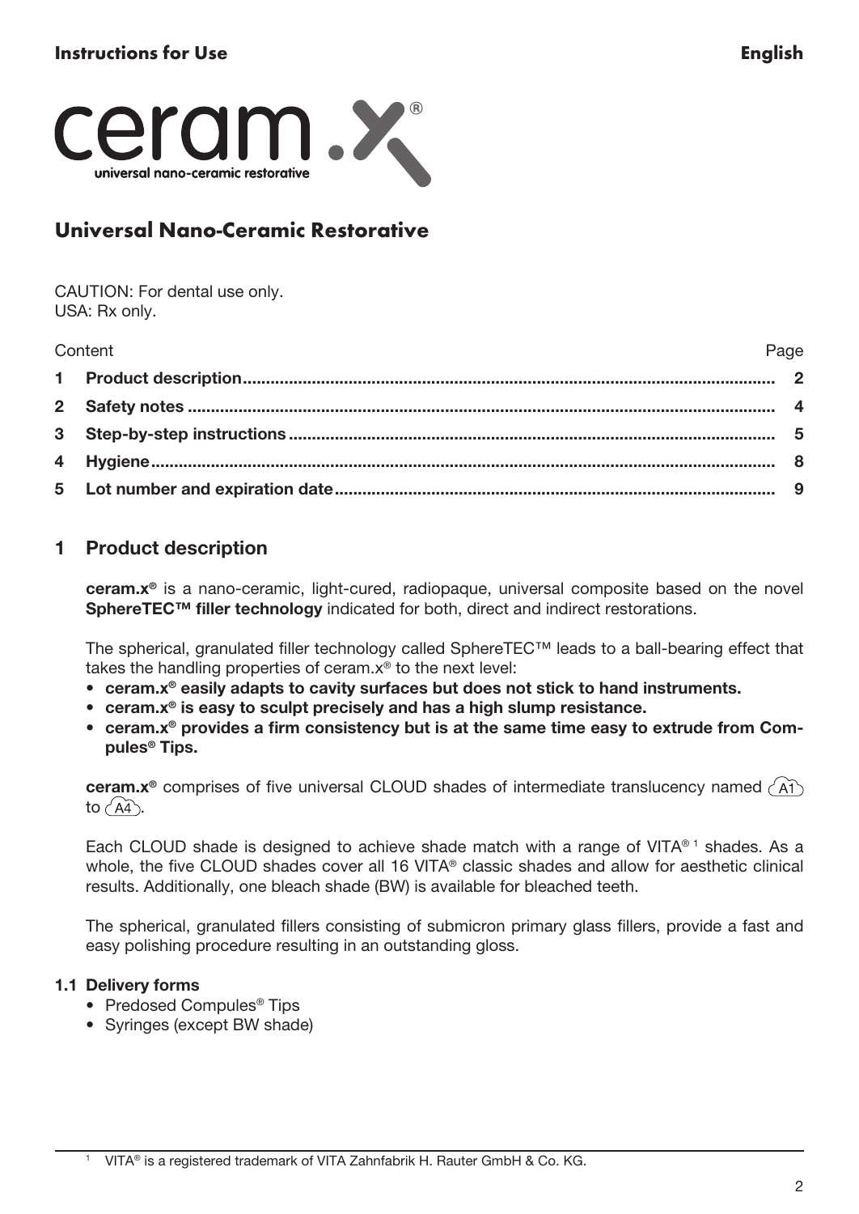**Instructions for Use** **English**

# ceram.x®

universal nano-ceramic restorative

## Universal Nano-Ceramic Restorative

CAUTION: For dental use only.
USA: Rx only.

| Content | Page |
|---|---|
| **1 Product description** | **2** |
| **2 Safety notes** | **4** |
| **3 Step-by-step instructions** | **5** |
| **4 Hygiene** | **8** |
| **5 Lot number and expiration date** | **9** |

## 1 Product description

**ceram.x®** is a nano-ceramic, light-cured, radiopaque, universal composite based on the novel **SphereTEC™ filler technology** indicated for both, direct and indirect restorations.

The spherical, granulated filler technology called SphereTEC™ leads to a ball-bearing effect that takes the handling properties of ceram.x® to the next level:

- **ceram.x® easily adapts to cavity surfaces but does not stick to hand instruments.**
- **ceram.x® is easy to sculpt precisely and has a high slump resistance.**
- **ceram.x® provides a firm consistency but is at the same time easy to extrude from Compules® Tips.**

**ceram.x®** comprises of five universal CLOUD shades of intermediate translucency named A1 to A4.

Each CLOUD shade is designed to achieve shade match with a range of VITA®[1] shades. As a whole, the five CLOUD shades cover all 16 VITA® classic shades and allow for aesthetic clinical results. Additionally, one bleach shade (BW) is available for bleached teeth.

The spherical, granulated fillers consisting of submicron primary glass fillers, provide a fast and easy polishing procedure resulting in an outstanding gloss.

### 1.1 Delivery forms

- Predosed Compules® Tips
- Syringes (except BW shade)

[1] VITA® is a registered trademark of VITA Zahnfabrik H. Rauter GmbH & Co. KG.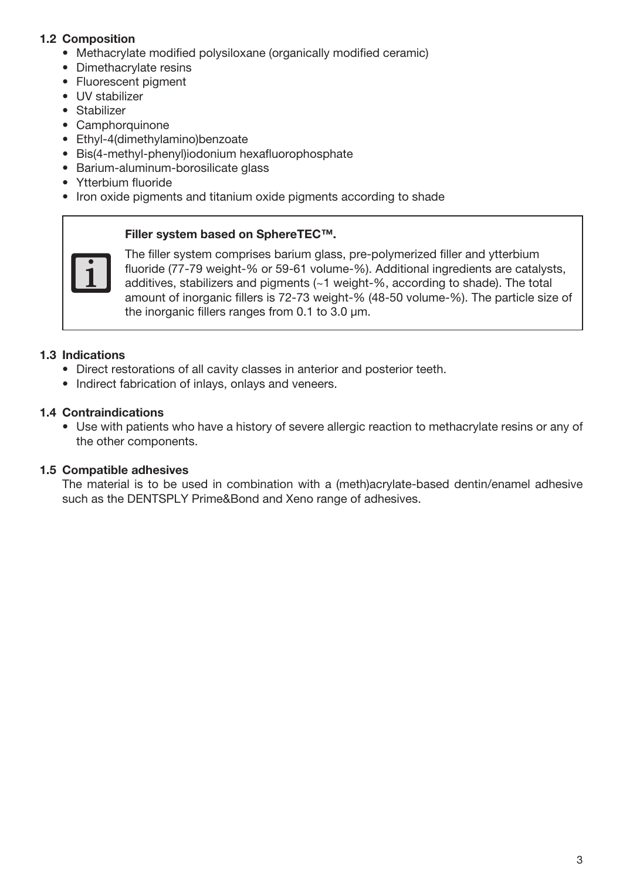### 1.2 Composition

- Methacrylate modified polysiloxane (organically modified ceramic)
- Dimethacrylate resins
- Fluorescent pigment
- UV stabilizer
- Stabilizer
- Camphorquinone
- Ethyl-4(dimethylamino)benzoate
- Bis(4-methyl-phenyl)iodonium hexafluorophosphate
- Barium-aluminum-borosilicate glass
- Ytterbium fluoride
- Iron oxide pigments and titanium oxide pigments according to shade

**Filler system based on SphereTEC™.**

The filler system comprises barium glass, pre-polymerized filler and ytterbium fluoride (77-79 weight-% or 59-61 volume-%). Additional ingredients are catalysts, additives, stabilizers and pigments (~1 weight-%, according to shade). The total amount of inorganic fillers is 72-73 weight-% (48-50 volume-%). The particle size of the inorganic fillers ranges from 0.1 to 3.0 µm.

### 1.3 Indications

- Direct restorations of all cavity classes in anterior and posterior teeth.
- Indirect fabrication of inlays, onlays and veneers.

### 1.4 Contraindications

- Use with patients who have a history of severe allergic reaction to methacrylate resins or any of the other components.

### 1.5 Compatible adhesives

The material is to be used in combination with a (meth)acrylate-based dentin/enamel adhesive such as the DENTSPLY Prime&Bond and Xeno range of adhesives.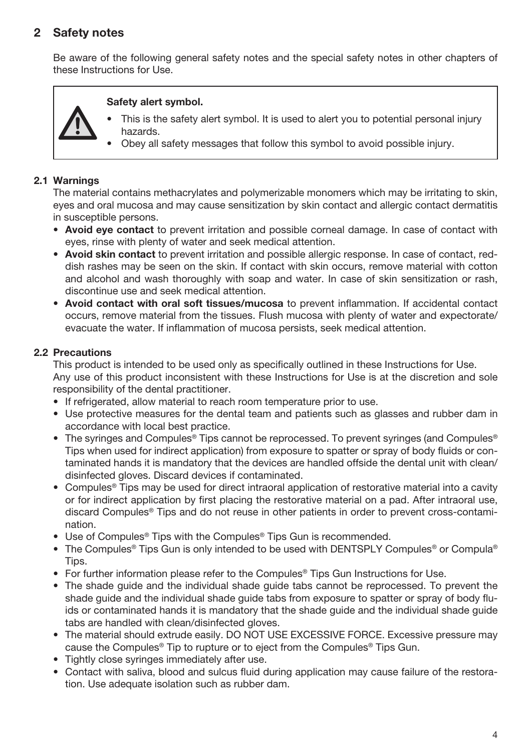## 2 Safety notes

Be aware of the following general safety notes and the special safety notes in other chapters of these Instructions for Use.

> **Safety alert symbol.**
> - This is the safety alert symbol. It is used to alert you to potential personal injury hazards.
> - Obey all safety messages that follow this symbol to avoid possible injury.

### 2.1 Warnings

The material contains methacrylates and polymerizable monomers which may be irritating to skin, eyes and oral mucosa and may cause sensitization by skin contact and allergic contact dermatitis in susceptible persons.

- **Avoid eye contact** to prevent irritation and possible corneal damage. In case of contact with eyes, rinse with plenty of water and seek medical attention.
- **Avoid skin contact** to prevent irritation and possible allergic response. In case of contact, reddish rashes may be seen on the skin. If contact with skin occurs, remove material with cotton and alcohol and wash thoroughly with soap and water. In case of skin sensitization or rash, discontinue use and seek medical attention.
- **Avoid contact with oral soft tissues/mucosa** to prevent inflammation. If accidental contact occurs, remove material from the tissues. Flush mucosa with plenty of water and expectorate/evacuate the water. If inflammation of mucosa persists, seek medical attention.

### 2.2 Precautions

This product is intended to be used only as specifically outlined in these Instructions for Use.
Any use of this product inconsistent with these Instructions for Use is at the discretion and sole responsibility of the dental practitioner.

- If refrigerated, allow material to reach room temperature prior to use.
- Use protective measures for the dental team and patients such as glasses and rubber dam in accordance with local best practice.
- The syringes and Compules® Tips cannot be reprocessed. To prevent syringes (and Compules® Tips when used for indirect application) from exposure to spatter or spray of body fluids or contaminated hands it is mandatory that the devices are handled offside the dental unit with clean/disinfected gloves. Discard devices if contaminated.
- Compules® Tips may be used for direct intraoral application of restorative material into a cavity or for indirect application by first placing the restorative material on a pad. After intraoral use, discard Compules® Tips and do not reuse in other patients in order to prevent cross-contamination.
- Use of Compules® Tips with the Compules® Tips Gun is recommended.
- The Compules® Tips Gun is only intended to be used with DENTSPLY Compules® or Compula® Tips.
- For further information please refer to the Compules® Tips Gun Instructions for Use.
- The shade guide and the individual shade guide tabs cannot be reprocessed. To prevent the shade guide and the individual shade guide tabs from exposure to spatter or spray of body fluids or contaminated hands it is mandatory that the shade guide and the individual shade guide tabs are handled with clean/disinfected gloves.
- The material should extrude easily. DO NOT USE EXCESSIVE FORCE. Excessive pressure may cause the Compules® Tip to rupture or to eject from the Compules® Tips Gun.
- Tightly close syringes immediately after use.
- Contact with saliva, blood and sulcus fluid during application may cause failure of the restoration. Use adequate isolation such as rubber dam.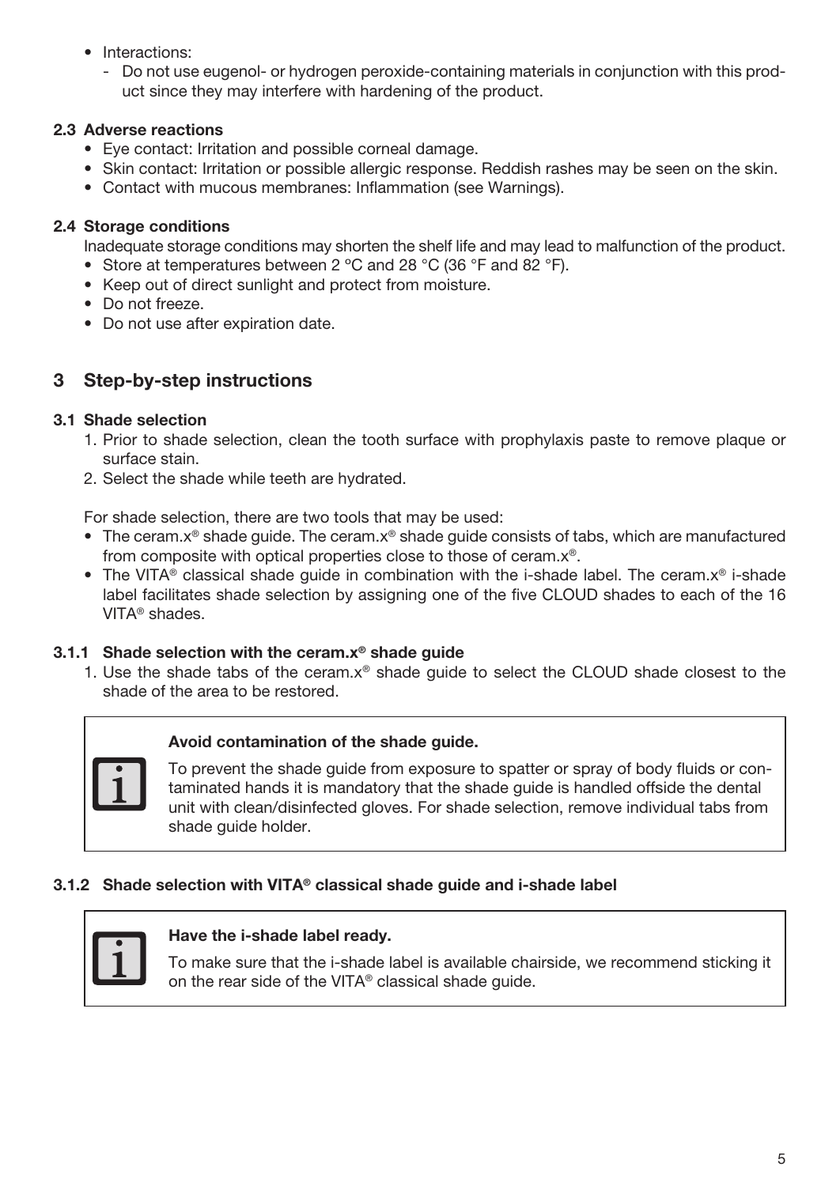- Interactions:
  - Do not use eugenol- or hydrogen peroxide-containing materials in conjunction with this product since they may interfere with hardening of the product.

### 2.3 Adverse reactions

- Eye contact: Irritation and possible corneal damage.
- Skin contact: Irritation or possible allergic response. Reddish rashes may be seen on the skin.
- Contact with mucous membranes: Inflammation (see Warnings).

### 2.4 Storage conditions

Inadequate storage conditions may shorten the shelf life and may lead to malfunction of the product.

- Store at temperatures between 2 °C and 28 °C (36 °F and 82 °F).
- Keep out of direct sunlight and protect from moisture.
- Do not freeze.
- Do not use after expiration date.

## 3 Step-by-step instructions

### 3.1 Shade selection

1. Prior to shade selection, clean the tooth surface with prophylaxis paste to remove plaque or surface stain.
2. Select the shade while teeth are hydrated.

For shade selection, there are two tools that may be used:

- The ceram.x® shade guide. The ceram.x® shade guide consists of tabs, which are manufactured from composite with optical properties close to those of ceram.x®.
- The VITA® classical shade guide in combination with the i-shade label. The ceram.x® i-shade label facilitates shade selection by assigning one of the five CLOUD shades to each of the 16 VITA® shades.

#### 3.1.1 Shade selection with the ceram.x® shade guide

1. Use the shade tabs of the ceram.x® shade guide to select the CLOUD shade closest to the shade of the area to be restored.

> **Avoid contamination of the shade guide.**
>
> To prevent the shade guide from exposure to spatter or spray of body fluids or contaminated hands it is mandatory that the shade guide is handled offside the dental unit with clean/disinfected gloves. For shade selection, remove individual tabs from shade guide holder.

#### 3.1.2 Shade selection with VITA® classical shade guide and i-shade label

> **Have the i-shade label ready.**
>
> To make sure that the i-shade label is available chairside, we recommend sticking it on the rear side of the VITA® classical shade guide.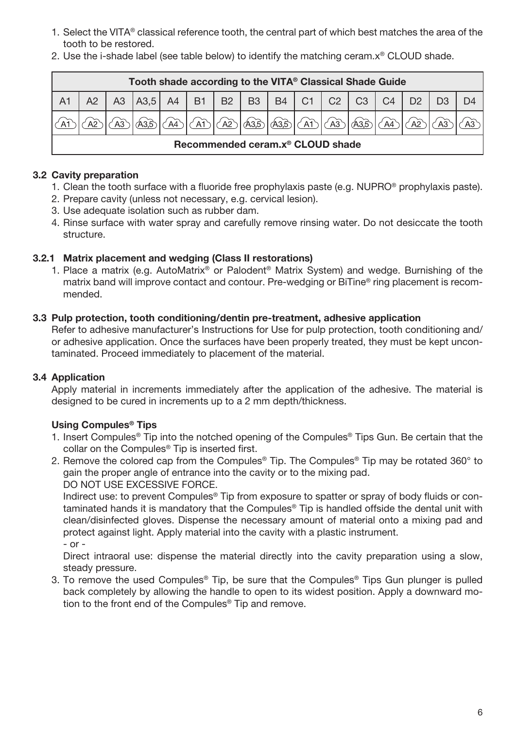1. Select the VITA® classical reference tooth, the central part of which best matches the area of the tooth to be restored.
2. Use the i-shade label (see table below) to identify the matching ceram.x® CLOUD shade.

| Tooth shade according to the VITA® Classical Shade Guide | | | | | | | | | | | | | | | |
|---|---|---|---|---|---|---|---|---|---|---|---|---|---|---|---|
| A1 | A2 | A3 | A3,5 | A4 | B1 | B2 | B3 | B4 | C1 | C2 | C3 | C4 | D2 | D3 | D4 |
| A1 | A2 | A3 | A3,5 | A4 | A1 | A2 | A3,5 | A3,5 | A1 | A3 | A3,5 | A4 | A2 | A3 | A3 |
| Recommended ceram.x® CLOUD shade | | | | | | | | | | | | | | | |

### 3.2 Cavity preparation

1. Clean the tooth surface with a fluoride free prophylaxis paste (e.g. NUPRO® prophylaxis paste).
2. Prepare cavity (unless not necessary, e.g. cervical lesion).
3. Use adequate isolation such as rubber dam.
4. Rinse surface with water spray and carefully remove rinsing water. Do not desiccate the tooth structure.

#### 3.2.1 Matrix placement and wedging (Class II restorations)

1. Place a matrix (e.g. AutoMatrix® or Palodent® Matrix System) and wedge. Burnishing of the matrix band will improve contact and contour. Pre-wedging or BiTine® ring placement is recommended.

### 3.3 Pulp protection, tooth conditioning/dentin pre-treatment, adhesive application

Refer to adhesive manufacturer's Instructions for Use for pulp protection, tooth conditioning and/or adhesive application. Once the surfaces have been properly treated, they must be kept uncontaminated. Proceed immediately to placement of the material.

### 3.4 Application

Apply material in increments immediately after the application of the adhesive. The material is designed to be cured in increments up to a 2 mm depth/thickness.

**Using Compules® Tips**

1. Insert Compules® Tip into the notched opening of the Compules® Tips Gun. Be certain that the collar on the Compules® Tip is inserted first.
2. Remove the colored cap from the Compules® Tip. The Compules® Tip may be rotated 360° to gain the proper angle of entrance into the cavity or to the mixing pad.
   DO NOT USE EXCESSIVE FORCE.
   Indirect use: to prevent Compules® Tip from exposure to spatter or spray of body fluids or contaminated hands it is mandatory that the Compules® Tip is handled offside the dental unit with clean/disinfected gloves. Dispense the necessary amount of material onto a mixing pad and protect against light. Apply material into the cavity with a plastic instrument.
   - or -
   Direct intraoral use: dispense the material directly into the cavity preparation using a slow, steady pressure.
3. To remove the used Compules® Tip, be sure that the Compules® Tips Gun plunger is pulled back completely by allowing the handle to open to its widest position. Apply a downward motion to the front end of the Compules® Tip and remove.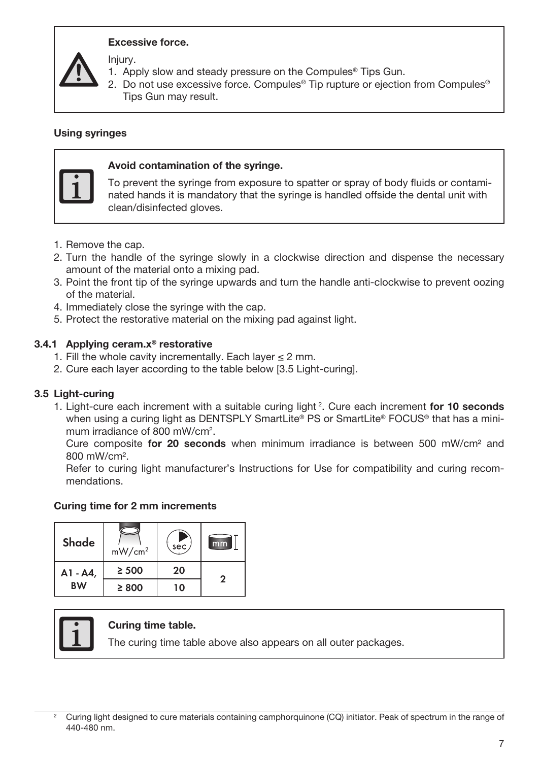**Excessive force.**

Injury.

1. Apply slow and steady pressure on the Compules® Tips Gun.
2. Do not use excessive force. Compules® Tip rupture or ejection from Compules® Tips Gun may result.

**Using syringes**

**Avoid contamination of the syringe.**

To prevent the syringe from exposure to spatter or spray of body fluids or contaminated hands it is mandatory that the syringe is handled offside the dental unit with clean/disinfected gloves.

1. Remove the cap.
2. Turn the handle of the syringe slowly in a clockwise direction and dispense the necessary amount of the material onto a mixing pad.
3. Point the front tip of the syringe upwards and turn the handle anti-clockwise to prevent oozing of the material.
4. Immediately close the syringe with the cap.
5. Protect the restorative material on the mixing pad against light.

### 3.4.1 Applying ceram.x® restorative

1. Fill the whole cavity incrementally. Each layer ≤ 2 mm.
2. Cure each layer according to the table below [3.5 Light-curing].

### 3.5 Light-curing

1. Light-cure each increment with a suitable curing light [2]. Cure each increment **for 10 seconds** when using a curing light as DENTSPLY SmartLite® PS or SmartLite® FOCUS® that has a minimum irradiance of 800 mW/cm². 
   Cure composite **for 20 seconds** when minimum irradiance is between 500 mW/cm² and 800 mW/cm². 
   Refer to curing light manufacturer's Instructions for Use for compatibility and curing recommendations.

**Curing time for 2 mm increments**

| Shade | mW/cm² | sec | mm |
|---|---|---|---|
| A1 - A4, BW | ≥ 500 | 20 | 2 |
| | ≥ 800 | 10 | |

**Curing time table.**

The curing time table above also appears on all outer packages.

[2] Curing light designed to cure materials containing camphorquinone (CQ) initiator. Peak of spectrum in the range of 440-480 nm.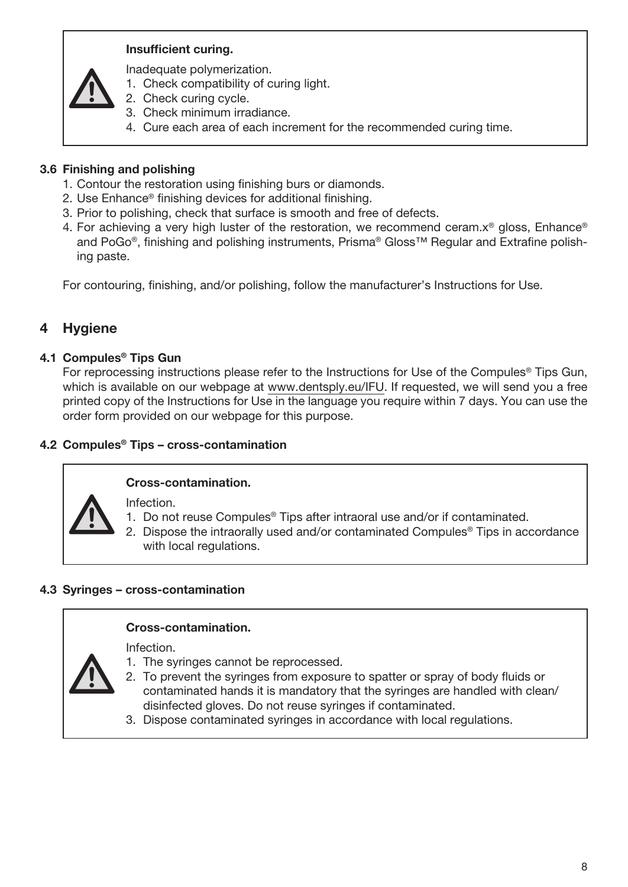> **Insufficient curing.**
>
> Inadequate polymerization.
> 1. Check compatibility of curing light.
> 2. Check curing cycle.
> 3. Check minimum irradiance.
> 4. Cure each area of each increment for the recommended curing time.

### 3.6 Finishing and polishing

1. Contour the restoration using finishing burs or diamonds.
2. Use Enhance® finishing devices for additional finishing.
3. Prior to polishing, check that surface is smooth and free of defects.
4. For achieving a very high luster of the restoration, we recommend ceram.x® gloss, Enhance® and PoGo®, finishing and polishing instruments, Prisma® Gloss™ Regular and Extrafine polishing paste.

For contouring, finishing, and/or polishing, follow the manufacturer's Instructions for Use.

## 4 Hygiene

### 4.1 Compules® Tips Gun

For reprocessing instructions please refer to the Instructions for Use of the Compules® Tips Gun, which is available on our webpage at www.dentsply.eu/IFU. If requested, we will send you a free printed copy of the Instructions for Use in the language you require within 7 days. You can use the order form provided on our webpage for this purpose.

### 4.2 Compules® Tips – cross-contamination

> **Cross-contamination.**
>
> Infection.
> 1. Do not reuse Compules® Tips after intraoral use and/or if contaminated.
> 2. Dispose the intraorally used and/or contaminated Compules® Tips in accordance with local regulations.

### 4.3 Syringes – cross-contamination

> **Cross-contamination.**
>
> Infection.
> 1. The syringes cannot be reprocessed.
> 2. To prevent the syringes from exposure to spatter or spray of body fluids or contaminated hands it is mandatory that the syringes are handled with clean/disinfected gloves. Do not reuse syringes if contaminated.
> 3. Dispose contaminated syringes in accordance with local regulations.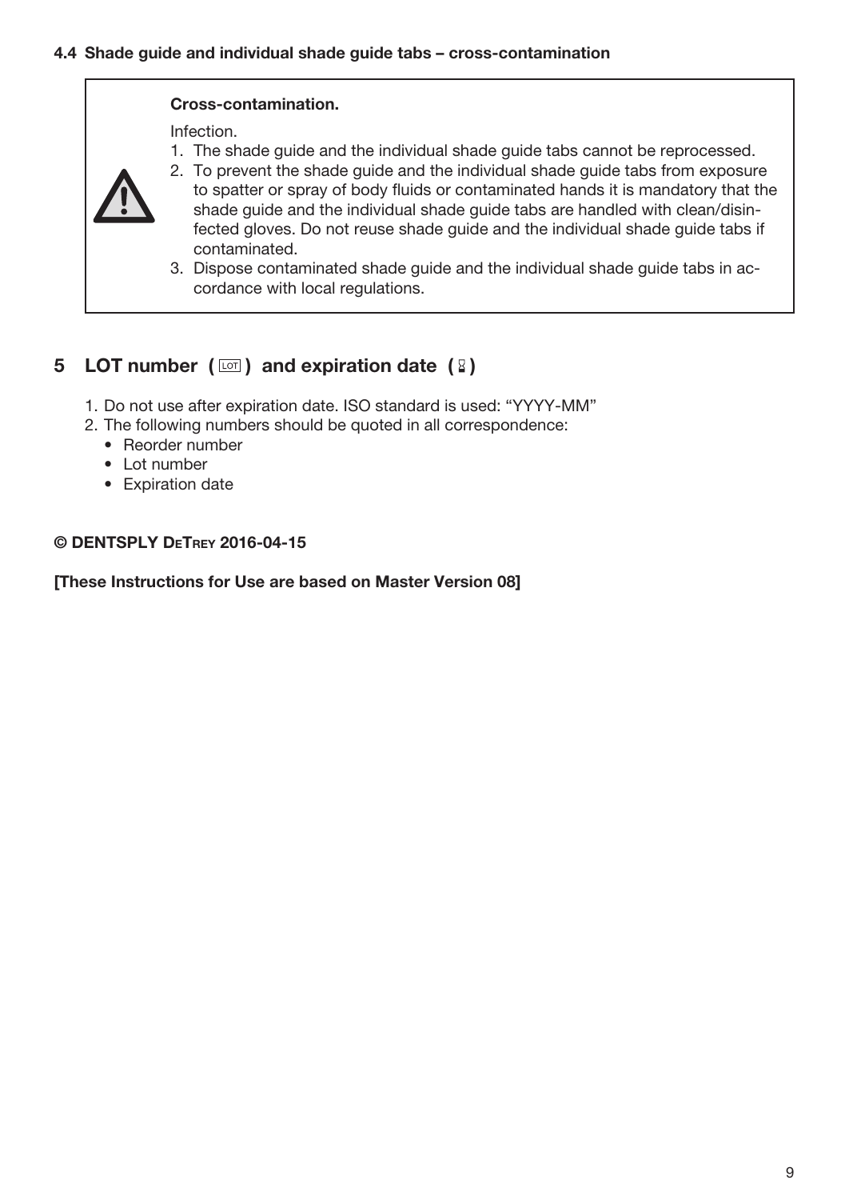#### 4.4 Shade guide and individual shade guide tabs – cross-contamination

**Cross-contamination.**

Infection.

1. The shade guide and the individual shade guide tabs cannot be reprocessed.
2. To prevent the shade guide and the individual shade guide tabs from exposure to spatter or spray of body fluids or contaminated hands it is mandatory that the shade guide and the individual shade guide tabs are handled with clean/disinfected gloves. Do not reuse shade guide and the individual shade guide tabs if contaminated.
3. Dispose contaminated shade guide and the individual shade guide tabs in accordance with local regulations.

## 5 LOT number ( LOT ) and expiration date ( ⌛ )

1. Do not use after expiration date. ISO standard is used: "YYYY-MM"
2. The following numbers should be quoted in all correspondence:
   - Reorder number
   - Lot number
   - Expiration date

**© DENTSPLY DeTrey 2016-04-15**

**[These Instructions for Use are based on Master Version 08]**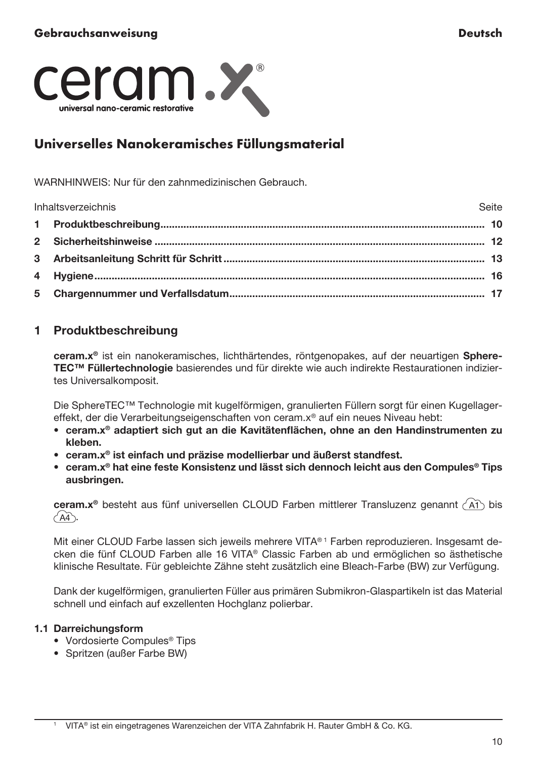**Gebrauchsanweisung** **Deutsch**

ceram.x®
universal nano-ceramic restorative

# Universelles Nanokeramisches Füllungsmaterial

WARNHINWEIS: Nur für den zahnmedizinischen Gebrauch.

| Inhaltsverzeichnis | Seite |
|---|---|
| **1 Produktbeschreibung** | **10** |
| **2 Sicherheitshinweise** | **12** |
| **3 Arbeitsanleitung Schritt für Schritt** | **13** |
| **4 Hygiene** | **16** |
| **5 Chargennummer und Verfallsdatum** | **17** |

## 1 Produktbeschreibung

**ceram.x®** ist ein nanokeramisches, lichthärtendes, röntgenopakes, auf der neuartigen **SphereTEC™ Füllertechnologie** basierendes und für direkte wie auch indirekte Restaurationen indiziertes Universalkomposit.

Die SphereTEC™ Technologie mit kugelförmigen, granulierten Füllern sorgt für einen Kugellagereffekt, der die Verarbeitungseigenschaften von ceram.x® auf ein neues Niveau hebt:

- **ceram.x® adaptiert sich gut an die Kavitätenflächen, ohne an den Handinstrumenten zu kleben.**
- **ceram.x® ist einfach und präzise modellierbar und äußerst standfest.**
- **ceram.x® hat eine feste Konsistenz und lässt sich dennoch leicht aus den Compules® Tips ausbringen.**

**ceram.x®** besteht aus fünf universellen CLOUD Farben mittlerer Transluzenz genannt A1 bis A4.

Mit einer CLOUD Farbe lassen sich jeweils mehrere VITA®[1] Farben reproduzieren. Insgesamt decken die fünf CLOUD Farben alle 16 VITA® Classic Farben ab und ermöglichen so ästhetische klinische Resultate. Für gebleichte Zähne steht zusätzlich eine Bleach-Farbe (BW) zur Verfügung.

Dank der kugelförmigen, granulierten Füller aus primären Submikron-Glaspartikeln ist das Material schnell und einfach auf exzellenten Hochglanz polierbar.

### 1.1 Darreichungsform

- Vordosierte Compules® Tips
- Spritzen (außer Farbe BW)

[1] VITA® ist ein eingetragenes Warenzeichen der VITA Zahnfabrik H. Rauter GmbH & Co. KG.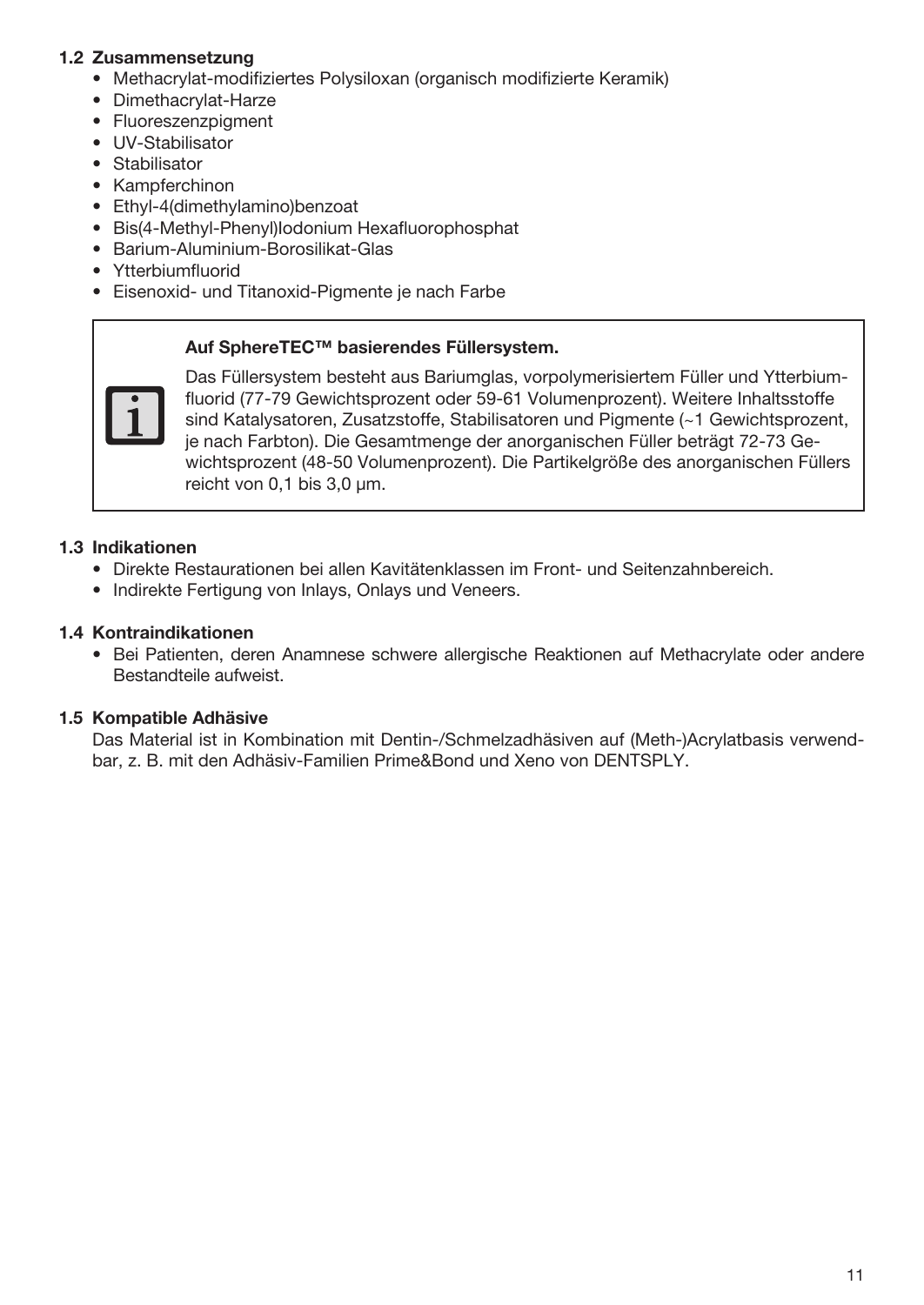### 1.2 Zusammensetzung

- Methacrylat-modifiziertes Polysiloxan (organisch modifizierte Keramik)
- Dimethacrylat-Harze
- Fluoreszenzpigment
- UV-Stabilisator
- Stabilisator
- Kampferchinon
- Ethyl-4(dimethylamino)benzoat
- Bis(4-Methyl-Phenyl)Iodonium Hexafluorophosphat
- Barium-Aluminium-Borosilikat-Glas
- Ytterbiumfluorid
- Eisenoxid- und Titanoxid-Pigmente je nach Farbe

**Auf SphereTEC™ basierendes Füllersystem.**

Das Füllersystem besteht aus Bariumglas, vorpolymerisiertem Füller und Ytterbiumfluorid (77-79 Gewichtsprozent oder 59-61 Volumenprozent). Weitere Inhaltsstoffe sind Katalysatoren, Zusatzstoffe, Stabilisatoren und Pigmente (~1 Gewichtsprozent, je nach Farbton). Die Gesamtmenge der anorganischen Füller beträgt 72-73 Gewichtsprozent (48-50 Volumenprozent). Die Partikelgröße des anorganischen Füllers reicht von 0,1 bis 3,0 µm.

### 1.3 Indikationen

- Direkte Restaurationen bei allen Kavitätenklassen im Front- und Seitenzahnbereich.
- Indirekte Fertigung von Inlays, Onlays und Veneers.

### 1.4 Kontraindikationen

- Bei Patienten, deren Anamnese schwere allergische Reaktionen auf Methacrylate oder andere Bestandteile aufweist.

### 1.5 Kompatible Adhäsive

Das Material ist in Kombination mit Dentin-/Schmelzadhäsiven auf (Meth-)Acrylatbasis verwendbar, z. B. mit den Adhäsiv-Familien Prime&Bond und Xeno von DENTSPLY.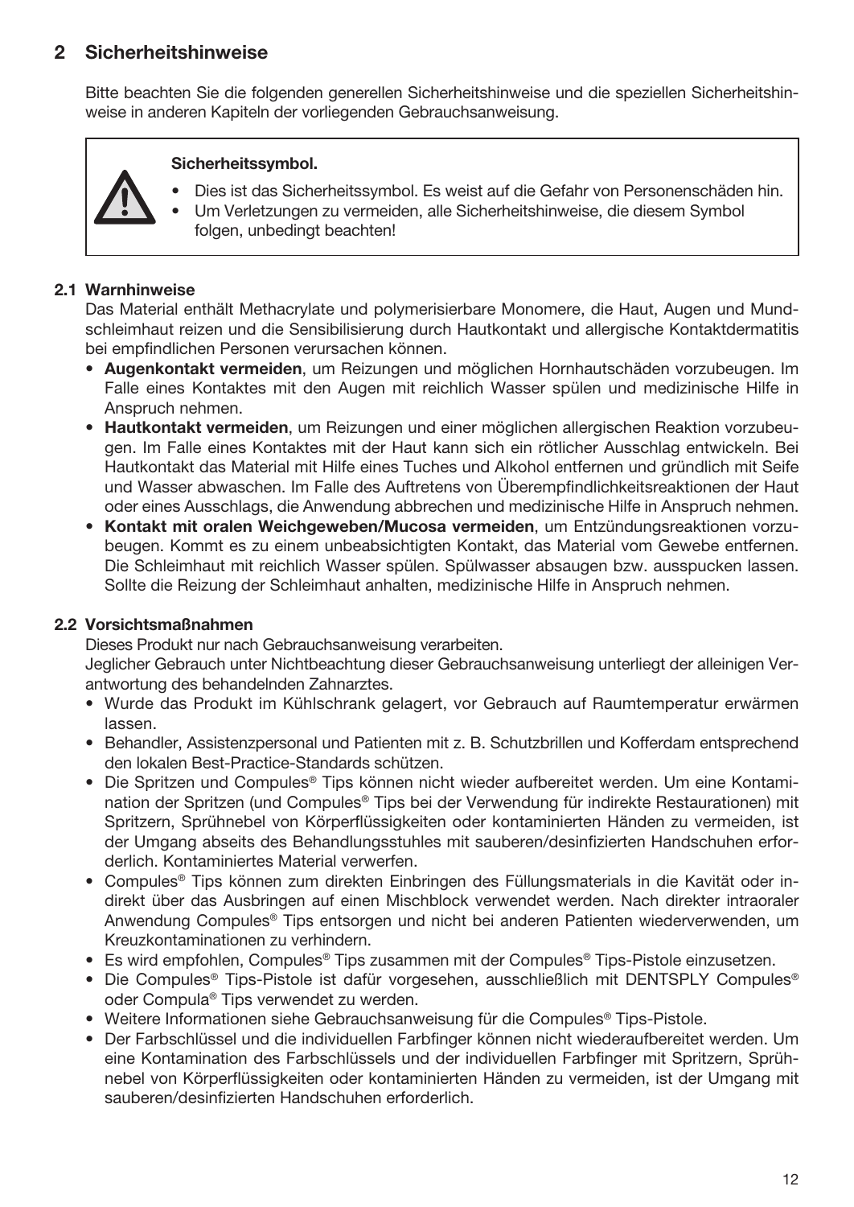## 2 Sicherheitshinweise

Bitte beachten Sie die folgenden generellen Sicherheitshinweise und die speziellen Sicherheitshinweise in anderen Kapiteln der vorliegenden Gebrauchsanweisung.

> **Sicherheitssymbol.**
>
> - Dies ist das Sicherheitssymbol. Es weist auf die Gefahr von Personenschäden hin.
> - Um Verletzungen zu vermeiden, alle Sicherheitshinweise, die diesem Symbol folgen, unbedingt beachten!

### 2.1 Warnhinweise

Das Material enthält Methacrylate und polymerisierbare Monomere, die Haut, Augen und Mundschleimhaut reizen und die Sensibilisierung durch Hautkontakt und allergische Kontaktdermatitis bei empfindlichen Personen verursachen können.

- **Augenkontakt vermeiden**, um Reizungen und möglichen Hornhautschäden vorzubeugen. Im Falle eines Kontaktes mit den Augen mit reichlich Wasser spülen und medizinische Hilfe in Anspruch nehmen.
- **Hautkontakt vermeiden**, um Reizungen und einer möglichen allergischen Reaktion vorzubeugen. Im Falle eines Kontaktes mit der Haut kann sich ein rötlicher Ausschlag entwickeln. Bei Hautkontakt das Material mit Hilfe eines Tuches und Alkohol entfernen und gründlich mit Seife und Wasser abwaschen. Im Falle des Auftretens von Überempfindlichkeitsreaktionen der Haut oder eines Ausschlags, die Anwendung abbrechen und medizinische Hilfe in Anspruch nehmen.
- **Kontakt mit oralen Weichgeweben/Mucosa vermeiden**, um Entzündungsreaktionen vorzubeugen. Kommt es zu einem unbeabsichtigten Kontakt, das Material vom Gewebe entfernen. Die Schleimhaut mit reichlich Wasser spülen. Spülwasser absaugen bzw. ausspucken lassen. Sollte die Reizung der Schleimhaut anhalten, medizinische Hilfe in Anspruch nehmen.

### 2.2 Vorsichtsmaßnahmen

Dieses Produkt nur nach Gebrauchsanweisung verarbeiten.

Jeglicher Gebrauch unter Nichtbeachtung dieser Gebrauchsanweisung unterliegt der alleinigen Verantwortung des behandelnden Zahnarztes.

- Wurde das Produkt im Kühlschrank gelagert, vor Gebrauch auf Raumtemperatur erwärmen lassen.
- Behandler, Assistenzpersonal und Patienten mit z. B. Schutzbrillen und Kofferdam entsprechend den lokalen Best-Practice-Standards schützen.
- Die Spritzen und Compules® Tips können nicht wieder aufbereitet werden. Um eine Kontamination der Spritzen (und Compules® Tips bei der Verwendung für indirekte Restaurationen) mit Spritzern, Sprühnebel von Körperflüssigkeiten oder kontaminierten Händen zu vermeiden, ist der Umgang abseits des Behandlungsstuhles mit sauberen/desinfizierten Handschuhen erforderlich. Kontaminiertes Material verwerfen.
- Compules® Tips können zum direkten Einbringen des Füllungsmaterials in die Kavität oder indirekt über das Ausbringen auf einen Mischblock verwendet werden. Nach direkter intraoraler Anwendung Compules® Tips entsorgen und nicht bei anderen Patienten wiederverwenden, um Kreuzkontaminationen zu verhindern.
- Es wird empfohlen, Compules® Tips zusammen mit der Compules® Tips-Pistole einzusetzen.
- Die Compules® Tips-Pistole ist dafür vorgesehen, ausschließlich mit DENTSPLY Compules® oder Compula® Tips verwendet zu werden.
- Weitere Informationen siehe Gebrauchsanweisung für die Compules® Tips-Pistole.
- Der Farbschlüssel und die individuellen Farbfinger können nicht wiederaufbereitet werden. Um eine Kontamination des Farbschlüssels und der individuellen Farbfinger mit Spritzern, Sprühnebel von Körperflüssigkeiten oder kontaminierten Händen zu vermeiden, ist der Umgang mit sauberen/desinfizierten Handschuhen erforderlich.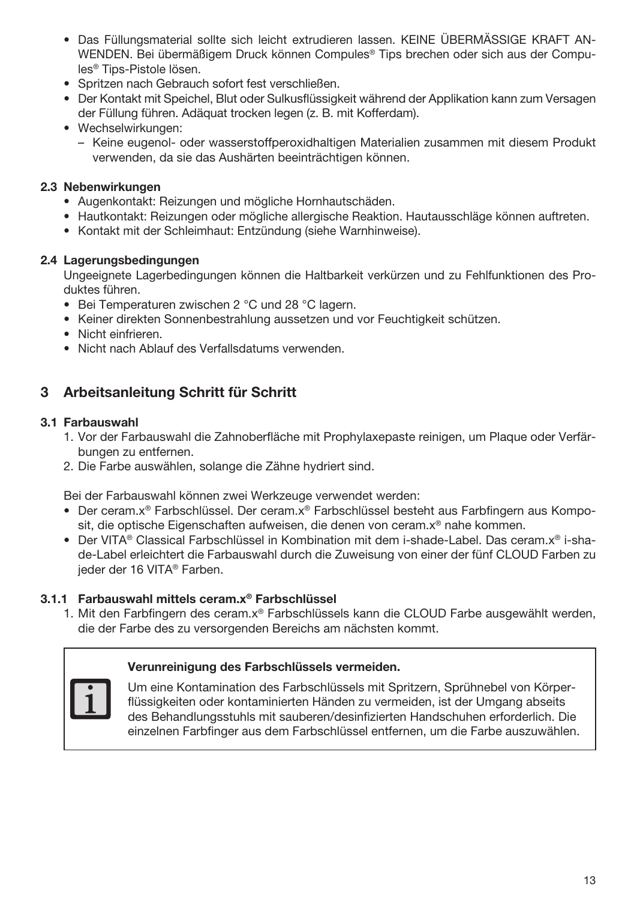- Das Füllungsmaterial sollte sich leicht extrudieren lassen. KEINE ÜBERMÄSSIGE KRAFT ANWENDEN. Bei übermäßigem Druck können Compules® Tips brechen oder sich aus der Compules® Tips-Pistole lösen.
- Spritzen nach Gebrauch sofort fest verschließen.
- Der Kontakt mit Speichel, Blut oder Sulkusflüssigkeit während der Applikation kann zum Versagen der Füllung führen. Adäquat trocken legen (z. B. mit Kofferdam).
- Wechselwirkungen:
  - Keine eugenol- oder wasserstoffperoxidhaltigen Materialien zusammen mit diesem Produkt verwenden, da sie das Aushärten beeinträchtigen können.

### 2.3 Nebenwirkungen

- Augenkontakt: Reizungen und mögliche Hornhautschäden.
- Hautkontakt: Reizungen oder mögliche allergische Reaktion. Hautausschläge können auftreten.
- Kontakt mit der Schleimhaut: Entzündung (siehe Warnhinweise).

### 2.4 Lagerungsbedingungen

Ungeeignete Lagerbedingungen können die Haltbarkeit verkürzen und zu Fehlfunktionen des Produktes führen.

- Bei Temperaturen zwischen 2 °C und 28 °C lagern.
- Keiner direkten Sonnenbestrahlung aussetzen und vor Feuchtigkeit schützen.
- Nicht einfrieren.
- Nicht nach Ablauf des Verfallsdatums verwenden.

## 3 Arbeitsanleitung Schritt für Schritt

### 3.1 Farbauswahl

1. Vor der Farbauswahl die Zahnoberfläche mit Prophylaxepaste reinigen, um Plaque oder Verfärbungen zu entfernen.
2. Die Farbe auswählen, solange die Zähne hydriert sind.

Bei der Farbauswahl können zwei Werkzeuge verwendet werden:

- Der ceram.x® Farbschlüssel. Der ceram.x® Farbschlüssel besteht aus Farbfingern aus Komposit, die optische Eigenschaften aufweisen, die denen von ceram.x® nahe kommen.
- Der VITA® Classical Farbschlüssel in Kombination mit dem i-shade-Label. Das ceram.x® i-shade-Label erleichtert die Farbauswahl durch die Zuweisung von einer der fünf CLOUD Farben zu jeder der 16 VITA® Farben.

#### 3.1.1 Farbauswahl mittels ceram.x® Farbschlüssel

1. Mit den Farbfingern des ceram.x® Farbschlüssels kann die CLOUD Farbe ausgewählt werden, die der Farbe des zu versorgenden Bereichs am nächsten kommt.

**Verunreinigung des Farbschlüssels vermeiden.**

Um eine Kontamination des Farbschlüssels mit Spritzern, Sprühnebel von Körperflüssigkeiten oder kontaminierten Händen zu vermeiden, ist der Umgang abseits des Behandlungsstuhls mit sauberen/desinfizierten Handschuhen erforderlich. Die einzelnen Farbfinger aus dem Farbschlüssel entfernen, um die Farbe auszuwählen.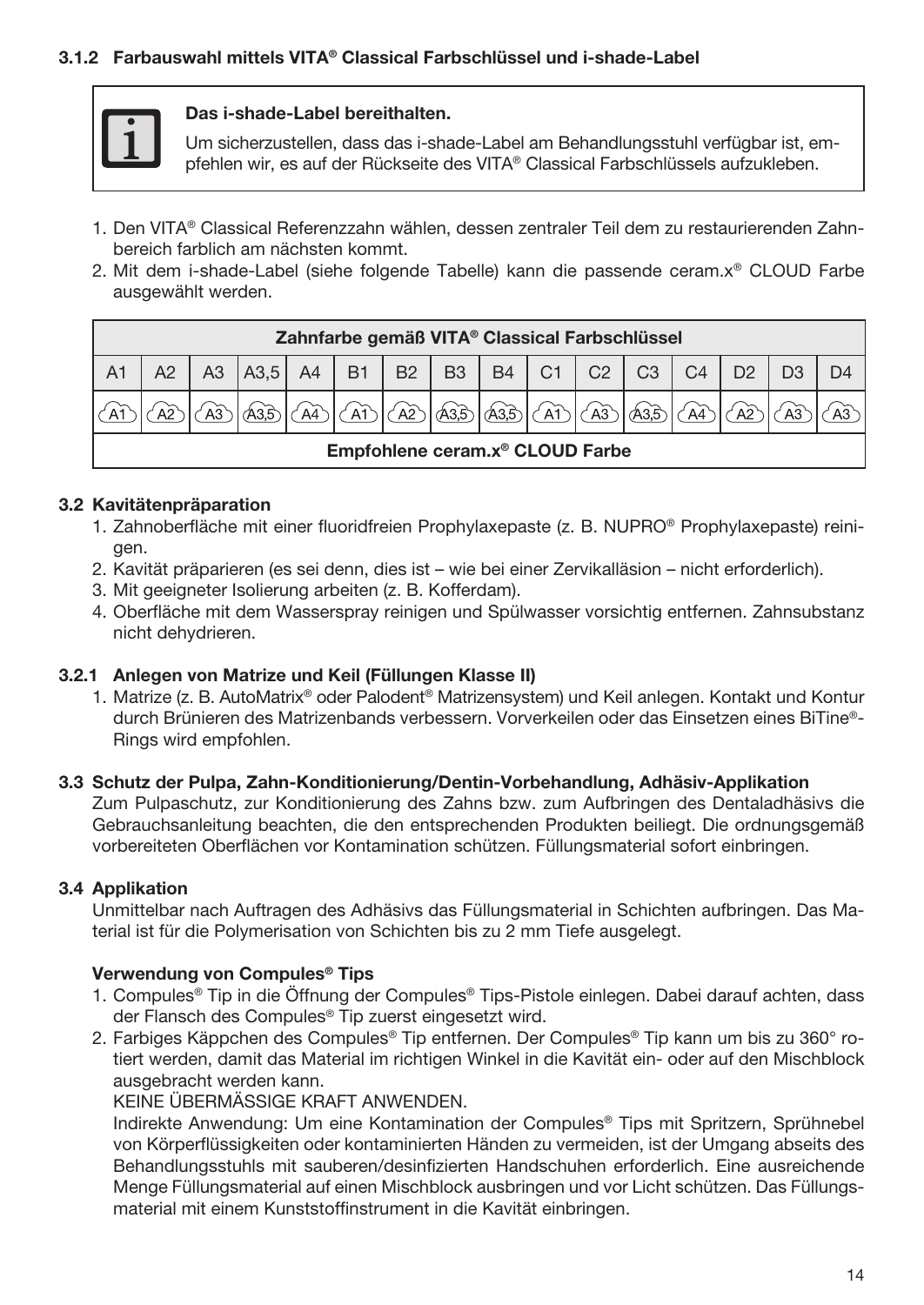### 3.1.2 Farbauswahl mittels VITA® Classical Farbschlüssel und i-shade-Label

> **Das i-shade-Label bereithalten.**
>
> Um sicherzustellen, dass das i-shade-Label am Behandlungsstuhl verfügbar ist, empfehlen wir, es auf der Rückseite des VITA® Classical Farbschlüssels aufzukleben.

1. Den VITA® Classical Referenzzahn wählen, dessen zentraler Teil dem zu restaurierenden Zahnbereich farblich am nächsten kommt.
2. Mit dem i-shade-Label (siehe folgende Tabelle) kann die passende ceram.x® CLOUD Farbe ausgewählt werden.

| Zahnfarbe gemäß VITA® Classical Farbschlüssel | | | | | | | | | | | | | | | |
|---|---|---|---|---|---|---|---|---|---|---|---|---|---|---|---|
| A1 | A2 | A3 | A3,5 | A4 | B1 | B2 | B3 | B4 | C1 | C2 | C3 | C4 | D2 | D3 | D4 |
| A1 | A2 | A3 | A3,5 | A4 | A1 | A2 | A3,5 | A3,5 | A1 | A3 | A3,5 | A4 | A2 | A3 | A3 |
| Empfohlene ceram.x® CLOUD Farbe | | | | | | | | | | | | | | | |

### 3.2 Kavitätenpräparation

1. Zahnoberfläche mit einer fluoridfreien Prophylaxepaste (z. B. NUPRO® Prophylaxepaste) reinigen.
2. Kavität präparieren (es sei denn, dies ist – wie bei einer Zervikalläsion – nicht erforderlich).
3. Mit geeigneter Isolierung arbeiten (z. B. Kofferdam).
4. Oberfläche mit dem Wasserspray reinigen und Spülwasser vorsichtig entfernen. Zahnsubstanz nicht dehydrieren.

### 3.2.1 Anlegen von Matrize und Keil (Füllungen Klasse II)

1. Matrize (z. B. AutoMatrix® oder Palodent® Matrizensystem) und Keil anlegen. Kontakt und Kontur durch Brünieren des Matrizenbands verbessern. Vorverkeilen oder das Einsetzen eines BiTine®-Rings wird empfohlen.

### 3.3 Schutz der Pulpa, Zahn-Konditionierung/Dentin-Vorbehandlung, Adhäsiv-Applikation

Zum Pulpaschutz, zur Konditionierung des Zahns bzw. zum Aufbringen des Dentaladhäsivs die Gebrauchsanleitung beachten, die den entsprechenden Produkten beiliegt. Die ordnungsgemäß vorbereiteten Oberflächen vor Kontamination schützen. Füllungsmaterial sofort einbringen.

### 3.4 Applikation

Unmittelbar nach Auftragen des Adhäsivs das Füllungsmaterial in Schichten aufbringen. Das Material ist für die Polymerisation von Schichten bis zu 2 mm Tiefe ausgelegt.

**Verwendung von Compules® Tips**

1. Compules® Tip in die Öffnung der Compules® Tips-Pistole einlegen. Dabei darauf achten, dass der Flansch des Compules® Tip zuerst eingesetzt wird.
2. Farbiges Käppchen des Compules® Tip entfernen. Der Compules® Tip kann um bis zu 360° rotiert werden, damit das Material im richtigen Winkel in die Kavität ein- oder auf den Mischblock ausgebracht werden kann.
   KEINE ÜBERMÄSSIGE KRAFT ANWENDEN.
   Indirekte Anwendung: Um eine Kontamination der Compules® Tips mit Spritzern, Sprühnebel von Körperflüssigkeiten oder kontaminierten Händen zu vermeiden, ist der Umgang abseits des Behandlungsstuhls mit sauberen/desinfizierten Handschuhen erforderlich. Eine ausreichende Menge Füllungsmaterial auf einen Mischblock ausbringen und vor Licht schützen. Das Füllungsmaterial mit einem Kunststoffinstrument in die Kavität einbringen.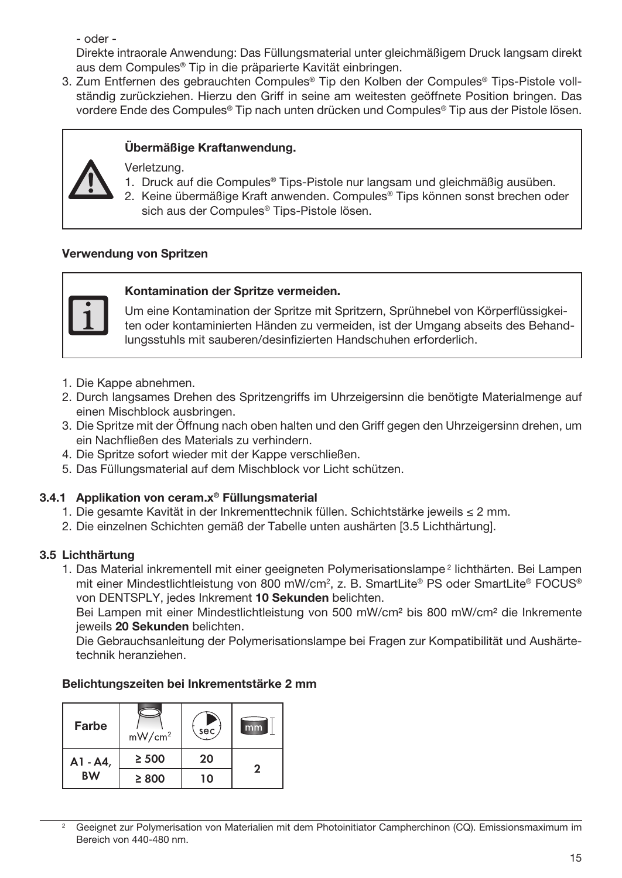- oder -

Direkte intraorale Anwendung: Das Füllungsmaterial unter gleichmäßigem Druck langsam direkt aus dem Compules® Tip in die präparierte Kavität einbringen.

3. Zum Entfernen des gebrauchten Compules® Tip den Kolben der Compules® Tips-Pistole vollständig zurückziehen. Hierzu den Griff in seine am weitesten geöffnete Position bringen. Das vordere Ende des Compules® Tip nach unten drücken und Compules® Tip aus der Pistole lösen.

> **Übermäßige Kraftanwendung.**
>
> Verletzung.
> 1. Druck auf die Compules® Tips-Pistole nur langsam und gleichmäßig ausüben.
> 2. Keine übermäßige Kraft anwenden. Compules® Tips können sonst brechen oder sich aus der Compules® Tips-Pistole lösen.

**Verwendung von Spritzen**

> **Kontamination der Spritze vermeiden.**
>
> Um eine Kontamination der Spritze mit Spritzern, Sprühnebel von Körperflüssigkeiten oder kontaminierten Händen zu vermeiden, ist der Umgang abseits des Behandlungsstuhls mit sauberen/desinfizierten Handschuhen erforderlich.

1. Die Kappe abnehmen.
2. Durch langsames Drehen des Spritzengriffs im Uhrzeigersinn die benötigte Materialmenge auf einen Mischblock ausbringen.
3. Die Spritze mit der Öffnung nach oben halten und den Griff gegen den Uhrzeigersinn drehen, um ein Nachfließen des Materials zu verhindern.
4. Die Spritze sofort wieder mit der Kappe verschließen.
5. Das Füllungsmaterial auf dem Mischblock vor Licht schützen.

### 3.4.1 Applikation von ceram.x® Füllungsmaterial

1. Die gesamte Kavität in der Inkrementtechnik füllen. Schichtstärke jeweils ≤ 2 mm.
2. Die einzelnen Schichten gemäß der Tabelle unten aushärten [3.5 Lichthärtung].

## 3.5 Lichthärtung

1. Das Material inkrementell mit einer geeigneten Polymerisationslampe[2] lichthärten. Bei Lampen mit einer Mindestlichtleistung von 800 mW/cm², z. B. SmartLite® PS oder SmartLite® FOCUS® von DENTSPLY, jedes Inkrement **10 Sekunden** belichten.

   Bei Lampen mit einer Mindestlichtleistung von 500 mW/cm² bis 800 mW/cm² die Inkremente jeweils **20 Sekunden** belichten.

   Die Gebrauchsanleitung der Polymerisationslampe bei Fragen zur Kompatibilität und Aushärtetechnik heranziehen.

**Belichtungszeiten bei Inkrementstärke 2 mm**

| Farbe | mW/cm² | sec | mm |
|---|---|---|---|
| A1 - A4, BW | ≥ 500 | 20 | 2 |
| | ≥ 800 | 10 | |

[2] Geeignet zur Polymerisation von Materialien mit dem Photoinitiator Campherchinon (CQ). Emissionsmaximum im Bereich von 440-480 nm.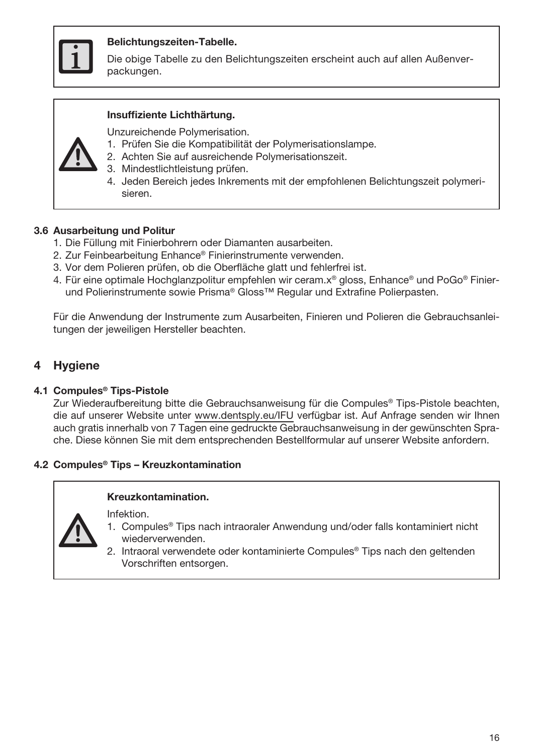**Belichtungszeiten-Tabelle.**

Die obige Tabelle zu den Belichtungszeiten erscheint auch auf allen Außenverpackungen.

**Insuffiziente Lichthärtung.**

Unzureichende Polymerisation.

1. Prüfen Sie die Kompatibilität der Polymerisationslampe.
2. Achten Sie auf ausreichende Polymerisationszeit.
3. Mindestlichtleistung prüfen.
4. Jeden Bereich jedes Inkrements mit der empfohlenen Belichtungszeit polymerisieren.

### 3.6 Ausarbeitung und Politur

1. Die Füllung mit Finierbohrern oder Diamanten ausarbeiten.
2. Zur Feinbearbeitung Enhance® Finierinstrumente verwenden.
3. Vor dem Polieren prüfen, ob die Oberfläche glatt und fehlerfrei ist.
4. Für eine optimale Hochglanzpolitur empfehlen wir ceram.x® gloss, Enhance® und PoGo® Finier- und Polierinstrumente sowie Prisma® Gloss™ Regular und Extrafine Polierpasten.

Für die Anwendung der Instrumente zum Ausarbeiten, Finieren und Polieren die Gebrauchsanleitungen der jeweiligen Hersteller beachten.

## 4 Hygiene

### 4.1 Compules® Tips-Pistole

Zur Wiederaufbereitung bitte die Gebrauchsanweisung für die Compules® Tips-Pistole beachten, die auf unserer Website unter www.dentsply.eu/IFU verfügbar ist. Auf Anfrage senden wir Ihnen auch gratis innerhalb von 7 Tagen eine gedruckte Gebrauchsanweisung in der gewünschten Sprache. Diese können Sie mit dem entsprechenden Bestellformular auf unserer Website anfordern.

### 4.2 Compules® Tips – Kreuzkontamination

**Kreuzkontamination.**

Infektion.

1. Compules® Tips nach intraoraler Anwendung und/oder falls kontaminiert nicht wiederverwenden.
2. Intraoral verwendete oder kontaminierte Compules® Tips nach den geltenden Vorschriften entsorgen.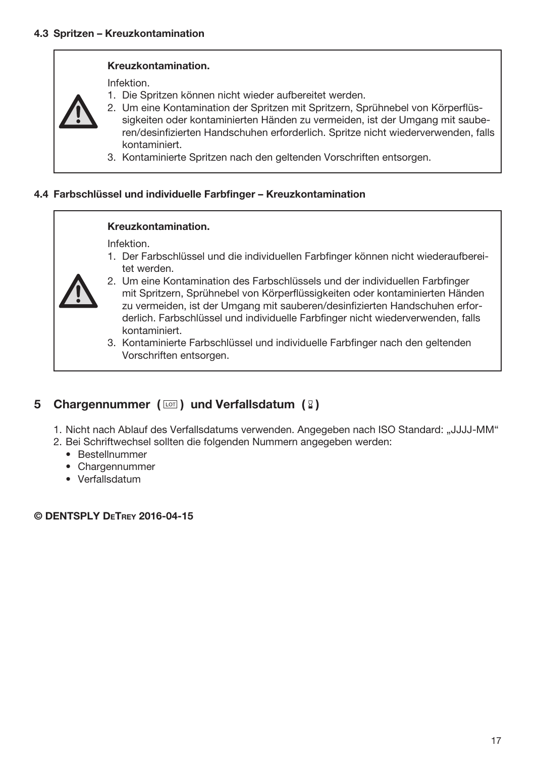### 4.3 Spritzen – Kreuzkontamination

**Kreuzkontamination.**

Infektion.

1. Die Spritzen können nicht wieder aufbereitet werden.
2. Um eine Kontamination der Spritzen mit Spritzern, Sprühnebel von Körperflüssigkeiten oder kontaminierten Händen zu vermeiden, ist der Umgang mit sauberen/desinfizierten Handschuhen erforderlich. Spritze nicht wiederverwenden, falls kontaminiert.
3. Kontaminierte Spritzen nach den geltenden Vorschriften entsorgen.

### 4.4 Farbschlüssel und individuelle Farbfinger – Kreuzkontamination

**Kreuzkontamination.**

Infektion.

1. Der Farbschlüssel und die individuellen Farbfinger können nicht wiederaufbereitet werden.
2. Um eine Kontamination des Farbschlüssels und der individuellen Farbfinger mit Spritzern, Sprühnebel von Körperflüssigkeiten oder kontaminierten Händen zu vermeiden, ist der Umgang mit sauberen/desinfizierten Handschuhen erforderlich. Farbschlüssel und individuelle Farbfinger nicht wiederverwenden, falls kontaminiert.
3. Kontaminierte Farbschlüssel und individuelle Farbfinger nach den geltenden Vorschriften entsorgen.

## 5 Chargennummer ( LOT ) und Verfallsdatum ( ⌛ )

1. Nicht nach Ablauf des Verfallsdatums verwenden. Angegeben nach ISO Standard: „JJJJ-MM“
2. Bei Schriftwechsel sollten die folgenden Nummern angegeben werden:
   - Bestellnummer
   - Chargennummer
   - Verfallsdatum

**© DENTSPLY DeTrey 2016-04-15**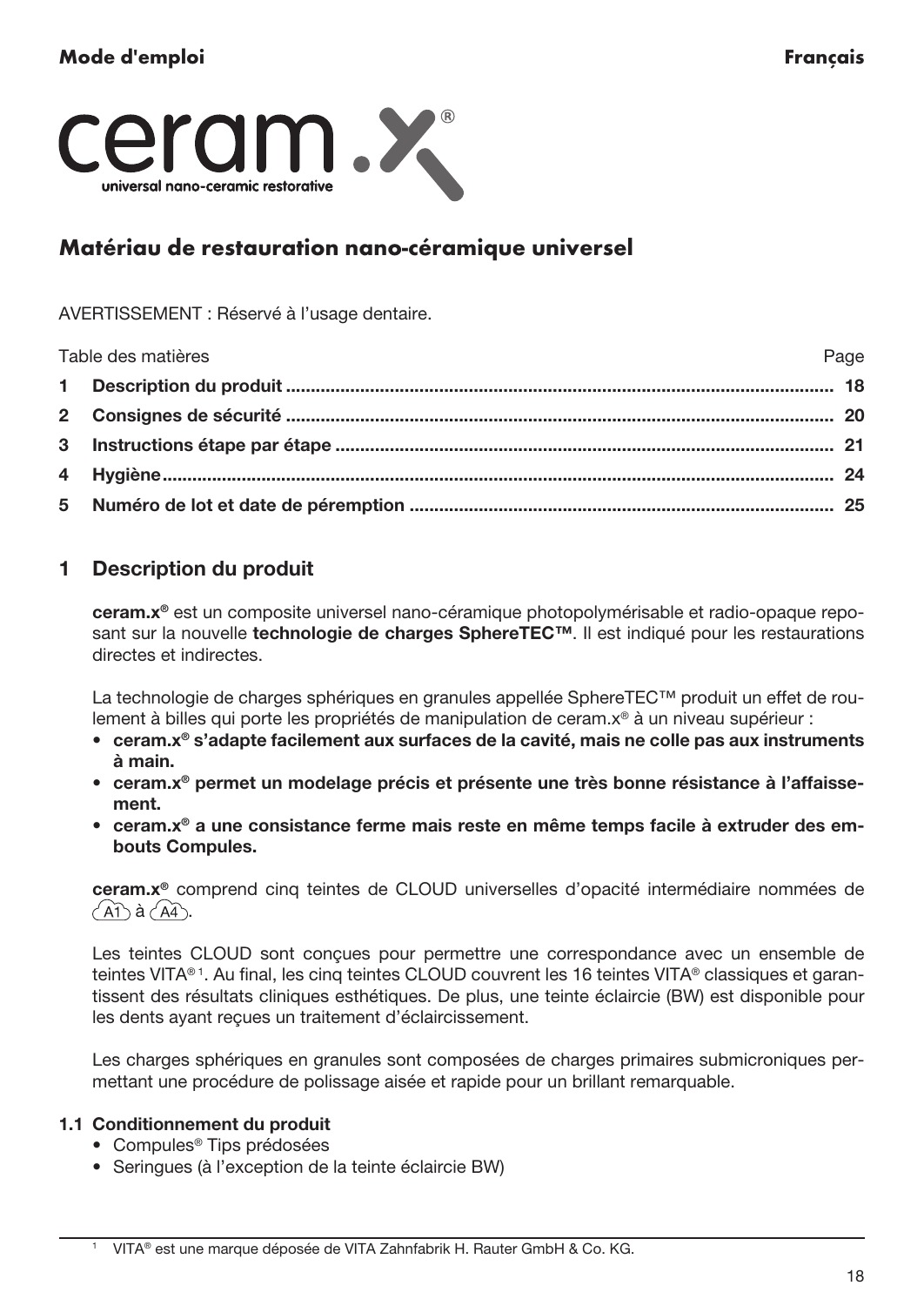**Mode d'emploi** **Français**

ceram.x®
universal nano-ceramic restorative

## Matériau de restauration nano-céramique universel

AVERTISSEMENT : Réservé à l'usage dentaire.

| Table des matières | Page |
|---|---|
| **1 Description du produit** | **18** |
| **2 Consignes de sécurité** | **20** |
| **3 Instructions étape par étape** | **21** |
| **4 Hygiène** | **24** |
| **5 Numéro de lot et date de péremption** | **25** |

## 1 Description du produit

**ceram.x®** est un composite universel nano-céramique photopolymérisable et radio-opaque reposant sur la nouvelle **technologie de charges SphereTEC™**. Il est indiqué pour les restaurations directes et indirectes.

La technologie de charges sphériques en granules appellée SphereTEC™ produit un effet de roulement à billes qui porte les propriétés de manipulation de ceram.x® à un niveau supérieur :

- **ceram.x® s'adapte facilement aux surfaces de la cavité, mais ne colle pas aux instruments à main.**
- **ceram.x® permet un modelage précis et présente une très bonne résistance à l'affaissement.**
- **ceram.x® a une consistance ferme mais reste en même temps facile à extruder des embouts Compules.**

**ceram.x®** comprend cinq teintes de CLOUD universelles d'opacité intermédiaire nommées de A1 à A4.

Les teintes CLOUD sont conçues pour permettre une correspondance avec un ensemble de teintes VITA®[1]. Au final, les cinq teintes CLOUD couvrent les 16 teintes VITA® classiques et garantissent des résultats cliniques esthétiques. De plus, une teinte éclaircie (BW) est disponible pour les dents ayant reçues un traitement d'éclaircissement.

Les charges sphériques en granules sont composées de charges primaires submicroniques permettant une procédure de polissage aisée et rapide pour un brillant remarquable.

### 1.1 Conditionnement du produit

- Compules® Tips prédosées
- Seringues (à l'exception de la teinte éclaircie BW)

[1] VITA® est une marque déposée de VITA Zahnfabrik H. Rauter GmbH & Co. KG.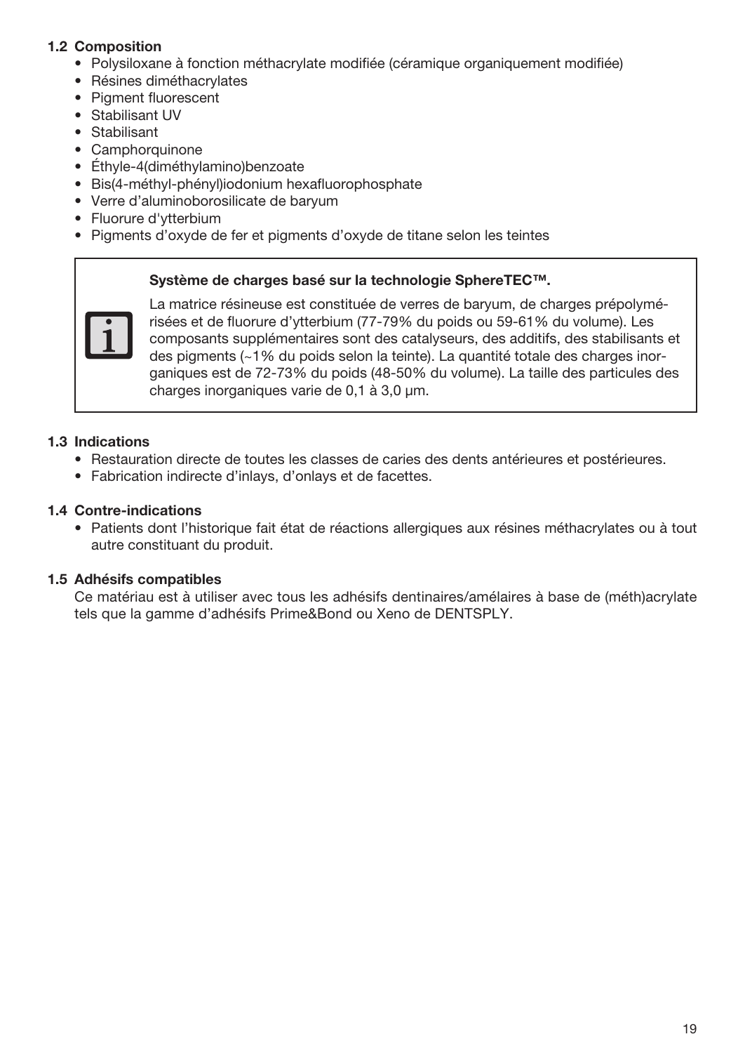### 1.2 Composition

- Polysiloxane à fonction méthacrylate modifiée (céramique organiquement modifiée)
- Résines diméthacrylates
- Pigment fluorescent
- Stabilisant UV
- Stabilisant
- Camphorquinone
- Éthyle-4(diméthylamino)benzoate
- Bis(4-méthyl-phényl)iodonium hexafluorophosphate
- Verre d'aluminoborosilicate de baryum
- Fluorure d'ytterbium
- Pigments d'oxyde de fer et pigments d'oxyde de titane selon les teintes

> **Système de charges basé sur la technologie SphereTEC™.**
>
> La matrice résineuse est constituée de verres de baryum, de charges prépolymérisées et de fluorure d'ytterbium (77-79% du poids ou 59-61% du volume). Les composants supplémentaires sont des catalyseurs, des additifs, des stabilisants et des pigments (~1% du poids selon la teinte). La quantité totale des charges inorganiques est de 72-73% du poids (48-50% du volume). La taille des particules des charges inorganiques varie de 0,1 à 3,0 µm.

### 1.3 Indications

- Restauration directe de toutes les classes de caries des dents antérieures et postérieures.
- Fabrication indirecte d'inlays, d'onlays et de facettes.

### 1.4 Contre-indications

- Patients dont l'historique fait état de réactions allergiques aux résines méthacrylates ou à tout autre constituant du produit.

### 1.5 Adhésifs compatibles

Ce matériau est à utiliser avec tous les adhésifs dentinaires/amélaires à base de (méth)acrylate tels que la gamme d'adhésifs Prime&Bond ou Xeno de DENTSPLY.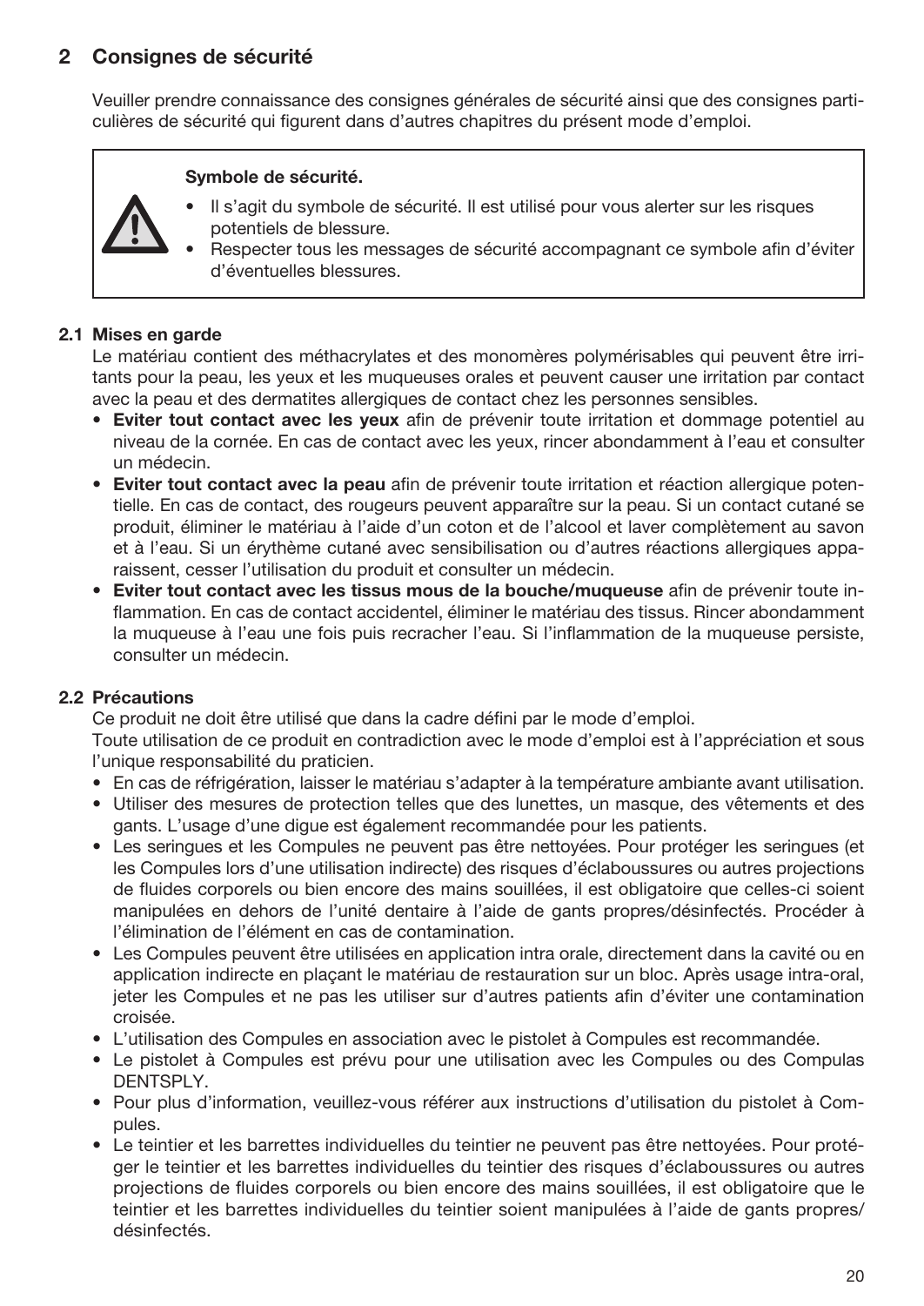## 2 Consignes de sécurité

Veuiller prendre connaissance des consignes générales de sécurité ainsi que des consignes particulières de sécurité qui figurent dans d'autres chapitres du présent mode d'emploi.

> ⚠ **Symbole de sécurité.**
> - Il s'agit du symbole de sécurité. Il est utilisé pour vous alerter sur les risques potentiels de blessure.
> - Respecter tous les messages de sécurité accompagnant ce symbole afin d'éviter d'éventuelles blessures.

### 2.1 Mises en garde

Le matériau contient des méthacrylates et des monomères polymérisables qui peuvent être irritants pour la peau, les yeux et les muqueuses orales et peuvent causer une irritation par contact avec la peau et des dermatites allergiques de contact chez les personnes sensibles.

- **Eviter tout contact avec les yeux** afin de prévenir toute irritation et dommage potentiel au niveau de la cornée. En cas de contact avec les yeux, rincer abondamment à l'eau et consulter un médecin.
- **Eviter tout contact avec la peau** afin de prévenir toute irritation et réaction allergique potentielle. En cas de contact, des rougeurs peuvent apparaître sur la peau. Si un contact cutané se produit, éliminer le matériau à l'aide d'un coton et de l'alcool et laver complètement au savon et à l'eau. Si un érythème cutané avec sensibilisation ou d'autres réactions allergiques apparaissent, cesser l'utilisation du produit et consulter un médecin.
- **Eviter tout contact avec les tissus mous de la bouche/muqueuse** afin de prévenir toute inflammation. En cas de contact accidentel, éliminer le matériau des tissus. Rincer abondamment la muqueuse à l'eau une fois puis recracher l'eau. Si l'inflammation de la muqueuse persiste, consulter un médecin.

### 2.2 Précautions

Ce produit ne doit être utilisé que dans la cadre défini par le mode d'emploi.
Toute utilisation de ce produit en contradiction avec le mode d'emploi est à l'appréciation et sous l'unique responsabilité du praticien.

- En cas de réfrigération, laisser le matériau s'adapter à la température ambiante avant utilisation.
- Utiliser des mesures de protection telles que des lunettes, un masque, des vêtements et des gants. L'usage d'une digue est également recommandée pour les patients.
- Les seringues et les Compules ne peuvent pas être nettoyées. Pour protéger les seringues (et les Compules lors d'une utilisation indirecte) des risques d'éclaboussures ou autres projections de fluides corporels ou bien encore des mains souillées, il est obligatoire que celles-ci soient manipulées en dehors de l'unité dentaire à l'aide de gants propres/désinfectés. Procéder à l'élimination de l'élément en cas de contamination.
- Les Compules peuvent être utilisées en application intra orale, directement dans la cavité ou en application indirecte en plaçant le matériau de restauration sur un bloc. Après usage intra-oral, jeter les Compules et ne pas les utiliser sur d'autres patients afin d'éviter une contamination croisée.
- L'utilisation des Compules en association avec le pistolet à Compules est recommandée.
- Le pistolet à Compules est prévu pour une utilisation avec les Compules ou des Compulas DENTSPLY.
- Pour plus d'information, veuillez-vous référer aux instructions d'utilisation du pistolet à Compules.
- Le teintier et les barrettes individuelles du teintier ne peuvent pas être nettoyées. Pour protéger le teintier et les barrettes individuelles du teintier des risques d'éclaboussures ou autres projections de fluides corporels ou bien encore des mains souillées, il est obligatoire que le teintier et les barrettes individuelles du teintier soient manipulées à l'aide de gants propres/désinfectés.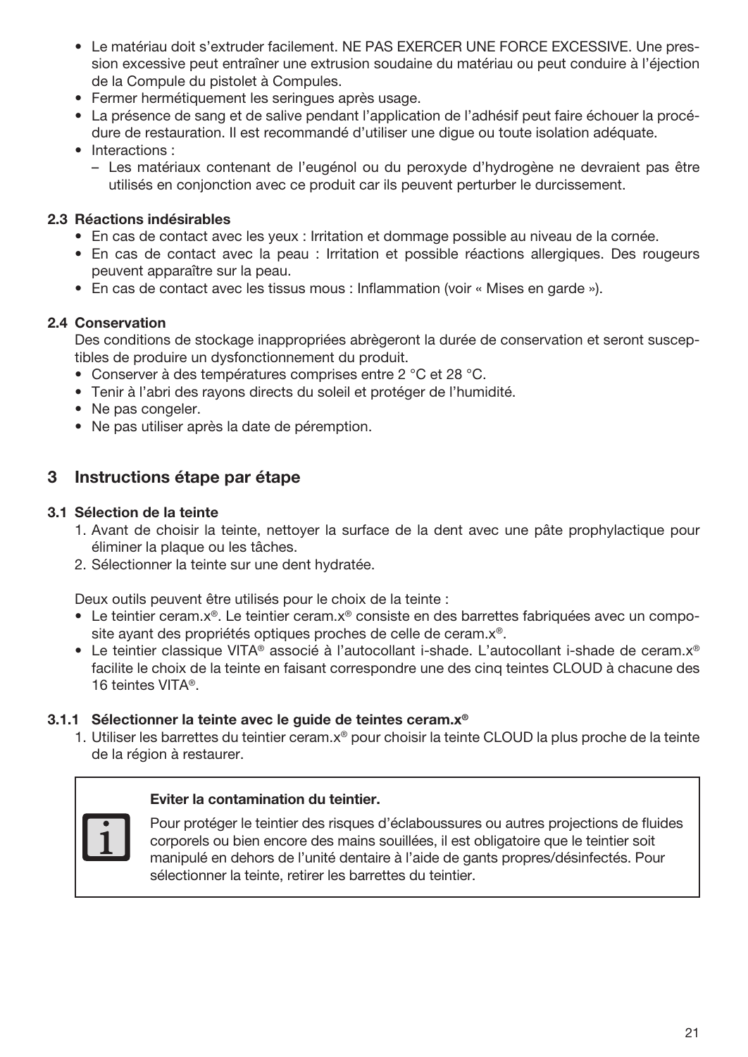- Le matériau doit s'extruder facilement. NE PAS EXERCER UNE FORCE EXCESSIVE. Une pression excessive peut entraîner une extrusion soudaine du matériau ou peut conduire à l'éjection de la Compule du pistolet à Compules.
- Fermer hermétiquement les seringues après usage.
- La présence de sang et de salive pendant l'application de l'adhésif peut faire échouer la procédure de restauration. Il est recommandé d'utiliser une digue ou toute isolation adéquate.
- Interactions :
  - Les matériaux contenant de l'eugénol ou du peroxyde d'hydrogène ne devraient pas être utilisés en conjonction avec ce produit car ils peuvent perturber le durcissement.

### 2.3 Réactions indésirables

- En cas de contact avec les yeux : Irritation et dommage possible au niveau de la cornée.
- En cas de contact avec la peau : Irritation et possible réactions allergiques. Des rougeurs peuvent apparaître sur la peau.
- En cas de contact avec les tissus mous : Inflammation (voir « Mises en garde »).

### 2.4 Conservation

Des conditions de stockage inappropriées abrègeront la durée de conservation et seront susceptibles de produire un dysfonctionnement du produit.

- Conserver à des températures comprises entre 2 °C et 28 °C.
- Tenir à l'abri des rayons directs du soleil et protéger de l'humidité.
- Ne pas congeler.
- Ne pas utiliser après la date de péremption.

## 3 Instructions étape par étape

### 3.1 Sélection de la teinte

1. Avant de choisir la teinte, nettoyer la surface de la dent avec une pâte prophylactique pour éliminer la plaque ou les tâches.
2. Sélectionner la teinte sur une dent hydratée.

Deux outils peuvent être utilisés pour le choix de la teinte :

- Le teintier ceram.x®. Le teintier ceram.x® consiste en des barrettes fabriquées avec un composite ayant des propriétés optiques proches de celle de ceram.x®.
- Le teintier classique VITA® associé à l'autocollant i-shade. L'autocollant i-shade de ceram.x® facilite le choix de la teinte en faisant correspondre une des cinq teintes CLOUD à chacune des 16 teintes VITA®.

#### 3.1.1 Sélectionner la teinte avec le guide de teintes ceram.x®

1. Utiliser les barrettes du teintier ceram.x® pour choisir la teinte CLOUD la plus proche de la teinte de la région à restaurer.

> **Eviter la contamination du teintier.**
>
> Pour protéger le teintier des risques d'éclaboussures ou autres projections de fluides corporels ou bien encore des mains souillées, il est obligatoire que le teintier soit manipulé en dehors de l'unité dentaire à l'aide de gants propres/désinfectés. Pour sélectionner la teinte, retirer les barrettes du teintier.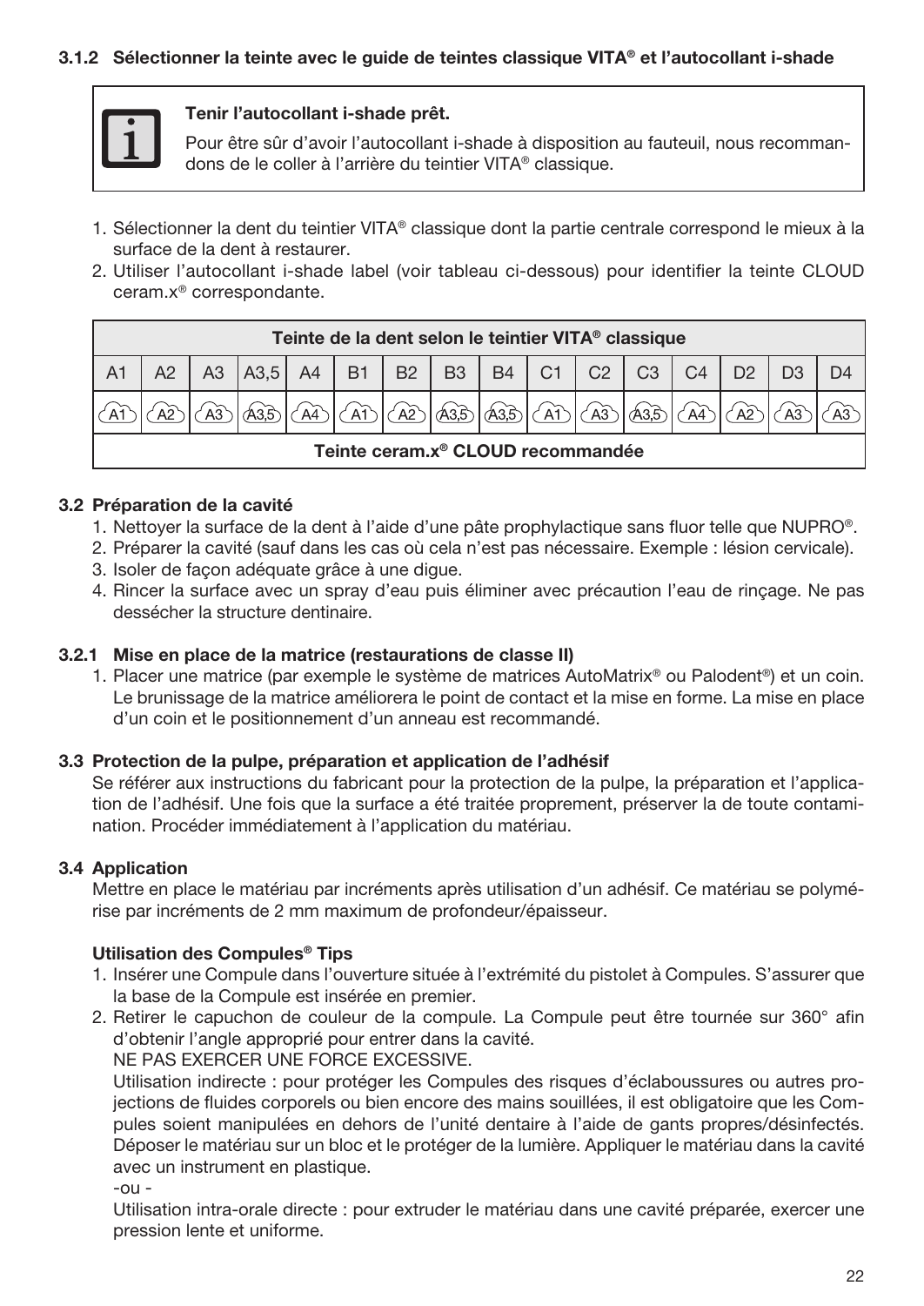### 3.1.2 Sélectionner la teinte avec le guide de teintes classique VITA® et l'autocollant i-shade

> **Tenir l'autocollant i-shade prêt.**
>
> Pour être sûr d'avoir l'autocollant i-shade à disposition au fauteuil, nous recommandons de le coller à l'arrière du teintier VITA® classique.

1. Sélectionner la dent du teintier VITA® classique dont la partie centrale correspond le mieux à la surface de la dent à restaurer.
2. Utiliser l'autocollant i-shade label (voir tableau ci-dessous) pour identifier la teinte CLOUD ceram.x® correspondante.

| Teinte de la dent selon le teintier VITA® classique | | | | | | | | | | | | | | | |
|---|---|---|---|---|---|---|---|---|---|---|---|---|---|---|---|
| A1 | A2 | A3 | A3,5 | A4 | B1 | B2 | B3 | B4 | C1 | C2 | C3 | C4 | D2 | D3 | D4 |
| A1 | A2 | A3 | A3,5 | A4 | A1 | A2 | A3,5 | A3,5 | A1 | A3 | A3,5 | A4 | A2 | A3 | A3 |
| **Teinte ceram.x® CLOUD recommandée** | | | | | | | | | | | | | | | |

### 3.2 Préparation de la cavité

1. Nettoyer la surface de la dent à l'aide d'une pâte prophylactique sans fluor telle que NUPRO®.
2. Préparer la cavité (sauf dans les cas où cela n'est pas nécessaire. Exemple : lésion cervicale).
3. Isoler de façon adéquate grâce à une digue.
4. Rincer la surface avec un spray d'eau puis éliminer avec précaution l'eau de rinçage. Ne pas dessécher la structure dentinaire.

### 3.2.1 Mise en place de la matrice (restaurations de classe II)

1. Placer une matrice (par exemple le système de matrices AutoMatrix® ou Palodent®) et un coin. Le brunissage de la matrice améliorera le point de contact et la mise en forme. La mise en place d'un coin et le positionnement d'un anneau est recommandé.

### 3.3 Protection de la pulpe, préparation et application de l'adhésif

Se référer aux instructions du fabricant pour la protection de la pulpe, la préparation et l'application de l'adhésif. Une fois que la surface a été traitée proprement, préserver la de toute contamination. Procéder immédiatement à l'application du matériau.

### 3.4 Application

Mettre en place le matériau par incréments après utilisation d'un adhésif. Ce matériau se polymérise par incréments de 2 mm maximum de profondeur/épaisseur.

**Utilisation des Compules® Tips**

1. Insérer une Compule dans l'ouverture située à l'extrémité du pistolet à Compules. S'assurer que la base de la Compule est insérée en premier.
2. Retirer le capuchon de couleur de la compule. La Compule peut être tournée sur 360° afin d'obtenir l'angle approprié pour entrer dans la cavité.
   NE PAS EXERCER UNE FORCE EXCESSIVE.
   Utilisation indirecte : pour protéger les Compules des risques d'éclaboussures ou autres projections de fluides corporels ou bien encore des mains souillées, il est obligatoire que les Compules soient manipulées en dehors de l'unité dentaire à l'aide de gants propres/désinfectés. Déposer le matériau sur un bloc et le protéger de la lumière. Appliquer le matériau dans la cavité avec un instrument en plastique.
   -ou -
   Utilisation intra-orale directe : pour extruder le matériau dans une cavité préparée, exercer une pression lente et uniforme.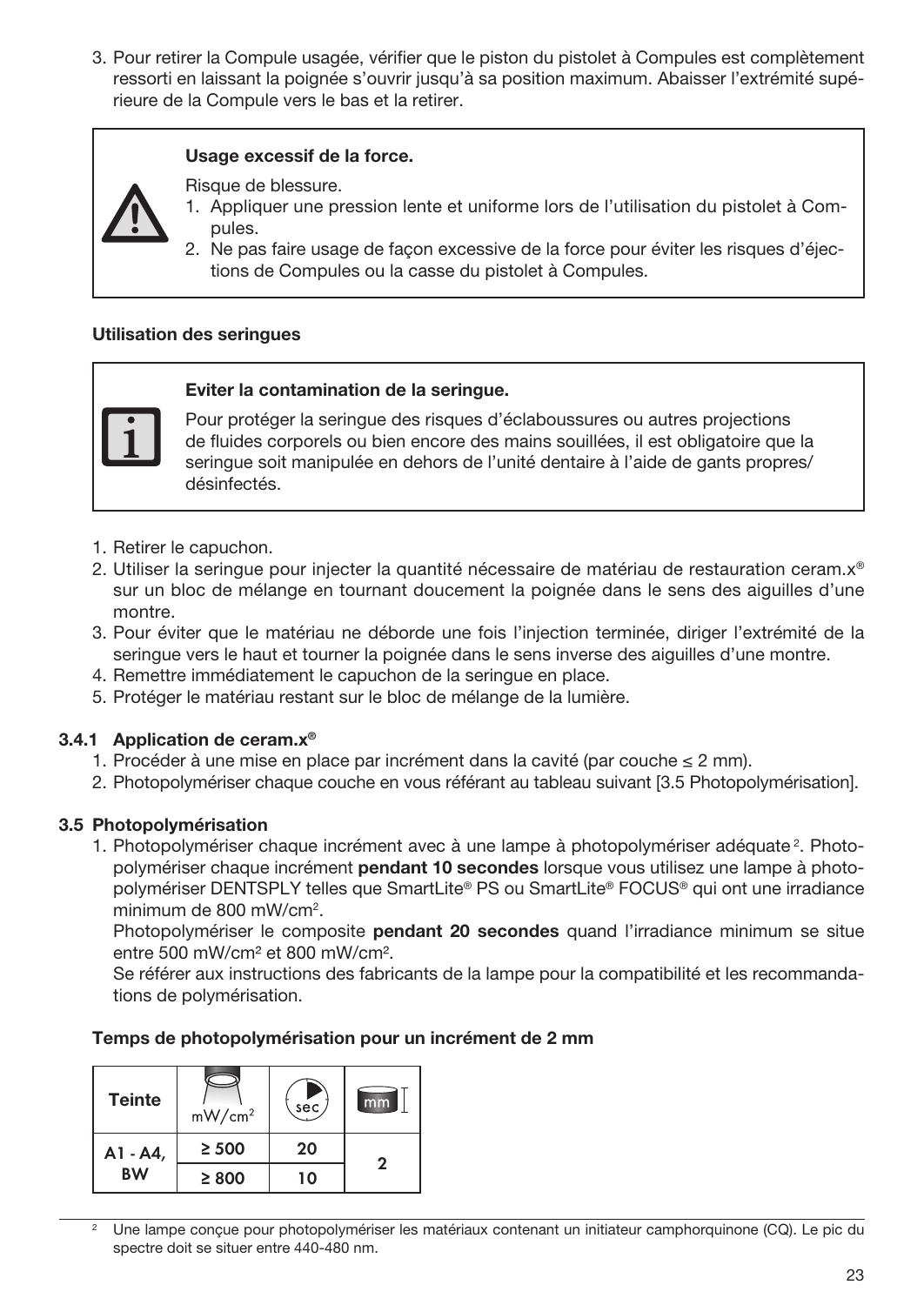3. Pour retirer la Compule usagée, vérifier que le piston du pistolet à Compules est complètement ressorti en laissant la poignée s'ouvrir jusqu'à sa position maximum. Abaisser l'extrémité supérieure de la Compule vers le bas et la retirer.

**Usage excessif de la force.**

Risque de blessure.

1. Appliquer une pression lente et uniforme lors de l'utilisation du pistolet à Compules.
2. Ne pas faire usage de façon excessive de la force pour éviter les risques d'éjections de Compules ou la casse du pistolet à Compules.

**Utilisation des seringues**

**Eviter la contamination de la seringue.**

Pour protéger la seringue des risques d'éclaboussures ou autres projections de fluides corporels ou bien encore des mains souillées, il est obligatoire que la seringue soit manipulée en dehors de l'unité dentaire à l'aide de gants propres/désinfectés.

1. Retirer le capuchon.
2. Utiliser la seringue pour injecter la quantité nécessaire de matériau de restauration ceram.x® sur un bloc de mélange en tournant doucement la poignée dans le sens des aiguilles d'une montre.
3. Pour éviter que le matériau ne déborde une fois l'injection terminée, diriger l'extrémité de la seringue vers le haut et tourner la poignée dans le sens inverse des aiguilles d'une montre.
4. Remettre immédiatement le capuchon de la seringue en place.
5. Protéger le matériau restant sur le bloc de mélange de la lumière.

### 3.4.1 Application de ceram.x®

1. Procéder à une mise en place par incrément dans la cavité (par couche ≤ 2 mm).
2. Photopolymériser chaque couche en vous référant au tableau suivant [3.5 Photopolymérisation].

### 3.5 Photopolymérisation

1. Photopolymériser chaque incrément avec à une lampe à photopolymériser adéquate [2]. Photopolymériser chaque incrément **pendant 10 secondes** lorsque vous utilisez une lampe à photopolymériser DENTSPLY telles que SmartLite® PS ou SmartLite® FOCUS® qui ont une irradiance minimum de 800 mW/cm².

   Photopolymériser le composite **pendant 20 secondes** quand l'irradiance minimum se situe entre 500 mW/cm² et 800 mW/cm².

   Se référer aux instructions des fabricants de la lampe pour la compatibilité et les recommandations de polymérisation.

**Temps de photopolymérisation pour un incrément de 2 mm**

| Teinte | mW/cm² | sec | mm |
|---|---|---|---|
| A1 - A4, BW | ≥ 500 | 20 | 2 |
| | ≥ 800 | 10 | |

[2] Une lampe conçue pour photopolymériser les matériaux contenant un initiateur camphorquinone (CQ). Le pic du spectre doit se situer entre 440-480 nm.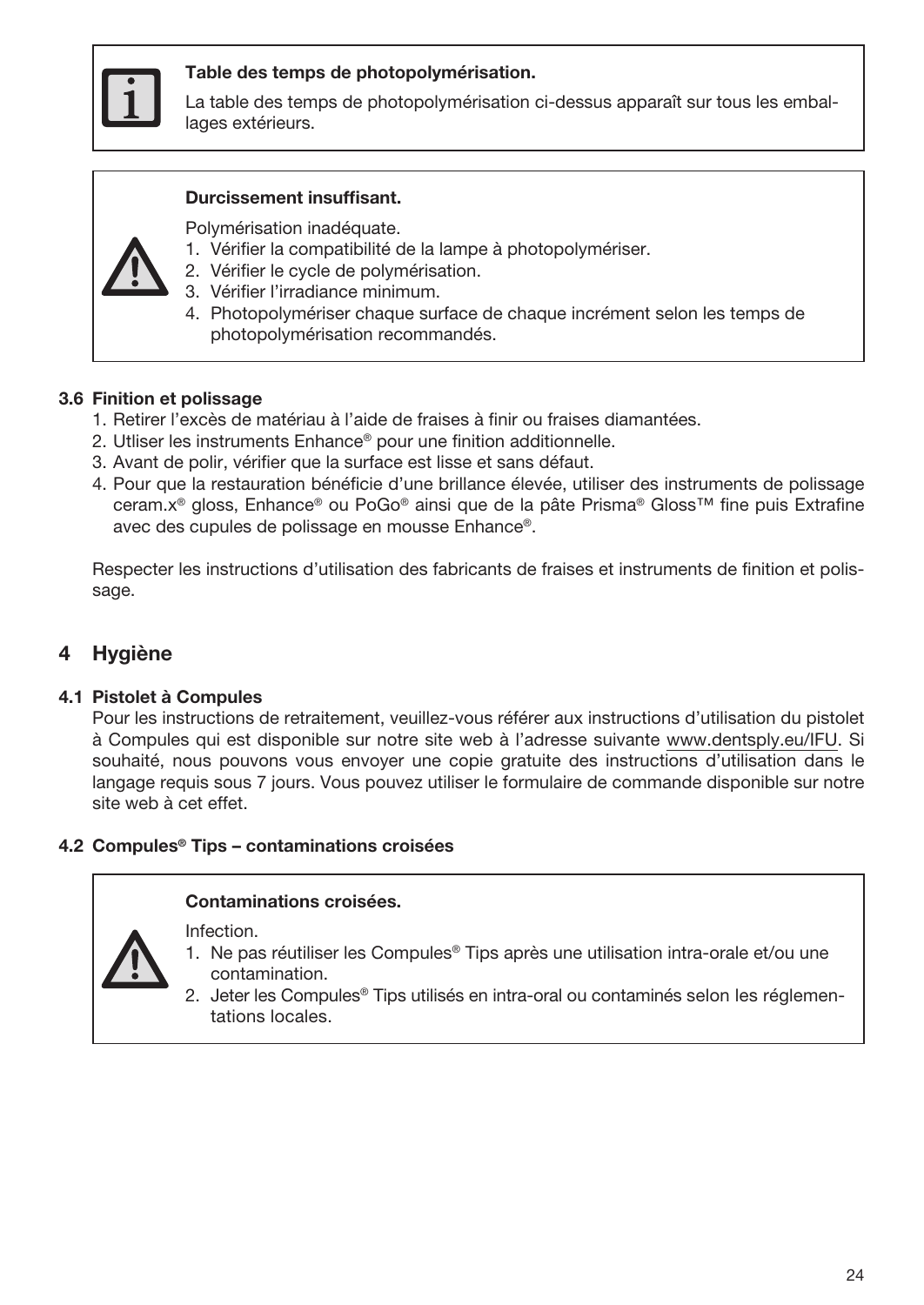**Table des temps de photopolymérisation.**

La table des temps de photopolymérisation ci-dessus apparaît sur tous les emballages extérieurs.

**Durcissement insuffisant.**

Polymérisation inadéquate.

1. Vérifier la compatibilité de la lampe à photopolymériser.
2. Vérifier le cycle de polymérisation.
3. Vérifier l'irradiance minimum.
4. Photopolymériser chaque surface de chaque incrément selon les temps de photopolymérisation recommandés.

### 3.6 Finition et polissage

1. Retirer l'excès de matériau à l'aide de fraises à finir ou fraises diamantées.
2. Utliser les instruments Enhance® pour une finition additionnelle.
3. Avant de polir, vérifier que la surface est lisse et sans défaut.
4. Pour que la restauration bénéficie d'une brillance élevée, utiliser des instruments de polissage ceram.x® gloss, Enhance® ou PoGo® ainsi que de la pâte Prisma® Gloss™ fine puis Extrafine avec des cupules de polissage en mousse Enhance®.

Respecter les instructions d'utilisation des fabricants de fraises et instruments de finition et polissage.

## 4 Hygiène

### 4.1 Pistolet à Compules

Pour les instructions de retraitement, veuillez-vous référer aux instructions d'utilisation du pistolet à Compules qui est disponible sur notre site web à l'adresse suivante www.dentsply.eu/IFU. Si souhaité, nous pouvons vous envoyer une copie gratuite des instructions d'utilisation dans le langage requis sous 7 jours. Vous pouvez utiliser le formulaire de commande disponible sur notre site web à cet effet.

### 4.2 Compules® Tips – contaminations croisées

**Contaminations croisées.**

Infection.

1. Ne pas réutiliser les Compules® Tips après une utilisation intra-orale et/ou une contamination.
2. Jeter les Compules® Tips utilisés en intra-oral ou contaminés selon les réglementations locales.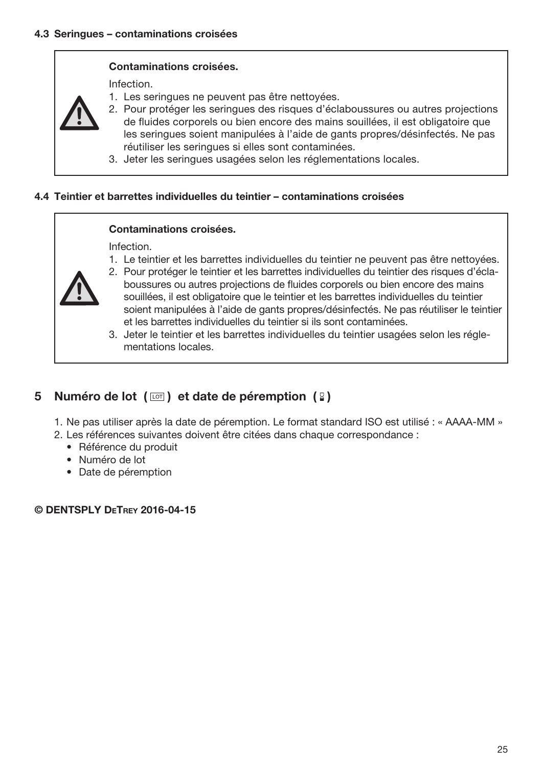### 4.3 Seringues – contaminations croisées

> **Contaminations croisées.**
>
> Infection.
>
> 1. Les seringues ne peuvent pas être nettoyées.
> 2. Pour protéger les seringues des risques d'éclaboussures ou autres projections de fluides corporels ou bien encore des mains souillées, il est obligatoire que les seringues soient manipulées à l'aide de gants propres/désinfectés. Ne pas réutiliser les seringues si elles sont contaminées.
> 3. Jeter les seringues usagées selon les réglementations locales.

### 4.4 Teintier et barrettes individuelles du teintier – contaminations croisées

> **Contaminations croisées.**
>
> Infection.
>
> 1. Le teintier et les barrettes individuelles du teintier ne peuvent pas être nettoyées.
> 2. Pour protéger le teintier et les barrettes individuelles du teintier des risques d'éclaboussures ou autres projections de fluides corporels ou bien encore des mains souillées, il est obligatoire que le teintier et les barrettes individuelles du teintier soient manipulées à l'aide de gants propres/désinfectés. Ne pas réutiliser le teintier et les barrettes individuelles du teintier si ils sont contaminées.
> 3. Jeter le teintier et les barrettes individuelles du teintier usagées selon les réglementations locales.

## 5 Numéro de lot ( LOT ) et date de péremption ( ⌛ )

1. Ne pas utiliser après la date de péremption. Le format standard ISO est utilisé : « AAAA-MM »
2. Les références suivantes doivent être citées dans chaque correspondance :
   - Référence du produit
   - Numéro de lot
   - Date de péremption

**© DENTSPLY DeTrey 2016-04-15**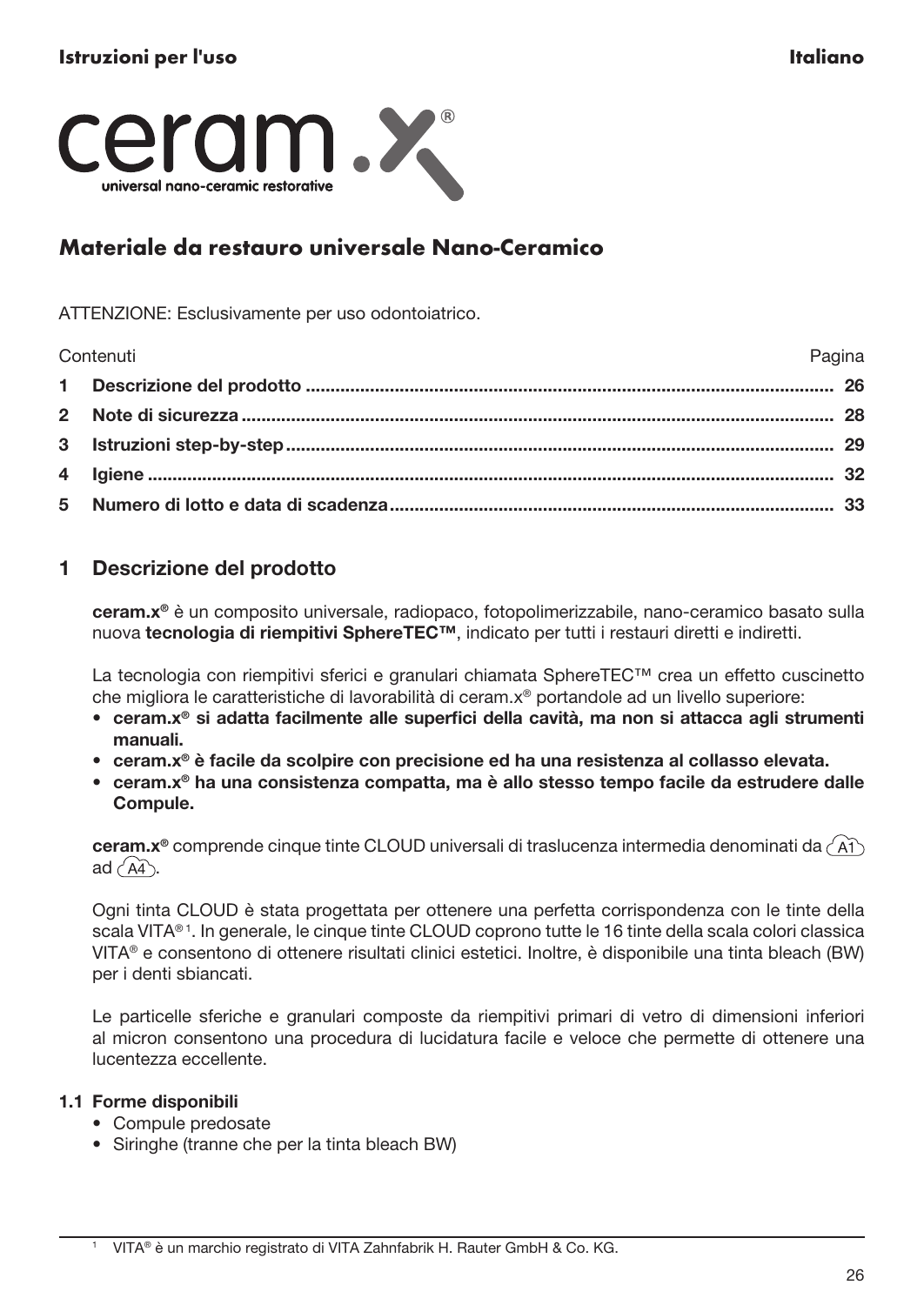# Materiale da restauro universale Nano-Ceramico

ATTENZIONE: Esclusivamente per uso odontoiatrico.

| Contenuti | Pagina |
|---|---|
| **1 Descrizione del prodotto** | **26** |
| **2 Note di sicurezza** | **28** |
| **3 Istruzioni step-by-step** | **29** |
| **4 Igiene** | **32** |
| **5 Numero di lotto e data di scadenza** | **33** |

## 1 Descrizione del prodotto

**ceram.x®** è un composito universale, radiopaco, fotopolimerizzabile, nano-ceramico basato sulla nuova **tecnologia di riempitivi SphereTEC™**, indicato per tutti i restauri diretti e indiretti.

La tecnologia con riempitivi sferici e granulari chiamata SphereTEC™ crea un effetto cuscinetto che migliora le caratteristiche di lavorabilità di ceram.x® portandole ad un livello superiore:

- **ceram.x® si adatta facilmente alle superfici della cavità, ma non si attacca agli strumenti manuali.**
- **ceram.x® è facile da scolpire con precisione ed ha una resistenza al collasso elevata.**
- **ceram.x® ha una consistenza compatta, ma è allo stesso tempo facile da estrudere dalle Compule.**

**ceram.x®** comprende cinque tinte CLOUD universali di traslucenza intermedia denominati da A1 ad A4.

Ogni tinta CLOUD è stata progettata per ottenere una perfetta corrispondenza con le tinte della scala VITA®[1]. In generale, le cinque tinte CLOUD coprono tutte le 16 tinte della scala colori classica VITA® e consentono di ottenere risultati clinici estetici. Inoltre, è disponibile una tinta bleach (BW) per i denti sbiancati.

Le particelle sferiche e granulari composte da riempitivi primari di vetro di dimensioni inferiori al micron consentono una procedura di lucidatura facile e veloce che permette di ottenere una lucentezza eccellente.

### 1.1 Forme disponibili

- Compule predosate
- Siringhe (tranne che per la tinta bleach BW)

[1] VITA® è un marchio registrato di VITA Zahnfabrik H. Rauter GmbH & Co. KG.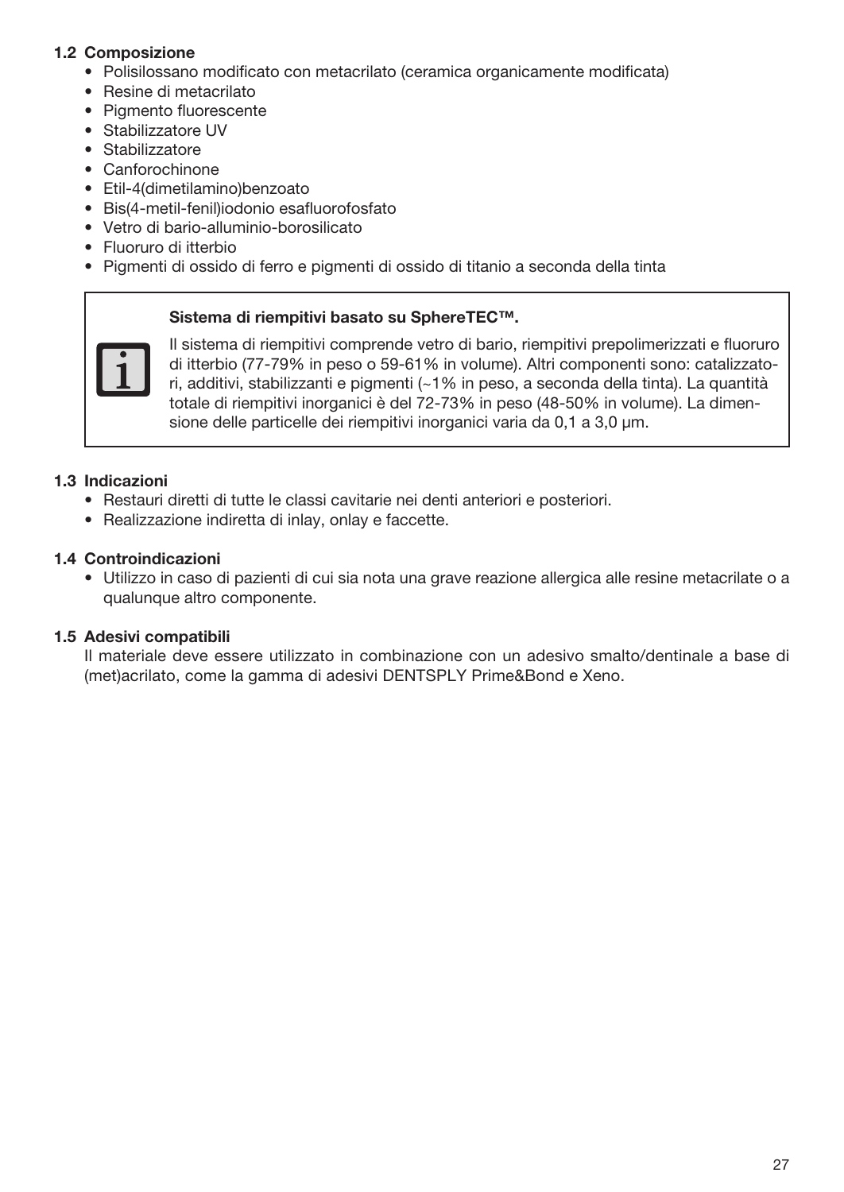### 1.2 Composizione

- Polisilossano modificato con metacrilato (ceramica organicamente modificata)
- Resine di metacrilato
- Pigmento fluorescente
- Stabilizzatore UV
- Stabilizzatore
- Canforochinone
- Etil-4(dimetilamino)benzoato
- Bis(4-metil-fenil)iodonio esafluorofosfato
- Vetro di bario-alluminio-borosilicato
- Fluoruro di itterbio
- Pigmenti di ossido di ferro e pigmenti di ossido di titanio a seconda della tinta

> **Sistema di riempitivi basato su SphereTEC™.**
>
> Il sistema di riempitivi comprende vetro di bario, riempitivi prepolimerizzati e fluoruro di itterbio (77-79% in peso o 59-61% in volume). Altri componenti sono: catalizzatori, additivi, stabilizzanti e pigmenti (~1% in peso, a seconda della tinta). La quantità totale di riempitivi inorganici è del 72-73% in peso (48-50% in volume). La dimensione delle particelle dei riempitivi inorganici varia da 0,1 a 3,0 µm.

### 1.3 Indicazioni

- Restauri diretti di tutte le classi cavitarie nei denti anteriori e posteriori.
- Realizzazione indiretta di inlay, onlay e faccette.

### 1.4 Controindicazioni

- Utilizzo in caso di pazienti di cui sia nota una grave reazione allergica alle resine metacrilate o a qualunque altro componente.

### 1.5 Adesivi compatibili

Il materiale deve essere utilizzato in combinazione con un adesivo smalto/dentinale a base di (met)acrilato, come la gamma di adesivi DENTSPLY Prime&Bond e Xeno.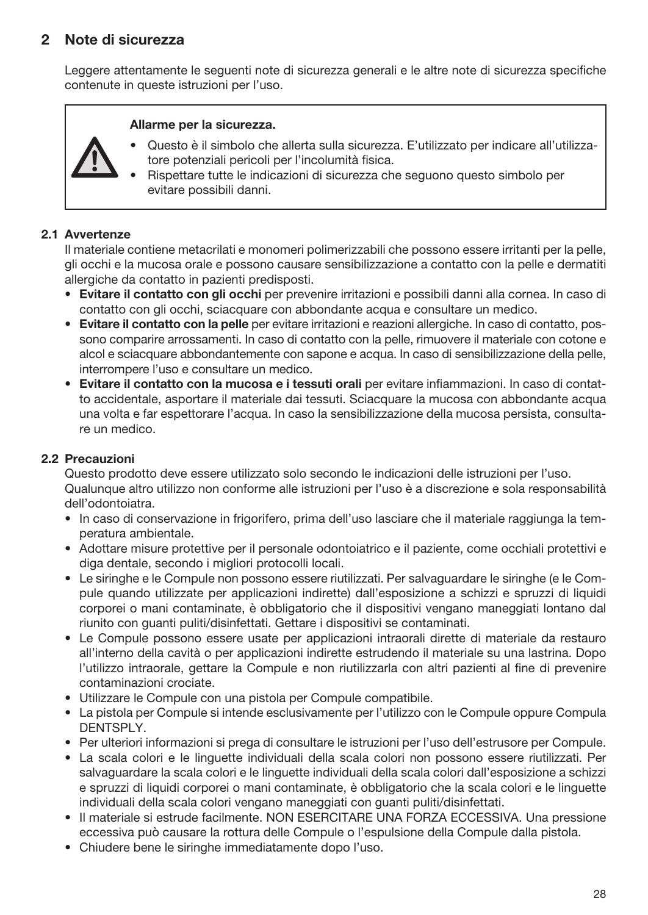## 2 Note di sicurezza

Leggere attentamente le seguenti note di sicurezza generali e le altre note di sicurezza specifiche contenute in queste istruzioni per l'uso.

> **Allarme per la sicurezza.**
>
> - Questo è il simbolo che allerta sulla sicurezza. E'utilizzato per indicare all'utilizzatore potenziali pericoli per l'incolumità fisica.
> - Rispettare tutte le indicazioni di sicurezza che seguono questo simbolo per evitare possibili danni.

### 2.1 Avvertenze

Il materiale contiene metacrilati e monomeri polimerizzabili che possono essere irritanti per la pelle, gli occhi e la mucosa orale e possono causare sensibilizzazione a contatto con la pelle e dermatiti allergiche da contatto in pazienti predisposti.

- **Evitare il contatto con gli occhi** per prevenire irritazioni e possibili danni alla cornea. In caso di contatto con gli occhi, sciacquare con abbondante acqua e consultare un medico.
- **Evitare il contatto con la pelle** per evitare irritazioni e reazioni allergiche. In caso di contatto, possono comparire arrossamenti. In caso di contatto con la pelle, rimuovere il materiale con cotone e alcol e sciacquare abbondantemente con sapone e acqua. In caso di sensibilizzazione della pelle, interrompere l'uso e consultare un medico.
- **Evitare il contatto con la mucosa e i tessuti orali** per evitare infiammazioni. In caso di contatto accidentale, asportare il materiale dai tessuti. Sciacquare la mucosa con abbondante acqua una volta e far espettorare l'acqua. In caso la sensibilizzazione della mucosa persista, consultare un medico.

### 2.2 Precauzioni

Questo prodotto deve essere utilizzato solo secondo le indicazioni delle istruzioni per l'uso.
Qualunque altro utilizzo non conforme alle istruzioni per l'uso è a discrezione e sola responsabilità dell'odontoiatra.

- In caso di conservazione in frigorifero, prima dell'uso lasciare che il materiale raggiunga la temperatura ambientale.
- Adottare misure protettive per il personale odontoiatrico e il paziente, come occhiali protettivi e diga dentale, secondo i migliori protocolli locali.
- Le siringhe e le Compule non possono essere riutilizzati. Per salvaguardare le siringhe (e le Compule quando utilizzate per applicazioni indirette) dall'esposizione a schizzi e spruzzi di liquidi corporei o mani contaminate, è obbligatorio che il dispositivi vengano maneggiati lontano dal riunito con guanti puliti/disinfettati. Gettare i dispositivi se contaminati.
- Le Compule possono essere usate per applicazioni intraorali dirette di materiale da restauro all'interno della cavità o per applicazioni indirette estrudendo il materiale su una lastrina. Dopo l'utilizzo intraorale, gettare la Compule e non riutilizzarla con altri pazienti al fine di prevenire contaminazioni crociate.
- Utilizzare le Compule con una pistola per Compule compatibile.
- La pistola per Compule si intende esclusivamente per l'utilizzo con le Compule oppure Compula DENTSPLY.
- Per ulteriori informazioni si prega di consultare le istruzioni per l'uso dell'estrusore per Compule.
- La scala colori e le linguette individuali della scala colori non possono essere riutilizzati. Per salvaguardare la scala colori e le linguette individuali della scala colori dall'esposizione a schizzi e spruzzi di liquidi corporei o mani contaminate, è obbligatorio che la scala colori e le linguette individuali della scala colori vengano maneggiati con guanti puliti/disinfettati.
- Il materiale si estrude facilmente. NON ESERCITARE UNA FORZA ECCESSIVA. Una pressione eccessiva può causare la rottura delle Compule o l'espulsione della Compule dalla pistola.
- Chiudere bene le siringhe immediatamente dopo l'uso.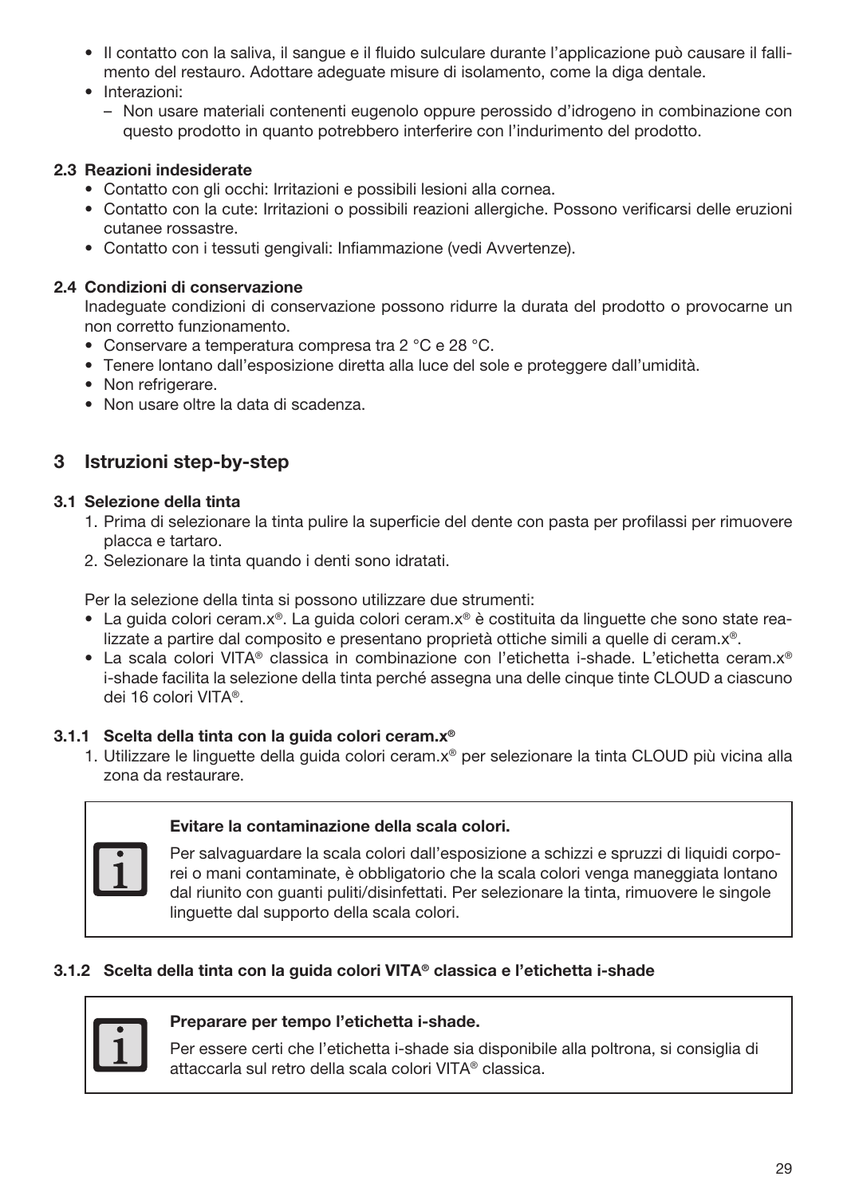- Il contatto con la saliva, il sangue e il fluido sulculare durante l'applicazione può causare il fallimento del restauro. Adottare adeguate misure di isolamento, come la diga dentale.
- Interazioni:
  - Non usare materiali contenenti eugenolo oppure perossido d'idrogeno in combinazione con questo prodotto in quanto potrebbero interferire con l'indurimento del prodotto.

### 2.3 Reazioni indesiderate

- Contatto con gli occhi: Irritazioni e possibili lesioni alla cornea.
- Contatto con la cute: Irritazioni o possibili reazioni allergiche. Possono verificarsi delle eruzioni cutanee rossastre.
- Contatto con i tessuti gengivali: Infiammazione (vedi Avvertenze).

### 2.4 Condizioni di conservazione

Inadeguate condizioni di conservazione possono ridurre la durata del prodotto o provocarne un non corretto funzionamento.

- Conservare a temperatura compresa tra 2 °C e 28 °C.
- Tenere lontano dall'esposizione diretta alla luce del sole e proteggere dall'umidità.
- Non refrigerare.
- Non usare oltre la data di scadenza.

## 3 Istruzioni step-by-step

### 3.1 Selezione della tinta

1. Prima di selezionare la tinta pulire la superficie del dente con pasta per profilassi per rimuovere placca e tartaro.
2. Selezionare la tinta quando i denti sono idratati.

Per la selezione della tinta si possono utilizzare due strumenti:

- La guida colori ceram.x®. La guida colori ceram.x® è costituita da linguette che sono state realizzate a partire dal composito e presentano proprietà ottiche simili a quelle di ceram.x®.
- La scala colori VITA® classica in combinazione con l'etichetta i-shade. L'etichetta ceram.x® i-shade facilita la selezione della tinta perché assegna una delle cinque tinte CLOUD a ciascuno dei 16 colori VITA®.

#### 3.1.1 Scelta della tinta con la guida colori ceram.x®

1. Utilizzare le linguette della guida colori ceram.x® per selezionare la tinta CLOUD più vicina alla zona da restaurare.

> **Evitare la contaminazione della scala colori.**
>
> Per salvaguardare la scala colori dall'esposizione a schizzi e spruzzi di liquidi corporei o mani contaminate, è obbligatorio che la scala colori venga maneggiata lontano dal riunito con guanti puliti/disinfettati. Per selezionare la tinta, rimuovere le singole linguette dal supporto della scala colori.

#### 3.1.2 Scelta della tinta con la guida colori VITA® classica e l'etichetta i-shade

> **Preparare per tempo l'etichetta i-shade.**
>
> Per essere certi che l'etichetta i-shade sia disponibile alla poltrona, si consiglia di attaccarla sul retro della scala colori VITA® classica.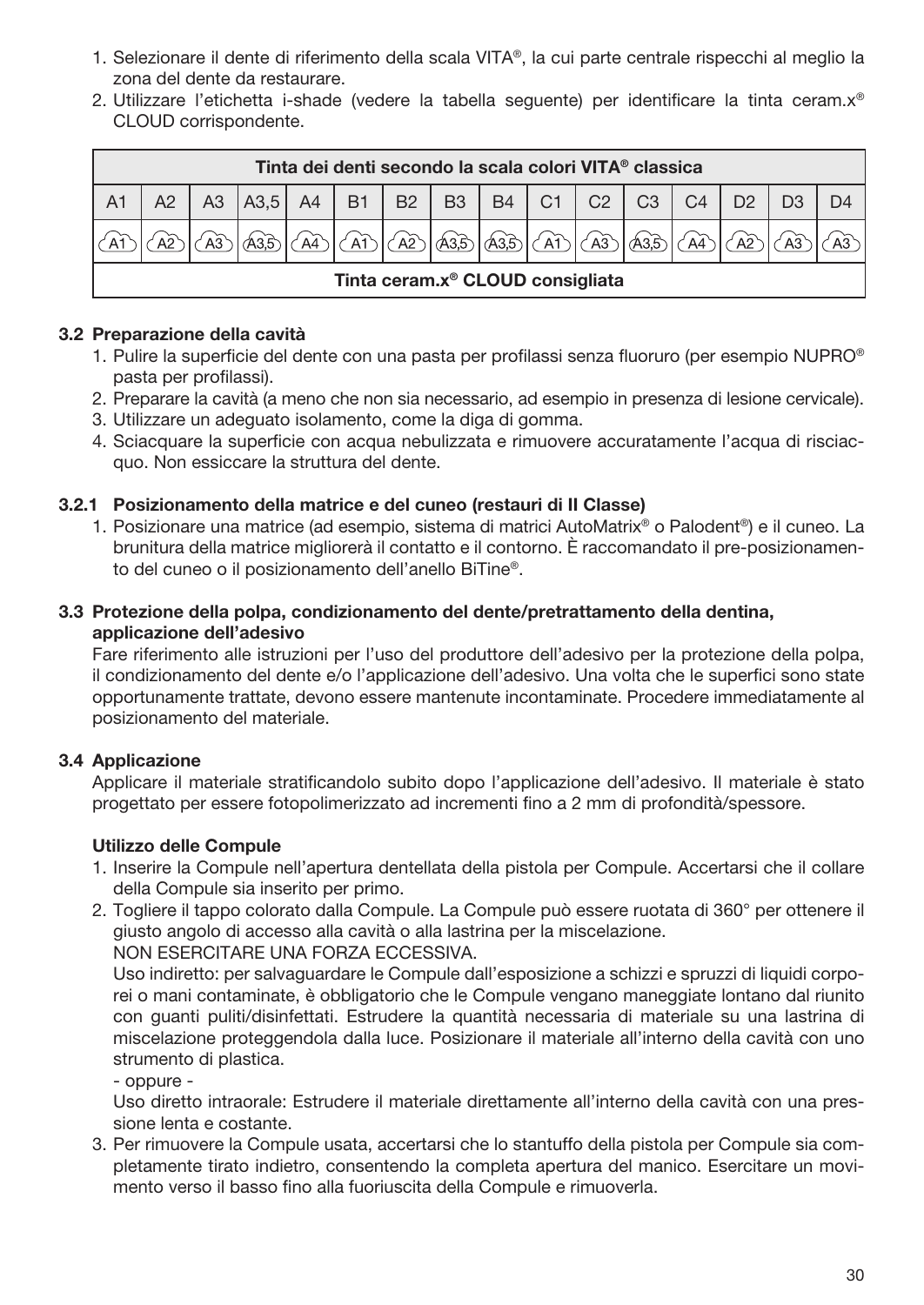1. Selezionare il dente di riferimento della scala VITA®, la cui parte centrale rispecchi al meglio la zona del dente da restaurare.
2. Utilizzare l'etichetta i-shade (vedere la tabella seguente) per identificare la tinta ceram.x® CLOUD corrispondente.

| Tinta dei denti secondo la scala colori VITA® classica | | | | | | | | | | | | | | | |
|---|---|---|---|---|---|---|---|---|---|---|---|---|---|---|---|
| A1 | A2 | A3 | A3,5 | A4 | B1 | B2 | B3 | B4 | C1 | C2 | C3 | C4 | D2 | D3 | D4 |
| A1 | A2 | A3 | A3,5 | A4 | A1 | A2 | A3,5 | A3,5 | A1 | A3 | A3,5 | A4 | A2 | A3 | A3 |
| Tinta ceram.x® CLOUD consigliata | | | | | | | | | | | | | | | |

### 3.2 Preparazione della cavità

1. Pulire la superficie del dente con una pasta per profilassi senza fluoruro (per esempio NUPRO® pasta per profilassi).
2. Preparare la cavità (a meno che non sia necessario, ad esempio in presenza di lesione cervicale).
3. Utilizzare un adeguato isolamento, come la diga di gomma.
4. Sciacquare la superficie con acqua nebulizzata e rimuovere accuratamente l'acqua di risciacquo. Non essiccare la struttura del dente.

#### 3.2.1 Posizionamento della matrice e del cuneo (restauri di II Classe)

1. Posizionare una matrice (ad esempio, sistema di matrici AutoMatrix® o Palodent®) e il cuneo. La brunitura della matrice migliorerà il contatto e il contorno. È raccomandato il pre-posizionamento del cuneo o il posizionamento dell'anello BiTine®.

### 3.3 Protezione della polpa, condizionamento del dente/pretrattamento della dentina, applicazione dell'adesivo

Fare riferimento alle istruzioni per l'uso del produttore dell'adesivo per la protezione della polpa, il condizionamento del dente e/o l'applicazione dell'adesivo. Una volta che le superfici sono state opportunamente trattate, devono essere mantenute incontaminate. Procedere immediatamente al posizionamento del materiale.

### 3.4 Applicazione

Applicare il materiale stratificandolo subito dopo l'applicazione dell'adesivo. Il materiale è stato progettato per essere fotopolimerizzato ad incrementi fino a 2 mm di profondità/spessore.

**Utilizzo delle Compule**

1. Inserire la Compule nell'apertura dentellata della pistola per Compule. Accertarsi che il collare della Compule sia inserito per primo.
2. Togliere il tappo colorato dalla Compule. La Compule può essere ruotata di 360° per ottenere il giusto angolo di accesso alla cavità o alla lastrina per la miscelazione.
   NON ESERCITARE UNA FORZA ECCESSIVA.
   Uso indiretto: per salvaguardare le Compule dall'esposizione a schizzi e spruzzi di liquidi corporei o mani contaminate, è obbligatorio che le Compule vengano maneggiate lontano dal riunito con guanti puliti/disinfettati. Estrudere la quantità necessaria di materiale su una lastrina di miscelazione proteggendola dalla luce. Posizionare il materiale all'interno della cavità con uno strumento di plastica.
   - oppure -
   Uso diretto intraorale: Estrudere il materiale direttamente all'interno della cavità con una pressione lenta e costante.
3. Per rimuovere la Compule usata, accertarsi che lo stantuffo della pistola per Compule sia completamente tirato indietro, consentendo la completa apertura del manico. Esercitare un movimento verso il basso fino alla fuoriuscita della Compule e rimuoverla.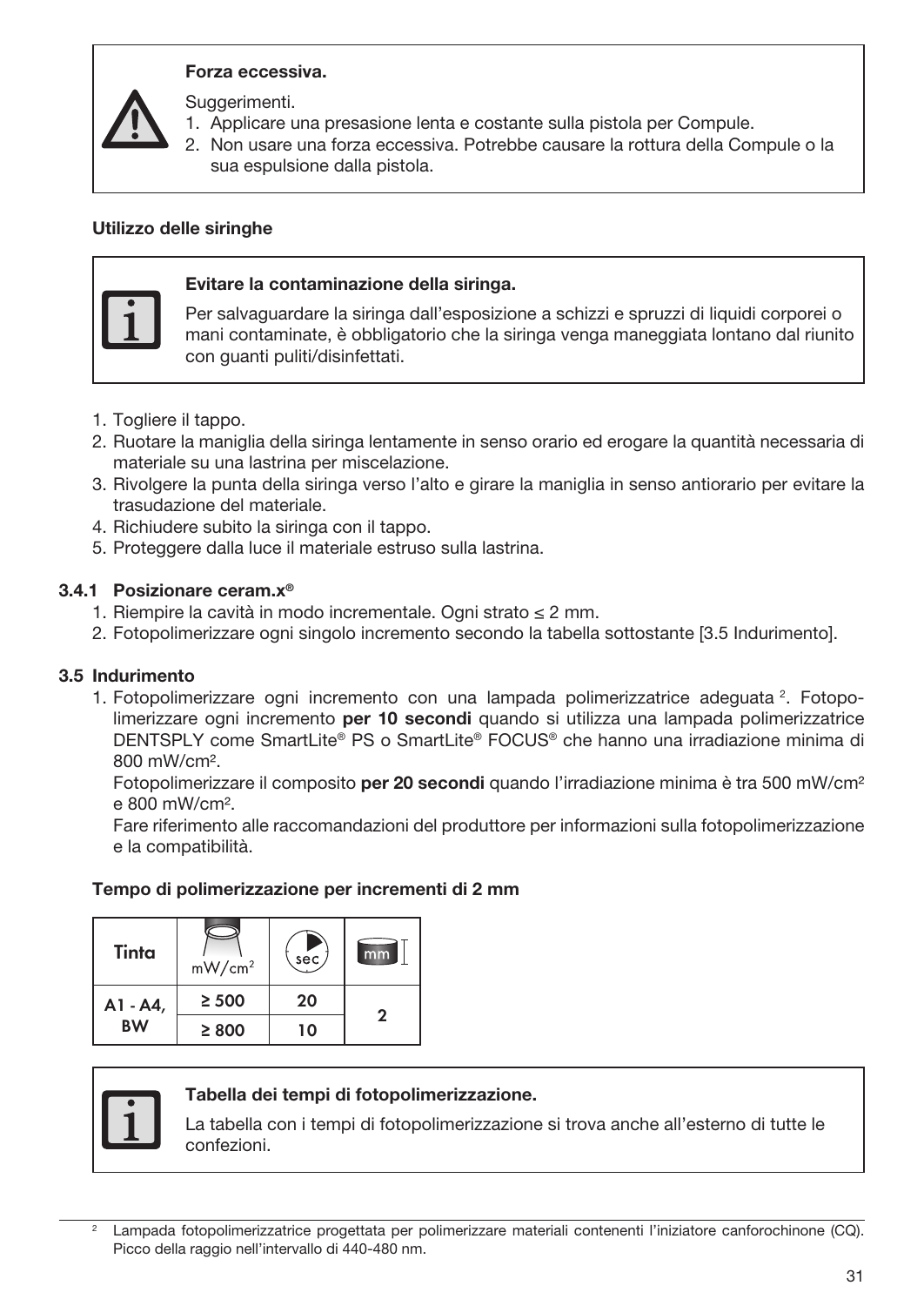**Forza eccessiva.**

Suggerimenti.

1. Applicare una presasione lenta e costante sulla pistola per Compule.
2. Non usare una forza eccessiva. Potrebbe causare la rottura della Compule o la sua espulsione dalla pistola.

**Utilizzo delle siringhe**

**Evitare la contaminazione della siringa.**

Per salvaguardare la siringa dall'esposizione a schizzi e spruzzi di liquidi corporei o mani contaminate, è obbligatorio che la siringa venga maneggiata lontano dal riunito con guanti puliti/disinfettati.

1. Togliere il tappo.
2. Ruotare la maniglia della siringa lentamente in senso orario ed erogare la quantità necessaria di materiale su una lastrina per miscelazione.
3. Rivolgere la punta della siringa verso l'alto e girare la maniglia in senso antiorario per evitare la trasudazione del materiale.
4. Richiudere subito la siringa con il tappo.
5. Proteggere dalla luce il materiale estruso sulla lastrina.

### 3.4.1 Posizionare ceram.x®

1. Riempire la cavità in modo incrementale. Ogni strato ≤ 2 mm.
2. Fotopolimerizzare ogni singolo incremento secondo la tabella sottostante [3.5 Indurimento].

## 3.5 Indurimento

1. Fotopolimerizzare ogni incremento con una lampada polimerizzatrice adeguata [2]. Fotopolimerizzare ogni incremento **per 10 secondi** quando si utilizza una lampada polimerizzatrice DENTSPLY come SmartLite® PS o SmartLite® FOCUS® che hanno una irradiazione minima di 800 mW/cm².

   Fotopolimerizzare il composito **per 20 secondi** quando l'irradiazione minima è tra 500 mW/cm² e 800 mW/cm².

   Fare riferimento alle raccomandazioni del produttore per informazioni sulla fotopolimerizzazione e la compatibilità.

**Tempo di polimerizzazione per incrementi di 2 mm**

| Tinta | mW/cm² | sec | mm |
|---|---|---|---|
| A1 - A4, BW | ≥ 500 | 20 | 2 |
| | ≥ 800 | 10 | |

**Tabella dei tempi di fotopolimerizzazione.**

La tabella con i tempi di fotopolimerizzazione si trova anche all'esterno di tutte le confezioni.

[2] Lampada fotopolimerizzatrice progettata per polimerizzare materiali contenenti l'iniziatore canforochinone (CQ). Picco della raggio nell'intervallo di 440-480 nm.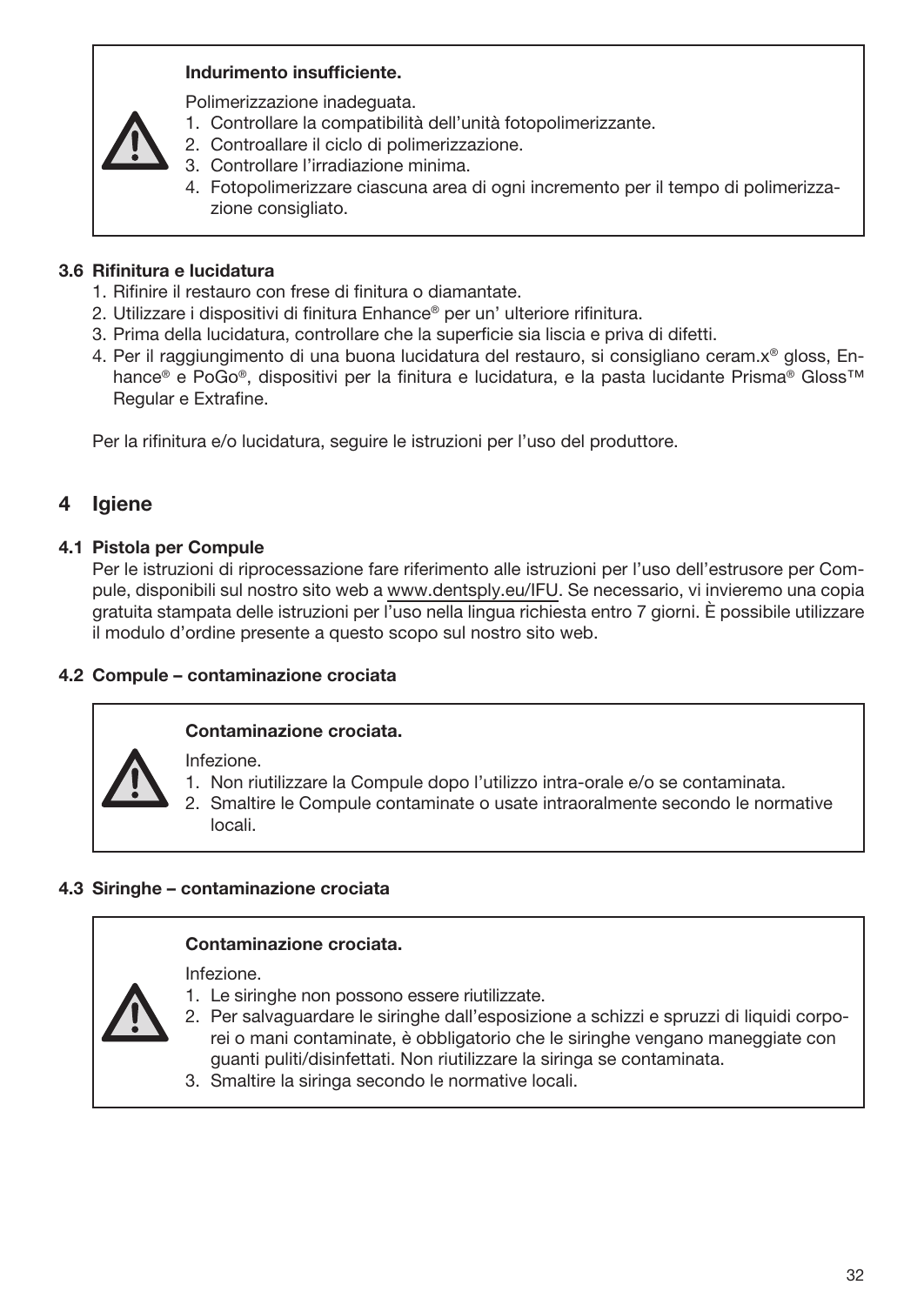> ⚠ **Indurimento insufficiente.**
>
> Polimerizzazione inadeguata.
> 1. Controllare la compatibilità dell'unità fotopolimerizzante.
> 2. Controallare il ciclo di polimerizzazione.
> 3. Controllare l'irradiazione minima.
> 4. Fotopolimerizzare ciascuna area di ogni incremento per il tempo di polimerizzazione consigliato.

### 3.6 Rifinitura e lucidatura

1. Rifinire il restauro con frese di finitura o diamantate.
2. Utilizzare i dispositivi di finitura Enhance® per un' ulteriore rifinitura.
3. Prima della lucidatura, controllare che la superficie sia liscia e priva di difetti.
4. Per il raggiungimento di una buona lucidatura del restauro, si consigliano ceram.x® gloss, Enhance® e PoGo®, dispositivi per la finitura e lucidatura, e la pasta lucidante Prisma® Gloss™ Regular e Extrafine.

Per la rifinitura e/o lucidatura, seguire le istruzioni per l'uso del produttore.

## 4 Igiene

### 4.1 Pistola per Compule

Per le istruzioni di riprocessazione fare riferimento alle istruzioni per l'uso dell'estrusore per Compule, disponibili sul nostro sito web a www.dentsply.eu/IFU. Se necessario, vi invieremo una copia gratuita stampata delle istruzioni per l'uso nella lingua richiesta entro 7 giorni. È possibile utilizzare il modulo d'ordine presente a questo scopo sul nostro sito web.

### 4.2 Compule – contaminazione crociata

> ⚠ **Contaminazione crociata.**
>
> Infezione.
> 1. Non riutilizzare la Compule dopo l'utilizzo intra-orale e/o se contaminata.
> 2. Smaltire le Compule contaminate o usate intraoralmente secondo le normative locali.

### 4.3 Siringhe – contaminazione crociata

> ⚠ **Contaminazione crociata.**
>
> Infezione.
> 1. Le siringhe non possono essere riutilizzate.
> 2. Per salvaguardare le siringhe dall'esposizione a schizzi e spruzzi di liquidi corporei o mani contaminate, è obbligatorio che le siringhe vengano maneggiate con guanti puliti/disinfettati. Non riutilizzare la siringa se contaminata.
> 3. Smaltire la siringa secondo le normative locali.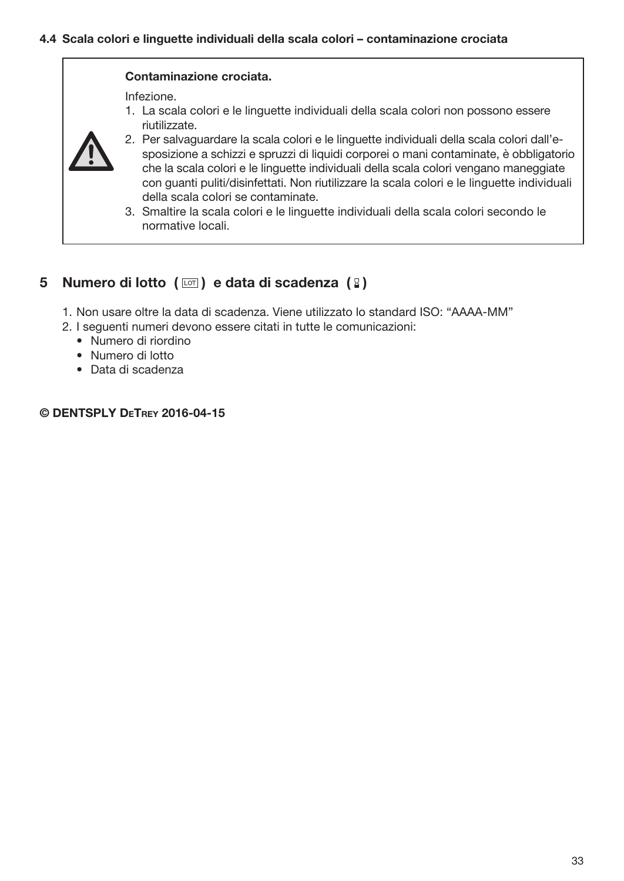### 4.4 Scala colori e linguette individuali della scala colori – contaminazione crociata

> **Contaminazione crociata.**
>
> Infezione.
>
> 1. La scala colori e le linguette individuali della scala colori non possono essere riutilizzate.
> 2. Per salvaguardare la scala colori e le linguette individuali della scala colori dall'esposizione a schizzi e spruzzi di liquidi corporei o mani contaminate, è obbligatorio che la scala colori e le linguette individuali della scala colori vengano maneggiate con guanti puliti/disinfettati. Non riutilizzare la scala colori e le linguette individuali della scala colori se contaminate.
> 3. Smaltire la scala colori e le linguette individuali della scala colori secondo le normative locali.

## 5 Numero di lotto ( LOT ) e data di scadenza ( ⧗ )

1. Non usare oltre la data di scadenza. Viene utilizzato lo standard ISO: "AAAA-MM"
2. I seguenti numeri devono essere citati in tutte le comunicazioni:
   - Numero di riordino
   - Numero di lotto
   - Data di scadenza

**© DENTSPLY DeTrey 2016-04-15**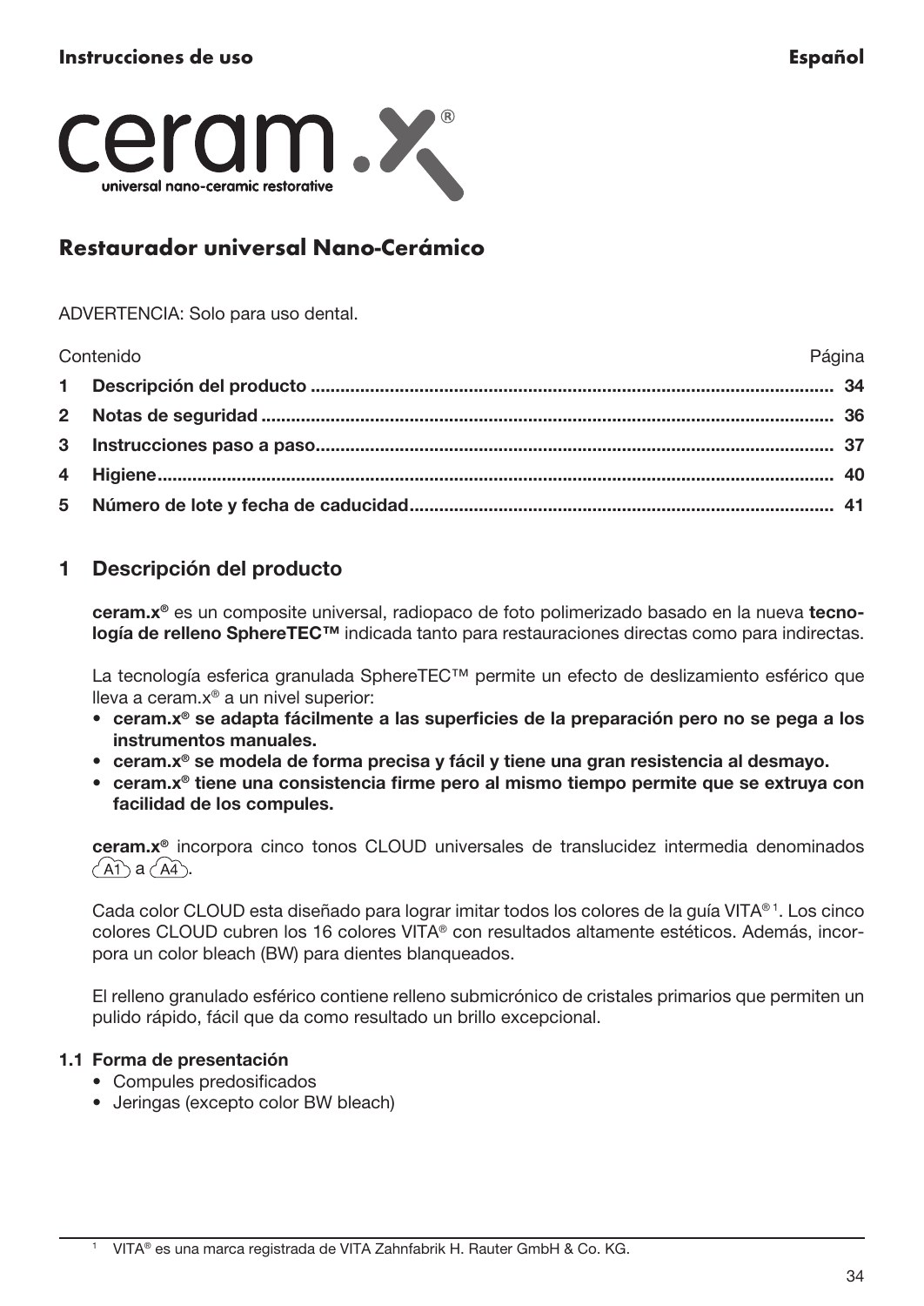# Restaurador universal Nano-Cerámico

ADVERTENCIA: Solo para uso dental.

| Contenido | Página |
|---|---|
| **1 Descripción del producto** | **34** |
| **2 Notas de seguridad** | **36** |
| **3 Instrucciones paso a paso** | **37** |
| **4 Higiene** | **40** |
| **5 Número de lote y fecha de caducidad** | **41** |

## 1 Descripción del producto

**ceram.x®** es un composite universal, radiopaco de foto polimerizado basado en la nueva **tecnología de relleno SphereTEC™** indicada tanto para restauraciones directas como para indirectas.

La tecnología esferica granulada SphereTEC™ permite un efecto de deslizamiento esférico que lleva a ceram.x® a un nivel superior:

- **ceram.x® se adapta fácilmente a las superficies de la preparación pero no se pega a los instrumentos manuales.**
- **ceram.x® se modela de forma precisa y fácil y tiene una gran resistencia al desmayo.**
- **ceram.x® tiene una consistencia firme pero al mismo tiempo permite que se extruya con facilidad de los compules.**

**ceram.x®** incorpora cinco tonos CLOUD universales de translucidez intermedia denominados A1 a A4.

Cada color CLOUD esta diseñado para lograr imitar todos los colores de la guía VITA®[1]. Los cinco colores CLOUD cubren los 16 colores VITA® con resultados altamente estéticos. Además, incorpora un color bleach (BW) para dientes blanqueados.

El relleno granulado esférico contiene relleno submicrónico de cristales primarios que permiten un pulido rápido, fácil que da como resultado un brillo excepcional.

### 1.1 Forma de presentación

- Compules predosificados
- Jeringas (excepto color BW bleach)

[1] VITA® es una marca registrada de VITA Zahnfabrik H. Rauter GmbH & Co. KG.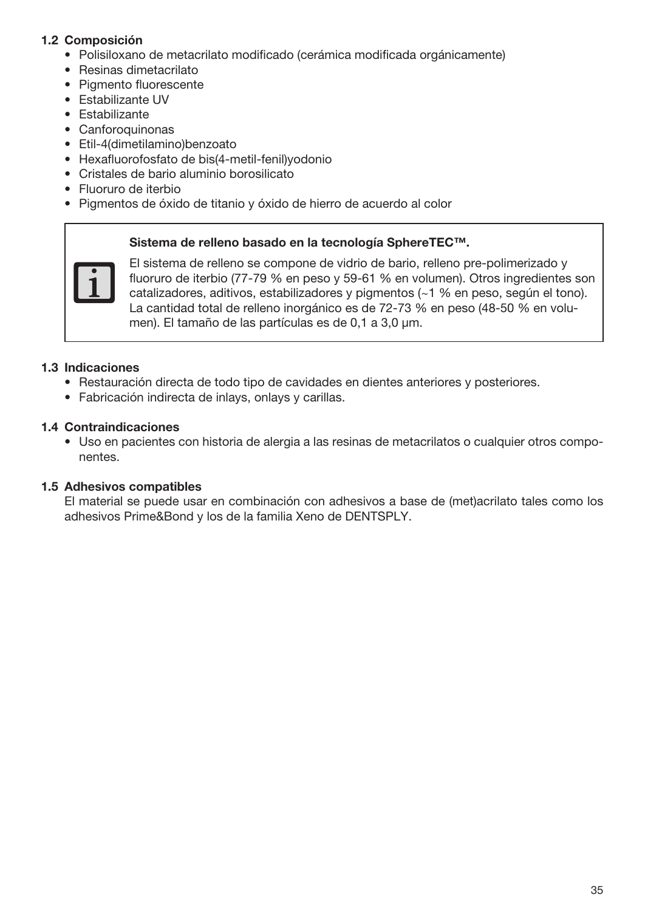### 1.2 Composición

- Polisiloxano de metacrilato modificado (cerámica modificada orgánicamente)
- Resinas dimetacrilato
- Pigmento fluorescente
- Estabilizante UV
- Estabilizante
- Canforoquinonas
- Etil-4(dimetilamino)benzoato
- Hexafluorofosfato de bis(4-metil-fenil)yodonio
- Cristales de bario aluminio borosilicato
- Fluoruro de iterbio
- Pigmentos de óxido de titanio y óxido de hierro de acuerdo al color

**Sistema de relleno basado en la tecnología SphereTEC™.**

El sistema de relleno se compone de vidrio de bario, relleno pre-polimerizado y fluoruro de iterbio (77-79 % en peso y 59-61 % en volumen). Otros ingredientes son catalizadores, aditivos, estabilizadores y pigmentos (~1 % en peso, según el tono). La cantidad total de relleno inorgánico es de 72-73 % en peso (48-50 % en volumen). El tamaño de las partículas es de 0,1 a 3,0 μm.

### 1.3 Indicaciones

- Restauración directa de todo tipo de cavidades en dientes anteriores y posteriores.
- Fabricación indirecta de inlays, onlays y carillas.

### 1.4 Contraindicaciones

- Uso en pacientes con historia de alergia a las resinas de metacrilatos o cualquier otros componentes.

### 1.5 Adhesivos compatibles

El material se puede usar en combinación con adhesivos a base de (met)acrilato tales como los adhesivos Prime&Bond y los de la familia Xeno de DENTSPLY.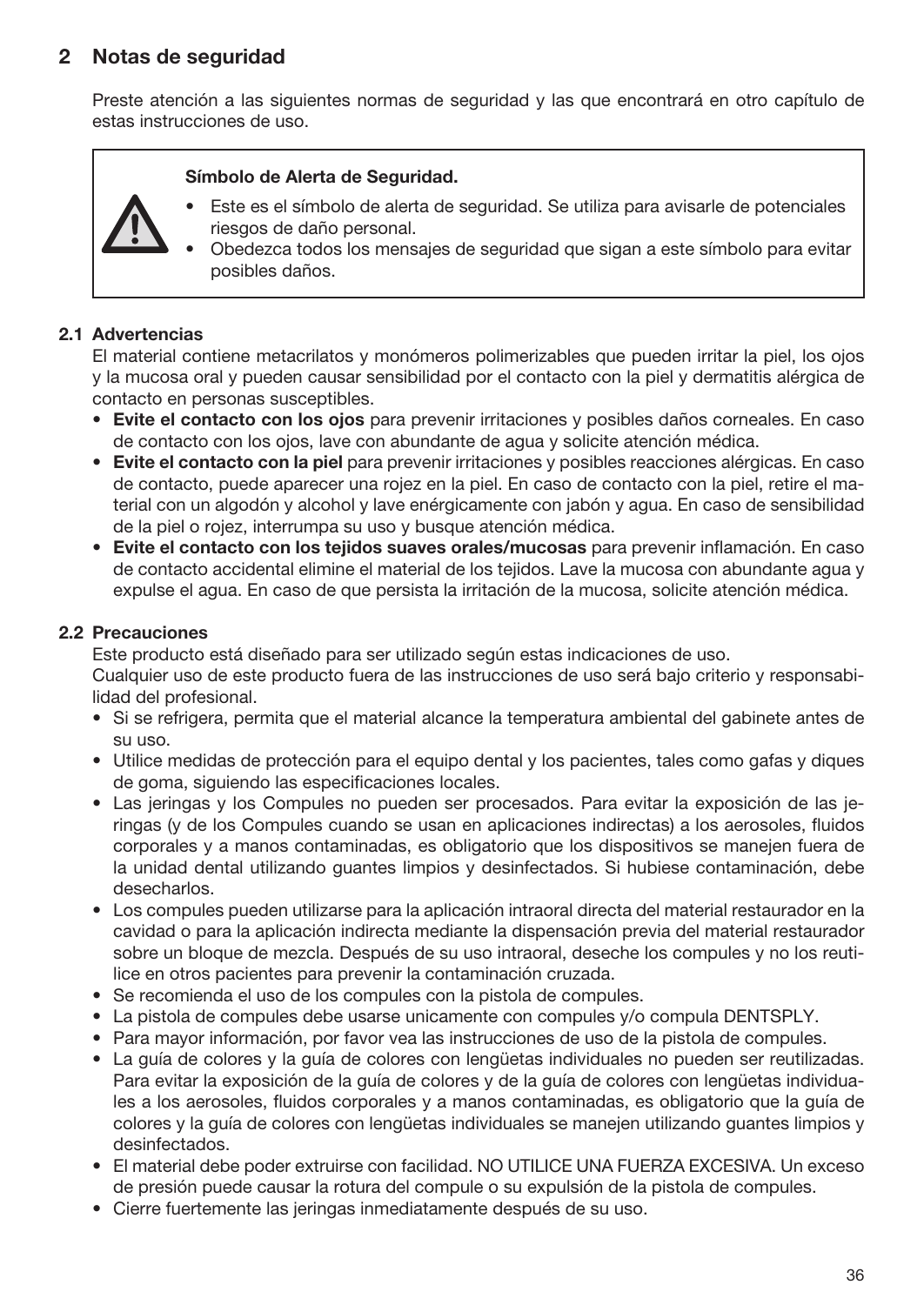## 2 Notas de seguridad

Preste atención a las siguientes normas de seguridad y las que encontrará en otro capítulo de estas instrucciones de uso.

**Símbolo de Alerta de Seguridad.**

- Este es el símbolo de alerta de seguridad. Se utiliza para avisarle de potenciales riesgos de daño personal.
- Obedezca todos los mensajes de seguridad que sigan a este símbolo para evitar posibles daños.

### 2.1 Advertencias

El material contiene metacrilatos y monómeros polimerizables que pueden irritar la piel, los ojos y la mucosa oral y pueden causar sensibilidad por el contacto con la piel y dermatitis alérgica de contacto en personas susceptibles.

- **Evite el contacto con los ojos** para prevenir irritaciones y posibles daños corneales. En caso de contacto con los ojos, lave con abundante de agua y solicite atención médica.
- **Evite el contacto con la piel** para prevenir irritaciones y posibles reacciones alérgicas. En caso de contacto, puede aparecer una rojez en la piel. En caso de contacto con la piel, retire el material con un algodón y alcohol y lave enérgicamente con jabón y agua. En caso de sensibilidad de la piel o rojez, interrumpa su uso y busque atención médica.
- **Evite el contacto con los tejidos suaves orales/mucosas** para prevenir inflamación. En caso de contacto accidental elimine el material de los tejidos. Lave la mucosa con abundante agua y expulse el agua. En caso de que persista la irritación de la mucosa, solicite atención médica.

### 2.2 Precauciones

Este producto está diseñado para ser utilizado según estas indicaciones de uso.
Cualquier uso de este producto fuera de las instrucciones de uso será bajo criterio y responsabilidad del profesional.

- Si se refrigera, permita que el material alcance la temperatura ambiental del gabinete antes de su uso.
- Utilice medidas de protección para el equipo dental y los pacientes, tales como gafas y diques de goma, siguiendo las especificaciones locales.
- Las jeringas y los Compules no pueden ser procesados. Para evitar la exposición de las jeringas (y de los Compules cuando se usan en aplicaciones indirectas) a los aerosoles, fluidos corporales y a manos contaminadas, es obligatorio que los dispositivos se manejen fuera de la unidad dental utilizando guantes limpios y desinfectados. Si hubiese contaminación, debe desecharlos.
- Los compules pueden utilizarse para la aplicación intraoral directa del material restaurador en la cavidad o para la aplicación indirecta mediante la dispensación previa del material restaurador sobre un bloque de mezcla. Después de su uso intraoral, deseche los compules y no los reutilice en otros pacientes para prevenir la contaminación cruzada.
- Se recomienda el uso de los compules con la pistola de compules.
- La pistola de compules debe usarse unicamente con compules y/o compula DENTSPLY.
- Para mayor información, por favor vea las instrucciones de uso de la pistola de compules.
- La guía de colores y la guía de colores con lengüetas individuales no pueden ser reutilizadas. Para evitar la exposición de la guía de colores y de la guía de colores con lengüetas individuales a los aerosoles, fluidos corporales y a manos contaminadas, es obligatorio que la guía de colores y la guía de colores con lengüetas individuales se manejen utilizando guantes limpios y desinfectados.
- El material debe poder extruirse con facilidad. NO UTILICE UNA FUERZA EXCESIVA. Un exceso de presión puede causar la rotura del compule o su expulsión de la pistola de compules.
- Cierre fuertemente las jeringas inmediatamente después de su uso.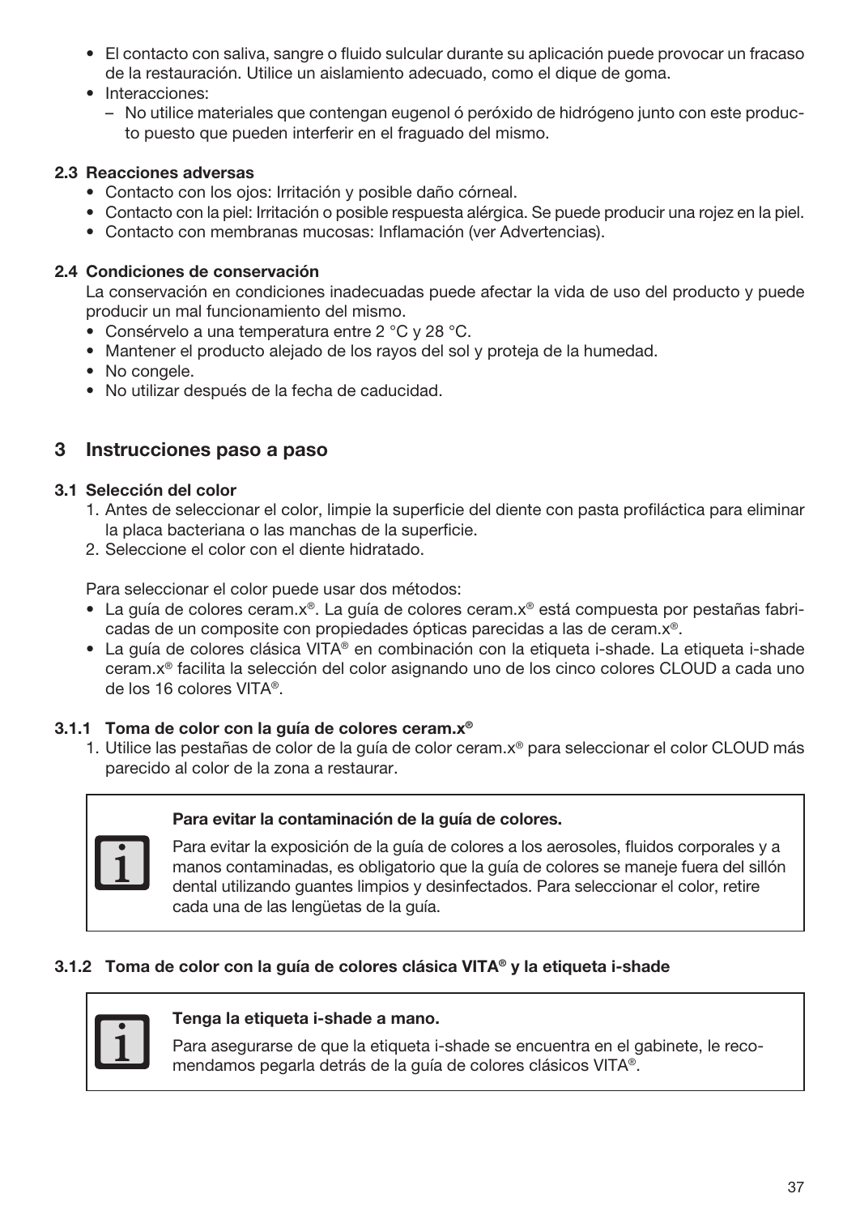- El contacto con saliva, sangre o fluido sulcular durante su aplicación puede provocar un fracaso de la restauración. Utilice un aislamiento adecuado, como el dique de goma.
- Interacciones:
  - No utilice materiales que contengan eugenol ó peróxido de hidrógeno junto con este producto puesto que pueden interferir en el fraguado del mismo.

### 2.3 Reacciones adversas

- Contacto con los ojos: Irritación y posible daño córneal.
- Contacto con la piel: Irritación o posible respuesta alérgica. Se puede producir una rojez en la piel.
- Contacto con membranas mucosas: Inflamación (ver Advertencias).

### 2.4 Condiciones de conservación

La conservación en condiciones inadecuadas puede afectar la vida de uso del producto y puede producir un mal funcionamiento del mismo.

- Consérvelo a una temperatura entre 2 °C y 28 °C.
- Mantener el producto alejado de los rayos del sol y proteja de la humedad.
- No congele.
- No utilizar después de la fecha de caducidad.

## 3 Instrucciones paso a paso

### 3.1 Selección del color

1. Antes de seleccionar el color, limpie la superficie del diente con pasta profiláctica para eliminar la placa bacteriana o las manchas de la superficie.
2. Seleccione el color con el diente hidratado.

Para seleccionar el color puede usar dos métodos:

- La guía de colores ceram.x®. La guía de colores ceram.x® está compuesta por pestañas fabricadas de un composite con propiedades ópticas parecidas a las de ceram.x®.
- La guía de colores clásica VITA® en combinación con la etiqueta i-shade. La etiqueta i-shade ceram.x® facilita la selección del color asignando uno de los cinco colores CLOUD a cada uno de los 16 colores VITA®.

#### 3.1.1 Toma de color con la guía de colores ceram.x®

1. Utilice las pestañas de color de la guía de color ceram.x® para seleccionar el color CLOUD más parecido al color de la zona a restaurar.

> **Para evitar la contaminación de la guía de colores.**
>
> Para evitar la exposición de la guía de colores a los aerosoles, fluidos corporales y a manos contaminadas, es obligatorio que la guía de colores se maneje fuera del sillón dental utilizando guantes limpios y desinfectados. Para seleccionar el color, retire cada una de las lengüetas de la guía.

#### 3.1.2 Toma de color con la guía de colores clásica VITA® y la etiqueta i-shade

> **Tenga la etiqueta i-shade a mano.**
>
> Para asegurarse de que la etiqueta i-shade se encuentra en el gabinete, le recomendamos pegarla detrás de la guía de colores clásicos VITA®.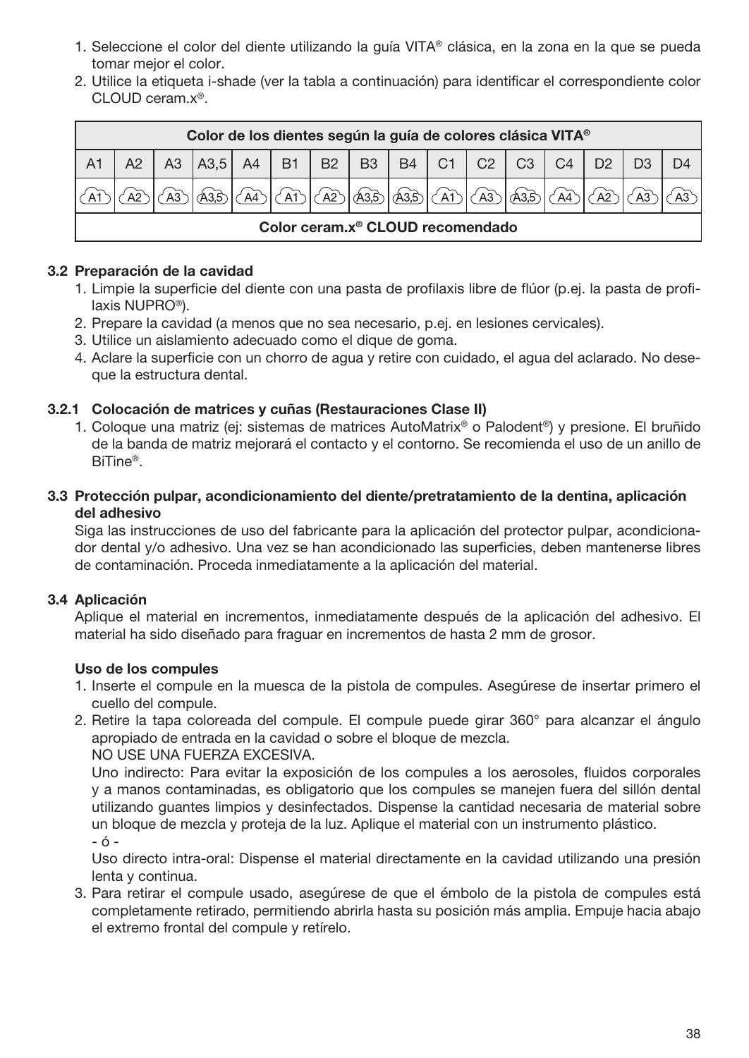1. Seleccione el color del diente utilizando la guía VITA® clásica, en la zona en la que se pueda tomar mejor el color.
2. Utilice la etiqueta i-shade (ver la tabla a continuación) para identificar el correspondiente color CLOUD ceram.x®.

| Color de los dientes según la guía de colores clásica VITA® | | | | | | | | | | | | | | | |
|---|---|---|---|---|---|---|---|---|---|---|---|---|---|---|---|
| A1 | A2 | A3 | A3,5 | A4 | B1 | B2 | B3 | B4 | C1 | C2 | C3 | C4 | D2 | D3 | D4 |
| A1 | A2 | A3 | A3,5 | A4 | A1 | A2 | A3,5 | A3,5 | A1 | A3 | A3,5 | A4 | A2 | A3 | A3 |
| Color ceram.x® CLOUD recomendado | | | | | | | | | | | | | | | |

### 3.2 Preparación de la cavidad

1. Limpie la superficie del diente con una pasta de profilaxis libre de flúor (p.ej. la pasta de profilaxis NUPRO®).
2. Prepare la cavidad (a menos que no sea necesario, p.ej. en lesiones cervicales).
3. Utilice un aislamiento adecuado como el dique de goma.
4. Aclare la superficie con un chorro de agua y retire con cuidado, el agua del aclarado. No deseque la estructura dental.

### 3.2.1 Colocación de matrices y cuñas (Restauraciones Clase II)

1. Coloque una matriz (ej: sistemas de matrices AutoMatrix® o Palodent®) y presione. El bruñido de la banda de matriz mejorará el contacto y el contorno. Se recomienda el uso de un anillo de BiTine®.

### 3.3 Protección pulpar, acondicionamiento del diente/pretratamiento de la dentina, aplicación del adhesivo

Siga las instrucciones de uso del fabricante para la aplicación del protector pulpar, acondicionador dental y/o adhesivo. Una vez se han acondicionado las superficies, deben mantenerse libres de contaminación. Proceda inmediatamente a la aplicación del material.

### 3.4 Aplicación

Aplique el material en incrementos, inmediatamente después de la aplicación del adhesivo. El material ha sido diseñado para fraguar en incrementos de hasta 2 mm de grosor.

**Uso de los compules**

1. Inserte el compule en la muesca de la pistola de compules. Asegúrese de insertar primero el cuello del compule.
2. Retire la tapa coloreada del compule. El compule puede girar 360° para alcanzar el ángulo apropiado de entrada en la cavidad o sobre el bloque de mezcla.
   NO USE UNA FUERZA EXCESIVA.
   Uno indirecto: Para evitar la exposición de los compules a los aerosoles, fluidos corporales y a manos contaminadas, es obligatorio que los compules se manejen fuera del sillón dental utilizando guantes limpios y desinfectados. Dispense la cantidad necesaria de material sobre un bloque de mezcla y proteja de la luz. Aplique el material con un instrumento plástico.
   - ó -
   Uso directo intra-oral: Dispense el material directamente en la cavidad utilizando una presión lenta y continua.
3. Para retirar el compule usado, asegúrese de que el émbolo de la pistola de compules está completamente retirado, permitiendo abrirla hasta su posición más amplia. Empuje hacia abajo el extremo frontal del compule y retírelo.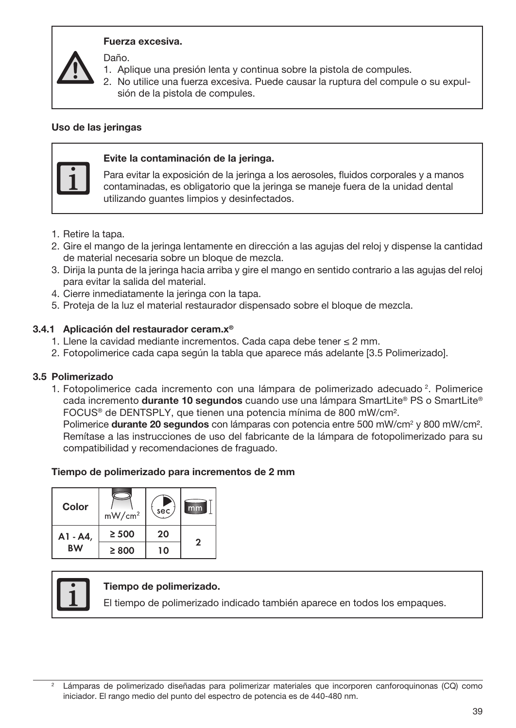**Fuerza excesiva.**

Daño.

1. Aplique una presión lenta y continua sobre la pistola de compules.
2. No utilice una fuerza excesiva. Puede causar la ruptura del compule o su expulsión de la pistola de compules.

**Uso de las jeringas**

**Evite la contaminación de la jeringa.**

Para evitar la exposición de la jeringa a los aerosoles, fluidos corporales y a manos contaminadas, es obligatorio que la jeringa se maneje fuera de la unidad dental utilizando guantes limpios y desinfectados.

1. Retire la tapa.
2. Gire el mango de la jeringa lentamente en dirección a las agujas del reloj y dispense la cantidad de material necesaria sobre un bloque de mezcla.
3. Dirija la punta de la jeringa hacia arriba y gire el mango en sentido contrario a las agujas del reloj para evitar la salida del material.
4. Cierre inmediatamente la jeringa con la tapa.
5. Proteja de la luz el material restaurador dispensado sobre el bloque de mezcla.

### 3.4.1 Aplicación del restaurador ceram.x®

1. Llene la cavidad mediante incrementos. Cada capa debe tener ≤ 2 mm.
2. Fotopolimerice cada capa según la tabla que aparece más adelante [3.5 Polimerizado].

## 3.5 Polimerizado

1. Fotopolimerice cada incremento con una lámpara de polimerizado adecuado [2]. Polimerice cada incremento **durante 10 segundos** cuando use una lámpara SmartLite® PS o SmartLite® FOCUS® de DENTSPLY, que tienen una potencia mínima de 800 mW/cm².
   Polimerice **durante 20 segundos** con lámparas con potencia entre 500 mW/cm² y 800 mW/cm². Remítase a las instrucciones de uso del fabricante de la lámpara de fotopolimerizado para su compatibilidad y recomendaciones de fraguado.

**Tiempo de polimerizado para incrementos de 2 mm**

| Color | mW/cm² | sec | mm |
|---|---|---|---|
| A1 - A4, BW | ≥ 500 | 20 | 2 |
| | ≥ 800 | 10 | |

**Tiempo de polimerizado.**

El tiempo de polimerizado indicado también aparece en todos los empaques.

---

[2] Lámparas de polimerizado diseñadas para polimerizar materiales que incorporen canforoquinonas (CQ) como iniciador. El rango medio del punto del espectro de potencia es de 440-480 nm.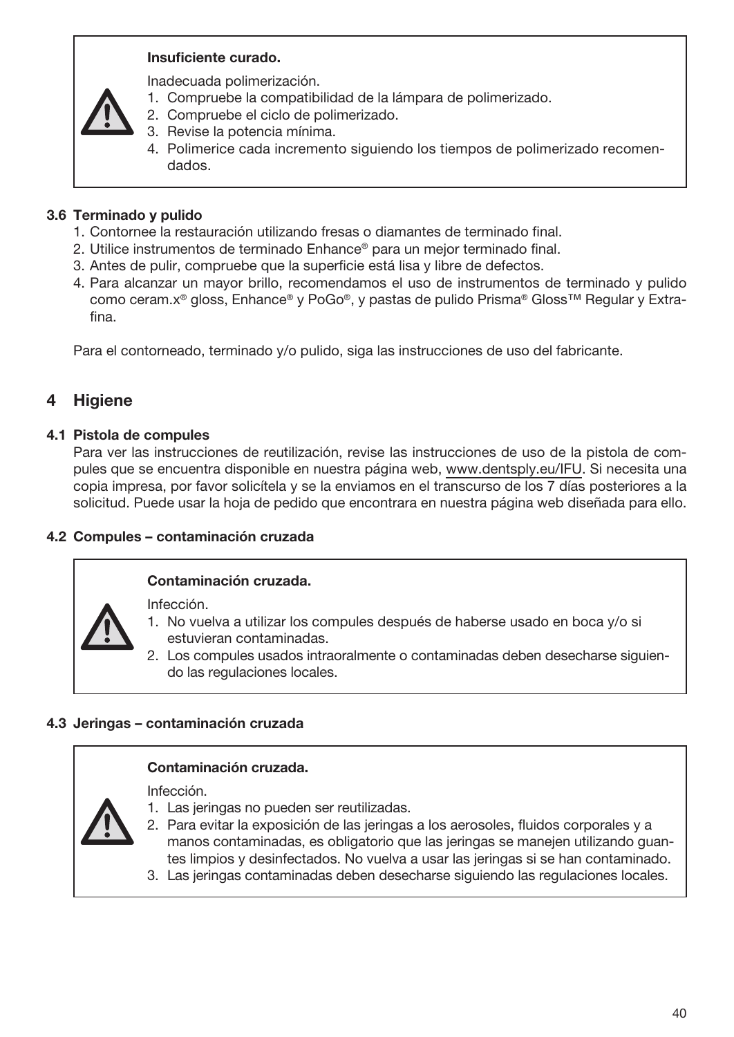**Insuficiente curado.**

Inadecuada polimerización.

1. Compruebe la compatibilidad de la lámpara de polimerizado.
2. Compruebe el ciclo de polimerizado.
3. Revise la potencia mínima.
4. Polimerice cada incremento siguiendo los tiempos de polimerizado recomendados.

### 3.6 Terminado y pulido

1. Contornee la restauración utilizando fresas o diamantes de terminado final.
2. Utilice instrumentos de terminado Enhance® para un mejor terminado final.
3. Antes de pulir, compruebe que la superficie está lisa y libre de defectos.
4. Para alcanzar un mayor brillo, recomendamos el uso de instrumentos de terminado y pulido como ceram.x® gloss, Enhance® y PoGo®, y pastas de pulido Prisma® Gloss™ Regular y Extrafina.

Para el contorneado, terminado y/o pulido, siga las instrucciones de uso del fabricante.

## 4 Higiene

### 4.1 Pistola de compules

Para ver las instrucciones de reutilización, revise las instrucciones de uso de la pistola de compules que se encuentra disponible en nuestra página web, www.dentsply.eu/IFU. Si necesita una copia impresa, por favor solicítela y se la enviamos en el transcurso de los 7 días posteriores a la solicitud. Puede usar la hoja de pedido que encontrara en nuestra página web diseñada para ello.

### 4.2 Compules – contaminación cruzada

**Contaminación cruzada.**

Infección.

1. No vuelva a utilizar los compules después de haberse usado en boca y/o si estuvieran contaminadas.
2. Los compules usados intraoralmente o contaminadas deben desecharse siguiendo las regulaciones locales.

### 4.3 Jeringas – contaminación cruzada

**Contaminación cruzada.**

Infección.

1. Las jeringas no pueden ser reutilizadas.
2. Para evitar la exposición de las jeringas a los aerosoles, fluidos corporales y a manos contaminadas, es obligatorio que las jeringas se manejen utilizando guantes limpios y desinfectados. No vuelva a usar las jeringas si se han contaminado.
3. Las jeringas contaminadas deben desecharse siguiendo las regulaciones locales.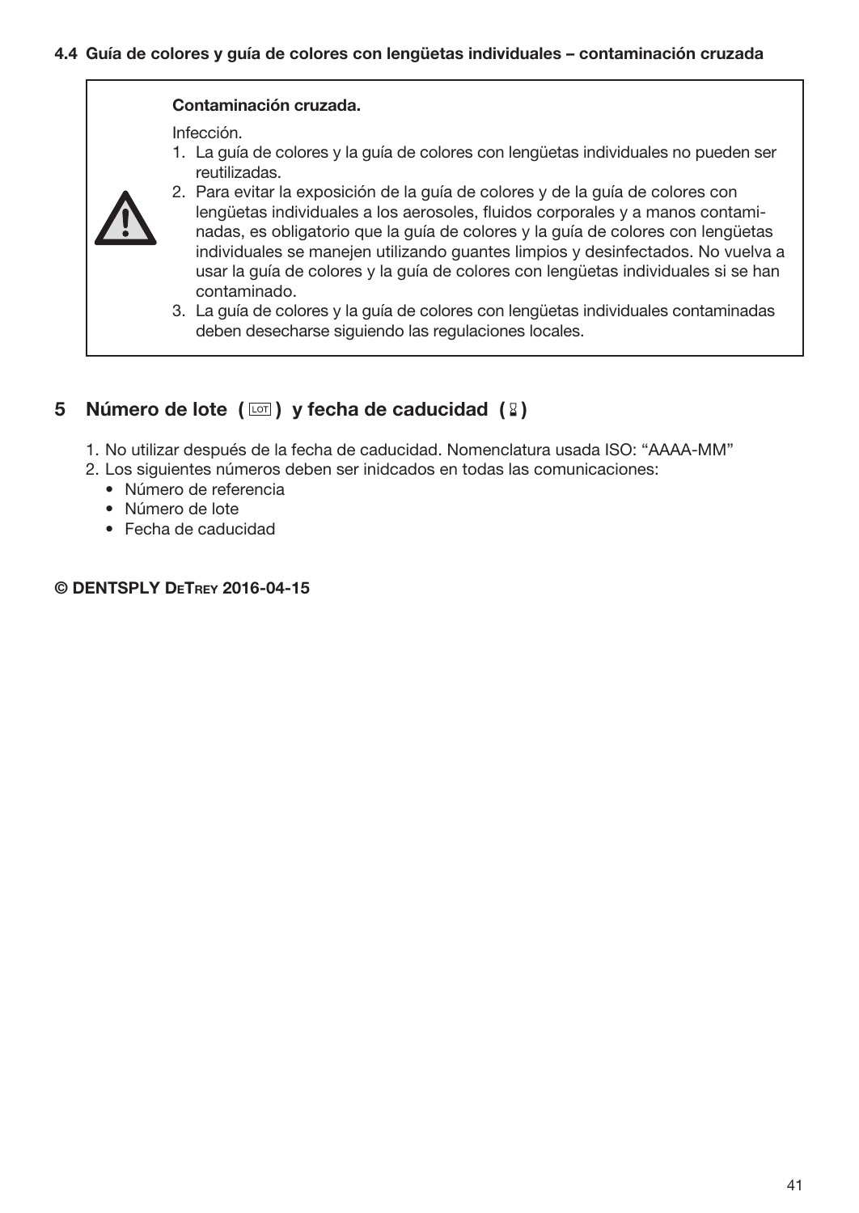#### 4.4 Guía de colores y guía de colores con lengüetas individuales – contaminación cruzada

**Contaminación cruzada.**

Infección.

1. La guía de colores y la guía de colores con lengüetas individuales no pueden ser reutilizadas.
2. Para evitar la exposición de la guía de colores y de la guía de colores con lengüetas individuales a los aerosoles, fluidos corporales y a manos contaminadas, es obligatorio que la guía de colores y la guía de colores con lengüetas individuales se manejen utilizando guantes limpios y desinfectados. No vuelva a usar la guía de colores y la guía de colores con lengüetas individuales si se han contaminado.
3. La guía de colores y la guía de colores con lengüetas individuales contaminadas deben desecharse siguiendo las regulaciones locales.

## 5 Número de lote ( LOT ) y fecha de caducidad ( ⌛ )

1. No utilizar después de la fecha de caducidad. Nomenclatura usada ISO: "AAAA-MM"
2. Los siguientes números deben ser inidcados en todas las comunicaciones:
   - Número de referencia
   - Número de lote
   - Fecha de caducidad

**© DENTSPLY DeTrey 2016-04-15**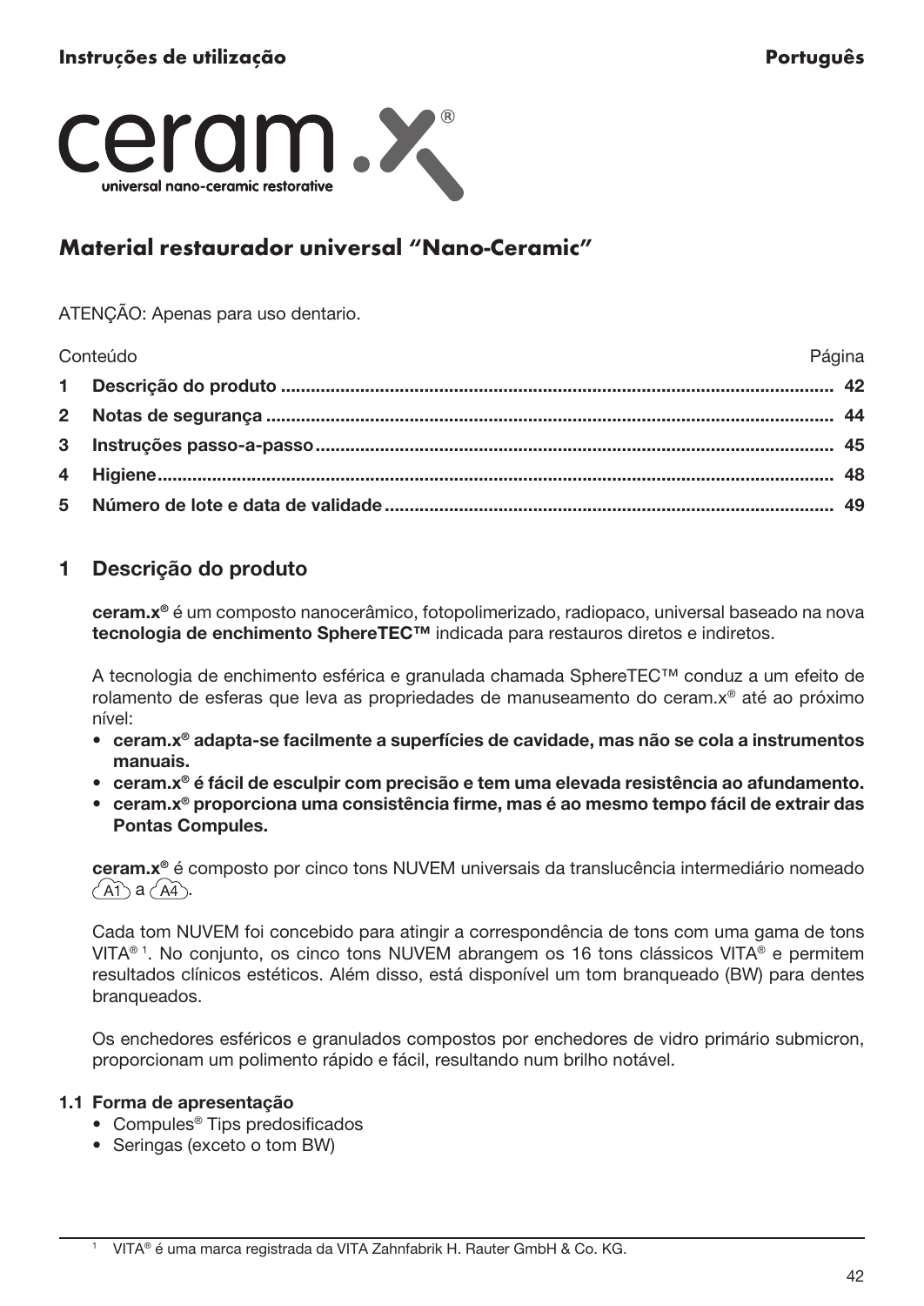**Instruções de utilização** **Português**

ceram.x®

universal nano-ceramic restorative

## Material restaurador universal "Nano-Ceramic"

ATENÇÃO: Apenas para uso dentario.

| Conteúdo | Página |
|---|---|
| **1 Descrição do produto** | **42** |
| **2 Notas de segurança** | **44** |
| **3 Instruções passo-a-passo** | **45** |
| **4 Higiene** | **48** |
| **5 Número de lote e data de validade** | **49** |

## 1 Descrição do produto

**ceram.x®** é um composto nanocerâmico, fotopolimerizado, radiopaco, universal baseado na nova **tecnologia de enchimento SphereTEC™** indicada para restauros diretos e indiretos.

A tecnologia de enchimento esférica e granulada chamada SphereTEC™ conduz a um efeito de rolamento de esferas que leva as propriedades de manuseamento do ceram.x® até ao próximo nível:

- **ceram.x® adapta-se facilmente a superfícies de cavidade, mas não se cola a instrumentos manuais.**
- **ceram.x® é fácil de esculpir com precisão e tem uma elevada resistência ao afundamento.**
- **ceram.x® proporciona uma consistência firme, mas é ao mesmo tempo fácil de extrair das Pontas Compules.**

**ceram.x®** é composto por cinco tons NUVEM universais da translucência intermediário nomeado A1 a A4.

Cada tom NUVEM foi concebido para atingir a correspondência de tons com uma gama de tons VITA®[1]. No conjunto, os cinco tons NUVEM abrangem os 16 tons clássicos VITA® e permitem resultados clínicos estéticos. Além disso, está disponível um tom branqueado (BW) para dentes branqueados.

Os enchedores esféricos e granulados compostos por enchedores de vidro primário submicron, proporcionam um polimento rápido e fácil, resultando num brilho notável.

### 1.1 Forma de apresentação

- Compules® Tips predosificados
- Seringas (exceto o tom BW)

[1] VITA® é uma marca registrada da VITA Zahnfabrik H. Rauter GmbH & Co. KG.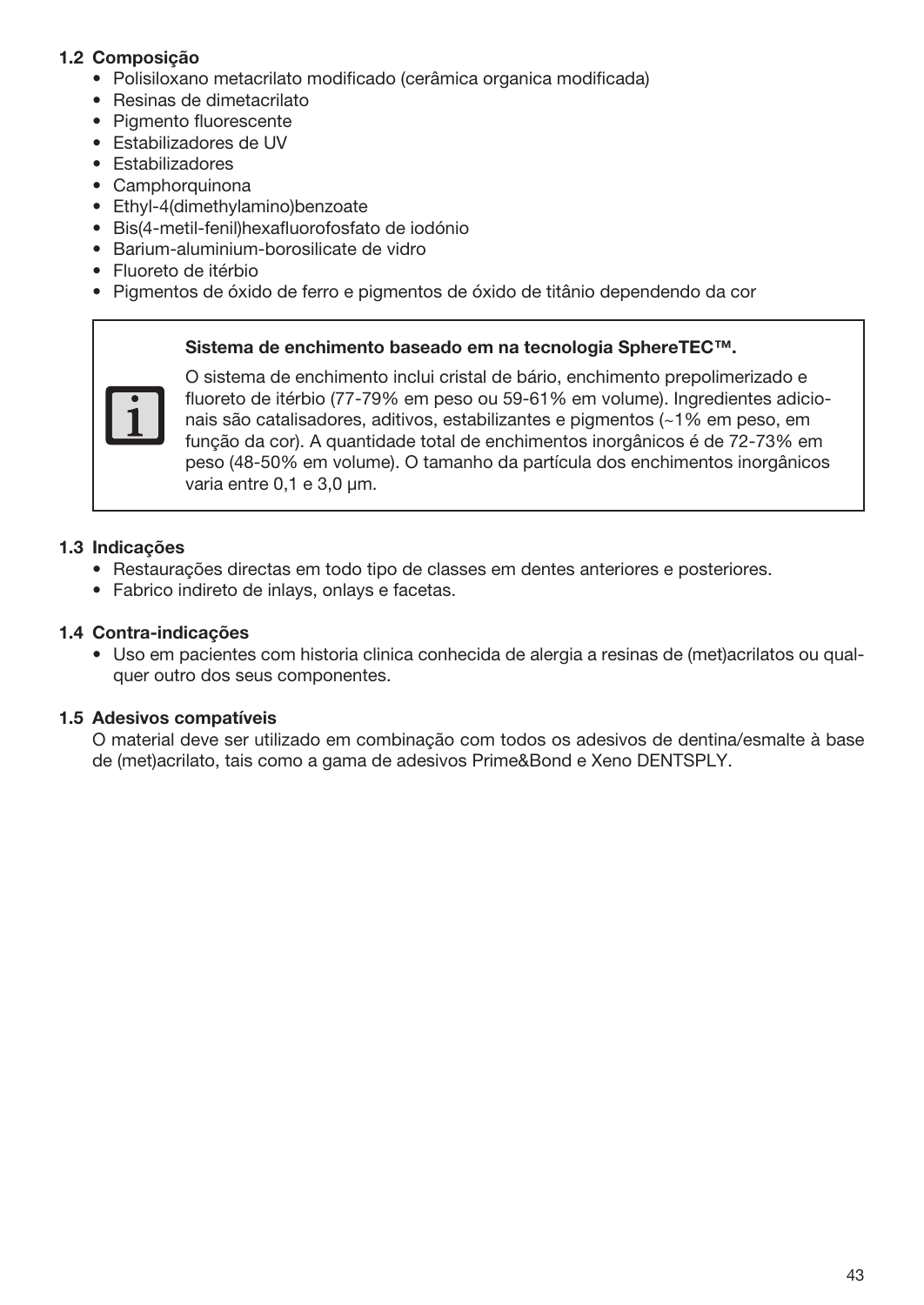### 1.2 Composição

- Polisiloxano metacrilato modificado (cerâmica organica modificada)
- Resinas de dimetacrilato
- Pigmento fluorescente
- Estabilizadores de UV
- Estabilizadores
- Camphorquinona
- Ethyl-4(dimethylamino)benzoate
- Bis(4-metil-fenil)hexafluorofosfato de iodónio
- Barium-aluminium-borosilicate de vidro
- Fluoreto de itérbio
- Pigmentos de óxido de ferro e pigmentos de óxido de titânio dependendo da cor

**Sistema de enchimento baseado em na tecnologia SphereTEC™.**

O sistema de enchimento inclui cristal de bário, enchimento prepolimerizado e fluoreto de itérbio (77-79% em peso ou 59-61% em volume). Ingredientes adicionais são catalisadores, aditivos, estabilizantes e pigmentos (~1% em peso, em função da cor). A quantidade total de enchimentos inorgânicos é de 72-73% em peso (48-50% em volume). O tamanho da partícula dos enchimentos inorgânicos varia entre 0,1 e 3,0 μm.

### 1.3 Indicações

- Restaurações directas em todo tipo de classes em dentes anteriores e posteriores.
- Fabrico indireto de inlays, onlays e facetas.

### 1.4 Contra-indicações

- Uso em pacientes com historia clinica conhecida de alergia a resinas de (met)acrilatos ou qualquer outro dos seus componentes.

### 1.5 Adesivos compatíveis

O material deve ser utilizado em combinação com todos os adesivos de dentina/esmalte à base de (met)acrilato, tais como a gama de adesivos Prime&Bond e Xeno DENTSPLY.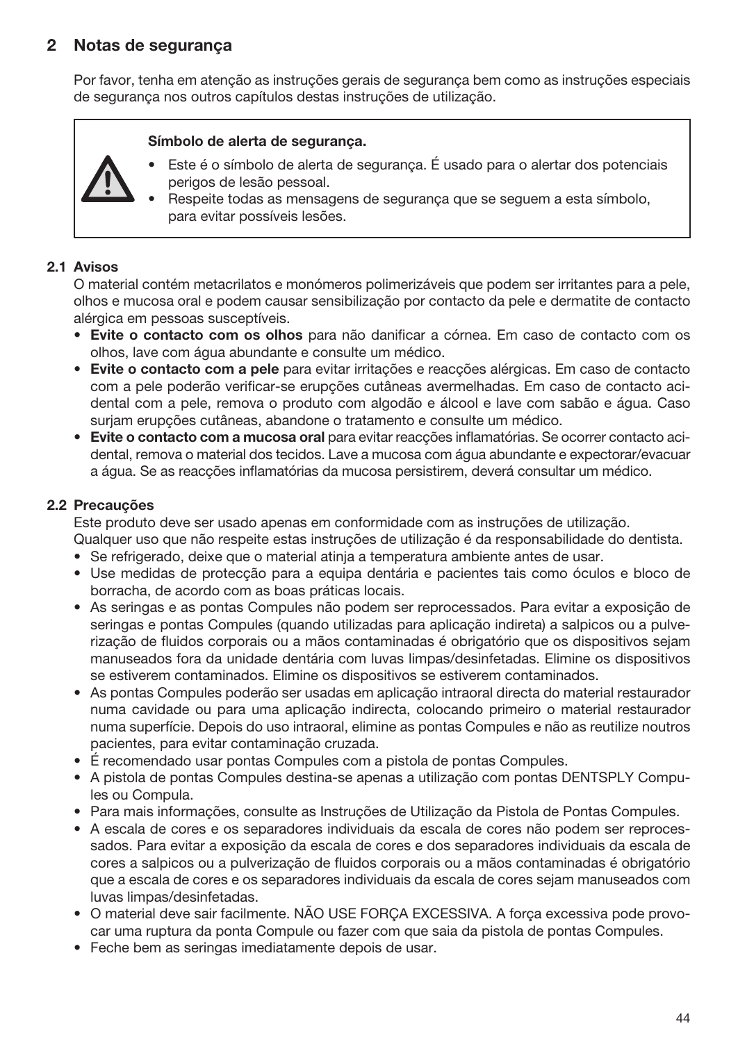## 2 Notas de segurança

Por favor, tenha em atenção as instruções gerais de segurança bem como as instruções especiais de segurança nos outros capítulos destas instruções de utilização.

> **Símbolo de alerta de segurança.**
> - Este é o símbolo de alerta de segurança. É usado para o alertar dos potenciais perigos de lesão pessoal.
> - Respeite todas as mensagens de segurança que se seguem a esta símbolo, para evitar possíveis lesões.

### 2.1 Avisos

O material contém metacrilatos e monómeros polimerizáveis que podem ser irritantes para a pele, olhos e mucosa oral e podem causar sensibilização por contacto da pele e dermatite de contacto alérgica em pessoas susceptíveis.

- **Evite o contacto com os olhos** para não danificar a córnea. Em caso de contacto com os olhos, lave com água abundante e consulte um médico.
- **Evite o contacto com a pele** para evitar irritações e reacções alérgicas. Em caso de contacto com a pele poderão verificar-se erupções cutâneas avermelhadas. Em caso de contacto acidental com a pele, remova o produto com algodão e álcool e lave com sabão e água. Caso surjam erupções cutâneas, abandone o tratamento e consulte um médico.
- **Evite o contacto com a mucosa oral** para evitar reacções inflamatórias. Se ocorrer contacto acidental, remova o material dos tecidos. Lave a mucosa com água abundante e expectorar/evacuar a água. Se as reacções inflamatórias da mucosa persistirem, deverá consultar um médico.

### 2.2 Precauções

Este produto deve ser usado apenas em conformidade com as instruções de utilização.
Qualquer uso que não respeite estas instruções de utilização é da responsabilidade do dentista.

- Se refrigerado, deixe que o material atinja a temperatura ambiente antes de usar.
- Use medidas de protecção para a equipa dentária e pacientes tais como óculos e bloco de borracha, de acordo com as boas práticas locais.
- As seringas e as pontas Compules não podem ser reprocessados. Para evitar a exposição de seringas e pontas Compules (quando utilizadas para aplicação indireta) a salpicos ou a pulverização de fluidos corporais ou a mãos contaminadas é obrigatório que os dispositivos sejam manuseados fora da unidade dentária com luvas limpas/desinfetadas. Elimine os dispositivos se estiverem contaminados. Elimine os dispositivos se estiverem contaminados.
- As pontas Compules poderão ser usadas em aplicação intraoral directa do material restaurador numa cavidade ou para uma aplicação indirecta, colocando primeiro o material restaurador numa superfície. Depois do uso intraoral, elimine as pontas Compules e não as reutilize noutros pacientes, para evitar contaminação cruzada.
- É recomendado usar pontas Compules com a pistola de pontas Compules.
- A pistola de pontas Compules destina-se apenas a utilização com pontas DENTSPLY Compules ou Compula.
- Para mais informações, consulte as Instruções de Utilização da Pistola de Pontas Compules.
- A escala de cores e os separadores individuais da escala de cores não podem ser reprocessados. Para evitar a exposição da escala de cores e dos separadores individuais da escala de cores a salpicos ou a pulverização de fluidos corporais ou a mãos contaminadas é obrigatório que a escala de cores e os separadores individuais da escala de cores sejam manuseados com luvas limpas/desinfetadas.
- O material deve sair facilmente. NÃO USE FORÇA EXCESSIVA. A força excessiva pode provocar uma ruptura da ponta Compule ou fazer com que saia da pistola de pontas Compules.
- Feche bem as seringas imediatamente depois de usar.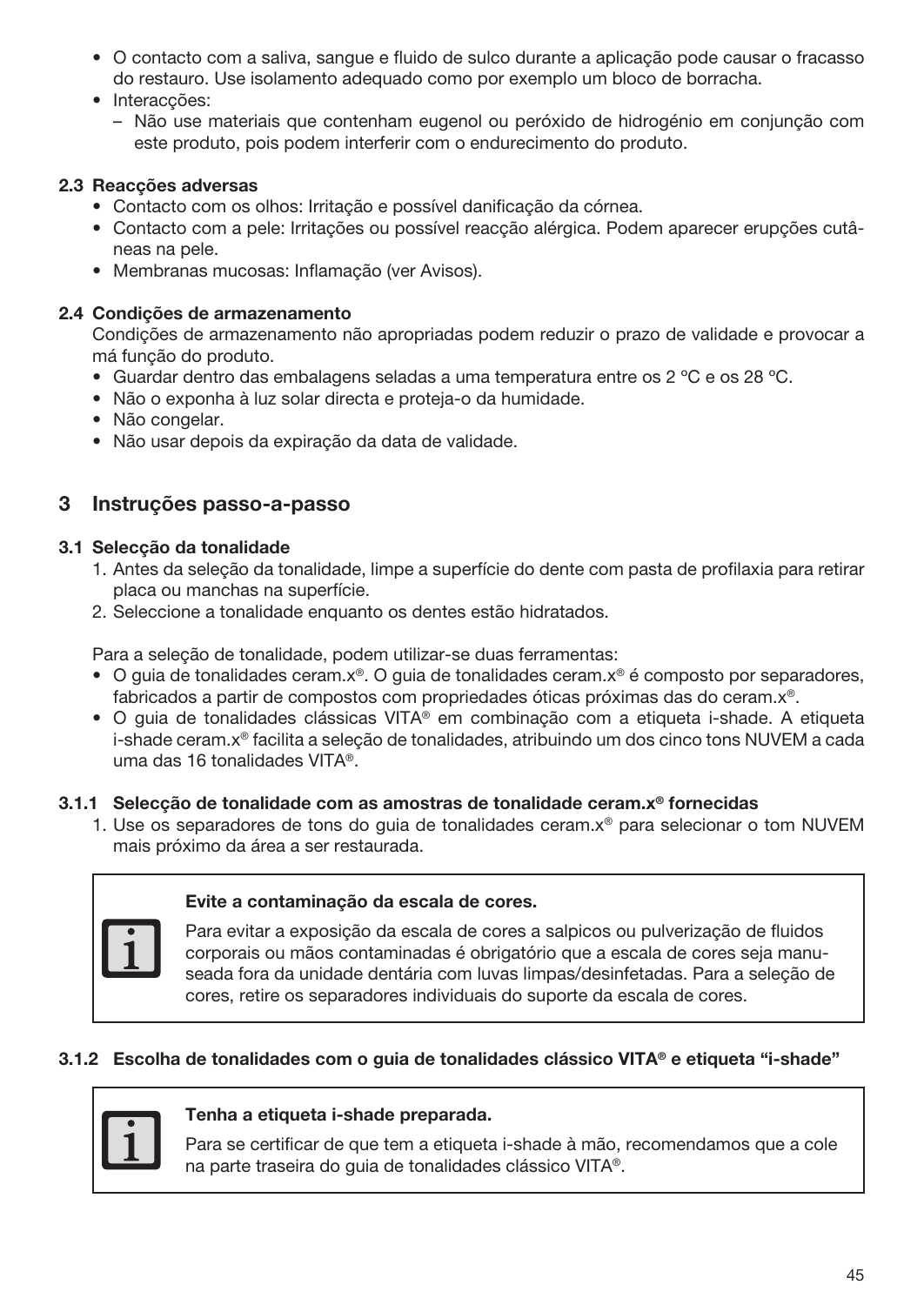- O contacto com a saliva, sangue e fluido de sulco durante a aplicação pode causar o fracasso do restauro. Use isolamento adequado como por exemplo um bloco de borracha.
- Interacções:
  – Não use materiais que contenham eugenol ou peróxido de hidrogénio em conjunção com este produto, pois podem interferir com o endurecimento do produto.

### 2.3 Reacções adversas

- Contacto com os olhos: Irritação e possível danificação da córnea.
- Contacto com a pele: Irritações ou possível reacção alérgica. Podem aparecer erupções cutâneas na pele.
- Membranas mucosas: Inflamação (ver Avisos).

### 2.4 Condições de armazenamento

Condições de armazenamento não apropriadas podem reduzir o prazo de validade e provocar a má função do produto.

- Guardar dentro das embalagens seladas a uma temperatura entre os 2 ºC e os 28 ºC.
- Não o exponha à luz solar directa e proteja-o da humidade.
- Não congelar.
- Não usar depois da expiração da data de validade.

## 3 Instruções passo-a-passo

### 3.1 Selecção da tonalidade

1. Antes da seleção da tonalidade, limpe a superfície do dente com pasta de profilaxia para retirar placa ou manchas na superfície.
2. Seleccione a tonalidade enquanto os dentes estão hidratados.

Para a seleção de tonalidade, podem utilizar-se duas ferramentas:

- O guia de tonalidades ceram.x®. O guia de tonalidades ceram.x® é composto por separadores, fabricados a partir de compostos com propriedades óticas próximas das do ceram.x®.
- O guia de tonalidades clássicas VITA® em combinação com a etiqueta i-shade. A etiqueta i-shade ceram.x® facilita a seleção de tonalidades, atribuindo um dos cinco tons NUVEM a cada uma das 16 tonalidades VITA®.

#### 3.1.1 Selecção de tonalidade com as amostras de tonalidade ceram.x® fornecidas

1. Use os separadores de tons do guia de tonalidades ceram.x® para selecionar o tom NUVEM mais próximo da área a ser restaurada.

> **Evite a contaminação da escala de cores.**
>
> Para evitar a exposição da escala de cores a salpicos ou pulverização de fluidos corporais ou mãos contaminadas é obrigatório que a escala de cores seja manuseada fora da unidade dentária com luvas limpas/desinfetadas. Para a seleção de cores, retire os separadores individuais do suporte da escala de cores.

#### 3.1.2 Escolha de tonalidades com o guia de tonalidades clássico VITA® e etiqueta "i-shade"

> **Tenha a etiqueta i-shade preparada.**
>
> Para se certificar de que tem a etiqueta i-shade à mão, recomendamos que a cole na parte traseira do guia de tonalidades clássico VITA®.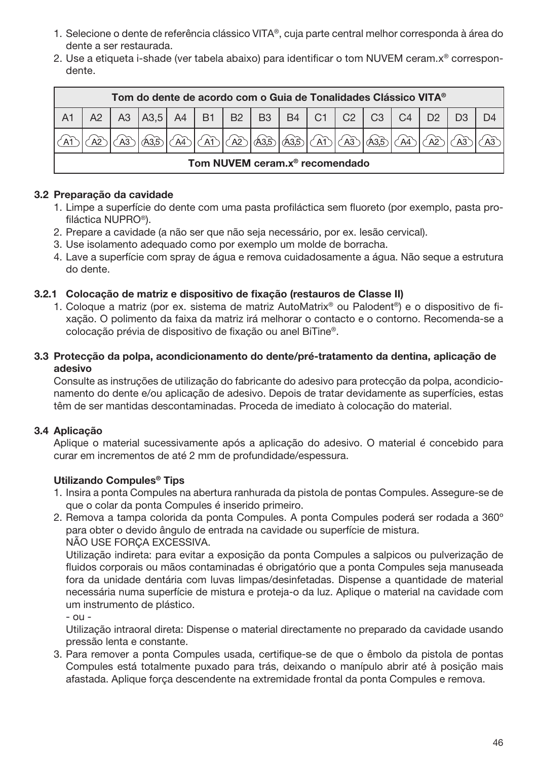1. Selecione o dente de referência clássico VITA®, cuja parte central melhor corresponda à área do dente a ser restaurada.
2. Use a etiqueta i-shade (ver tabela abaixo) para identificar o tom NUVEM ceram.x® correspondente.

| Tom do dente de acordo com o Guia de Tonalidades Clássico VITA® | | | | | | | | | | | | | | | |
|---|---|---|---|---|---|---|---|---|---|---|---|---|---|---|---|
| A1 | A2 | A3 | A3,5 | A4 | B1 | B2 | B3 | B4 | C1 | C2 | C3 | C4 | D2 | D3 | D4 |
| A1 | A2 | A3 | A3,5 | A4 | A1 | A2 | A3,5 | A3,5 | A1 | A3 | A3,5 | A4 | A2 | A3 | A3 |
| Tom NUVEM ceram.x® recomendado | | | | | | | | | | | | | | | |

### 3.2 Preparação da cavidade

1. Limpe a superfície do dente com uma pasta profiláctica sem fluoreto (por exemplo, pasta profiláctica NUPRO®).
2. Prepare a cavidade (a não ser que não seja necessário, por ex. lesão cervical).
3. Use isolamento adequado como por exemplo um molde de borracha.
4. Lave a superfície com spray de água e remova cuidadosamente a água. Não seque a estrutura do dente.

#### 3.2.1 Colocação de matriz e dispositivo de fixação (restauros de Classe II)

1. Coloque a matriz (por ex. sistema de matriz AutoMatrix® ou Palodent®) e o dispositivo de fixação. O polimento da faixa da matriz irá melhorar o contacto e o contorno. Recomenda-se a colocação prévia de dispositivo de fixação ou anel BiTine®.

### 3.3 Protecção da polpa, acondicionamento do dente/pré-tratamento da dentina, aplicação de adesivo

Consulte as instruções de utilização do fabricante do adesivo para protecção da polpa, acondicionamento do dente e/ou aplicação de adesivo. Depois de tratar devidamente as superfícies, estas têm de ser mantidas descontaminadas. Proceda de imediato à colocação do material.

### 3.4 Aplicação

Aplique o material sucessivamente após a aplicação do adesivo. O material é concebido para curar em incrementos de até 2 mm de profundidade/espessura.

**Utilizando Compules® Tips**

1. Insira a ponta Compules na abertura ranhurada da pistola de pontas Compules. Assegure-se de que o colar da ponta Compules é inserido primeiro.
2. Remova a tampa colorida da ponta Compules. A ponta Compules poderá ser rodada a 360º para obter o devido ângulo de entrada na cavidade ou superfície de mistura.
   NÃO USE FORÇA EXCESSIVA.
   Utilização indireta: para evitar a exposição da ponta Compules a salpicos ou pulverização de fluidos corporais ou mãos contaminadas é obrigatório que a ponta Compules seja manuseada fora da unidade dentária com luvas limpas/desinfetadas. Dispense a quantidade de material necessária numa superfície de mistura e proteja-o da luz. Aplique o material na cavidade com um instrumento de plástico.
   - ou -
   Utilização intraoral direta: Dispense o material directamente no preparado da cavidade usando pressão lenta e constante.
3. Para remover a ponta Compules usada, certifique-se de que o êmbolo da pistola de pontas Compules está totalmente puxado para trás, deixando o manípulo abrir até à posição mais afastada. Aplique força descendente na extremidade frontal da ponta Compules e remova.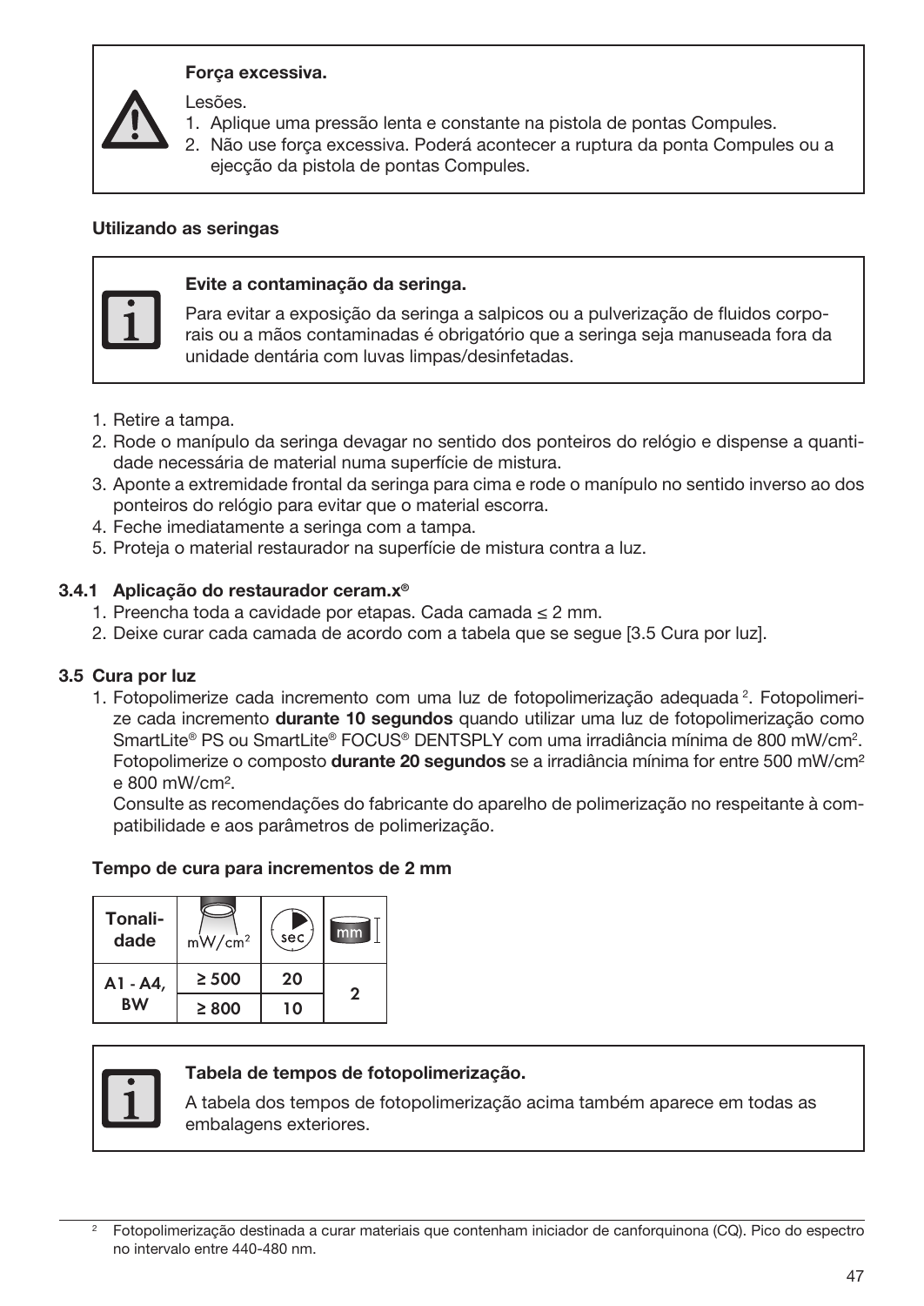**Força excessiva.**

Lesões.

1. Aplique uma pressão lenta e constante na pistola de pontas Compules.
2. Não use força excessiva. Poderá acontecer a ruptura da ponta Compules ou a ejecção da pistola de pontas Compules.

**Utilizando as seringas**

**Evite a contaminação da seringa.**

Para evitar a exposição da seringa a salpicos ou a pulverização de fluidos corporais ou a mãos contaminadas é obrigatório que a seringa seja manuseada fora da unidade dentária com luvas limpas/desinfetadas.

1. Retire a tampa.
2. Rode o manípulo da seringa devagar no sentido dos ponteiros do relógio e dispense a quantidade necessária de material numa superfície de mistura.
3. Aponte a extremidade frontal da seringa para cima e rode o manípulo no sentido inverso ao dos ponteiros do relógio para evitar que o material escorra.
4. Feche imediatamente a seringa com a tampa.
5. Proteja o material restaurador na superfície de mistura contra a luz.

### 3.4.1 Aplicação do restaurador ceram.x®

1. Preencha toda a cavidade por etapas. Cada camada ≤ 2 mm.
2. Deixe curar cada camada de acordo com a tabela que se segue [3.5 Cura por luz].

### 3.5 Cura por luz

1. Fotopolimerize cada incremento com uma luz de fotopolimerização adequada [2]. Fotopolimerize cada incremento **durante 10 segundos** quando utilizar uma luz de fotopolimerização como SmartLite® PS ou SmartLite® FOCUS® DENTSPLY com uma irradiância mínima de 800 mW/cm². Fotopolimerize o composto **durante 20 segundos** se a irradiância mínima for entre 500 mW/cm² e 800 mW/cm².

   Consulte as recomendações do fabricante do aparelho de polimerização no respeitante à compatibilidade e aos parâmetros de polimerização.

**Tempo de cura para incrementos de 2 mm**

| Tonalidade | mW/cm² | sec | mm |
|---|---|---|---|
| A1 - A4, BW | ≥ 500 | 20 | 2 |
| | ≥ 800 | 10 | |

**Tabela de tempos de fotopolimerização.**

A tabela dos tempos de fotopolimerização acima também aparece em todas as embalagens exteriores.

[2] Fotopolimerização destinada a curar materiais que contenham iniciador de canforquinona (CQ). Pico do espectro no intervalo entre 440-480 nm.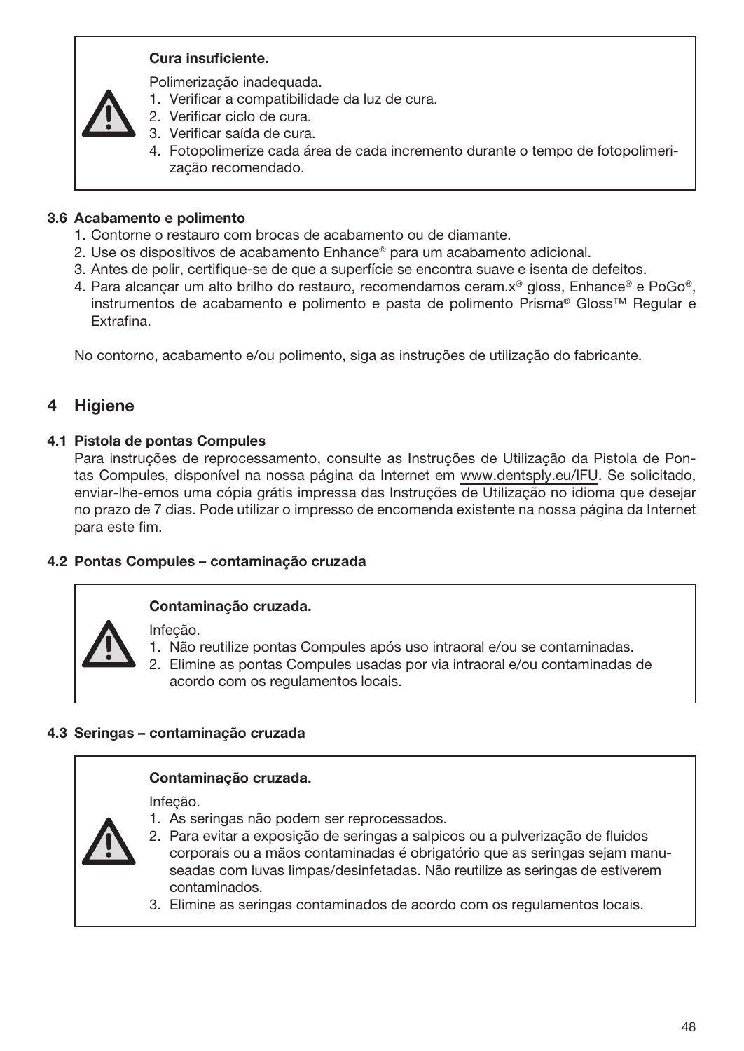> **Cura insuficiente.**
>
> Polimerização inadequada.
> 1. Verificar a compatibilidade da luz de cura.
> 2. Verificar ciclo de cura.
> 3. Verificar saída de cura.
> 4. Fotopolimerize cada área de cada incremento durante o tempo de fotopolimerização recomendado.

### 3.6 Acabamento e polimento

1. Contorne o restauro com brocas de acabamento ou de diamante.
2. Use os dispositivos de acabamento Enhance® para um acabamento adicional.
3. Antes de polir, certifique-se de que a superfície se encontra suave e isenta de defeitos.
4. Para alcançar um alto brilho do restauro, recomendamos ceram.x® gloss, Enhance® e PoGo®, instrumentos de acabamento e polimento e pasta de polimento Prisma® Gloss™ Regular e Extrafina.

No contorno, acabamento e/ou polimento, siga as instruções de utilização do fabricante.

## 4 Higiene

### 4.1 Pistola de pontas Compules

Para instruções de reprocessamento, consulte as Instruções de Utilização da Pistola de Pontas Compules, disponível na nossa página da Internet em www.dentsply.eu/IFU. Se solicitado, enviar-lhe-emos uma cópia grátis impressa das Instruções de Utilização no idioma que desejar no prazo de 7 dias. Pode utilizar o impresso de encomenda existente na nossa página da Internet para este fim.

### 4.2 Pontas Compules – contaminação cruzada

> **Contaminação cruzada.**
>
> Infeção.
> 1. Não reutilize pontas Compules após uso intraoral e/ou se contaminadas.
> 2. Elimine as pontas Compules usadas por via intraoral e/ou contaminadas de acordo com os regulamentos locais.

### 4.3 Seringas – contaminação cruzada

> **Contaminação cruzada.**
>
> Infeção.
> 1. As seringas não podem ser reprocessados.
> 2. Para evitar a exposição de seringas a salpicos ou a pulverização de fluidos corporais ou a mãos contaminadas é obrigatório que as seringas sejam manuseadas com luvas limpas/desinfetadas. Não reutilize as seringas de estiverem contaminados.
> 3. Elimine as seringas contaminados de acordo com os regulamentos locais.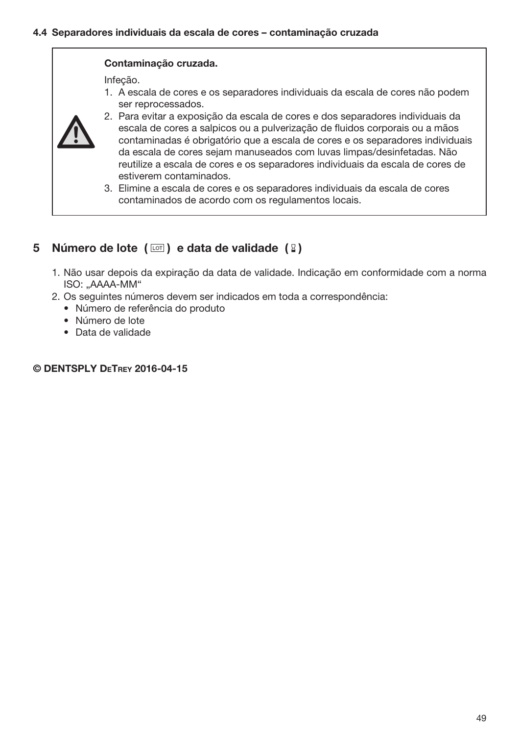### 4.4 Separadores individuais da escala de cores – contaminação cruzada

> ⚠
>
> **Contaminação cruzada.**
>
> Infeção.
>
> 1. A escala de cores e os separadores individuais da escala de cores não podem ser reprocessados.
> 2. Para evitar a exposição da escala de cores e dos separadores individuais da escala de cores a salpicos ou a pulverização de fluidos corporais ou a mãos contaminadas é obrigatório que a escala de cores e os separadores individuais da escala de cores sejam manuseados com luvas limpas/desinfetadas. Não reutilize a escala de cores e os separadores individuais da escala de cores de estiverem contaminados.
> 3. Elimine a escala de cores e os separadores individuais da escala de cores contaminados de acordo com os regulamentos locais.

## 5 Número de lote ( LOT ) e data de validade ( ⌛ )

1. Não usar depois da expiração da data de validade. Indicação em conformidade com a norma ISO: „AAAA-MM“
2. Os seguintes números devem ser indicados em toda a correspondência:
   - Número de referência do produto
   - Número de lote
   - Data de validade

**© DENTSPLY DeTrey 2016-04-15**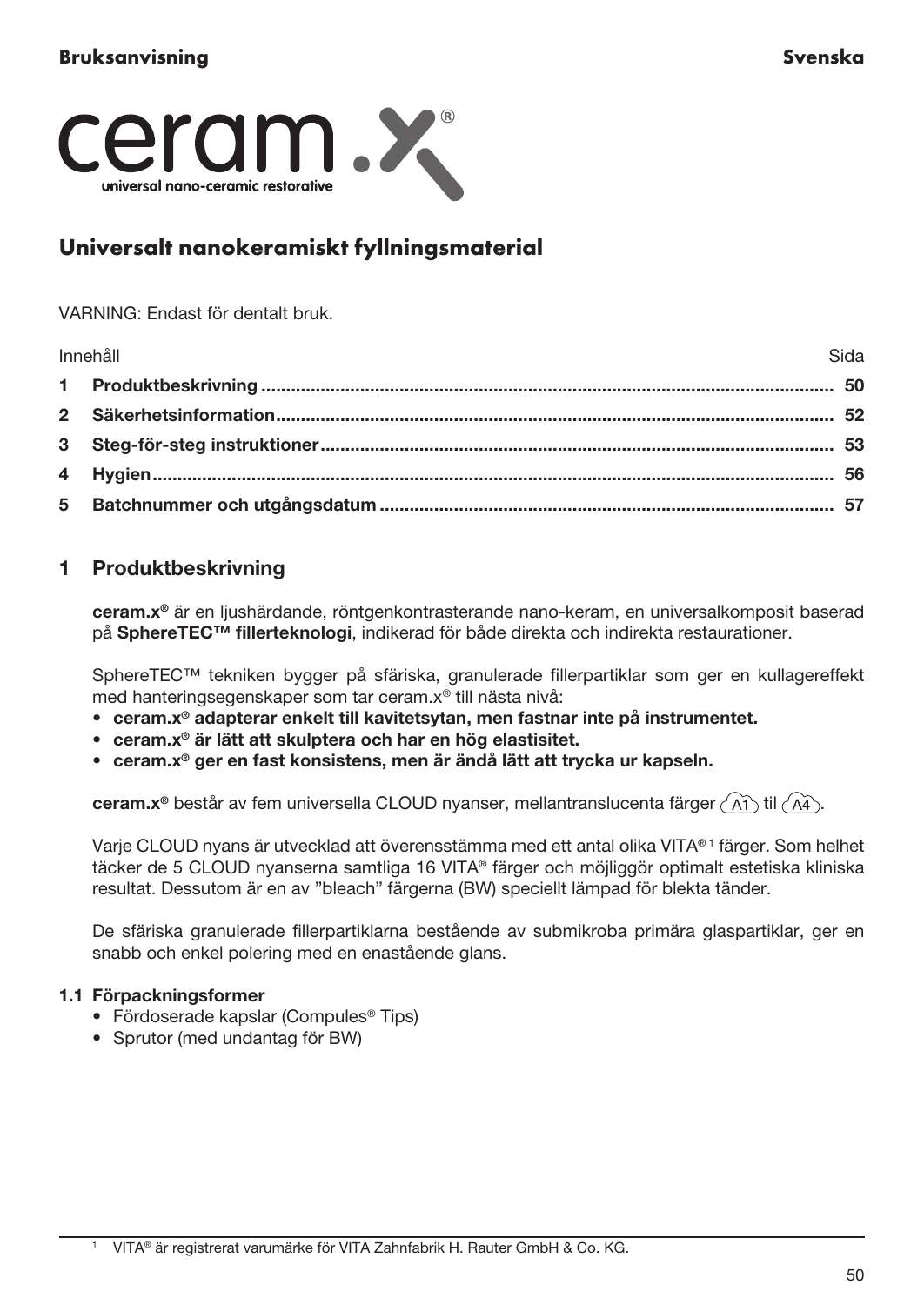**Bruksanvisning** **Svenska**

# ceram.x®

universal nano-ceramic restorative

## Universalt nanokeramiskt fyllningsmaterial

VARNING: Endast för dentalt bruk.

| Innehåll | Sida |
|---|---|
| **1 Produktbeskrivning** | **50** |
| **2 Säkerhetsinformation** | **52** |
| **3 Steg-för-steg instruktioner** | **53** |
| **4 Hygien** | **56** |
| **5 Batchnummer och utgångsdatum** | **57** |

## 1 Produktbeskrivning

**ceram.x®** är en ljushärdande, röntgenkontrasterande nano-keram, en universalkomposit baserad på **SphereTEC™ fillerteknologi**, indikerad för både direkta och indirekta restaurationer.

SphereTEC™ tekniken bygger på sfäriska, granulerade fillerpartiklar som ger en kullagereffekt med hanteringsegenskaper som tar ceram.x® till nästa nivå:

- **ceram.x® adapterar enkelt till kavitetsytan, men fastnar inte på instrumentet.**
- **ceram.x® är lätt att skulptera och har en hög elasticitet.**
- **ceram.x® ger en fast konsistens, men är ändå lätt att trycka ur kapseln.**

**ceram.x®** består av fem universella CLOUD nyanser, mellantranslucenta färger A1 til A4.

Varje CLOUD nyans är utvecklad att överensstämma med ett antal olika VITA®[1] färger. Som helhet täcker de 5 CLOUD nyanserna samtliga 16 VITA® färger och möjliggör optimalt estetiska kliniska resultat. Dessutom är en av "bleach" färgerna (BW) speciellt lämpad för blekta tänder.

De sfäriska granulerade fillerpartiklarna bestående av submikroba primära glaspartiklar, ger en snabb och enkel polering med en enastående glans.

### 1.1 Förpackningsformer

- Fördoserade kapslar (Compules® Tips)
- Sprutor (med undantag för BW)

---

[1] VITA® är registrerat varumärke för VITA Zahnfabrik H. Rauter GmbH & Co. KG.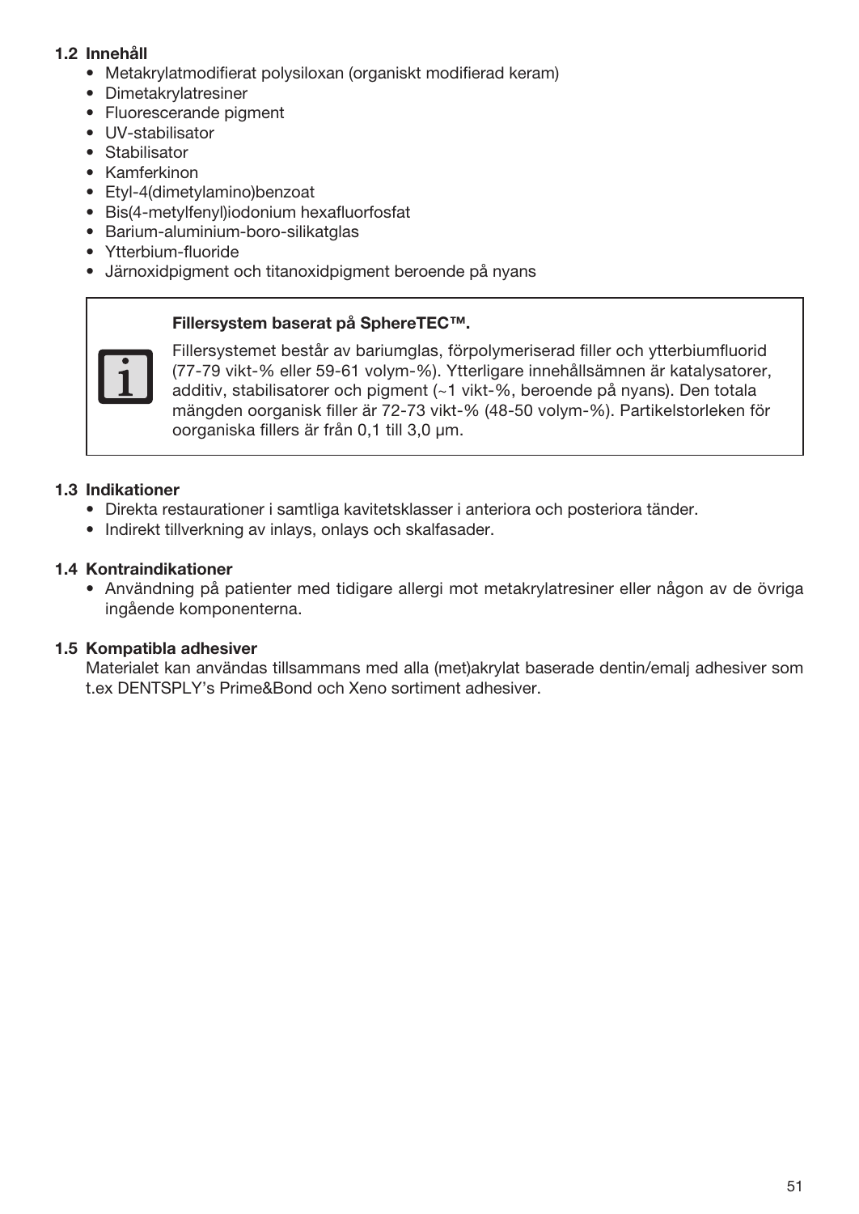### 1.2 Innehåll

- Metakrylatmodifierat polysiloxan (organiskt modifierad keram)
- Dimetakrylatresiner
- Fluorescerande pigment
- UV-stabilisator
- Stabilisator
- Kamferkinon
- Etyl-4(dimetylamino)benzoat
- Bis(4-metylfenyl)iodonium hexafluorfosfat
- Barium-aluminium-boro-silikatglas
- Ytterbium-fluoride
- Järnoxidpigment och titanoxidpigment beroende på nyans

**Fillersystem baserat på SphereTEC™.**

Fillersystemet består av bariumglas, förpolymeriserad filler och ytterbiumfluorid (77-79 vikt-% eller 59-61 volym-%). Ytterligare innehållsämnen är katalysatorer, additiv, stabilisatorer och pigment (~1 vikt-%, beroende på nyans). Den totala mängden oorganisk filler är 72-73 vikt-% (48-50 volym-%). Partikelstorleken för oorganiska fillers är från 0,1 till 3,0 µm.

### 1.3 Indikationer

- Direkta restaurationer i samtliga kavitetsklasser i anteriora och posteriora tänder.
- Indirekt tillverkning av inlays, onlays och skalfasader.

### 1.4 Kontraindikationer

- Användning på patienter med tidigare allergi mot metakrylatresiner eller någon av de övriga ingående komponenterna.

### 1.5 Kompatibla adhesiver

Materialet kan användas tillsammans med alla (met)akrylat baserade dentin/emalj adhesiver som t.ex DENTSPLY's Prime&Bond och Xeno sortiment adhesiver.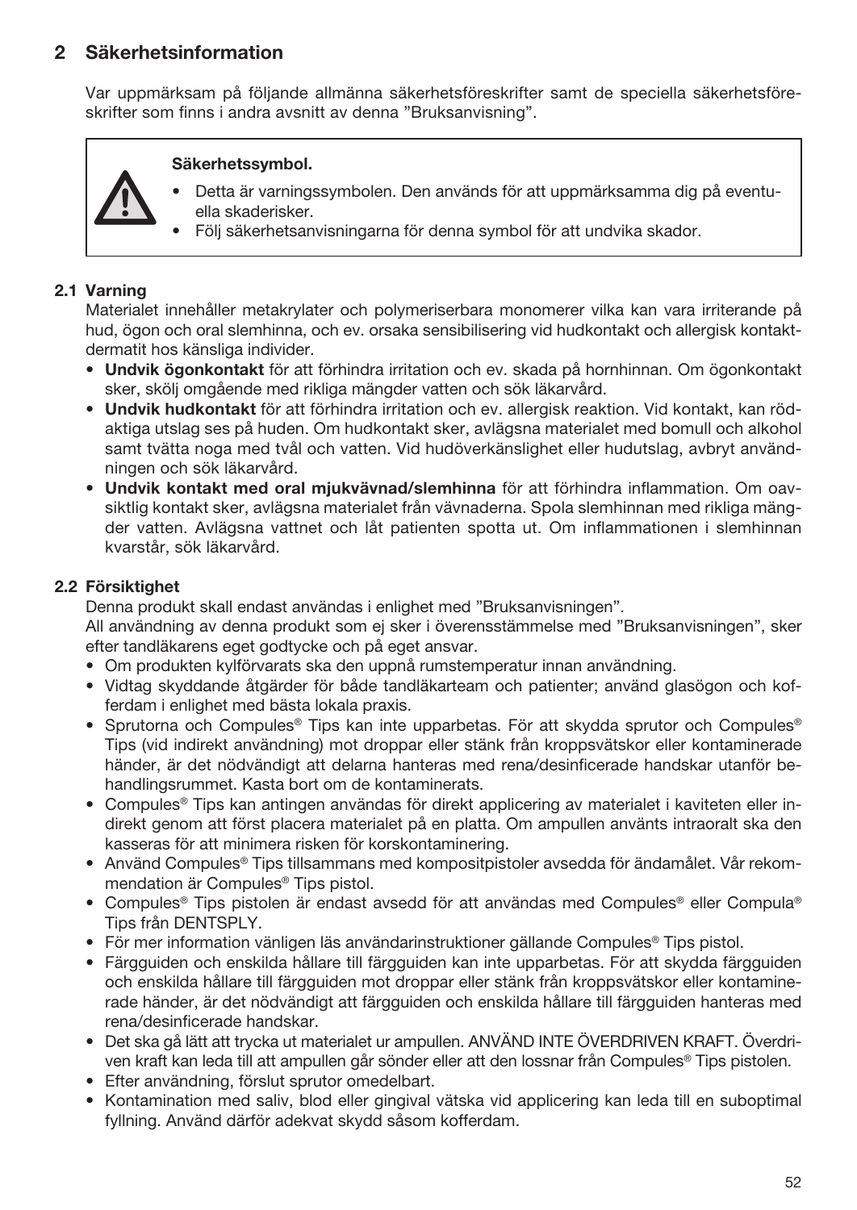## 2 Säkerhetsinformation

Var uppmärksam på följande allmänna säkerhetsföreskrifter samt de speciella säkerhetsföreskrifter som finns i andra avsnitt av denna "Bruksanvisning".

**Säkerhetssymbol.**

- Detta är varningssymbolen. Den används för att uppmärksamma dig på eventuella skaderisker.
- Följ säkerhetsanvisningarna för denna symbol för att undvika skador.

### 2.1 Varning

Materialet innehåller metakrylater och polymeriserbara monomerer vilka kan vara irriterande på hud, ögon och oral slemhinna, och ev. orsaka sensibilisering vid hudkontakt och allergisk kontaktdermatit hos känsliga individer.

- **Undvik ögonkontakt** för att förhindra irritation och ev. skada på hornhinnan. Om ögonkontakt sker, skölj omgående med rikliga mängder vatten och sök läkarvård.
- **Undvik hudkontakt** för att förhindra irritation och ev. allergisk reaktion. Vid kontakt, kan rödaktiga utslag ses på huden. Om hudkontakt sker, avlägsna materialet med bomull och alkohol samt tvätta noga med tvål och vatten. Vid hudöverkänslighet eller hudutslag, avbryt användningen och sök läkarvård.
- **Undvik kontakt med oral mjukvävnad/slemhinna** för att förhindra inflammation. Om oavsiktlig kontakt sker, avlägsna materialet från vävnaderna. Spola slemhinnan med rikliga mängder vatten. Avlägsna vattnet och låt patienten spotta ut. Om inflammationen i slemhinnan kvarstår, sök läkarvård.

### 2.2 Försiktighet

Denna produkt skall endast användas i enlighet med "Bruksanvisningen".
All användning av denna produkt som ej sker i överensstämmelse med "Bruksanvisningen", sker efter tandläkarens eget godtycke och på eget ansvar.

- Om produkten kylförvarats ska den uppnå rumstemperatur innan användning.
- Vidtag skyddande åtgärder för både tandläkarteam och patienter; använd glasögon och kofferdam i enlighet med bästa lokala praxis.
- Sprutorna och Compules® Tips kan inte upparbetas. För att skydda sprutor och Compules® Tips (vid indirekt användning) mot droppar eller stänk från kroppsvätskor eller kontaminerade händer, är det nödvändigt att delarna hanteras med rena/desinficerade handskar utanför behandlingsrummet. Kasta bort om de kontaminerats.
- Compules® Tips kan antingen användas för direkt applicering av materialet i kaviteten eller indirekt genom att först placera materialet på en platta. Om ampullen använts intraoralt ska den kasseras för att minimera risken för korskontaminering.
- Använd Compules® Tips tillsammans med kompositpistoler avsedda för ändamålet. Vår rekommendation är Compules® Tips pistol.
- Compules® Tips pistolen är endast avsedd för att användas med Compules® eller Compula® Tips från DENTSPLY.
- För mer information vänligen läs användarinstruktioner gällande Compules® Tips pistol.
- Färgguiden och enskilda hållare till färgguiden kan inte upparbetas. För att skydda färgguiden och enskilda hållare till färgguiden mot droppar eller stänk från kroppsvätskor eller kontaminerade händer, är det nödvändigt att färgguiden och enskilda hållare till färgguiden hanteras med rena/desinficerade handskar.
- Det ska gå lätt att trycka ut materialet ur ampullen. ANVÄND INTE ÖVERDRIVEN KRAFT. Överdriven kraft kan leda till att ampullen går sönder eller att den lossnar från Compules® Tips pistolen.
- Efter användning, förslut sprutor omedelbart.
- Kontamination med saliv, blod eller gingival vätska vid applicering kan leda till en suboptimal fyllning. Använd därför adekvat skydd såsom kofferdam.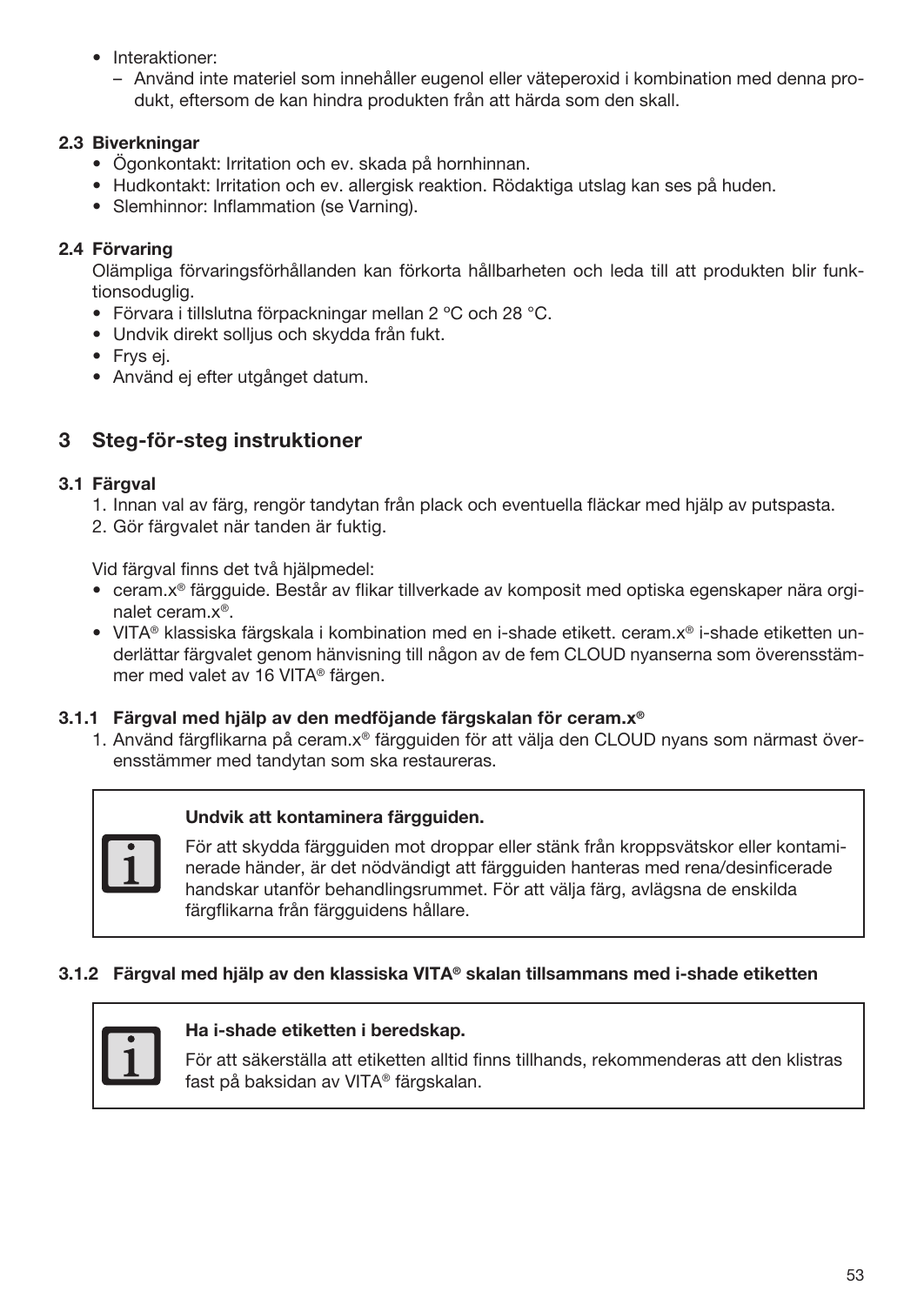- Interaktioner:
  - Använd inte materiel som innehåller eugenol eller väteperoxid i kombination med denna produkt, eftersom de kan hindra produkten från att härda som den skall.

### 2.3 Biverkningar

- Ögonkontakt: Irritation och ev. skada på hornhinnan.
- Hudkontakt: Irritation och ev. allergisk reaktion. Rödaktiga utslag kan ses på huden.
- Slemhinnor: Inflammation (se Varning).

### 2.4 Förvaring

Olämpliga förvaringsförhållanden kan förkorta hållbarheten och leda till att produkten blir funktionsoduglig.

- Förvara i tillslutna förpackningar mellan 2 °C och 28 °C.
- Undvik direkt solljus och skydda från fukt.
- Frys ej.
- Använd ej efter utgånget datum.

## 3 Steg-för-steg instruktioner

### 3.1 Färgval

1. Innan val av färg, rengör tandytan från plack och eventuella fläckar med hjälp av putspasta.
2. Gör färgvalet när tanden är fuktig.

Vid färgval finns det två hjälpmedel:

- ceram.x® färgguide. Består av flikar tillverkade av komposit med optiska egenskaper nära orginalet ceram.x®.
- VITA® klassiska färgskala i kombination med en i-shade etikett. ceram.x® i-shade etiketten underlättar färgvalet genom hänvisning till någon av de fem CLOUD nyanserna som överensstämmer med valet av 16 VITA® färgen.

#### 3.1.1 Färgval med hjälp av den medföjande färgskalan för ceram.x®

1. Använd färgflikarna på ceram.x® färgguiden för att välja den CLOUD nyans som närmast överensstämmer med tandytan som ska restaureras.

> **Undvik att kontaminera färgguiden.**
>
> För att skydda färgguiden mot droppar eller stänk från kroppsvätskor eller kontaminerade händer, är det nödvändigt att färgguiden hanteras med rena/desinficerade handskar utanför behandlingsrummet. För att välja färg, avlägsna de enskilda färgflikarna från färgguidens hållare.

#### 3.1.2 Färgval med hjälp av den klassiska VITA® skalan tillsammans med i-shade etiketten

> **Ha i-shade etiketten i beredskap.**
>
> För att säkerställa att etiketten alltid finns tillhands, rekommenderas att den klistras fast på baksidan av VITA® färgskalan.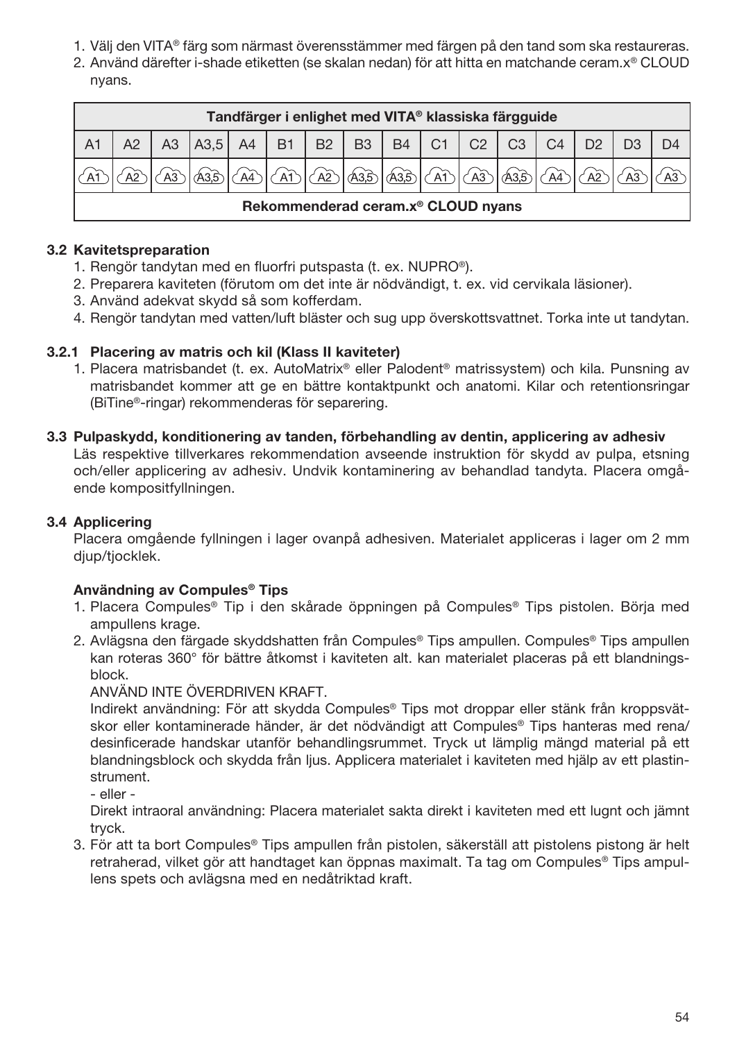1. Välj den VITA® färg som närmast överensstämmer med färgen på den tand som ska restaureras.
2. Använd därefter i-shade etiketten (se skalan nedan) för att hitta en matchande ceram.x® CLOUD nyans.

| Tandfärger i enlighet med VITA® klassiska färgguide | | | | | | | | | | | | | | | |
|---|---|---|---|---|---|---|---|---|---|---|---|---|---|---|---|
| A1 | A2 | A3 | A3,5 | A4 | B1 | B2 | B3 | B4 | C1 | C2 | C3 | C4 | D2 | D3 | D4 |
| A1 | A2 | A3 | A3,5 | A4 | A1 | A2 | A3,5 | A3,5 | A1 | A3 | A3,5 | A4 | A2 | A3 | A3 |
| Rekommenderad ceram.x® CLOUD nyans | | | | | | | | | | | | | | | |

### 3.2 Kavitetspreparation

1. Rengör tandytan med en fluorfri putspasta (t. ex. NUPRO®).
2. Preparera kaviteten (förutom om det inte är nödvändigt, t. ex. vid cervikala läsioner).
3. Använd adekvat skydd så som kofferdam.
4. Rengör tandytan med vatten/luft bläster och sug upp överskottsvattnet. Torka inte ut tandytan.

### 3.2.1 Placering av matris och kil (Klass II kaviteter)

1. Placera matrisbandet (t. ex. AutoMatrix® eller Palodent® matrissystem) och kila. Punsning av matrisbandet kommer att ge en bättre kontaktpunkt och anatomi. Kilar och retentionsringar (BiTine®-ringar) rekommenderas för separering.

### 3.3 Pulpaskydd, konditionering av tanden, förbehandling av dentin, applicering av adhesiv

Läs respektive tillverkares rekommendation avseende instruktion för skydd av pulpa, etsning och/eller applicering av adhesiv. Undvik kontaminering av behandlad tandyta. Placera omgående kompositfyllningen.

### 3.4 Applicering

Placera omgående fyllningen i lager ovanpå adhesiven. Materialet appliceras i lager om 2 mm djup/tjocklek.

**Användning av Compules® Tips**

1. Placera Compules® Tip i den skårade öppningen på Compules® Tips pistolen. Börja med ampullens krage.
2. Avlägsna den färgade skyddshatten från Compules® Tips ampullen. Compules® Tips ampullen kan roteras 360° för bättre åtkomst i kaviteten alt. kan materialet placeras på ett blandningsblock.
   ANVÄND INTE ÖVERDRIVEN KRAFT.
   Indirekt användning: För att skydda Compules® Tips mot droppar eller stänk från kroppsvätskor eller kontaminerade händer, är det nödvändigt att Compules® Tips hanteras med rena/desinficerade handskar utanför behandlingsrummet. Tryck ut lämplig mängd material på ett blandningsblock och skydda från ljus. Applicera materialet i kaviteten med hjälp av ett plastinstrument.
   - eller -
   Direkt intraoral användning: Placera materialet sakta direkt i kaviteten med ett lugnt och jämnt tryck.
3. För att ta bort Compules® Tips ampullen från pistolen, säkerställ att pistolens pistong är helt retraherad, vilket gör att handtaget kan öppnas maximalt. Ta tag om Compules® Tips ampullens spets och avlägsna med en nedåtriktad kraft.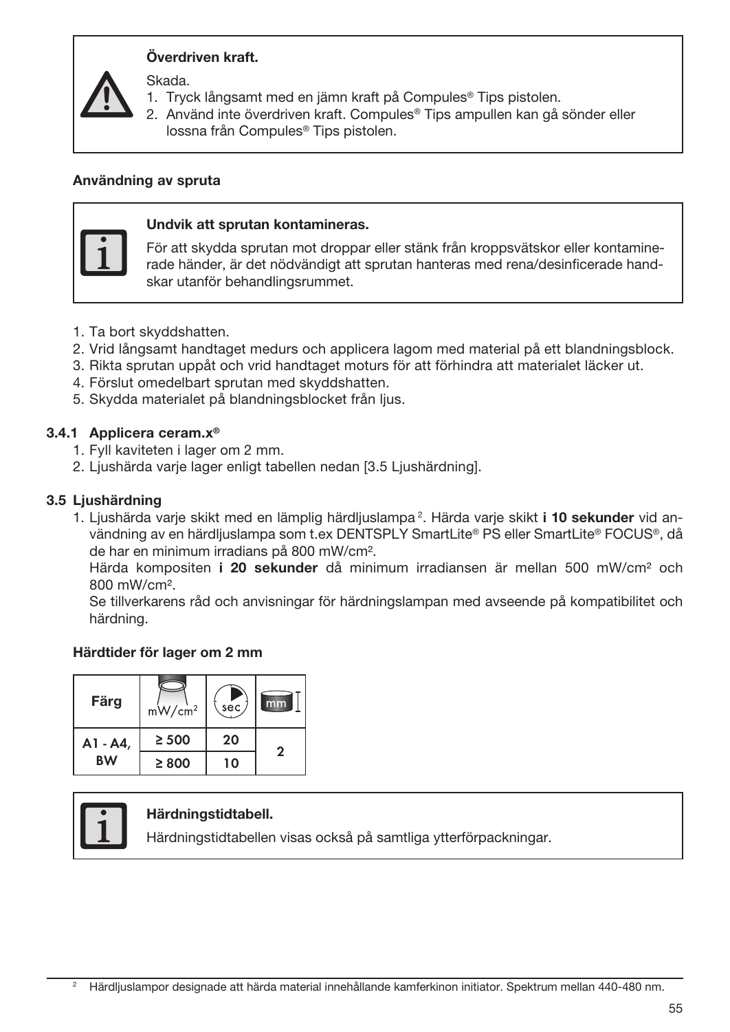**Överdriven kraft.**

Skada.

1. Tryck långsamt med en jämn kraft på Compules® Tips pistolen.
2. Använd inte överdriven kraft. Compules® Tips ampullen kan gå sönder eller lossna från Compules® Tips pistolen.

**Användning av spruta**

**Undvik att sprutan kontamineras.**

För att skydda sprutan mot droppar eller stänk från kroppsvätskor eller kontaminerade händer, är det nödvändigt att sprutan hanteras med rena/desinficerade handskar utanför behandlingsrummet.

1. Ta bort skyddshatten.
2. Vrid långsamt handtaget medurs och applicera lagom med material på ett blandningsblock.
3. Rikta sprutan uppåt och vrid handtaget moturs för att förhindra att materialet läcker ut.
4. Förslut omedelbart sprutan med skyddshatten.
5. Skydda materialet på blandningsblocket från ljus.

### 3.4.1 Applicera ceram.x®

1. Fyll kaviteten i lager om 2 mm.
2. Ljushärda varje lager enligt tabellen nedan [3.5 Ljushärdning].

### 3.5 Ljushärdning

1. Ljushärda varje skikt med en lämplig härdljuslampa [2]. Härda varje skikt **i 10 sekunder** vid användning av en härdljuslampa som t.ex DENTSPLY SmartLite® PS eller SmartLite® FOCUS®, då de har en minimum irradians på 800 mW/cm².

   Härda kompositen **i 20 sekunder** då minimum irradiansen är mellan 500 mW/cm² och 800 mW/cm².

   Se tillverkarens råd och anvisningar för härdningslampan med avseende på kompatibilitet och härdning.

**Härdtider för lager om 2 mm**

| Färg | mW/cm² | sec | mm |
|---|---|---|---|
| A1 - A4, BW | ≥ 500 | 20 | 2 |
| | ≥ 800 | 10 | |

**Härdningstidtabell.**

Härdningstidtabellen visas också på samtliga ytterförpackningar.

[2] Härdljuslampor designade att härda material innehållande kamferkinon initiator. Spektrum mellan 440-480 nm.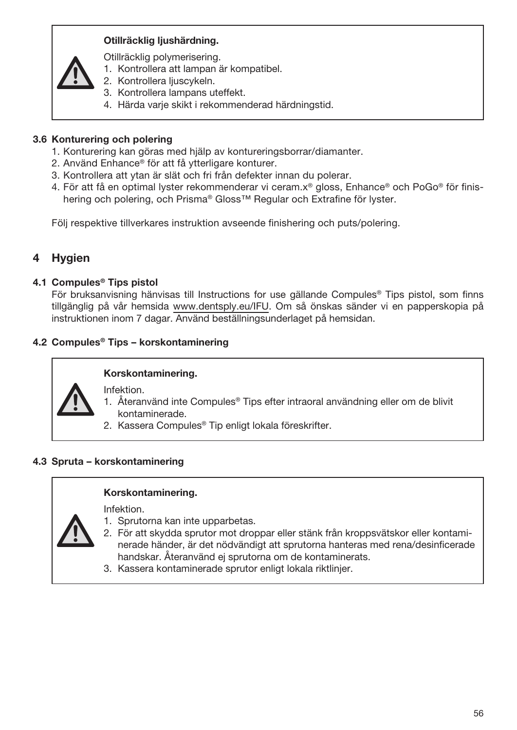> ⚠ **Otillräcklig ljushärdning.**
>
> Otillräcklig polymerisering.
> 1. Kontrollera att lampan är kompatibel.
> 2. Kontrollera ljuscykeln.
> 3. Kontrollera lampans uteffekt.
> 4. Härda varje skikt i rekommenderad härdningstid.

### 3.6 Konturering och polering

1. Konturering kan göras med hjälp av kontureringsborrar/diamanter.
2. Använd Enhance® för att få ytterligare konturer.
3. Kontrollera att ytan är slät och fri från defekter innan du polerar.
4. För att få en optimal lyster rekommenderar vi ceram.x® gloss, Enhance® och PoGo® för finishering och polering, och Prisma® Gloss™ Regular och Extrafine för lyster.

Följ respektive tillverkares instruktion avseende finishering och puts/polering.

## 4 Hygien

### 4.1 Compules® Tips pistol

För bruksanvisning hänvisas till Instructions for use gällande Compules® Tips pistol, som finns tillgänglig på vår hemsida www.dentsply.eu/IFU. Om så önskas sänder vi en papperskopia på instruktionen inom 7 dagar. Använd beställningsunderlaget på hemsidan.

### 4.2 Compules® Tips – korskontaminering

> ⚠ **Korskontaminering.**
>
> Infektion.
> 1. Återanvänd inte Compules® Tips efter intraoral användning eller om de blivit kontaminerade.
> 2. Kassera Compules® Tip enligt lokala föreskrifter.

### 4.3 Spruta – korskontaminering

> ⚠ **Korskontaminering.**
>
> Infektion.
> 1. Sprutorna kan inte upparbetas.
> 2. För att skydda sprutor mot droppar eller stänk från kroppsvätskor eller kontaminerade händer, är det nödvändigt att sprutorna hanteras med rena/desinficerade handskar. Återanvänd ej sprutorna om de kontaminerats.
> 3. Kassera kontaminerade sprutor enligt lokala riktlinjer.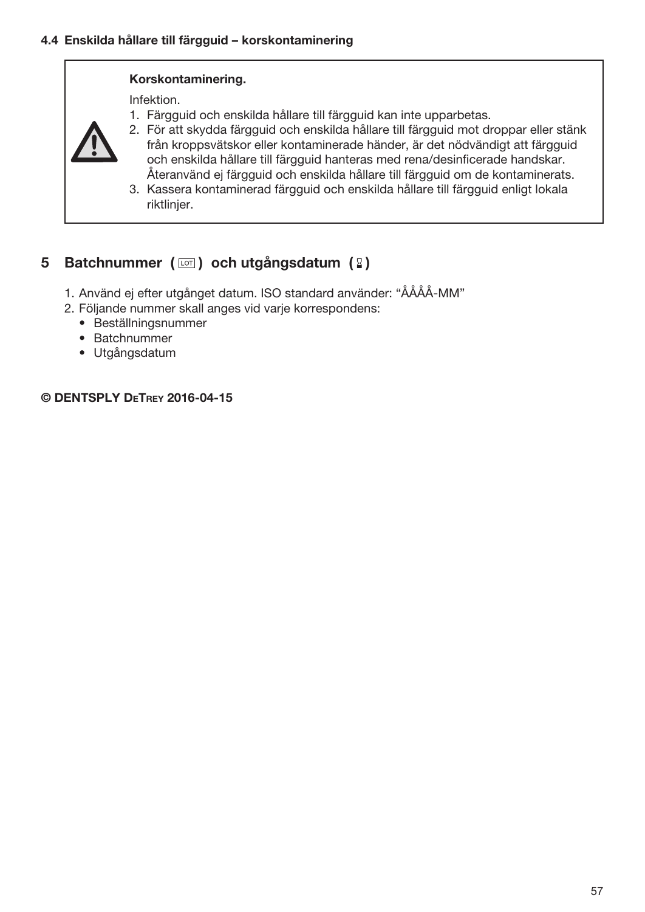### 4.4 Enskilda hållare till färgguid – korskontaminering

> **Korskontaminering.**
>
> Infektion.
>
> 1. Färgguid och enskilda hållare till färgguid kan inte upparbetas.
> 2. För att skydda färgguid och enskilda hållare till färgguid mot droppar eller stänk från kroppsvätskor eller kontaminerade händer, är det nödvändigt att färgguid och enskilda hållare till färgguid hanteras med rena/desinficerade handskar. Återanvänd ej färgguid och enskilda hållare till färgguid om de kontaminerats.
> 3. Kassera kontaminerad färgguid och enskilda hållare till färgguid enligt lokala riktlinjer.

## 5 Batchnummer ( LOT ) och utgångsdatum ( ⌛ )

1. Använd ej efter utgånget datum. ISO standard använder: "ÅÅÅÅ-MM"
2. Följande nummer skall anges vid varje korrespondens:
   - Beställningsnummer
   - Batchnummer
   - Utgångsdatum

**© DENTSPLY DeTrey 2016-04-15**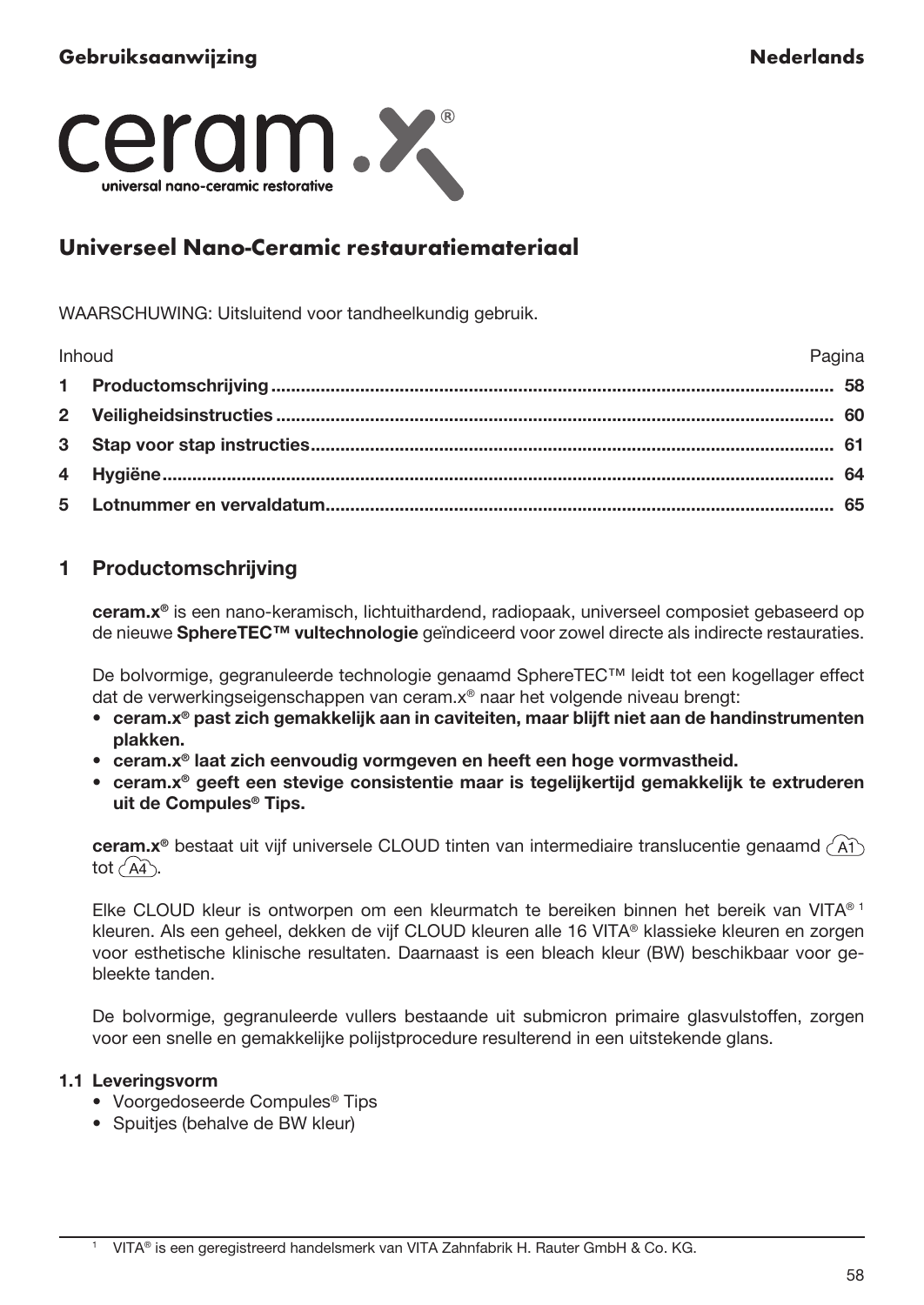# ceram.x®

universal nano-ceramic restorative

## Universeel Nano-Ceramic restauratiemateriaal

WAARSCHUWING: Uitsluitend voor tandheelkundig gebruik.

| Inhoud | Pagina |
|---|---|
| **1 Productomschrijving** | **58** |
| **2 Veiligheidsinstructies** | **60** |
| **3 Stap voor stap instructies** | **61** |
| **4 Hygiëne** | **64** |
| **5 Lotnummer en vervaldatum** | **65** |

## 1 Productomschrijving

**ceram.x®** is een nano-keramisch, lichtuithardend, radiopaak, universeel composiet gebaseerd op de nieuwe **SphereTEC™ vultechnologie** geïndiceerd voor zowel directe als indirecte restauraties.

De bolvormige, gegranuleerde technologie genaamd SphereTEC™ leidt tot een kogellager effect dat de verwerkingseigenschappen van ceram.x® naar het volgende niveau brengt:

- **ceram.x® past zich gemakkelijk aan in caviteiten, maar blijft niet aan de handinstrumenten plakken.**
- **ceram.x® laat zich eenvoudig vormgeven en heeft een hoge vormvastheid.**
- **ceram.x® geeft een stevige consistentie maar is tegelijkertijd gemakkelijk te extruderen uit de Compules® Tips.**

**ceram.x®** bestaat uit vijf universele CLOUD tinten van intermediaire translucentie genaamd A1 tot A4.

Elke CLOUD kleur is ontworpen om een kleurmatch te bereiken binnen het bereik van VITA®[1] kleuren. Als een geheel, dekken de vijf CLOUD kleuren alle 16 VITA® klassieke kleuren en zorgen voor esthetische klinische resultaten. Daarnaast is een bleach kleur (BW) beschikbaar voor gebleekte tanden.

De bolvormige, gegranuleerde vullers bestaande uit submicron primaire glasvulstoffen, zorgen voor een snelle en gemakkelijke polijstprocedure resulterend in een uitstekende glans.

### 1.1 Leveringsvorm

- Voorgedoseerde Compules® Tips
- Spuitjes (behalve de BW kleur)

[1] VITA® is een geregistreerd handelsmerk van VITA Zahnfabrik H. Rauter GmbH & Co. KG.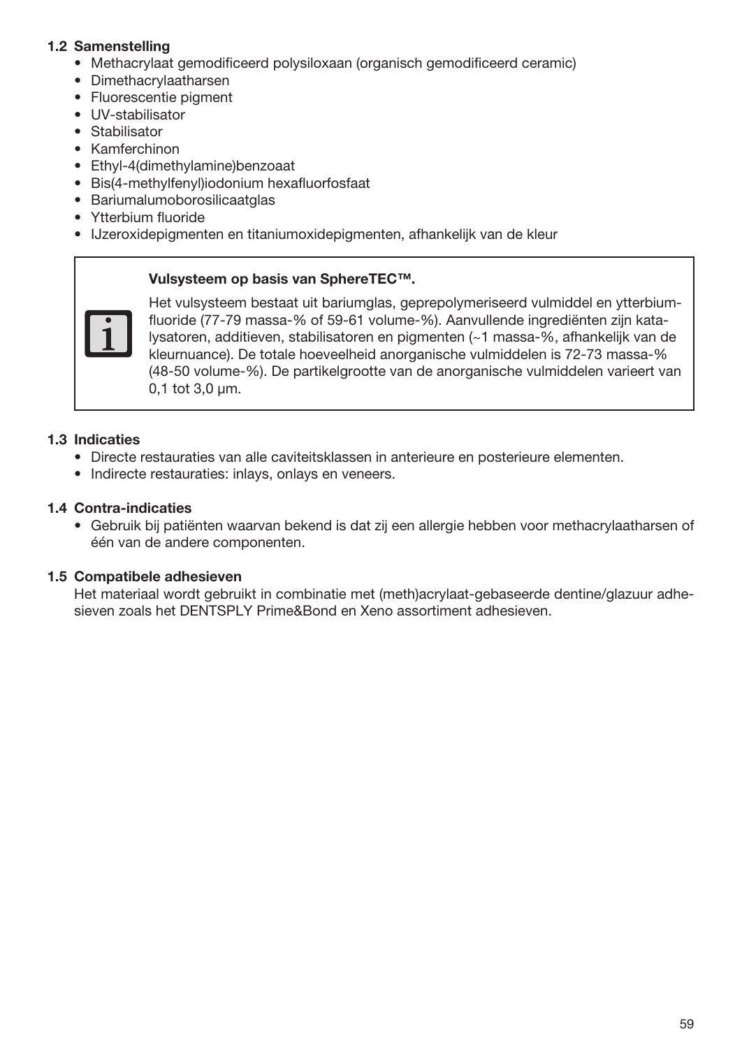### 1.2 Samenstelling

- Methacrylaat gemodificeerd polysiloxaan (organisch gemodificeerd ceramic)
- Dimethacrylaatharsen
- Fluorescentie pigment
- UV-stabilisator
- Stabilisator
- Kamferchinon
- Ethyl-4(dimethylamine)benzoaat
- Bis(4-methylfenyl)iodonium hexafluorfosfaat
- Bariumalumoborosilicaatglas
- Ytterbium fluoride
- IJzeroxidepigmenten en titaniumoxidepigmenten, afhankelijk van de kleur

**Vulsysteem op basis van SphereTEC™.**

Het vulsysteem bestaat uit bariumglas, geprepolymeriseerd vulmiddel en ytterbiumfluoride (77-79 massa-% of 59-61 volume-%). Aanvullende ingrediënten zijn katalysatoren, additieven, stabilisatoren en pigmenten (~1 massa-%, afhankelijk van de kleurnuance). De totale hoeveelheid anorganische vulmiddelen is 72-73 massa-% (48-50 volume-%). De partikelgrootte van de anorganische vulmiddelen varieert van 0,1 tot 3,0 µm.

### 1.3 Indicaties

- Directe restauraties van alle caviteitsklassen in anterieure en posterieure elementen.
- Indirecte restauraties: inlays, onlays en veneers.

### 1.4 Contra-indicaties

- Gebruik bij patiënten waarvan bekend is dat zij een allergie hebben voor methacrylaatharsen of één van de andere componenten.

### 1.5 Compatibele adhesieven

Het materiaal wordt gebruikt in combinatie met (meth)acrylaat-gebaseerde dentine/glazuur adhesieven zoals het DENTSPLY Prime&Bond en Xeno assortiment adhesieven.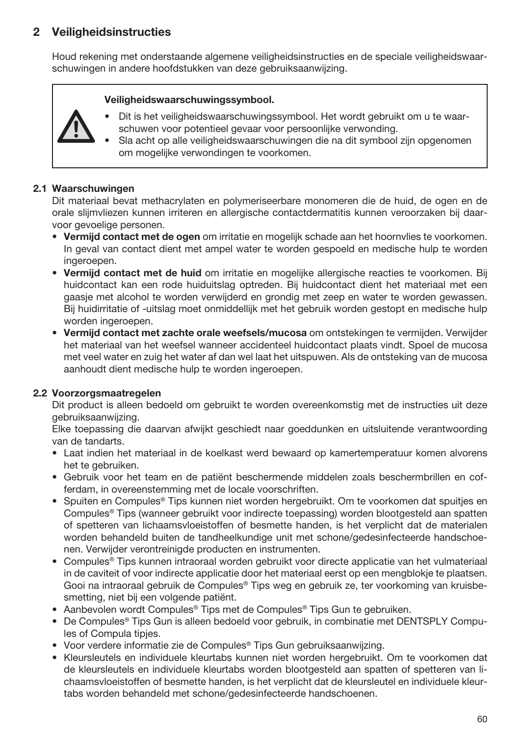## 2 Veiligheidsinstructies

Houd rekening met onderstaande algemene veiligheidsinstructies en de speciale veiligheidswaarschuwingen in andere hoofdstukken van deze gebruiksaanwijzing.

> **Veiligheidswaarschuwingssymbool.**
>
> - Dit is het veiligheidswaarschuwingssymbool. Het wordt gebruikt om u te waarschuwen voor potentieel gevaar voor persoonlijke verwonding.
> - Sla acht op alle veiligheidswaarschuwingen die na dit symbool zijn opgenomen om mogelijke verwondingen te voorkomen.

### 2.1 Waarschuwingen

Dit materiaal bevat methacrylaten en polymeriseerbare monomeren die de huid, de ogen en de orale slijmvliezen kunnen irriteren en allergische contactdermatitis kunnen veroorzaken bij daarvoor gevoelige personen.

- **Vermijd contact met de ogen** om irritatie en mogelijk schade aan het hoornvlies te voorkomen. In geval van contact dient met ampel water te worden gespoeld en medische hulp te worden ingeroepen.
- **Vermijd contact met de huid** om irritatie en mogelijke allergische reacties te voorkomen. Bij huidcontact kan een rode huiduitslag optreden. Bij huidcontact dient het materiaal met een gaasje met alcohol te worden verwijderd en grondig met zeep en water te worden gewassen. Bij huidirritatie of -uitslag moet onmiddellijk met het gebruik worden gestopt en medische hulp worden ingeroepen.
- **Vermijd contact met zachte orale weefsels/mucosa** om ontstekingen te vermijden. Verwijder het materiaal van het weefsel wanneer accidenteel huidcontact plaats vindt. Spoel de mucosa met veel water en zuig het water af dan wel laat het uitspuwen. Als de ontsteking van de mucosa aanhoudt dient medische hulp te worden ingeroepen.

### 2.2 Voorzorgsmaatregelen

Dit product is alleen bedoeld om gebruikt te worden overeenkomstig met de instructies uit deze gebruiksaanwijzing.

Elke toepassing die daarvan afwijkt geschiedt naar goeddunken en uitsluitende verantwoording van de tandarts.

- Laat indien het materiaal in de koelkast werd bewaard op kamertemperatuur komen alvorens het te gebruiken.
- Gebruik voor het team en de patiënt beschermende middelen zoals beschermbrillen en cofferdam, in overeenstemming met de locale voorschriften.
- Spuiten en Compules® Tips kunnen niet worden hergebruikt. Om te voorkomen dat spuitjes en Compules® Tips (wanneer gebruikt voor indirecte toepassing) worden blootgesteld aan spatten of spetteren van lichaamsvloeistoffen of besmette handen, is het verplicht dat de materialen worden behandeld buiten de tandheelkundige unit met schone/gedesinfecteerde handschoenen. Verwijder verontreinigde producten en instrumenten.
- Compules® Tips kunnen intraoraal worden gebruikt voor directe applicatie van het vulmateriaal in de caviteit of voor indirecte applicatie door het materiaal eerst op een mengblokje te plaatsen. Gooi na intraoraal gebruik de Compules® Tips weg en gebruik ze, ter voorkoming van kruisbesmetting, niet bij een volgende patiënt.
- Aanbevolen wordt Compules® Tips met de Compules® Tips Gun te gebruiken.
- De Compules® Tips Gun is alleen bedoeld voor gebruik, in combinatie met DENTSPLY Compules of Compula tipjes.
- Voor verdere informatie zie de Compules® Tips Gun gebruiksaanwijzing.
- Kleursleutels en individuele kleurtabs kunnen niet worden hergebruikt. Om te voorkomen dat de kleursleutels en individuele kleurtabs worden blootgesteld aan spatten of spetteren van lichaamsvloeistoffen of besmette handen, is het verplicht dat de kleursleutel en individuele kleurtabs worden behandeld met schone/gedesinfecteerde handschoenen.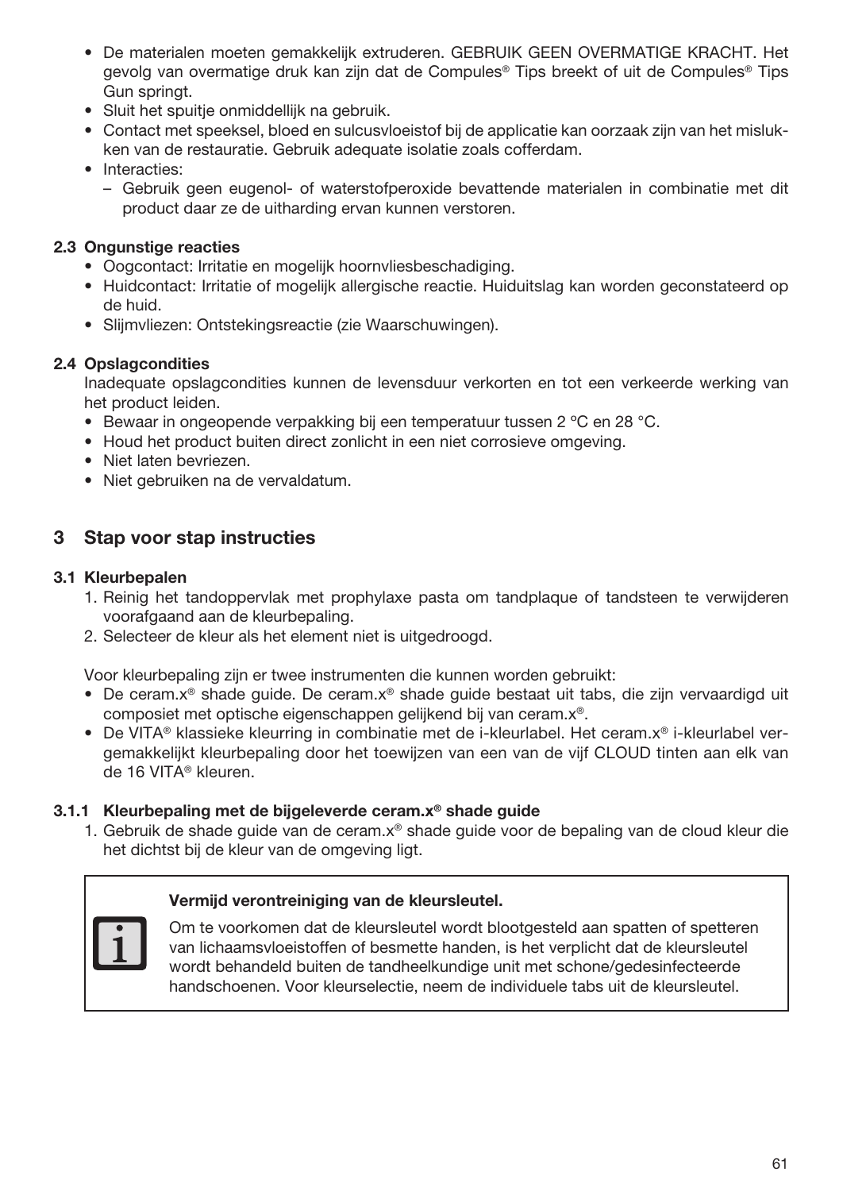- De materialen moeten gemakkelijk extruderen. GEBRUIK GEEN OVERMATIGE KRACHT. Het gevolg van overmatige druk kan zijn dat de Compules® Tips breekt of uit de Compules® Tips Gun springt.
- Sluit het spuitje onmiddellijk na gebruik.
- Contact met speeksel, bloed en sulcusvloeistof bij de applicatie kan oorzaak zijn van het mislukken van de restauratie. Gebruik adequate isolatie zoals cofferdam.
- Interacties:
  - Gebruik geen eugenol- of waterstofperoxide bevattende materialen in combinatie met dit product daar ze de uitharding ervan kunnen verstoren.

### 2.3 Ongunstige reacties

- Oogcontact: Irritatie en mogelijk hoornvliesbeschadiging.
- Huidcontact: Irritatie of mogelijk allergische reactie. Huiduitslag kan worden geconstateerd op de huid.
- Slijmvliezen: Ontstekingsreactie (zie Waarschuwingen).

### 2.4 Opslagcondities

Inadequate opslagcondities kunnen de levensduur verkorten en tot een verkeerde werking van het product leiden.

- Bewaar in ongeopende verpakking bij een temperatuur tussen 2 ºC en 28 °C.
- Houd het product buiten direct zonlicht in een niet corrosieve omgeving.
- Niet laten bevriezen.
- Niet gebruiken na de vervaldatum.

## 3 Stap voor stap instructies

### 3.1 Kleurbepalen

1. Reinig het tandoppervlak met prophylaxe pasta om tandplaque of tandsteen te verwijderen voorafgaand aan de kleurbepaling.
2. Selecteer de kleur als het element niet is uitgedroogd.

Voor kleurbepaling zijn er twee instrumenten die kunnen worden gebruikt:

- De ceram.x® shade guide. De ceram.x® shade guide bestaat uit tabs, die zijn vervaardigd uit composiet met optische eigenschappen gelijkend bij van ceram.x®.
- De VITA® klassieke kleurring in combinatie met de i-kleurlabel. Het ceram.x® i-kleurlabel vergemakkelijkt kleurbepaling door het toewijzen van een van de vijf CLOUD tinten aan elk van de 16 VITA® kleuren.

#### 3.1.1 Kleurbepaling met de bijgeleverde ceram.x® shade guide

1. Gebruik de shade guide van de ceram.x® shade guide voor de bepaling van de cloud kleur die het dichtst bij de kleur van de omgeving ligt.

**Vermijd verontreiniging van de kleursleutel.**

Om te voorkomen dat de kleursleutel wordt blootgesteld aan spatten of spetteren van lichaamsvloeistoffen of besmette handen, is het verplicht dat de kleursleutel wordt behandeld buiten de tandheelkundige unit met schone/gedesinfecteerde handschoenen. Voor kleurselectie, neem de individuele tabs uit de kleursleutel.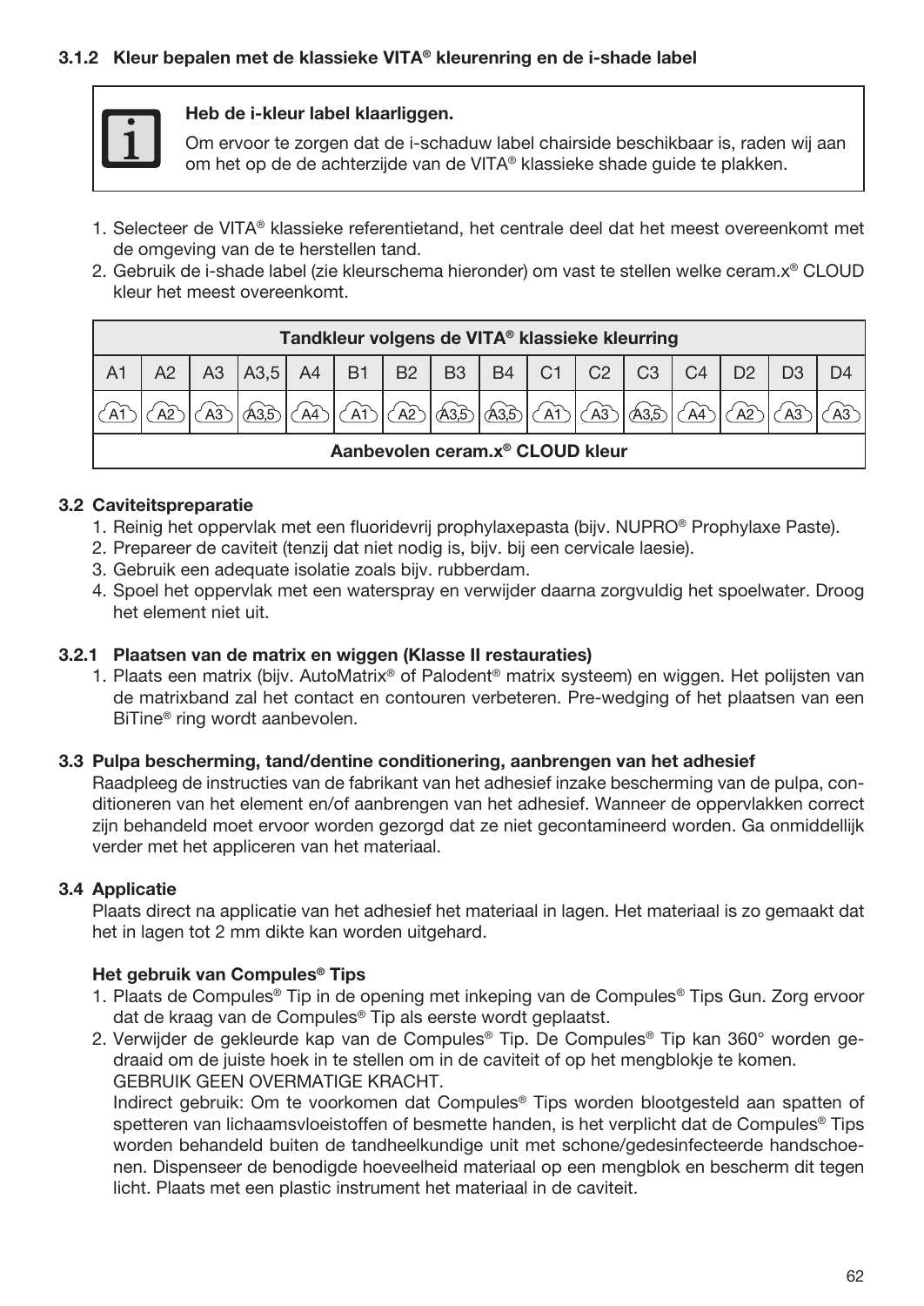### 3.1.2 Kleur bepalen met de klassieke VITA® kleurenring en de i-shade label

> **Heb de i-kleur label klaarliggen.**
>
> Om ervoor te zorgen dat de i-schaduw label chairside beschikbaar is, raden wij aan om het op de de achterzijde van de VITA® klassieke shade guide te plakken.

1. Selecteer de VITA® klassieke referentietand, het centrale deel dat het meest overeenkomt met de omgeving van de te herstellen tand.
2. Gebruik de i-shade label (zie kleurschema hieronder) om vast te stellen welke ceram.x® CLOUD kleur het meest overeenkomt.

| Tandkleur volgens de VITA® klassieke kleurring | | | | | | | | | | | | | | | |
|---|---|---|---|---|---|---|---|---|---|---|---|---|---|---|---|
| A1 | A2 | A3 | A3,5 | A4 | B1 | B2 | B3 | B4 | C1 | C2 | C3 | C4 | D2 | D3 | D4 |
| A1 | A2 | A3 | A3,5 | A4 | A1 | A2 | A3,5 | A3,5 | A1 | A3 | A3,5 | A4 | A2 | A3 | A3 |
| **Aanbevolen ceram.x® CLOUD kleur** | | | | | | | | | | | | | | | |

### 3.2 Caviteitspreparatie

1. Reinig het oppervlak met een fluoridevrij prophylaxepasta (bijv. NUPRO® Prophylaxe Paste).
2. Prepareer de caviteit (tenzij dat niet nodig is, bijv. bij een cervicale laesie).
3. Gebruik een adequate isolatie zoals bijv. rubberdam.
4. Spoel het oppervlak met een waterspray en verwijder daarna zorgvuldig het spoelwater. Droog het element niet uit.

### 3.2.1 Plaatsen van de matrix en wiggen (Klasse II restauraties)

1. Plaats een matrix (bijv. AutoMatrix® of Palodent® matrix systeem) en wiggen. Het polijsten van de matrixband zal het contact en contouren verbeteren. Pre-wedging of het plaatsen van een BiTine® ring wordt aanbevolen.

### 3.3 Pulpa bescherming, tand/dentine conditionering, aanbrengen van het adhesief

Raadpleeg de instructies van de fabrikant van het adhesief inzake bescherming van de pulpa, conditioneren van het element en/of aanbrengen van het adhesief. Wanneer de oppervlakken correct zijn behandeld moet ervoor worden gezorgd dat ze niet gecontamineerd worden. Ga onmiddellijk verder met het appliceren van het materiaal.

### 3.4 Applicatie

Plaats direct na applicatie van het adhesief het materiaal in lagen. Het materiaal is zo gemaakt dat het in lagen tot 2 mm dikte kan worden uitgehard.

**Het gebruik van Compules® Tips**

1. Plaats de Compules® Tip in de opening met inkeping van de Compules® Tips Gun. Zorg ervoor dat de kraag van de Compules® Tip als eerste wordt geplaatst.
2. Verwijder de gekleurde kap van de Compules® Tip. De Compules® Tip kan 360° worden gedraaid om de juiste hoek in te stellen om in de caviteit of op het mengblokje te komen.
   GEBRUIK GEEN OVERMATIGE KRACHT.
   Indirect gebruik: Om te voorkomen dat Compules® Tips worden blootgesteld aan spatten of spetteren van lichaamsvloeistoffen of besmette handen, is het verplicht dat de Compules® Tips worden behandeld buiten de tandheelkundige unit met schone/gedesinfecteerde handschoenen. Dispenseer de benodigde hoeveelheid materiaal op een mengblok en bescherm dit tegen licht. Plaats met een plastic instrument het materiaal in de caviteit.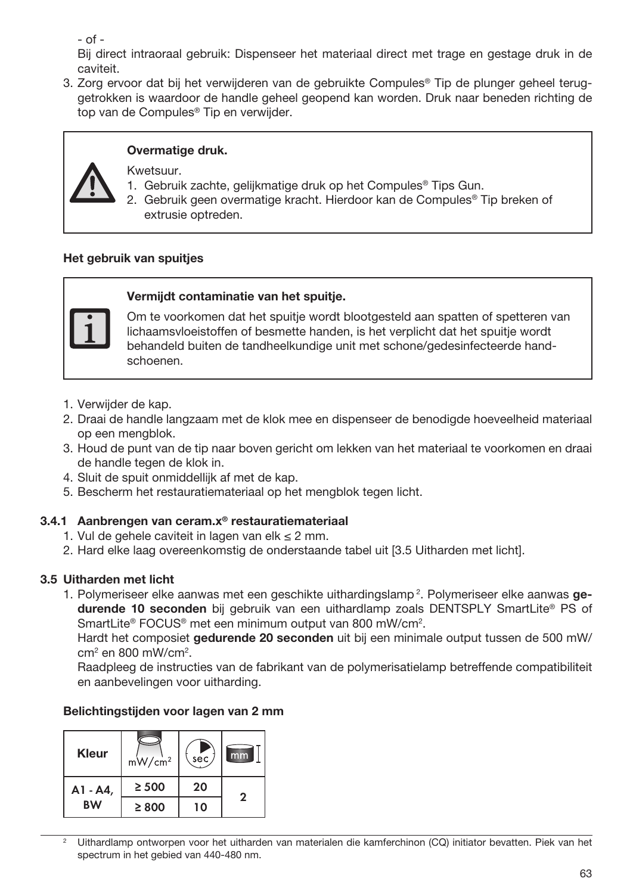- of -

Bij direct intraoraal gebruik: Dispenseer het materiaal direct met trage en gestage druk in de caviteit.

3. Zorg ervoor dat bij het verwijderen van de gebruikte Compules® Tip de plunger geheel teruggetrokken is waardoor de handle geheel geopend kan worden. Druk naar beneden richting de top van de Compules® Tip en verwijder.

> **Overmatige druk.**
>
> Kwetsuur.
> 1. Gebruik zachte, gelijkmatige druk op het Compules® Tips Gun.
> 2. Gebruik geen overmatige kracht. Hierdoor kan de Compules® Tip breken of extrusie optreden.

**Het gebruik van spuitjes**

> **Vermijdt contaminatie van het spuitje.**
>
> Om te voorkomen dat het spuitje wordt blootgesteld aan spatten of spetteren van lichaamsvloeistoffen of besmette handen, is het verplicht dat het spuitje wordt behandeld buiten de tandheelkundige unit met schone/gedesinfecteerde handschoenen.

1. Verwijder de kap.
2. Draai de handle langzaam met de klok mee en dispenseer de benodigde hoeveelheid materiaal op een mengblok.
3. Houd de punt van de tip naar boven gericht om lekken van het materiaal te voorkomen en draai de handle tegen de klok in.
4. Sluit de spuit onmiddellijk af met de kap.
5. Bescherm het restauratiemateriaal op het mengblok tegen licht.

### 3.4.1 Aanbrengen van ceram.x® restauratiemateriaal

1. Vul de gehele caviteit in lagen van elk ≤ 2 mm.
2. Hard elke laag overeenkomstig de onderstaande tabel uit [3.5 Uitharden met licht].

### 3.5 Uitharden met licht

1. Polymeriseer elke aanwas met een geschikte uithardingslamp [2]. Polymeriseer elke aanwas **gedurende 10 seconden** bij gebruik van een uithardlamp zoals DENTSPLY SmartLite® PS of SmartLite® FOCUS® met een minimum output van 800 mW/cm².

   Hardt het composiet **gedurende 20 seconden** uit bij een minimale output tussen de 500 mW/cm² en 800 mW/cm².

   Raadpleeg de instructies van de fabrikant van de polymerisatielamp betreffende compatibiliteit en aanbevelingen voor uitharding.

**Belichtingstijden voor lagen van 2 mm**

| Kleur | mW/cm² | sec | mm |
|---|---|---|---|
| A1 - A4, BW | ≥ 500 | 20 | 2 |
| | ≥ 800 | 10 | |

[2] Uithardlamp ontworpen voor het uitharden van materialen die kamferchinon (CQ) initiator bevatten. Piek van het spectrum in het gebied van 440-480 nm.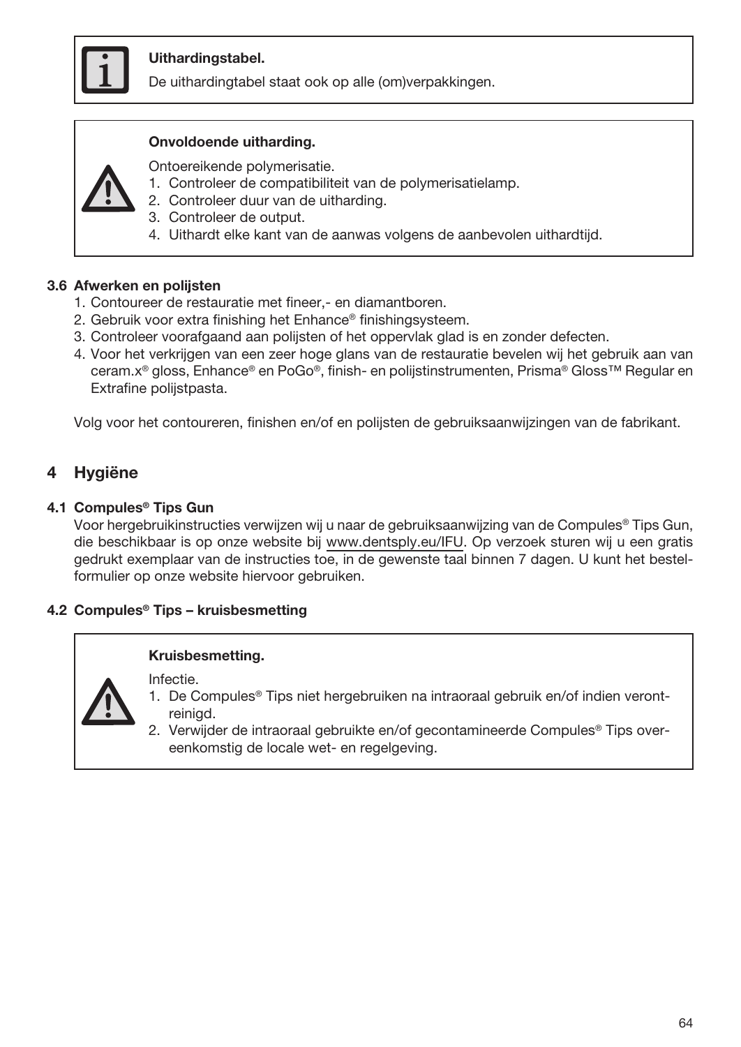> **Uithardingstabel.**
>
> De uithardingtabel staat ook op alle (om)verpakkingen.

> **Onvoldoende uitharding.**
>
> Ontoereikende polymerisatie.
> 1. Controleer de compatibiliteit van de polymerisatielamp.
> 2. Controleer duur van de uitharding.
> 3. Controleer de output.
> 4. Uithardt elke kant van de aanwas volgens de aanbevolen uithardtijd.

### 3.6 Afwerken en polijsten

1. Contoureer de restauratie met fineer,- en diamantboren.
2. Gebruik voor extra finishing het Enhance® finishingsysteem.
3. Controleer voorafgaand aan polijsten of het oppervlak glad is en zonder defecten.
4. Voor het verkrijgen van een zeer hoge glans van de restauratie bevelen wij het gebruik aan van ceram.x® gloss, Enhance® en PoGo®, finish- en polijstinstrumenten, Prisma® Gloss™ Regular en Extrafine polijstpasta.

Volg voor het contoureren, finishen en/of en polijsten de gebruiksaanwijzingen van de fabrikant.

## 4 Hygiëne

### 4.1 Compules® Tips Gun

Voor hergebruikinstructies verwijzen wij u naar de gebruiksaanwijzing van de Compules® Tips Gun, die beschikbaar is op onze website bij www.dentsply.eu/IFU. Op verzoek sturen wij u een gratis gedrukt exemplaar van de instructies toe, in de gewenste taal binnen 7 dagen. U kunt het bestelformulier op onze website hiervoor gebruiken.

### 4.2 Compules® Tips – kruisbesmetting

> **Kruisbesmetting.**
>
> Infectie.
> 1. De Compules® Tips niet hergebruiken na intraoraal gebruik en/of indien verontreinigd.
> 2. Verwijder de intraoraal gebruikte en/of gecontamineerde Compules® Tips overeenkomstig de locale wet- en regelgeving.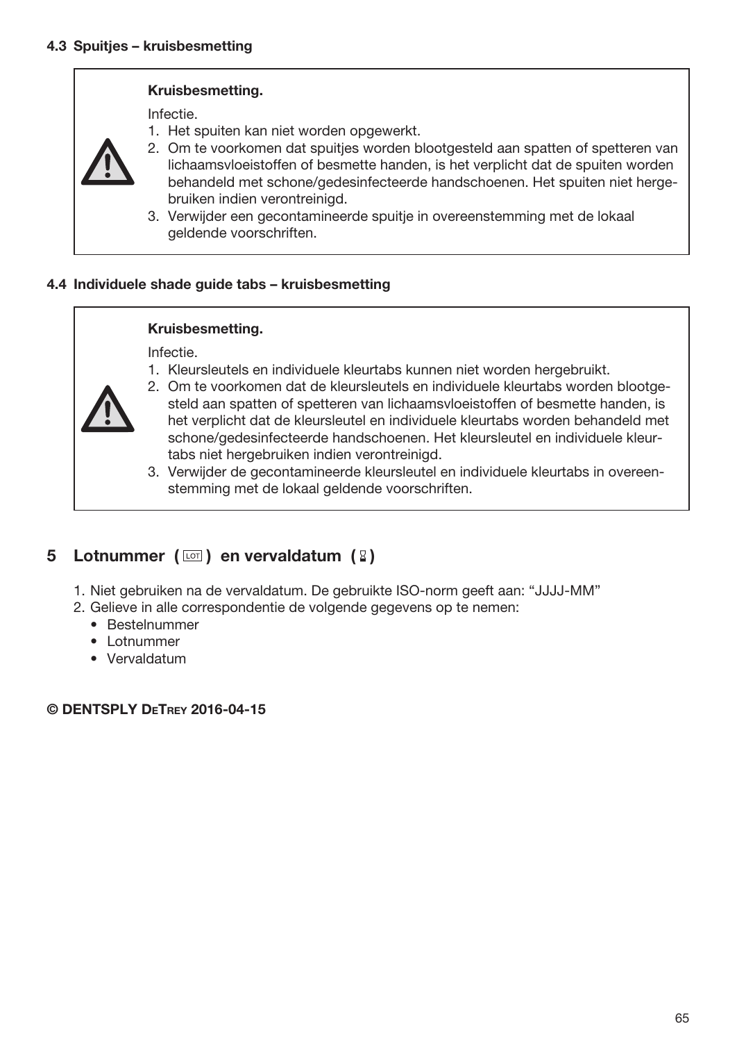### 4.3 Spuitjes – kruisbesmetting

> **Kruisbesmetting.**
>
> Infectie.
>
> 1. Het spuiten kan niet worden opgewerkt.
> 2. Om te voorkomen dat spuitjes worden blootgesteld aan spatten of spetteren van lichaamsvloeistoffen of besmette handen, is het verplicht dat de spuiten worden behandeld met schone/gedesinfecteerde handschoenen. Het spuiten niet hergebruiken indien verontreinigd.
> 3. Verwijder een gecontamineerde spuitje in overeenstemming met de lokaal geldende voorschriften.

### 4.4 Individuele shade guide tabs – kruisbesmetting

> **Kruisbesmetting.**
>
> Infectie.
>
> 1. Kleursleutels en individuele kleurtabs kunnen niet worden hergebruikt.
> 2. Om te voorkomen dat de kleursleutels en individuele kleurtabs worden blootgesteld aan spatten of spetteren van lichaamsvloeistoffen of besmette handen, is het verplicht dat de kleursleutel en individuele kleurtabs worden behandeld met schone/gedesinfecteerde handschoenen. Het kleursleutel en individuele kleurtabs niet hergebruiken indien verontreinigd.
> 3. Verwijder de gecontamineerde kleursleutel en individuele kleurtabs in overeenstemming met de lokaal geldende voorschriften.

## 5 Lotnummer ( LOT ) en vervaldatum ( ⌛ )

1. Niet gebruiken na de vervaldatum. De gebruikte ISO-norm geeft aan: "JJJJ-MM"
2. Gelieve in alle correspondentie de volgende gegevens op te nemen:
   - Bestelnummer
   - Lotnummer
   - Vervaldatum

**© DENTSPLY DeTrey 2016-04-15**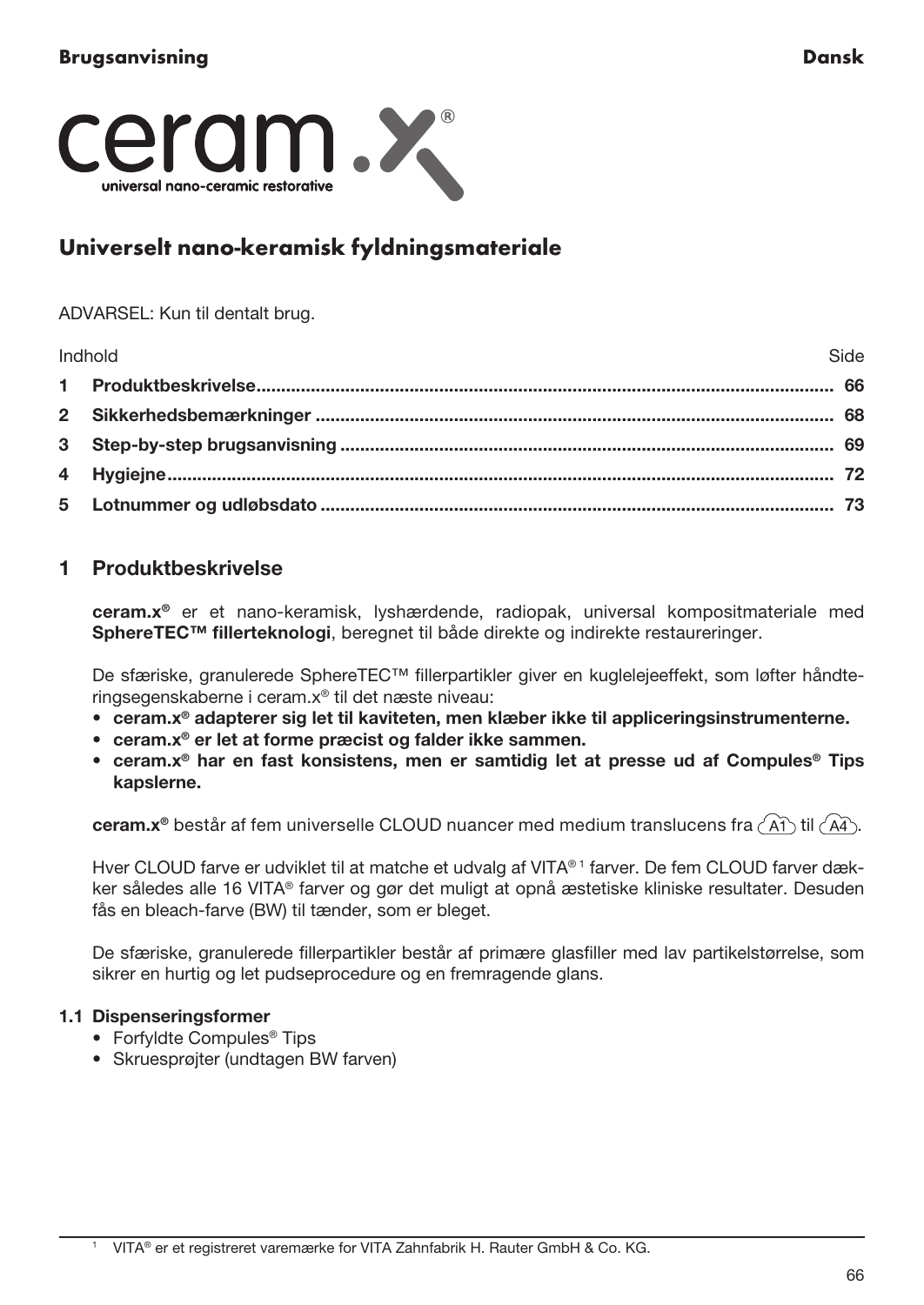**Brugsanvisning** **Dansk**

# ceram.x®

universal nano-ceramic restorative

## Universelt nano-keramisk fyldningsmateriale

ADVARSEL: Kun til dentalt brug.

| Indhold | Side |
|---|---|
| **1 Produktbeskrivelse** | **66** |
| **2 Sikkerhedsbemærkninger** | **68** |
| **3 Step-by-step brugsanvisning** | **69** |
| **4 Hygiejne** | **72** |
| **5 Lotnummer og udløbsdato** | **73** |

## 1 Produktbeskrivelse

**ceram.x®** er et nano-keramisk, lyshærdende, radiopak, universal kompositmateriale med **SphereTEC™ fillerteknologi**, beregnet til både direkte og indirekte restaureringer.

De sfæriske, granulerede SphereTEC™ fillerpartikler giver en kuglelejeeffekt, som løfter håndteringsegenskaberne i ceram.x® til det næste niveau:

- **ceram.x® adapterer sig let til kaviteten, men klæber ikke til appliceringsinstrumenterne.**
- **ceram.x® er let at forme præcist og falder ikke sammen.**
- **ceram.x® har en fast konsistens, men er samtidig let at presse ud af Compules® Tips kapslerne.**

**ceram.x®** består af fem universelle CLOUD nuancer med medium translucens fra A1 til A4.

Hver CLOUD farve er udviklet til at matche et udvalg af VITA®[1] farver. De fem CLOUD farver dækker således alle 16 VITA® farver og gør det muligt at opnå æstetiske kliniske resultater. Desuden fås en bleach-farve (BW) til tænder, som er bleget.

De sfæriske, granulerede fillerpartikler består af primære glasfiller med lav partikelstørrelse, som sikrer en hurtig og let pudseprocedure og en fremragende glans.

### 1.1 Dispenseringsformer

- Forfyldte Compules® Tips
- Skruesprøjter (undtagen BW farven)

[1] VITA® er et registreret varemærke for VITA Zahnfabrik H. Rauter GmbH & Co. KG.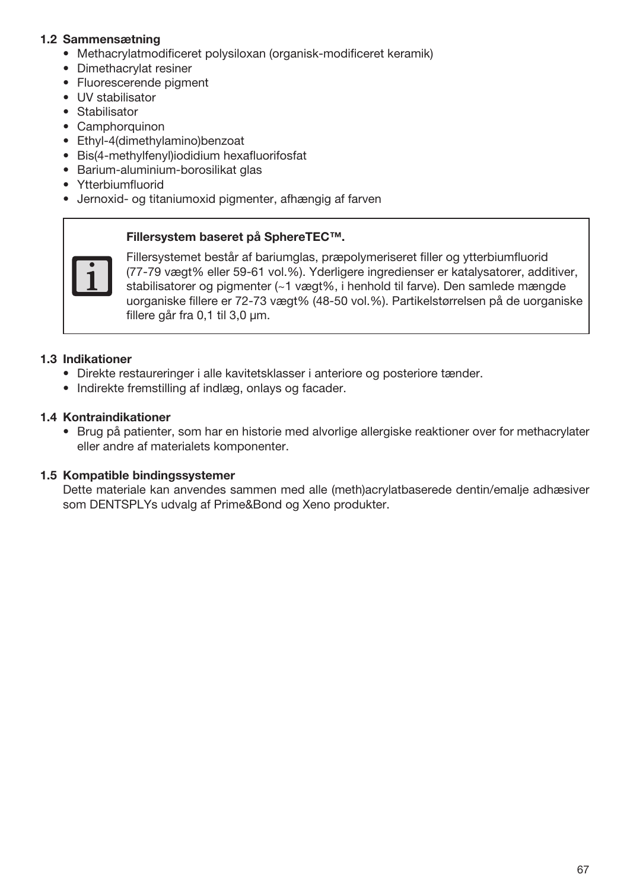### 1.2 Sammensætning

- Methacrylatmodificeret polysiloxan (organisk-modificeret keramik)
- Dimethacrylat resiner
- Fluorescerende pigment
- UV stabilisator
- Stabilisator
- Camphorquinon
- Ethyl-4(dimethylamino)benzoat
- Bis(4-methylfenyl)iodidium hexafluorifosfat
- Barium-aluminium-borosilikat glas
- Ytterbiumfluorid
- Jernoxid- og titaniumoxid pigmenter, afhængig af farven

> **Fillersystem baseret på SphereTEC™.**
>
> Fillersystemet består af bariumglas, præpolymeriseret filler og ytterbiumfluorid (77-79 vægt% eller 59-61 vol.%). Yderligere ingredienser er katalysatorer, additiver, stabilisatorer og pigmenter (~1 vægt%, i henhold til farve). Den samlede mængde uorganiske fillere er 72-73 vægt% (48-50 vol.%). Partikelstørrelsen på de uorganiske fillere går fra 0,1 til 3,0 µm.

### 1.3 Indikationer

- Direkte restaureringer i alle kavitetsklasser i anteriore og posteriore tænder.
- Indirekte fremstilling af indlæg, onlays og facader.

### 1.4 Kontraindikationer

- Brug på patienter, som har en historie med alvorlige allergiske reaktioner over for methacrylater eller andre af materialets komponenter.

### 1.5 Kompatible bindingssystemer

Dette materiale kan anvendes sammen med alle (meth)acrylatbaserede dentin/emalje adhæsiver som DENTSPLYs udvalg af Prime&Bond og Xeno produkter.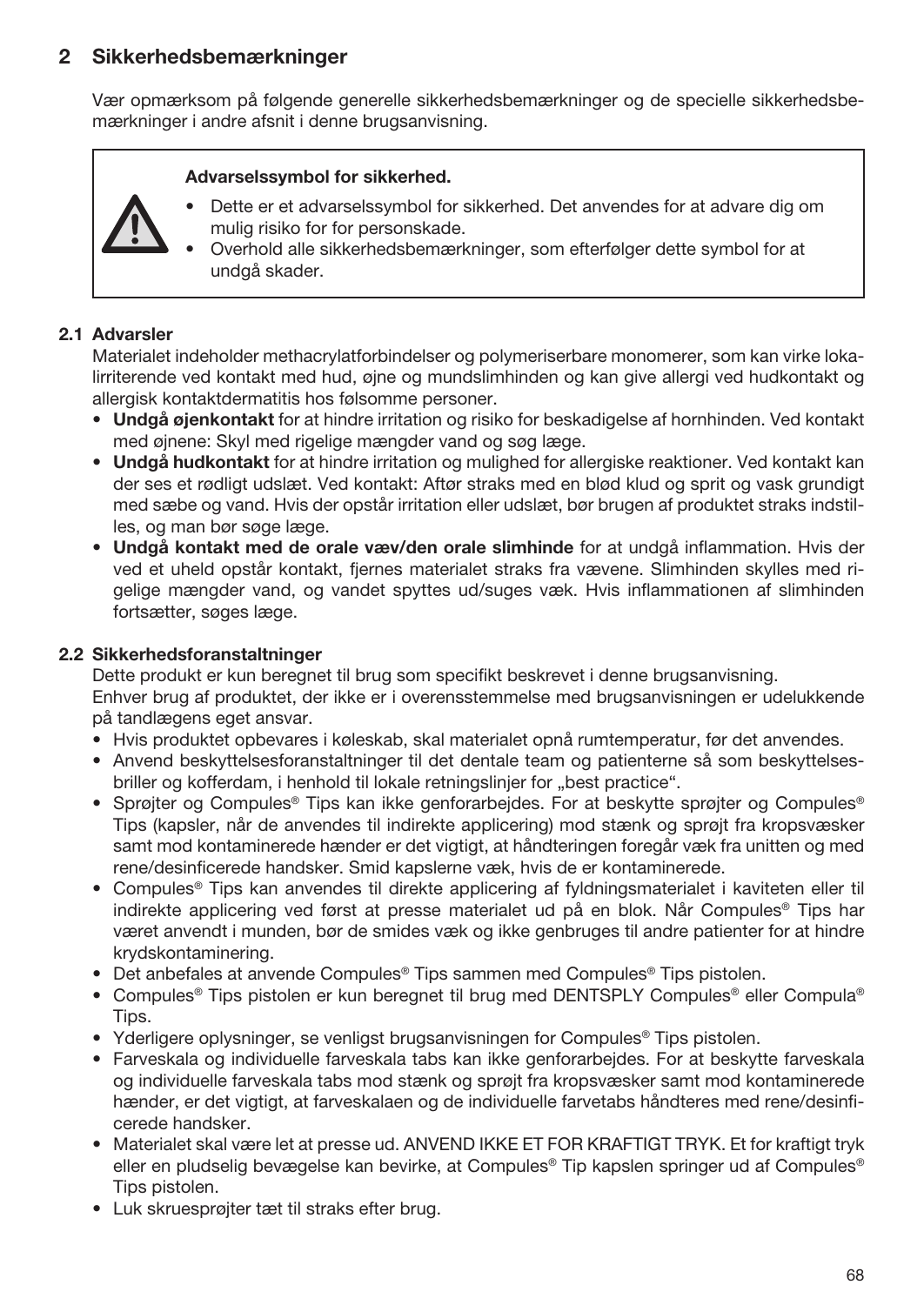## 2 Sikkerhedsbemærkninger

Vær opmærksom på følgende generelle sikkerhedsbemærkninger og de specielle sikkerhedsbemærkninger i andre afsnit i denne brugsanvisning.

> **Advarselssymbol for sikkerhed.**
>
> - Dette er et advarselssymbol for sikkerhed. Det anvendes for at advare dig om mulig risiko for for personskade.
> - Overhold alle sikkerhedsbemærkninger, som efterfølger dette symbol for at undgå skader.

### 2.1 Advarsler

Materialet indeholder methacrylatforbindelser og polymeriserbare monomerer, som kan virke lokalirriterende ved kontakt med hud, øjne og mundslimhinden og kan give allergi ved hudkontakt og allergisk kontaktdermatitis hos følsomme personer.

- **Undgå øjenkontakt** for at hindre irritation og risiko for beskadigelse af hornhinden. Ved kontakt med øjnene: Skyl med rigelige mængder vand og søg læge.
- **Undgå hudkontakt** for at hindre irritation og mulighed for allergiske reaktioner. Ved kontakt kan der ses et rødligt udslæt. Ved kontakt: Aftør straks med en blød klud og sprit og vask grundigt med sæbe og vand. Hvis der opstår irritation eller udslæt, bør brugen af produktet straks indstilles, og man bør søge læge.
- **Undgå kontakt med de orale væv/den orale slimhinde** for at undgå inflammation. Hvis der ved et uheld opstår kontakt, fjernes materialet straks fra vævene. Slimhinden skylles med rigelige mængder vand, og vandet spyttes ud/suges væk. Hvis inflammationen af slimhinden fortsætter, søges læge.

### 2.2 Sikkerhedsforanstaltninger

Dette produkt er kun beregnet til brug som specifikt beskrevet i denne brugsanvisning.
Enhver brug af produktet, der ikke er i overensstemmelse med brugsanvisningen er udelukkende på tandlægens eget ansvar.

- Hvis produktet opbevares i køleskab, skal materialet opnå rumtemperatur, før det anvendes.
- Anvend beskyttelsesforanstaltninger til det dentale team og patienterne så som beskyttelsesbriller og kofferdam, i henhold til lokale retningslinjer for „best practice".
- Sprøjter og Compules® Tips kan ikke genforarbejdes. For at beskytte sprøjter og Compules® Tips (kapsler, når de anvendes til indirekte applicering) mod stænk og sprøjt fra kropsvæsker samt mod kontaminerede hænder er det vigtigt, at håndteringen foregår væk fra unitten og med rene/desinficerede handsker. Smid kapslerne væk, hvis de er kontaminerede.
- Compules® Tips kan anvendes til direkte applicering af fyldningsmaterialet i kaviteten eller til indirekte applicering ved først at presse materialet ud på en blok. Når Compules® Tips har været anvendt i munden, bør de smides væk og ikke genbruges til andre patienter for at hindre krydskontaminering.
- Det anbefales at anvende Compules® Tips sammen med Compules® Tips pistolen.
- Compules® Tips pistolen er kun beregnet til brug med DENTSPLY Compules® eller Compula® Tips.
- Yderligere oplysninger, se venligst brugsanvisningen for Compules® Tips pistolen.
- Farveskala og individuelle farveskala tabs kan ikke genforarbejdes. For at beskytte farveskala og individuelle farveskala tabs mod stænk og sprøjt fra kropsvæsker samt mod kontaminerede hænder, er det vigtigt, at farveskalaen og de individuelle farvetabs håndteres med rene/desinficerede handsker.
- Materialet skal være let at presse ud. ANVEND IKKE ET FOR KRAFTIGT TRYK. Et for kraftigt tryk eller en pludselig bevægelse kan bevirke, at Compules® Tip kapslen springer ud af Compules® Tips pistolen.
- Luk skruesprøjter tæt til straks efter brug.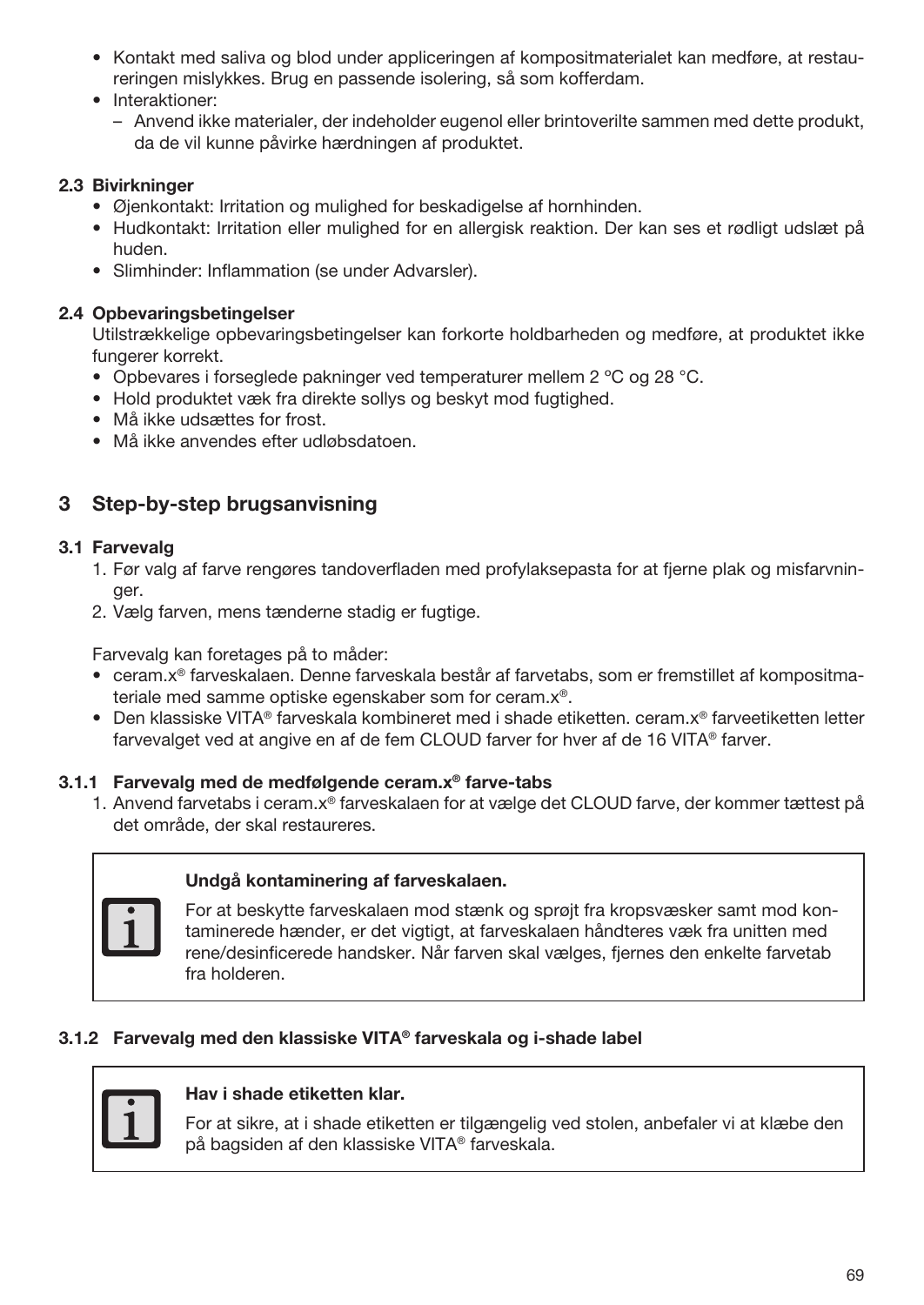- Kontakt med saliva og blod under appliceringen af kompositmaterialet kan medføre, at restaureringen mislykkes. Brug en passende isolering, så som kofferdam.
- Interaktioner:
  – Anvend ikke materialer, der indeholder eugenol eller brintoverilte sammen med dette produkt, da de vil kunne påvirke hærdningen af produktet.

### 2.3 Bivirkninger

- Øjenkontakt: Irritation og mulighed for beskadigelse af hornhinden.
- Hudkontakt: Irritation eller mulighed for en allergisk reaktion. Der kan ses et rødligt udslæt på huden.
- Slimhinder: Inflammation (se under Advarsler).

### 2.4 Opbevaringsbetingelser

Utilstrækkelige opbevaringsbetingelser kan forkorte holdbarheden og medføre, at produktet ikke fungerer korrekt.

- Opbevares i forseglede pakninger ved temperaturer mellem 2 °C og 28 °C.
- Hold produktet væk fra direkte sollys og beskyt mod fugtighed.
- Må ikke udsættes for frost.
- Må ikke anvendes efter udløbsdatoen.

## 3 Step-by-step brugsanvisning

### 3.1 Farvevalg

1. Før valg af farve rengøres tandoverfladen med profylaksepasta for at fjerne plak og misfarvninger.
2. Vælg farven, mens tænderne stadig er fugtige.

Farvevalg kan foretages på to måder:

- ceram.x® farveskalaen. Denne farveskala består af farvetabs, som er fremstillet af kompositmateriale med samme optiske egenskaber som for ceram.x®.
- Den klassiske VITA® farveskala kombineret med i shade etiketten. ceram.x® farveetiketten letter farvevalget ved at angive en af de fem CLOUD farver for hver af de 16 VITA® farver.

#### 3.1.1 Farvevalg med de medfølgende ceram.x® farve-tabs

1. Anvend farvetabs i ceram.x® farveskalaen for at vælge det CLOUD farve, der kommer tættest på det område, der skal restaureres.

> **Undgå kontaminering af farveskalaen.**
>
> For at beskytte farveskalaen mod stænk og sprøjt fra kropsvæsker samt mod kontaminerede hænder, er det vigtigt, at farveskalaen håndteres væk fra unitten med rene/desinficerede handsker. Når farven skal vælges, fjernes den enkelte farvetab fra holderen.

#### 3.1.2 Farvevalg med den klassiske VITA® farveskala og i-shade label

> **Hav i shade etiketten klar.**
>
> For at sikre, at i shade etiketten er tilgængelig ved stolen, anbefaler vi at klæbe den på bagsiden af den klassiske VITA® farveskala.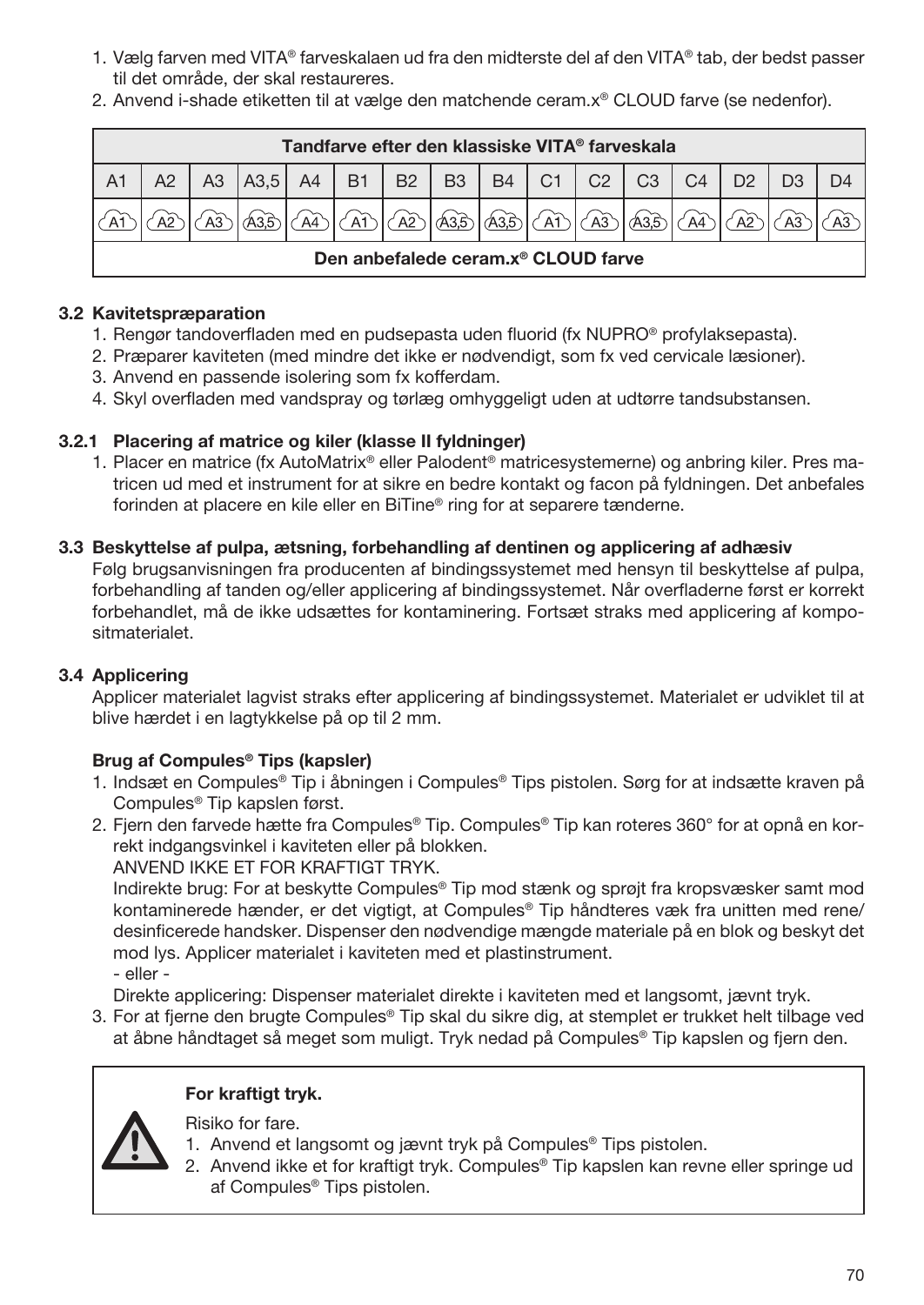1. Vælg farven med VITA® farveskalaen ud fra den midterste del af den VITA® tab, der bedst passer til det område, der skal restaureres.
2. Anvend i-shade etiketten til at vælge den matchende ceram.x® CLOUD farve (se nedenfor).

| Tandfarve efter den klassiske VITA® farveskala | | | | | | | | | | | | | | | |
|---|---|---|---|---|---|---|---|---|---|---|---|---|---|---|---|
| A1 | A2 | A3 | A3,5 | A4 | B1 | B2 | B3 | B4 | C1 | C2 | C3 | C4 | D2 | D3 | D4 |
| A1 | A2 | A3 | A3,5 | A4 | A1 | A2 | A3,5 | A3,5 | A1 | A3 | A3,5 | A4 | A2 | A3 | A3 |
| Den anbefalede ceram.x® CLOUD farve | | | | | | | | | | | | | | | |

### 3.2 Kavitetspræparation

1. Rengør tandoverfladen med en pudsepasta uden fluorid (fx NUPRO® profylaksepasta).
2. Præparer kaviteten (med mindre det ikke er nødvendigt, som fx ved cervicale læsioner).
3. Anvend en passende isolering som fx kofferdam.
4. Skyl overfladen med vandspray og tørlæg omhyggeligt uden at udtørre tandsubstansen.

#### 3.2.1 Placering af matrice og kiler (klasse II fyldninger)

1. Placer en matrice (fx AutoMatrix® eller Palodent® matricesystemerne) og anbring kiler. Pres matricen ud med et instrument for at sikre en bedre kontakt og facon på fyldningen. Det anbefales forinden at placere en kile eller en BiTine® ring for at separere tænderne.

### 3.3 Beskyttelse af pulpa, ætsning, forbehandling af dentinen og applicering af adhæsiv

Følg brugsanvisningen fra producenten af bindingssystemet med hensyn til beskyttelse af pulpa, forbehandling af tanden og/eller applicering af bindingssystemet. Når overfladerne først er korrekt forbehandlet, må de ikke udsættes for kontaminering. Fortsæt straks med applicering af kompositmaterialet.

### 3.4 Applicering

Applicer materialet lagvist straks efter applicering af bindingssystemet. Materialet er udviklet til at blive hærdet i en lagtykkelse på op til 2 mm.

**Brug af Compules® Tips (kapsler)**

1. Indsæt en Compules® Tip i åbningen i Compules® Tips pistolen. Sørg for at indsætte kraven på Compules® Tip kapslen først.
2. Fjern den farvede hætte fra Compules® Tip. Compules® Tip kan roteres 360° for at opnå en korrekt indgangsvinkel i kaviteten eller på blokken.
   ANVEND IKKE ET FOR KRAFTIGT TRYK.
   Indirekte brug: For at beskytte Compules® Tip mod stænk og sprøjt fra kropsvæsker samt mod kontaminerede hænder, er det vigtigt, at Compules® Tip håndteres væk fra unitten med rene/desinficerede handsker. Dispenser den nødvendige mængde materiale på en blok og beskyt det mod lys. Applicer materialet i kaviteten med et plastinstrument.
   - eller -
   Direkte applicering: Dispenser materialet direkte i kaviteten med et langsomt, jævnt tryk.
3. For at fjerne den brugte Compules® Tip skal du sikre dig, at stemplet er trukket helt tilbage ved at åbne håndtaget så meget som muligt. Tryk nedad på Compules® Tip kapslen og fjern den.

**For kraftigt tryk.**

Risiko for fare.

1. Anvend et langsomt og jævnt tryk på Compules® Tips pistolen.
2. Anvend ikke et for kraftigt tryk. Compules® Tip kapslen kan revne eller springe ud af Compules® Tips pistolen.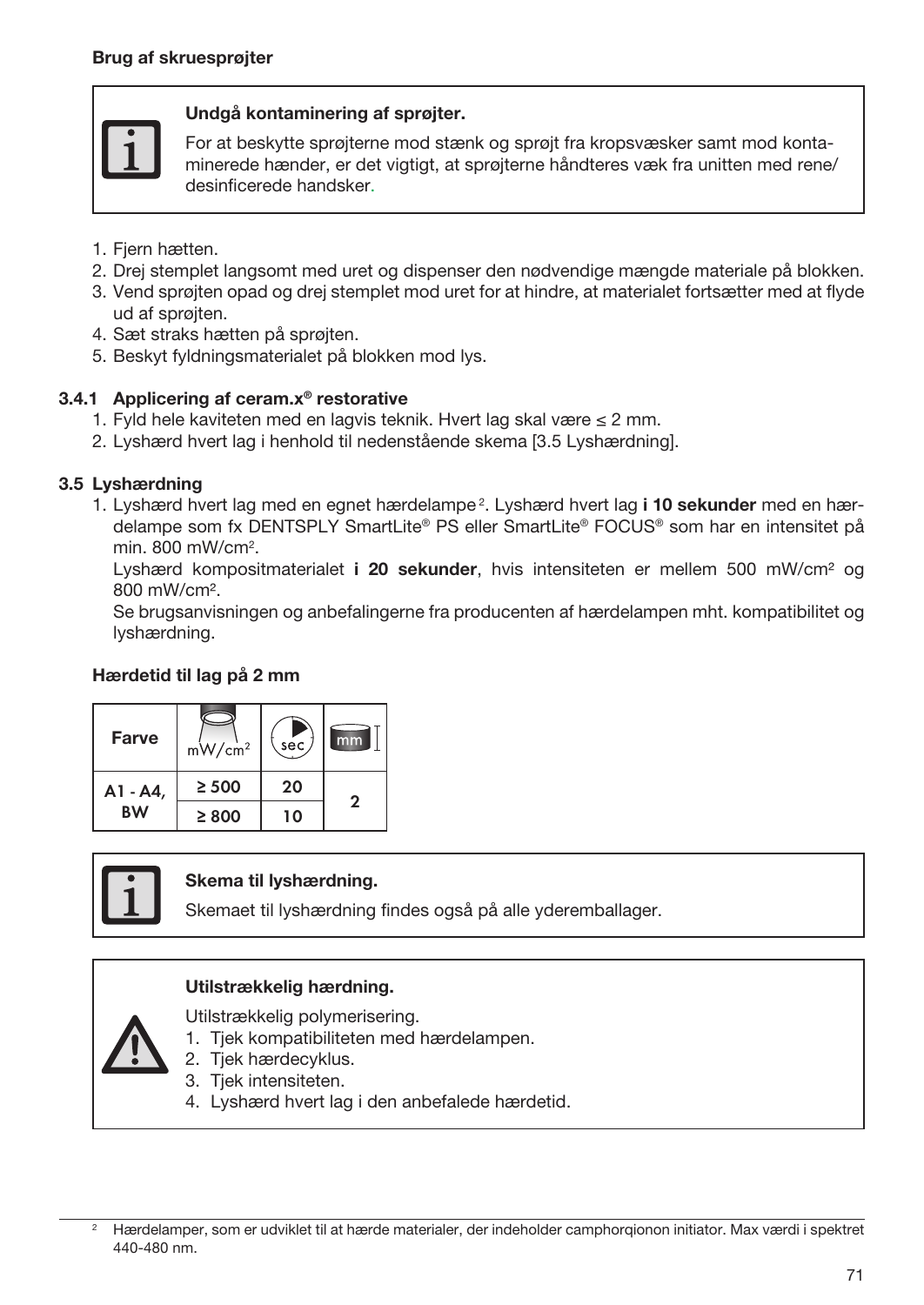**Brug af skruesprøjter**

> **Undgå kontaminering af sprøjter.**
>
> For at beskytte sprøjterne mod stænk og sprøjt fra kropsvæsker samt mod kontaminerede hænder, er det vigtigt, at sprøjterne håndteres væk fra unitten med rene/desinficerede handsker.

1. Fjern hætten.
2. Drej stemplet langsomt med uret og dispenser den nødvendige mængde materiale på blokken.
3. Vend sprøjten opad og drej stemplet mod uret for at hindre, at materialet fortsætter med at flyde ud af sprøjten.
4. Sæt straks hætten på sprøjten.
5. Beskyt fyldningsmaterialet på blokken mod lys.

### 3.4.1 Applicering af ceram.x® restorative

1. Fyld hele kaviteten med en lagvis teknik. Hvert lag skal være ≤ 2 mm.
2. Lyshærd hvert lag i henhold til nedenstående skema [3.5 Lyshærdning].

### 3.5 Lyshærdning

1. Lyshærd hvert lag med en egnet hærdelampe[2]. Lyshærd hvert lag **i 10 sekunder** med en hærdelampe som fx DENTSPLY SmartLite® PS eller SmartLite® FOCUS® som har en intensitet på min. 800 mW/cm².

   Lyshærd kompositmaterialet **i 20 sekunder**, hvis intensiteten er mellem 500 mW/cm² og 800 mW/cm².

   Se brugsanvisningen og anbefalingerne fra producenten af hærdelampen mht. kompatibilitet og lyshærdning.

**Hærdetid til lag på 2 mm**

| Farve | mW/cm² | sec | mm |
|---|---|---|---|
| A1 - A4, BW | ≥ 500 | 20 | 2 |
| | ≥ 800 | 10 | |

> **Skema til lyshærdning.**
>
> Skemaet til lyshærdning findes også på alle yderemballager.

> **Utilstrækkelig hærdning.**
>
> Utilstrækkelig polymerisering.
> 1. Tjek kompatibiliteten med hærdelampen.
> 2. Tjek hærdecyklus.
> 3. Tjek intensiteten.
> 4. Lyshærd hvert lag i den anbefalede hærdetid.

[2] Hærdelamper, som er udviklet til at hærde materialer, der indeholder camphorqionon initiator. Max værdi i spektret 440-480 nm.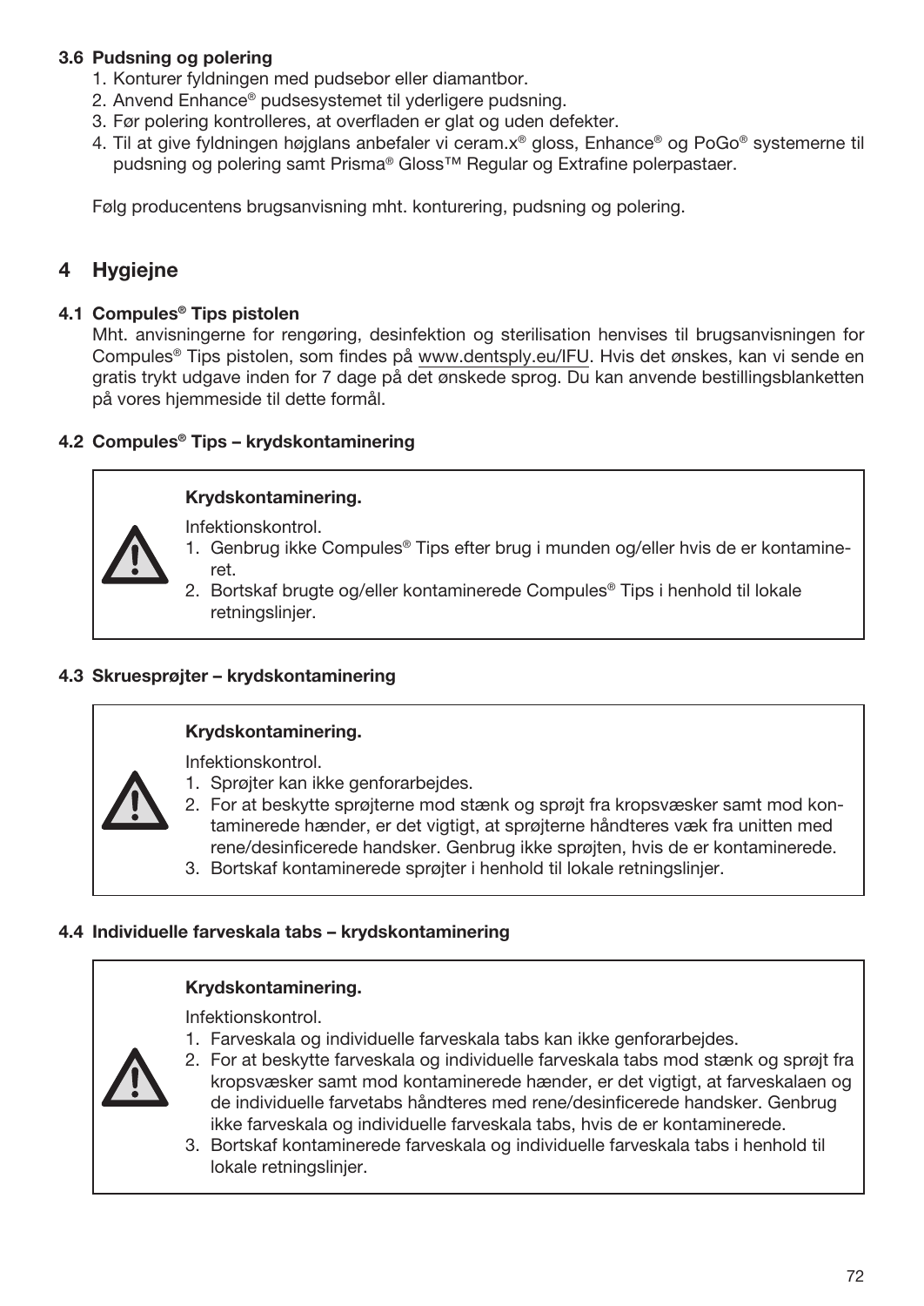### 3.6 Pudsning og polering

1. Konturer fyldningen med pudsebor eller diamantbor.
2. Anvend Enhance® pudsesystemet til yderligere pudsning.
3. Før polering kontrolleres, at overfladen er glat og uden defekter.
4. Til at give fyldningen højglans anbefaler vi ceram.x® gloss, Enhance® og PoGo® systemerne til pudsning og polering samt Prisma® Gloss™ Regular og Extrafine polerpastaer.

Følg producentens brugsanvisning mht. konturering, pudsning og polering.

## 4 Hygiejne

### 4.1 Compules® Tips pistolen

Mht. anvisningerne for rengøring, desinfektion og sterilisation henvises til brugsanvisningen for Compules® Tips pistolen, som findes på www.dentsply.eu/IFU. Hvis det ønskes, kan vi sende en gratis trykt udgave inden for 7 dage på det ønskede sprog. Du kan anvende bestillingsblanketten på vores hjemmeside til dette formål.

### 4.2 Compules® Tips – krydskontaminering

**Krydskontaminering.**

Infektionskontrol.

1. Genbrug ikke Compules® Tips efter brug i munden og/eller hvis de er kontamineret.
2. Bortskaf brugte og/eller kontaminerede Compules® Tips i henhold til lokale retningslinjer.

### 4.3 Skruesprøjter – krydskontaminering

**Krydskontaminering.**

Infektionskontrol.

1. Sprøjter kan ikke genforarbejdes.
2. For at beskytte sprøjterne mod stænk og sprøjt fra kropsvæsker samt mod kontaminerede hænder, er det vigtigt, at sprøjterne håndteres væk fra unitten med rene/desinficerede handsker. Genbrug ikke sprøjten, hvis de er kontaminerede.
3. Bortskaf kontaminerede sprøjter i henhold til lokale retningslinjer.

### 4.4 Individuelle farveskala tabs – krydskontaminering

**Krydskontaminering.**

Infektionskontrol.

1. Farveskala og individuelle farveskala tabs kan ikke genforarbejdes.
2. For at beskytte farveskala og individuelle farveskala tabs mod stænk og sprøjt fra kropsvæsker samt mod kontaminerede hænder, er det vigtigt, at farveskalaen og de individuelle farvetabs håndteres med rene/desinficerede handsker. Genbrug ikke farveskala og individuelle farveskala tabs, hvis de er kontaminerede.
3. Bortskaf kontaminerede farveskala og individuelle farveskala tabs i henhold til lokale retningslinjer.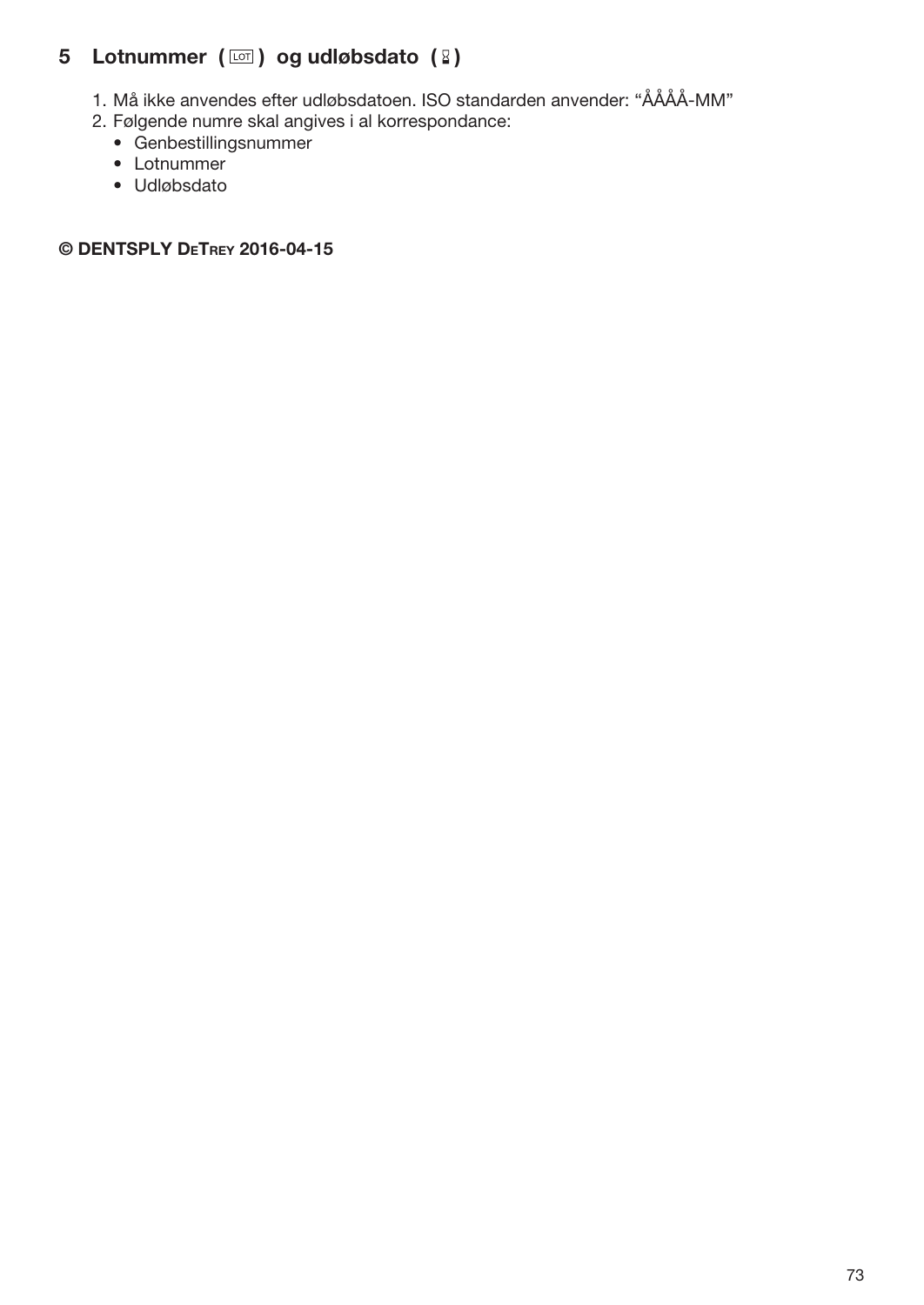## 5 Lotnummer ( LOT ) og udløbsdato ( ⧖ )

1. Må ikke anvendes efter udløbsdatoen. ISO standarden anvender: "ÅÅÅÅ-MM"
2. Følgende numre skal angives i al korrespondance:
   - Genbestillingsnummer
   - Lotnummer
   - Udløbsdato

**© DENTSPLY DeTrey 2016-04-15**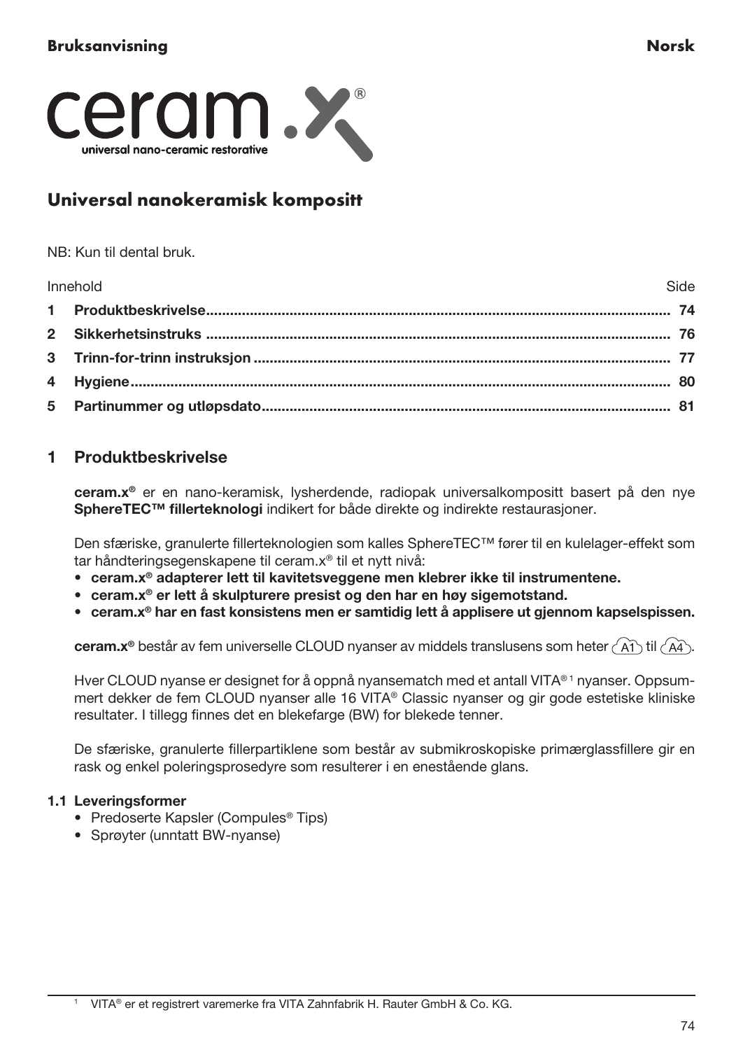Bruksanvisning Norsk

ceram.x®

universal nano-ceramic restorative

# Universal nanokeramisk kompositt

NB: Kun til dental bruk.

| Innhold | Side |
|---|---|
| **1 Produktbeskrivelse** | **74** |
| **2 Sikkerhetsinstruks** | **76** |
| **3 Trinn-for-trinn instruksjon** | **77** |
| **4 Hygiene** | **80** |
| **5 Partinummer og utløpsdato** | **81** |

## 1 Produktbeskrivelse

**ceram.x®** er en nano-keramisk, lysherdende, radiopak universalkompositt basert på den nye **SphereTEC™ fillerteknologi** indikert for både direkte og indirekte restaurasjoner.

Den sfæriske, granulerte fillerteknologien som kalles SphereTEC™ fører til en kulelager-effekt som tar håndteringsegenskapene til ceram.x® til et nytt nivå:

- **ceram.x® adapterer lett til kavitetsveggene men klebrer ikke til instrumentene.**
- **ceram.x® er lett å skulpturere presist og den har en høy sigemotstand.**
- **ceram.x® har en fast konsistens men er samtidig lett å applisere ut gjennom kapselspissen.**

**ceram.x®** består av fem universelle CLOUD nyanser av middels translusens som heter A1 til A4.

Hver CLOUD nyanse er designet for å oppnå nyansematch med et antall VITA®[1] nyanser. Oppsummert dekker de fem CLOUD nyanser alle 16 VITA® Classic nyanser og gir gode estetiske kliniske resultater. I tillegg finnes det en blekefarge (BW) for blekede tenner.

De sfæriske, granulerte fillerpartiklene som består av submikroskopiske primærglassfillere gir en rask og enkel poleringsprosedyre som resulterer i en enestående glans.

### 1.1 Leveringsformer

- Predoserte Kapsler (Compules® Tips)
- Sprøyter (unntatt BW-nyanse)

[1] VITA® er et registrert varemerke fra VITA Zahnfabrik H. Rauter GmbH & Co. KG.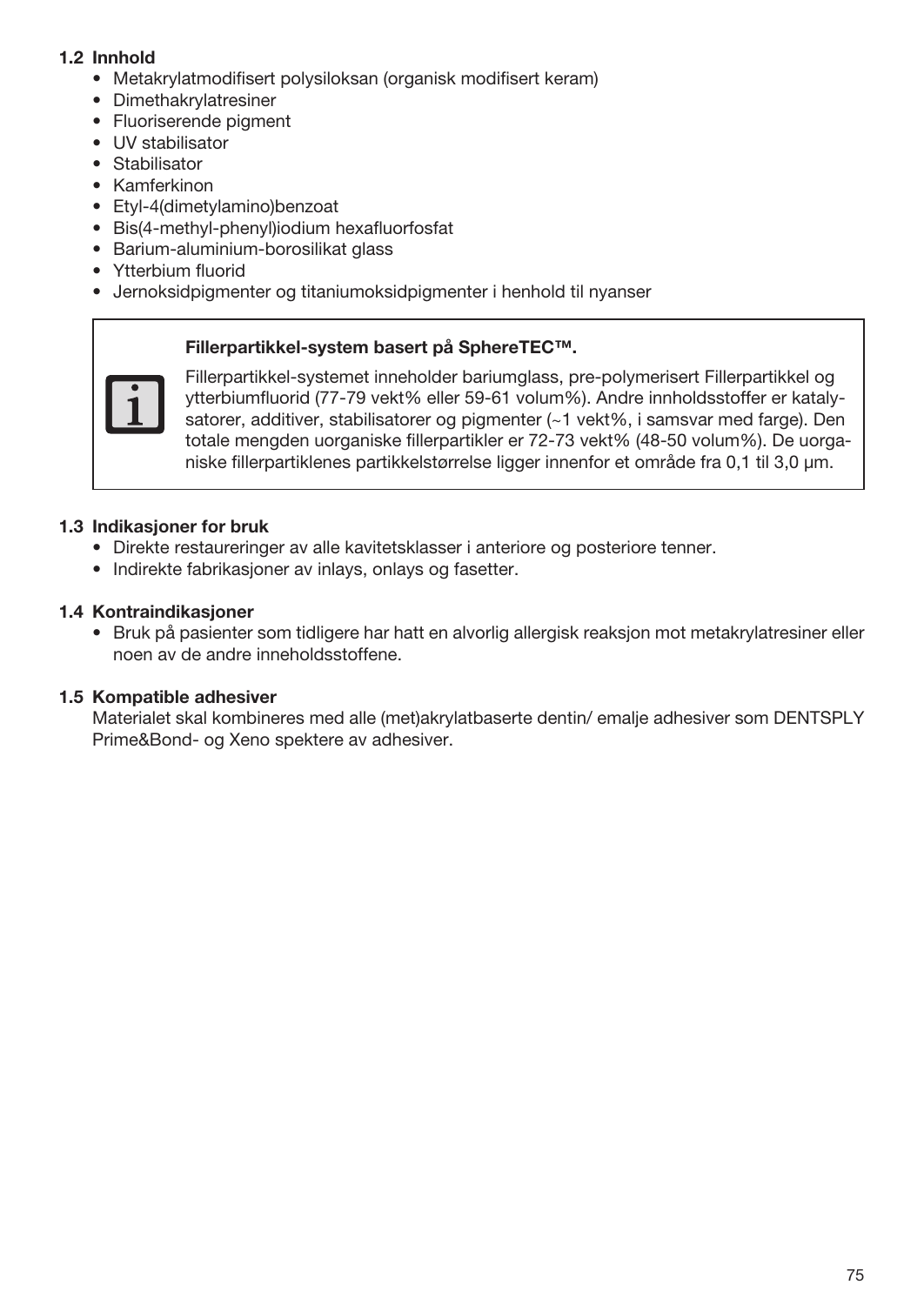### 1.2 Innhold

- Metakrylatmodifisert polysiloksan (organisk modifisert keram)
- Dimethakrylatresiner
- Fluoriserende pigment
- UV stabilisator
- Stabilisator
- Kamferkinon
- Etyl-4(dimetylamino)benzoat
- Bis(4-methyl-phenyl)iodium hexafluorfosfat
- Barium-aluminium-borosilikat glass
- Ytterbium fluorid
- Jernoksidpigmenter og titaniumoksidpigmenter i henhold til nyanser

> **Fillerpartikkel-system basert på SphereTEC™.**
>
> Fillerpartikkel-systemet inneholder bariumglass, pre-polymerisert Fillerpartikkel og ytterbiumfluorid (77-79 vekt% eller 59-61 volum%). Andre innholdsstoffer er katalysatorer, additiver, stabilisatorer og pigmenter (~1 vekt%, i samsvar med farge). Den totale mengden uorganiske fillerpartikler er 72-73 vekt% (48-50 volum%). De uorganiske fillerpartiklenes partikkelstørrelse ligger innenfor et område fra 0,1 til 3,0 µm.

### 1.3 Indikasjoner for bruk

- Direkte restaureringer av alle kavitetsklasser i anteriore og posteriore tenner.
- Indirekte fabrikasjoner av inlays, onlays og fasetter.

### 1.4 Kontraindikasjoner

- Bruk på pasienter som tidligere har hatt en alvorlig allergisk reaksjon mot metakrylatresiner eller noen av de andre inneholdsstoffene.

### 1.5 Kompatible adhesiver

Materialet skal kombineres med alle (met)akrylatbaserte dentin/ emalje adhesiver som DENTSPLY Prime&Bond- og Xeno spektere av adhesiver.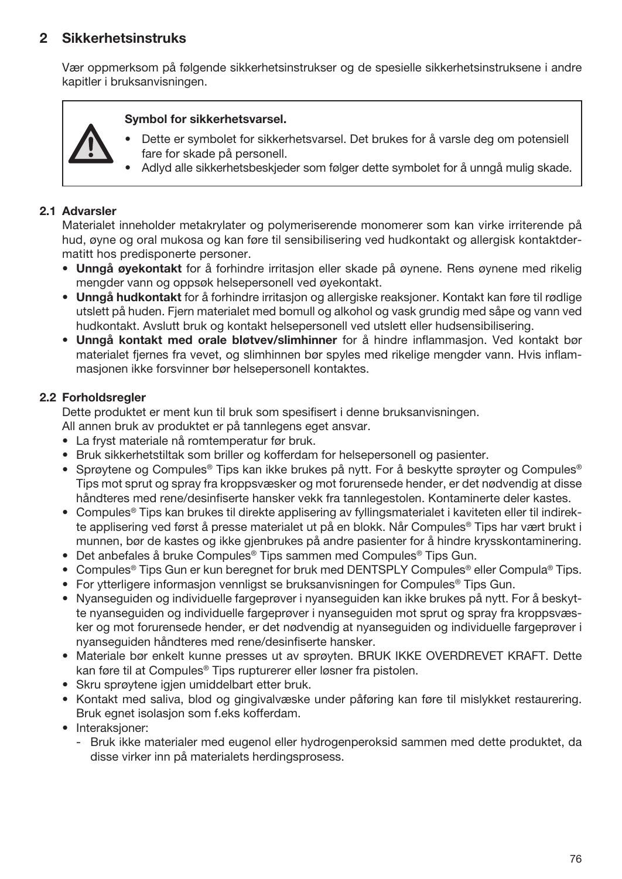## 2 Sikkerhetsinstruks

Vær oppmerksom på følgende sikkerhetsinstrukser og de spesielle sikkerhetsinstruksene i andre kapitler i bruksanvisningen.

> **Symbol for sikkerhetsvarsel.**
>
> - Dette er symbolet for sikkerhetsvarsel. Det brukes for å varsle deg om potensiell fare for skade på personell.
> - Adlyd alle sikkerhetsbeskjeder som følger dette symbolet for å unngå mulig skade.

### 2.1 Advarsler

Materialet inneholder metakrylater og polymeriserende monomerer som kan virke irriterende på hud, øyne og oral mukosa og kan føre til sensibilisering ved hudkontakt og allergisk kontaktdermatitt hos predisponerte personer.

- **Unngå øyekontakt** for å forhindre irritasjon eller skade på øynene. Rens øynene med rikelig mengder vann og oppsøk helsepersonell ved øyekontakt.
- **Unngå hudkontakt** for å forhindre irritasjon og allergiske reaksjoner. Kontakt kan føre til rødlige utslett på huden. Fjern materialet med bomull og alkohol og vask grundig med såpe og vann ved hudkontakt. Avslutt bruk og kontakt helsepersonell ved utslett eller hudsensibilisering.
- **Unngå kontakt med orale bløtvev/slimhinner** for å hindre inflammasjon. Ved kontakt bør materialet fjernes fra vevet, og slimhinnen bør spyles med rikelige mengder vann. Hvis inflammasjonen ikke forsvinner bør helsepersonell kontaktes.

### 2.2 Forholdsregler

Dette produktet er ment kun til bruk som spesifisert i denne bruksanvisningen.
All annen bruk av produktet er på tannlegens eget ansvar.

- La fryst materiale nå romtemperatur før bruk.
- Bruk sikkerhetstiltak som briller og kofferdam for helsepersonell og pasienter.
- Sprøytene og Compules® Tips kan ikke brukes på nytt. For å beskytte sprøyter og Compules® Tips mot sprut og spray fra kroppsvæsker og mot forurensede hender, er det nødvendig at disse håndteres med rene/desinfiserte hansker vekk fra tannlegestolen. Kontaminerte deler kastes.
- Compules® Tips kan brukes til direkte applisering av fyllingsmaterialet i kaviteten eller til indirekte applisering ved først å presse materialet ut på en blokk. Når Compules® Tips har vært brukt i munnen, bør de kastes og ikke gjenbrukes på andre pasienter for å hindre krysskontaminering.
- Det anbefales å bruke Compules® Tips sammen med Compules® Tips Gun.
- Compules® Tips Gun er kun beregnet for bruk med DENTSPLY Compules® eller Compula® Tips.
- For ytterligere informasjon vennligst se bruksanvisningen for Compules® Tips Gun.
- Nyanseguiden og individuelle fargeprøver i nyanseguiden kan ikke brukes på nytt. For å beskytte nyanseguiden og individuelle fargeprøver i nyanseguiden mot sprut og spray fra kroppsvæsker og mot forurensede hender, er det nødvendig at nyanseguiden og individuelle fargeprøver i nyanseguiden håndteres med rene/desinfiserte hansker.
- Materiale bør enkelt kunne presses ut av sprøyten. BRUK IKKE OVERDREVET KRAFT. Dette kan føre til at Compules® Tips rupturerer eller løsner fra pistolen.
- Skru sprøytene igjen umiddelbart etter bruk.
- Kontakt med saliva, blod og gingivalvæske under påføring kan føre til mislykket restaurering. Bruk egnet isolasjon som f.eks kofferdam.
- Interaksjoner:
  - Bruk ikke materialer med eugenol eller hydrogenperoksid sammen med dette produktet, da disse virker inn på materialets herdingsprosess.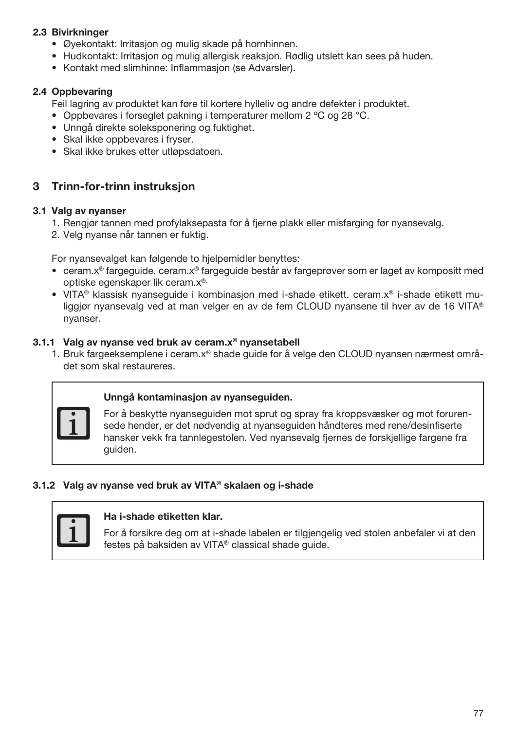### 2.3 Bivirkninger

- Øyekontakt: Irritasjon og mulig skade på hornhinnen.
- Hudkontakt: Irritasjon og mulig allergisk reaksjon. Rødlig utslett kan sees på huden.
- Kontakt med slimhinne: Inflammasjon (se Advarsler).

### 2.4 Oppbevaring

Feil lagring av produktet kan føre til kortere hylleliv og andre defekter i produktet.

- Oppbevares i forseglet pakning i temperaturer mellom 2 ºC og 28 °C.
- Unngå direkte soleksponering og fuktighet.
- Skal ikke oppbevares i fryser.
- Skal ikke brukes etter utløpsdatoen.

## 3 Trinn-for-trinn instruksjon

### 3.1 Valg av nyanser

1. Rengjør tannen med profylaksepasta for å fjerne plakk eller misfarging før nyansevalg.
2. Velg nyanse når tannen er fuktig.

For nyansevalget kan følgende to hjelpemidler benyttes:

- ceram.x® fargeguide. ceram.x® fargeguide består av fargeprøver som er laget av kompositt med optiske egenskaper lik ceram.x®.
- VITA® klassisk nyanseguide i kombinasjon med i-shade etikett. ceram.x® i-shade etikett muliggjør nyansevalg ved at man velger en av de fem CLOUD nyansene til hver av de 16 VITA® nyanser.

#### 3.1.1 Valg av nyanse ved bruk av ceram.x® nyansetabell

1. Bruk fargeeksemplene i ceram.x® shade guide for å velge den CLOUD nyansen nærmest området som skal restaureres.

> **Unngå kontaminasjon av nyanseguiden.**
>
> For å beskytte nyanseguiden mot sprut og spray fra kroppsvæsker og mot forurensede hender, er det nødvendig at nyanseguiden håndteres med rene/desinfiserte hansker vekk fra tannlegestolen. Ved nyansevalg fjernes de forskjellige fargene fra guiden.

#### 3.1.2 Valg av nyanse ved bruk av VITA® skalaen og i-shade

> **Ha i-shade etiketten klar.**
>
> For å forsikre deg om at i-shade labelen er tilgjengelig ved stolen anbefaler vi at den festes på baksiden av VITA® classical shade guide.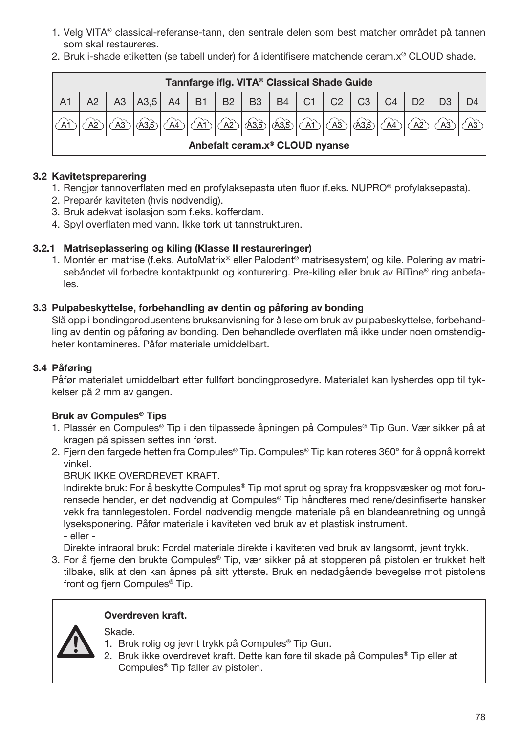1. Velg VITA® classical-referanse-tann, den sentrale delen som best matcher området på tannen som skal restaureres.
2. Bruk i-shade etiketten (se tabell under) for å identifisere matchende ceram.x® CLOUD shade.

| Tannfarge iflg. VITA® Classical Shade Guide | | | | | | | | | | | | | | | |
|---|---|---|---|---|---|---|---|---|---|---|---|---|---|---|---|
| A1 | A2 | A3 | A3,5 | A4 | B1 | B2 | B3 | B4 | C1 | C2 | C3 | C4 | D2 | D3 | D4 |
| A1 | A2 | A3 | A3,5 | A4 | A1 | A2 | A3,5 | A3,5 | A1 | A3 | A3,5 | A4 | A2 | A3 | A3 |
| Anbefalt ceram.x® CLOUD nyanse | | | | | | | | | | | | | | | |

### 3.2 Kavitetspreparering

1. Rengjør tannoverflaten med en profylaksepasta uten fluor (f.eks. NUPRO® profylaksepasta).
2. Preparér kaviteten (hvis nødvendig).
3. Bruk adekvat isolasjon som f.eks. kofferdam.
4. Spyl overflaten med vann. Ikke tørk ut tannstrukturen.

#### 3.2.1 Matriseplassering og kiling (Klasse II restaureringer)

1. Montér en matrise (f.eks. AutoMatrix® eller Palodent® matrisesystem) og kile. Polering av matrisebåndet vil forbedre kontaktpunkt og konturering. Pre-kiling eller bruk av BiTine® ring anbefales.

### 3.3 Pulpabeskyttelse, forbehandling av dentin og påføring av bonding

Slå opp i bondingprodusentens bruksanvisning for å lese om bruk av pulpabeskyttelse, forbehandling av dentin og påføring av bonding. Den behandlede overflaten må ikke under noen omstendigheter kontamineres. Påfør materiale umiddelbart.

### 3.4 Påføring

Påfør materialet umiddelbart etter fullført bondingprosedyre. Materialet kan lysherdes opp til tykkelser på 2 mm av gangen.

**Bruk av Compules® Tips**

1. Plassér en Compules® Tip i den tilpassede åpningen på Compules® Tip Gun. Vær sikker på at kragen på spissen settes inn først.
2. Fjern den fargede hetten fra Compules® Tip. Compules® Tip kan roteres 360° for å oppnå korrekt vinkel.
   
   BRUK IKKE OVERDREVET KRAFT.
   
   Indirekte bruk: For å beskytte Compules® Tip mot sprut og spray fra kroppsvæsker og mot forurensede hender, er det nødvendig at Compules® Tip håndteres med rene/desinfiserte hansker vekk fra tannlegestolen. Fordel nødvendig mengde materiale på en blandeanretning og unngå lyseksponering. Påfør materiale i kaviteten ved bruk av et plastisk instrument.
   
   \- eller -
   
   Direkte intraoral bruk: Fordel materiale direkte i kaviteten ved bruk av langsomt, jevnt trykk.
3. For å fjerne den brukte Compules® Tip, vær sikker på at stopperen på pistolen er trukket helt tilbake, slik at den kan åpnes på sitt ytterste. Bruk en nedadgående bevegelse mot pistolens front og fjern Compules® Tip.

> **Overdreven kraft.**
>
> Skade.
>
> 1. Bruk rolig og jevnt trykk på Compules® Tip Gun.
> 2. Bruk ikke overdrevet kraft. Dette kan føre til skade på Compules® Tip eller at Compules® Tip faller av pistolen.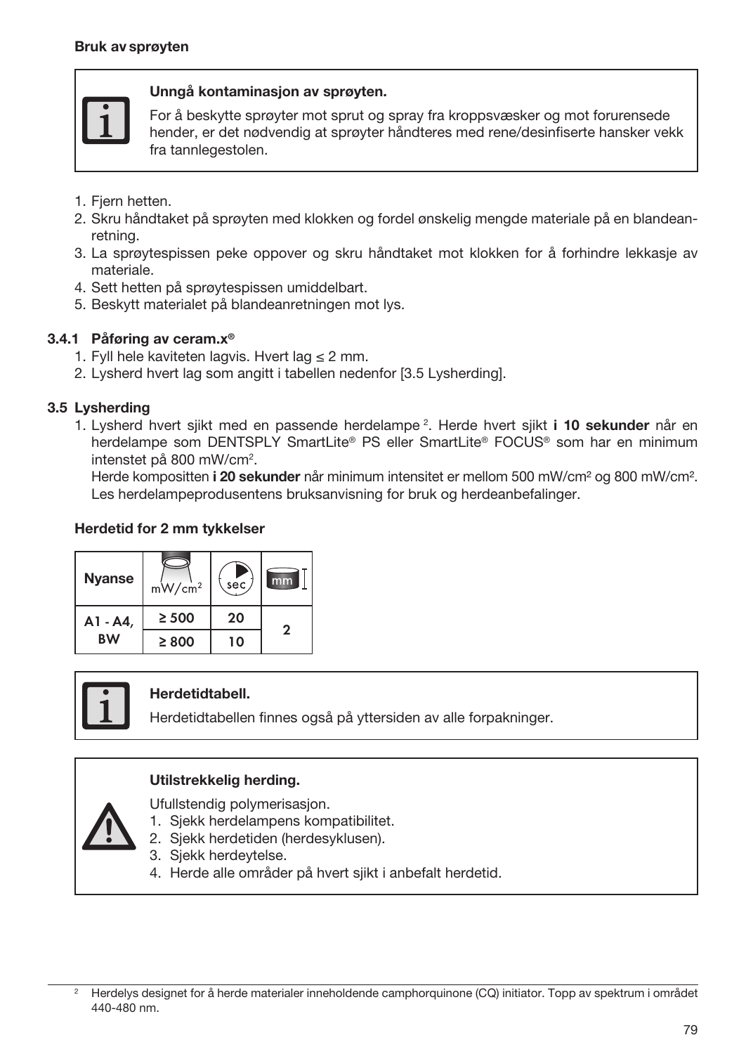**Bruk av sprøyten**

> **Unngå kontaminasjon av sprøyten.**
>
> For å beskytte sprøyter mot sprut og spray fra kroppsvæsker og mot forurensede hender, er det nødvendig at sprøyter håndteres med rene/desinfiserte hansker vekk fra tannlegestolen.

1. Fjern hetten.
2. Skru håndtaket på sprøyten med klokken og fordel ønskelig mengde materiale på en blandeanretning.
3. La sprøytespissen peke oppover og skru håndtaket mot klokken for å forhindre lekkasje av materiale.
4. Sett hetten på sprøytespissen umiddelbart.
5. Beskytt materialet på blandeanretningen mot lys.

### 3.4.1 Påføring av ceram.x®

1. Fyll hele kaviteten lagvis. Hvert lag ≤ 2 mm.
2. Lysherd hvert lag som angitt i tabellen nedenfor [3.5 Lysherding].

### 3.5 Lysherding

1. Lysherd hvert sjikt med en passende herdelampe [2]. Herde hvert sjikt **i 10 sekunder** når en herdelampe som DENTSPLY SmartLite® PS eller SmartLite® FOCUS® som har en minimum intenstet på 800 mW/cm².
   Herde kompositten **i 20 sekunder** når minimum intensitet er mellom 500 mW/cm² og 800 mW/cm². Les herdelampeprodusentens bruksanvisning for bruk og herdeanbefalinger.

**Herdetid for 2 mm tykkelser**

| Nyanse | mW/cm² | sec | mm |
|---|---|---|---|
| A1 - A4, BW | ≥ 500 | 20 | 2 |
| | ≥ 800 | 10 | |

> **Herdetidtabell.**
>
> Herdetidtabellen finnes også på yttersiden av alle forpakninger.

> **Utilstrekkelig herding.**
>
> Ufullstendig polymerisasjon.
> 1. Sjekk herdelampens kompatibilitet.
> 2. Sjekk herdetiden (herdesyklusen).
> 3. Sjekk herdeytelse.
> 4. Herde alle områder på hvert sjikt i anbefalt herdetid.

[2] Herdelys designet for å herde materialer inneholdende camphorquinone (CQ) initiator. Topp av spektrum i området 440-480 nm.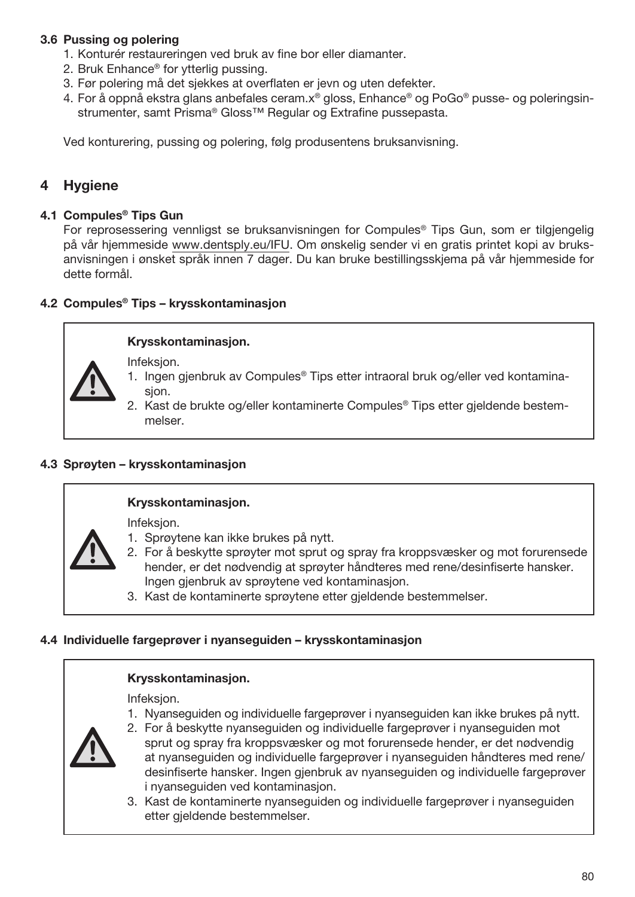### 3.6 Pussing og polering

1. Konturér restaureringen ved bruk av fine bor eller diamanter.
2. Bruk Enhance® for ytterlig pussing.
3. Før polering må det sjekkes at overflaten er jevn og uten defekter.
4. For å oppnå ekstra glans anbefales ceram.x® gloss, Enhance® og PoGo® pusse- og poleringsinstrumenter, samt Prisma® Gloss™ Regular og Extrafine pussepasta.

Ved konturering, pussing og polering, følg produsentens bruksanvisning.

## 4 Hygiene

### 4.1 Compules® Tips Gun

For reprosessering vennligst se bruksanvisningen for Compules® Tips Gun, som er tilgjengelig på vår hjemmeside www.dentsply.eu/IFU. Om ønskelig sender vi en gratis printet kopi av bruksanvisningen i ønsket språk innen 7 dager. Du kan bruke bestillingsskjema på vår hjemmeside for dette formål.

### 4.2 Compules® Tips – krysskontaminasjon

**Krysskontaminasjon.**

Infeksjon.

1. Ingen gjenbruk av Compules® Tips etter intraoral bruk og/eller ved kontaminasjon.
2. Kast de brukte og/eller kontaminerte Compules® Tips etter gjeldende bestemmelser.

### 4.3 Sprøyten – krysskontaminasjon

**Krysskontaminasjon.**

Infeksjon.

1. Sprøytene kan ikke brukes på nytt.
2. For å beskytte sprøyter mot sprut og spray fra kroppsvæsker og mot forurensede hender, er det nødvendig at sprøyter håndteres med rene/desinfiserte hansker. Ingen gjenbruk av sprøytene ved kontaminasjon.
3. Kast de kontaminerte sprøytene etter gjeldende bestemmelser.

### 4.4 Individuelle fargeprøver i nyanseguiden – krysskontaminasjon

**Krysskontaminasjon.**

Infeksjon.

1. Nyanseguiden og individuelle fargeprøver i nyanseguiden kan ikke brukes på nytt.
2. For å beskytte nyanseguiden og individuelle fargeprøver i nyanseguiden mot sprut og spray fra kroppsvæsker og mot forurensede hender, er det nødvendig at nyanseguiden og individuelle fargeprøver i nyanseguiden håndteres med rene/desinfiserte hansker. Ingen gjenbruk av nyanseguiden og individuelle fargeprøver i nyanseguiden ved kontaminasjon.
3. Kast de kontaminerte nyanseguiden og individuelle fargeprøver i nyanseguiden etter gjeldende bestemmelser.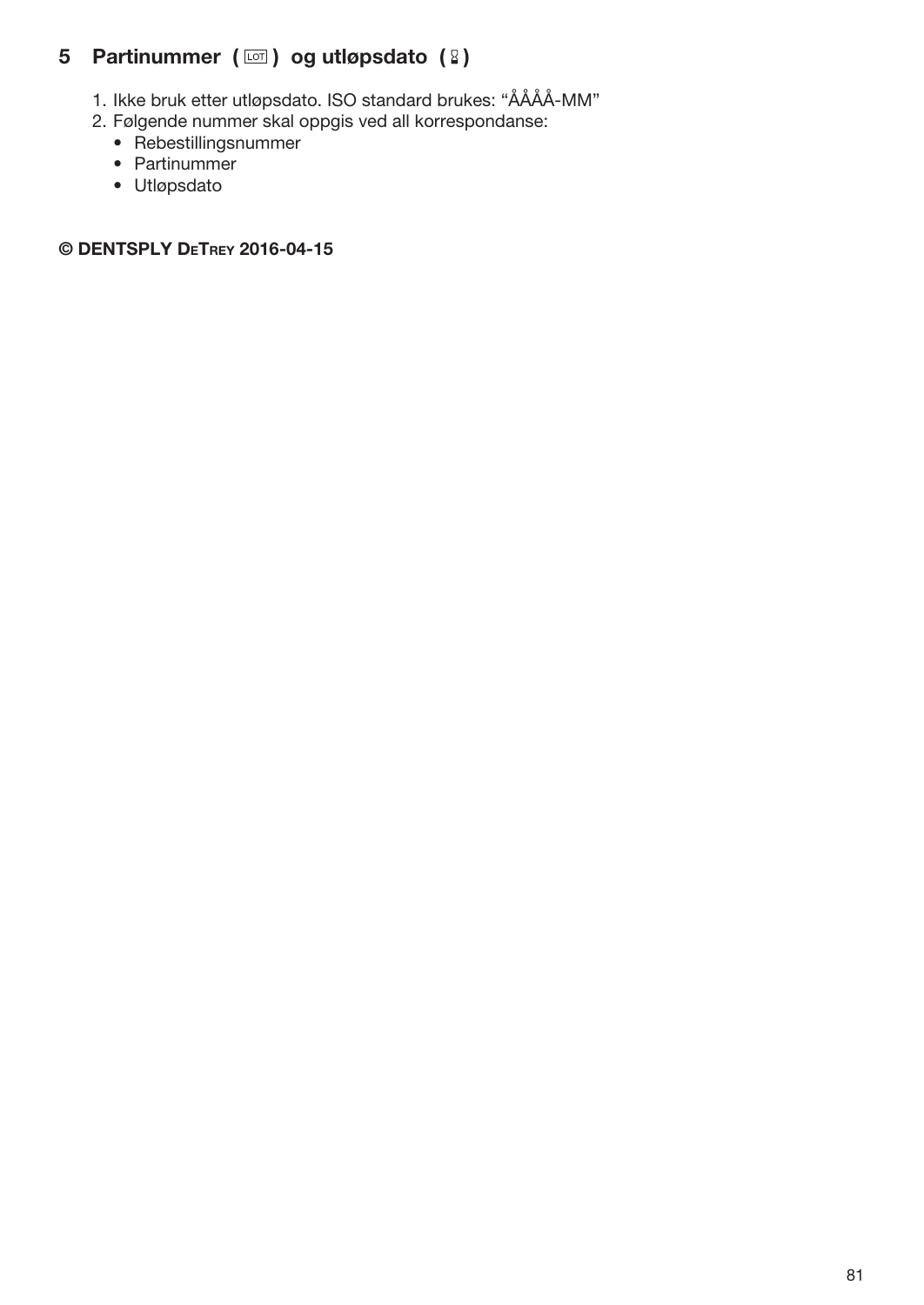## 5 Partinummer ( LOT ) og utløpsdato ( ⌛ )

1. Ikke bruk etter utløpsdato. ISO standard brukes: "ÅÅÅÅ-MM"
2. Følgende nummer skal oppgis ved all korrespondanse:
   - Rebestillingsnummer
   - Partinummer
   - Utløpsdato

**© DENTSPLY DeTrey 2016-04-15**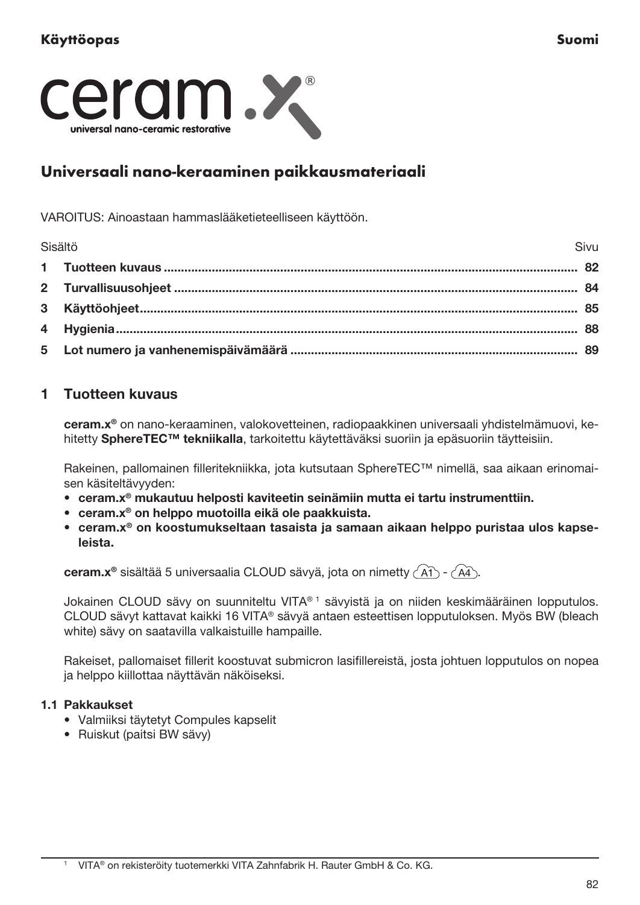**Käyttöopas** **Suomi**

ceram.x®
universal nano-ceramic restorative

## Universaali nano-keraaminen paikkausmateriaali

VAROITUS: Ainoastaan hammaslääketieteelliseen käyttöön.

| Sisältö | Sivu |
|---|---|
| **1 Tuotteen kuvaus** | **82** |
| **2 Turvallisuusohjeet** | **84** |
| **3 Käyttöohjeet** | **85** |
| **4 Hygienia** | **88** |
| **5 Lot numero ja vanhenemispäivämäärä** | **89** |

## 1 Tuotteen kuvaus

**ceram.x®** on nano-keraaminen, valokovetteinen, radiopaakkinen universaali yhdistelmämuovi, kehitetty **SphereTEC™ tekniikalla**, tarkoitettu käytettäväksi suoriin ja epäsuoriin täytteisiin.

Rakeinen, pallomainen filleritekniikka, jota kutsutaan SphereTEC™ nimellä, saa aikaan erinomaisen käsiteltävyyden:

- **ceram.x® mukautuu helposti kaviteetin seinämiin mutta ei tartu instrumenttiin.**
- **ceram.x® on helppo muotoilla eikä ole paakkuista.**
- **ceram.x® on koostumukseltaan tasaista ja samaan aikaan helppo puristaa ulos kapseleista.**

**ceram.x®** sisältää 5 universaalia CLOUD sävyä, jota on nimetty A1 - A4.

Jokainen CLOUD sävy on suunniteltu VITA® [1] sävyistä ja on niiden keskimääräinen lopputulos. CLOUD sävyt kattavat kaikki 16 VITA® sävyä antaen esteettisen lopputuloksen. Myös BW (bleach white) sävy on saatavilla valkaistuille hampaille.

Rakeiset, pallomaiset fillerit koostuvat submicron lasifillereistä, josta johtuen lopputulos on nopea ja helppo kiillottaa näyttävän näköiseksi.

### 1.1 Pakkaukset

- Valmiiksi täytetyt Compules kapselit
- Ruiskut (paitsi BW sävy)

[1] VITA® on rekisteröity tuotemerkki VITA Zahnfabrik H. Rauter GmbH & Co. KG.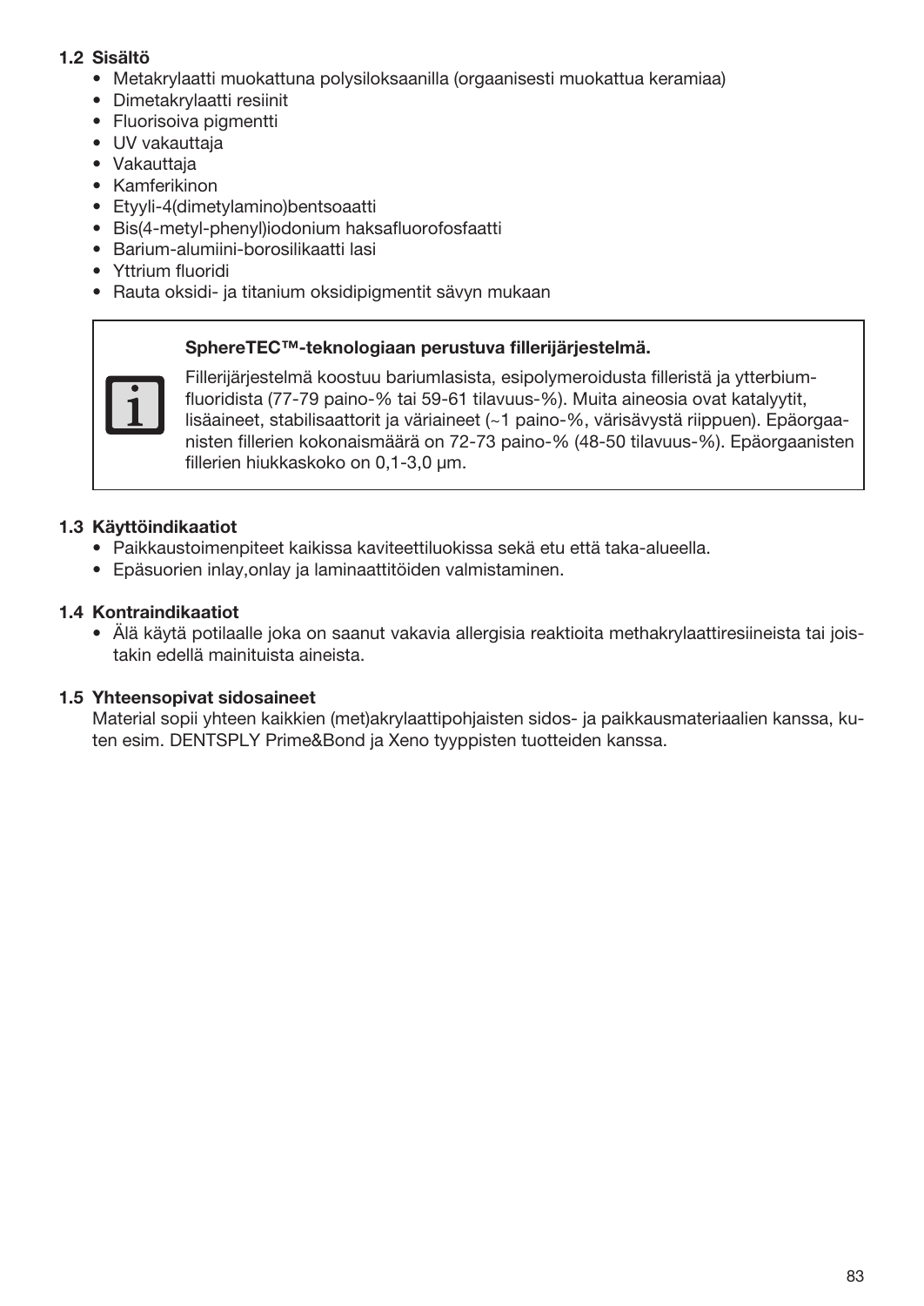### 1.2 Sisältö

- Metakrylaatti muokattuna polysiloksaanilla (orgaanisesti muokattua keramiaa)
- Dimetakrylaatti resiinit
- Fluorisoiva pigmentti
- UV vakauttaja
- Vakauttaja
- Kamferikinon
- Etyyli-4(dimetylamino)bentsoaatti
- Bis(4-metyl-phenyl)iodonium haksafluorofosfaatti
- Barium-alumiini-borosilikaatti lasi
- Yttrium fluoridi
- Rauta oksidi- ja titanium oksidipigmentit sävyn mukaan

**SphereTEC™-teknologiaan perustuva fillerijärjestelmä.**

Fillerijärjestelmä koostuu bariumlasista, esipolymeroidusta filleristä ja ytterbium-fluoridista (77-79 paino-% tai 59-61 tilavuus-%). Muita aineosia ovat katalyytit, lisäaineet, stabilisaattorit ja väriaineet (~1 paino-%, värisävystä riippuen). Epäorgaanisten fillerien kokonaismäärä on 72-73 paino-% (48-50 tilavuus-%). Epäorgaanisten fillerien hiukkaskoko on 0,1-3,0 µm.

### 1.3 Käyttöindikaatiot

- Paikkaustoimenpiteet kaikissa kaviteettiluokissa sekä etu että taka-alueella.
- Epäsuorien inlay,onlay ja laminaattitöiden valmistaminen.

### 1.4 Kontraindikaatiot

- Älä käytä potilaalle joka on saanut vakavia allergisia reaktioita methakrylaattiresiineista tai joistakin edellä mainituista aineista.

### 1.5 Yhteensopivat sidosaineet

Material sopii yhteen kaikkien (met)akrylaattipohjaisten sidos- ja paikkausmateriaalien kanssa, kuten esim. DENTSPLY Prime&Bond ja Xeno tyyppisten tuotteiden kanssa.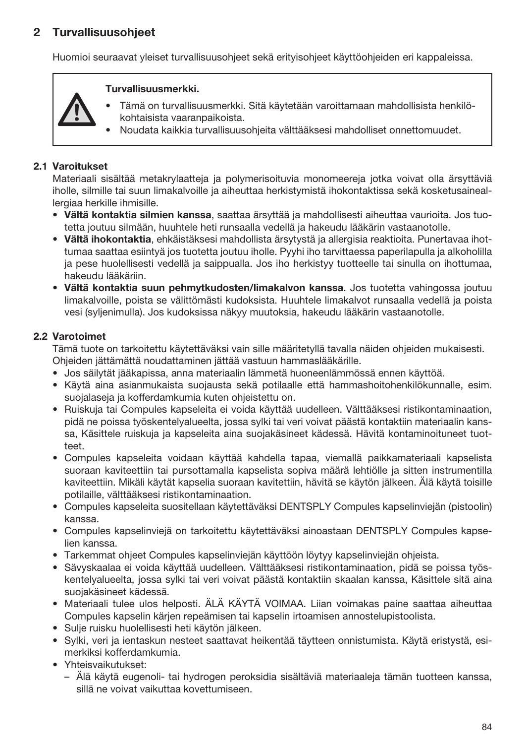## 2 Turvallisuusohjeet

Huomioi seuraavat yleiset turvallisuusohjeet sekä erityisohjeet käyttöohjeiden eri kappaleissa.

**Turvallisuusmerkki.**

- Tämä on turvallisuusmerkki. Sitä käytetään varoittamaan mahdollisista henkilökohtaisista vaaranpaikoista.
- Noudata kaikkia turvallisuusohjeita välttääksesi mahdolliset onnettomuudet.

### 2.1 Varoitukset

Materiaali sisältää metakrylaatteja ja polymerisoituvia monomeereja jotka voivat olla ärsyttäviä iholle, silmille tai suun limakalvoille ja aiheuttaa herkistymistä ihokontaktissa sekä kosketusaineallergiaa herkille ihmisille.

- **Vältä kontaktia silmien kanssa**, saattaa ärsyttää ja mahdollisesti aiheuttaa vaurioita. Jos tuotetta joutuu silmään, huuhtele heti runsaalla vedellä ja hakeudu lääkärin vastaanotolle.
- **Vältä ihokontaktia**, ehkäistäksesi mahdollista ärsytystä ja allergisia reaktioita. Punertavaa ihottumaa saattaa esiintyä jos tuotetta joutuu iholle. Pyyhi iho tarvittaessa paperilapulla ja alkoholilla ja pese huolellisesti vedellä ja saippualla. Jos iho herkistyy tuotteelle tai sinulla on ihottumaa, hakeudu lääkäriin.
- **Vältä kontaktia suun pehmytkudosten/limakalvon kanssa**. Jos tuotetta vahingossa joutuu limakalvoille, poista se välittömästi kudoksista. Huuhtele limakalvot runsaalla vedellä ja poista vesi (syljenimulla). Jos kudoksissa näkyy muutoksia, hakeudu lääkärin vastaanotolle.

### 2.2 Varotoimet

Tämä tuote on tarkoitettu käytettäväksi vain sille määritetyllä tavalla näiden ohjeiden mukaisesti. Ohjeiden jättämättä noudattaminen jättää vastuun hammaslääkärille.

- Jos säilytät jääkapissa, anna materiaalin lämmetä huoneenlämmössä ennen käyttöä.
- Käytä aina asianmukaista suojausta sekä potilaalle että hammashoitohenkilökunnalle, esim. suojalaseja ja kofferdamkumia kuten ohjeistettu on.
- Ruiskuja tai Compules kapseleita ei voida käyttää uudelleen. Välttääksesi ristikontaminaation, pidä ne poissa työskentelyalueelta, jossa sylki tai veri voivat päästä kontaktiin materiaalin kanssa, Käsittele ruiskuja ja kapseleita aina suojakäsineet kädessä. Hävitä kontaminoituneet tuotteet.
- Compules kapseleita voidaan käyttää kahdella tapaa, viemällä paikkamateriaali kapselista suoraan kaviteettiin tai pursottamalla kapselista sopiva määrä lehtiölle ja sitten instrumentilla kaviteettiin. Mikäli käytät kapselia suoraan kavitettiin, hävitä se käytön jälkeen. Älä käytä toisille potilaille, välttääksesi ristikontaminaation.
- Compules kapseleita suositellaan käytettäväksi DENTSPLY Compules kapselinviejän (pistoolin) kanssa.
- Compules kapselinviejä on tarkoitettu käytettäväksi ainoastaan DENTSPLY Compules kapselien kanssa.
- Tarkemmat ohjeet Compules kapselinviejän käyttöön löytyy kapselinviejän ohjeista.
- Sävyskaalaa ei voida käyttää uudelleen. Välttääksesi ristikontaminaation, pidä se poissa työskentelyalueelta, jossa sylki tai veri voivat päästä kontaktiin skaalan kanssa, Käsittele sitä aina suojakäsineet kädessä.
- Materiaali tulee ulos helposti. ÄLÄ KÄYTÄ VOIMAA. Liian voimakas paine saattaa aiheuttaa Compules kapselin kärjen repeämisen tai kapselin irtoamisen annostelupistoolista.
- Sulje ruisku huolellisesti heti käytön jälkeen.
- Sylki, veri ja ientaskun nesteet saattavat heikentää täytteen onnistumista. Käytä eristystä, esimerkiksi kofferdamkumia.
- Yhteisvaikutukset:
  - Älä käytä eugenoli- tai hydrogen peroksidia sisältäviä materiaaleja tämän tuotteen kanssa, sillä ne voivat vaikuttaa kovettumiseen.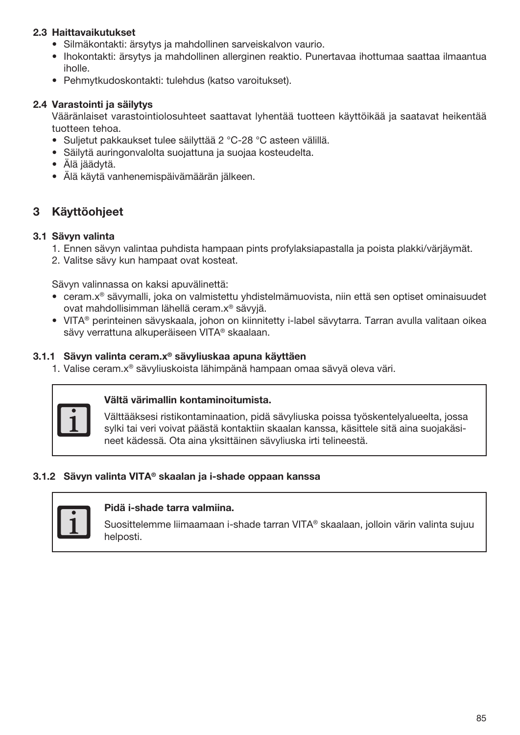### 2.3 Haittavaikutukset

- Silmäkontakti: ärsytys ja mahdollinen sarveiskalvon vaurio.
- Ihokontakti: ärsytys ja mahdollinen allerginen reaktio. Punertavaa ihottumaa saattaa ilmaantua iholle.
- Pehmytkudoskontakti: tulehdus (katso varoitukset).

### 2.4 Varastointi ja säilytys

Vääränlaiset varastointiolosuhteet saattavat lyhentää tuotteen käyttöikää ja saatavat heikentää tuotteen tehoa.

- Suljetut pakkaukset tulee säilyttää 2 °C-28 °C asteen välillä.
- Säilytä auringonvalolta suojattuna ja suojaa kosteudelta.
- Älä jäädytä.
- Älä käytä vanhenemispäivämäärän jälkeen.

## 3 Käyttöohjeet

### 3.1 Sävyn valinta

1. Ennen sävyn valintaa puhdista hampaan pints profylaksiapastalla ja poista plakki/värjäymät.
2. Valitse sävy kun hampaat ovat kosteat.

Sävyn valinnassa on kaksi apuvälinettä:

- ceram.x® sävymalli, joka on valmistettu yhdistelmämuovista, niin että sen optiset ominaisuudet ovat mahdollisimman lähellä ceram.x® sävyjä.
- VITA® perinteinen sävyskaala, johon on kiinnitetty i-label sävytarra. Tarran avulla valitaan oikea sävy verrattuna alkuperäiseen VITA® skaalaan.

#### 3.1.1 Sävyn valinta ceram.x® sävyliuskaa apuna käyttäen

1. Valise ceram.x® sävyliuskoista lähimpänä hampaan omaa sävyä oleva väri.

> **Vältä värimallin kontaminoitumista.**
>
> Välttääksesi ristikontaminaation, pidä sävyliuska poissa työskentelyalueelta, jossa sylki tai veri voivat päästä kontaktiin skaalan kanssa, käsittele sitä aina suojakäsineet kädessä. Ota aina yksittäinen sävyliuska irti telineestä.

#### 3.1.2 Sävyn valinta VITA® skaalan ja i-shade oppaan kanssa

> **Pidä i-shade tarra valmiina.**
>
> Suosittelemme liimaamaan i-shade tarran VITA® skaalaan, jolloin värin valinta sujuu helposti.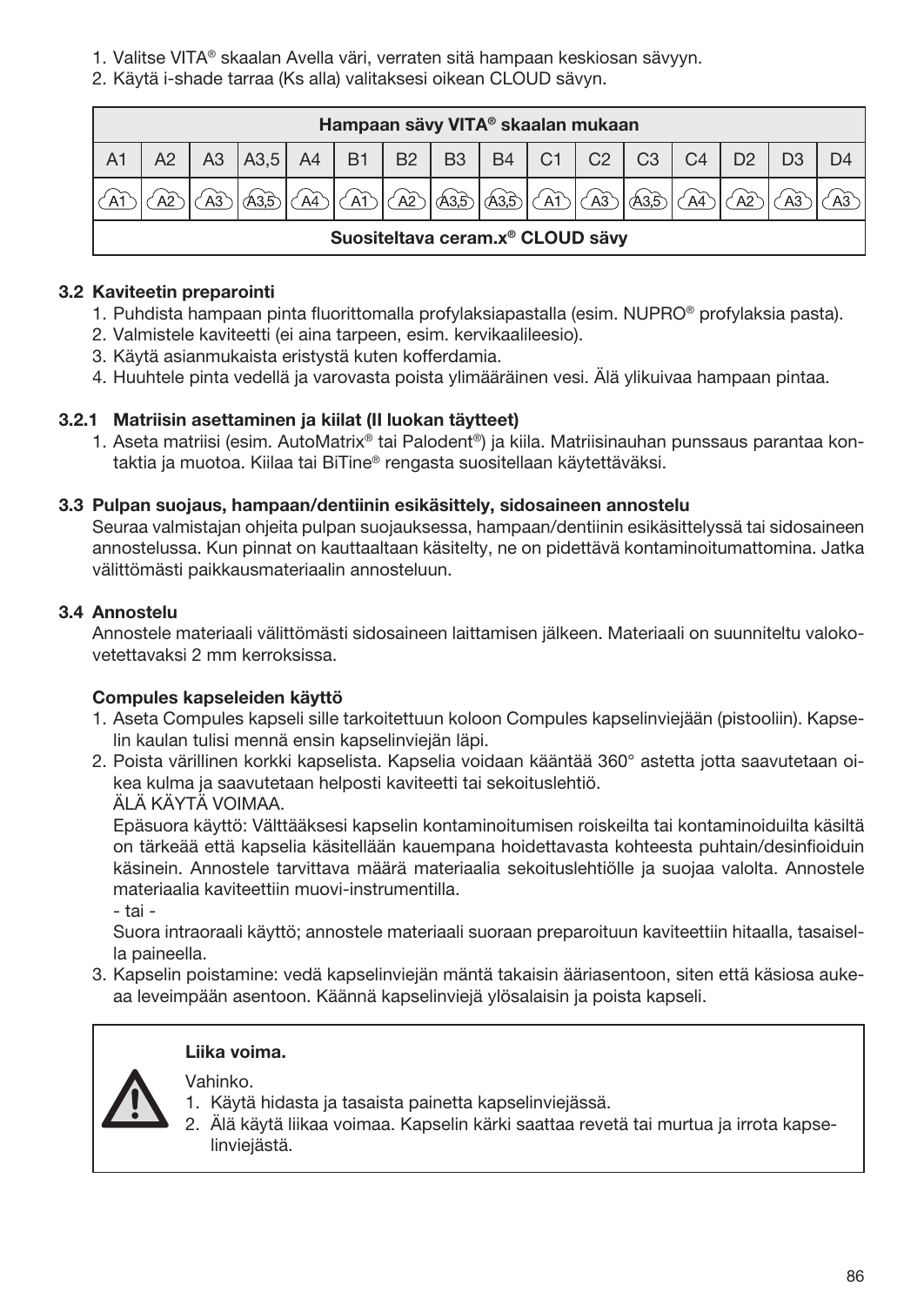1. Valitse VITA® skaalan Avella väri, verraten sitä hampaan keskiosan sävyyn.
2. Käytä i-shade tarraa (Ks alla) valitaksesi oikean CLOUD sävyn.

| Hampaan sävy VITA® skaalan mukaan | | | | | | | | | | | | | | | |
|---|---|---|---|---|---|---|---|---|---|---|---|---|---|---|---|
| A1 | A2 | A3 | A3,5 | A4 | B1 | B2 | B3 | B4 | C1 | C2 | C3 | C4 | D2 | D3 | D4 |
| A1 | A2 | A3 | A3,5 | A4 | A1 | A2 | A3,5 | A3,5 | A1 | A3 | A3,5 | A4 | A2 | A3 | A3 |
| Suositeltava ceram.x® CLOUD sävy | | | | | | | | | | | | | | | |

### 3.2 Kaviteetin preparointi

1. Puhdista hampaan pinta fluorittomalla profylaksiapastalla (esim. NUPRO® profylaksia pasta).
2. Valmistele kaviteetti (ei aina tarpeen, esim. kervikaalileesio).
3. Käytä asianmukaista eristystä kuten kofferdamia.
4. Huuhtele pinta vedellä ja varovasti poista ylimääräinen vesi. Älä ylikuivaa hampaan pintaa.

### 3.2.1 Matriisin asettaminen ja kiilat (II luokan täytteet)

1. Aseta matriisi (esim. AutoMatrix® tai Palodent®) ja kiila. Matriisinauhan punssaus parantaa kontaktia ja muotoa. Kiilaa tai BiTine® rengasta suositellaan käytettäväksi.

### 3.3 Pulpan suojaus, hampaan/dentiinin esikäsittely, sidosaineen annostelu

Seuraa valmistajan ohjeita pulpan suojauksessa, hampaan/dentiinin esikäsittelyssä tai sidosaineen annostelussa. Kun pinnat on kauttaaltaan käsitelty, ne on pidettävä kontaminoitumattomina. Jatka välittömästi paikkausmateriaalin annosteluun.

### 3.4 Annostelu

Annostele materiaali välittömästi sidosaineen laittamisen jälkeen. Materiaali on suunniteltu valokovetettavaksi 2 mm kerroksissa.

**Compules kapseleiden käyttö**

1. Aseta Compules kapseli sille tarkoitettuun koloon Compules kapselinviejään (pistooliin). Kapselin kaulan tulisi mennä ensin kapselinviejän läpi.
2. Poista värillinen korkki kapselista. Kapselia voidaan kääntää 360° astetta jotta saavutetaan oikea kulma ja saavutetaan helposti kaviteetti tai sekoituslehtiö.
   ÄLÄ KÄYTÄ VOIMAA.
   Epäsuora käyttö: Välttääksesi kapselin kontaminoitumisen roiskeilta tai kontaminoiduilta käsiltä on tärkeää että kapselia käsitellään kauempana hoidettavasta kohteesta puhtain/desinfioiduin käsinein. Annostele tarvittava määrä materiaalia sekoituslehtiölle ja suojaa valolta. Annostele materiaalia kaviteettiin muovi-instrumentilla.
   - tai -
   Suora intraoraali käyttö; annostele materiaali suoraan preparoituun kaviteettiin hitaalla, tasaisella paineella.
3. Kapselin poistamine: vedä kapselinviejän mäntä takaisin ääriasentoon, siten että käsiosa aukeaa leveimpään asentoon. Käännä kapselinviejä ylösalaisin ja poista kapseli.

**Liika voima.**

Vahinko.

1. Käytä hidasta ja tasaista painetta kapselinviejässä.
2. Älä käytä liikaa voimaa. Kapselin kärki saattaa revetä tai murtua ja irrota kapselinviejästä.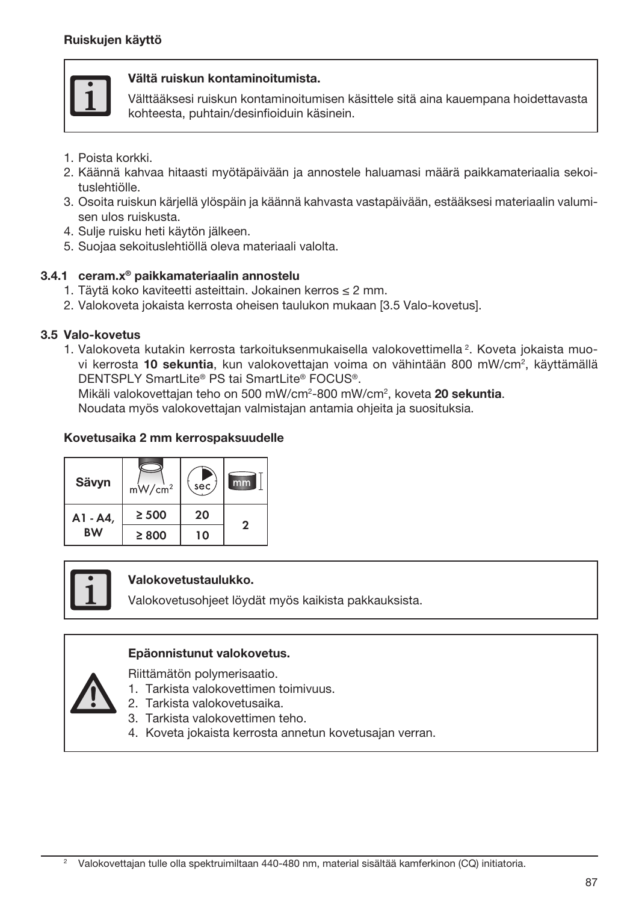**Ruiskujen käyttö**

> **Vältä ruiskun kontaminoitumista.**
>
> Välttääksesi ruiskun kontaminoitumisen käsittele sitä aina kauempana hoidettavasta kohteesta, puhtain/desinfioiduin käsinein.

1. Poista korkki.
2. Käännä kahvaa hitaasti myötäpäivään ja annostele haluamasi määrä paikkamateriaalia sekoituslehtiölle.
3. Osoita ruiskun kärjellä ylöspäin ja käännä kahvasta vastapäivään, estääksesi materiaalin valumisen ulos ruiskusta.
4. Sulje ruisku heti käytön jälkeen.
5. Suojaa sekoituslehtiöllä oleva materiaali valolta.

### 3.4.1 ceram.x® paikkamateriaalin annostelu

1. Täytä koko kaviteetti asteittain. Jokainen kerros ≤ 2 mm.
2. Valokoveta jokaista kerrosta oheisen taulukon mukaan [3.5 Valo-kovetus].

### 3.5 Valo-kovetus

1. Valokoveta kutakin kerrosta tarkoituksenmukaisella valokovettimella [2]. Koveta jokaista muovi kerrosta **10 sekuntia**, kun valokovettajan voima on vähintään 800 mW/cm², käyttämällä DENTSPLY SmartLite® PS tai SmartLite® FOCUS®.
   Mikäli valokovettajan teho on 500 mW/cm²-800 mW/cm², koveta **20 sekuntia**.
   Noudata myös valokovettajan valmistajan antamia ohjeita ja suosituksia.

**Kovetusaika 2 mm kerrospaksuudelle**

| Sävyn | mW/cm² | sec | mm |
|---|---|---|---|
| A1 - A4, BW | ≥ 500 | 20 | 2 |
| | ≥ 800 | 10 | |

> **Valokovetustaulukko.**
>
> Valokovetusohjeet löydät myös kaikista pakkauksista.

> **Epäonnistunut valokovetus.**
>
> Riittämätön polymerisaatio.
> 1. Tarkista valokovettimen toimivuus.
> 2. Tarkista valokovetusaika.
> 3. Tarkista valokovettimen teho.
> 4. Koveta jokaista kerrosta annetun kovetusajan verran.

[2] Valokovettajan tulle olla spektruimiltaan 440-480 nm, material sisältää kamferkinon (CQ) initiatoria.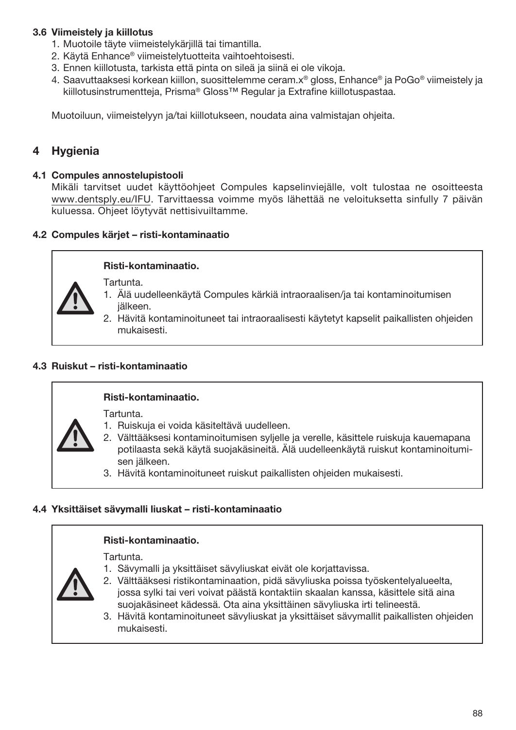### 3.6 Viimeistely ja kiillotus

1. Muotoile täyte viimeistelykärjillä tai timantilla.
2. Käytä Enhance® viimeistelytuotteita vaihtoehtoisesti.
3. Ennen kiillotusta, tarkista että pinta on sileä ja siinä ei ole vikoja.
4. Saavuttaaksesi korkean kiillon, suosittelemme ceram.x® gloss, Enhance® ja PoGo® viimeistely ja kiillotusinstrumentteja, Prisma® Gloss™ Regular ja Extrafine kiillotuspastaa.

Muotoiluun, viimeistelyyn ja/tai kiillotukseen, noudata aina valmistajan ohjeita.

## 4 Hygienia

### 4.1 Compules annostelupistooli

Mikäli tarvitset uudet käyttöohjeet Compules kapselinviejälle, volt tulostaa ne osoitteesta www.dentsply.eu/IFU. Tarvittaessa voimme myös lähettää ne veloituksetta sinfully 7 päivän kuluessa. Ohjeet löytyvät nettisivuiltamme.

### 4.2 Compules kärjet – risti-kontaminaatio

**Risti-kontaminaatio.**

Tartunta.

1. Älä uudelleenkäytä Compules kärkiä intraoraalisen/ja tai kontaminoitumisen jälkeen.
2. Hävitä kontaminoituneet tai intraoraalisesti käytetyt kapselit paikallisten ohjeiden mukaisesti.

### 4.3 Ruiskut – risti-kontaminaatio

**Risti-kontaminaatio.**

Tartunta.

1. Ruiskuja ei voida käsiteltävä uudelleen.
2. Välttääksesi kontaminoitumisen syljelle ja verelle, käsittele ruiskuja kauemapana potilaasta sekä käytä suojakäsineitä. Älä uudelleenkäytä ruiskut kontaminoitumisen jälkeen.
3. Hävitä kontaminoituneet ruiskut paikallisten ohjeiden mukaisesti.

### 4.4 Yksittäiset sävymalli liuskat – risti-kontaminaatio

**Risti-kontaminaatio.**

Tartunta.

1. Sävymalli ja yksittäiset sävyliuskat eivät ole korjattavissa.
2. Välttääksesi ristikontaminaation, pidä sävyliuska poissa työskentelyalueelta, jossa sylki tai veri voivat päästä kontaktiin skaalan kanssa, käsittele sitä aina suojakäsineet kädessä. Ota aina yksittäinen sävyliuska irti telineestä.
3. Hävitä kontaminoituneet sävyliuskat ja yksittäiset sävymallit paikallisten ohjeiden mukaisesti.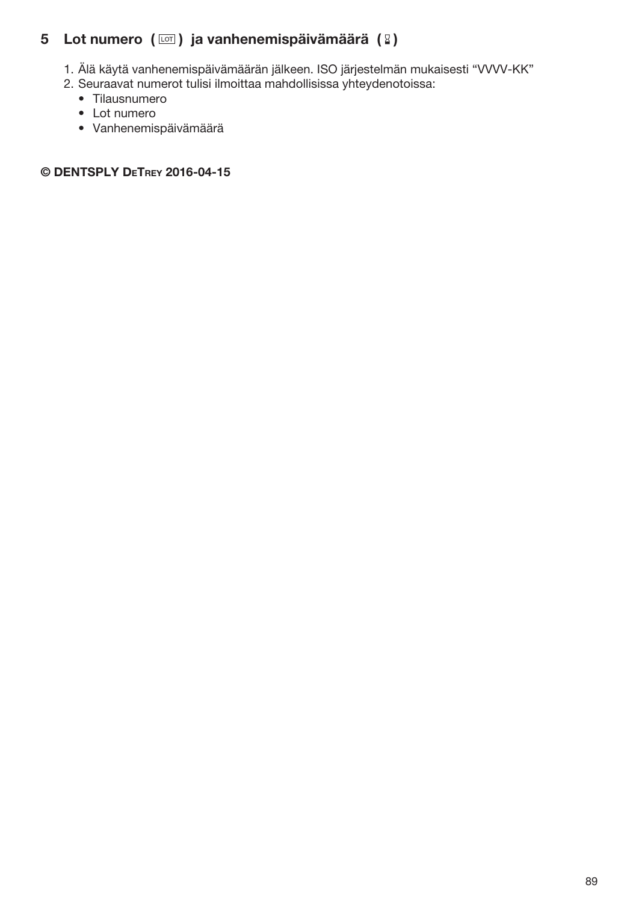## 5 Lot numero ( LOT ) ja vanhenemispäivämäärä ( ⌛ )

1. Älä käytä vanhenemispäivämäärän jälkeen. ISO järjestelmän mukaisesti “VVVV-KK”
2. Seuraavat numerot tulisi ilmoittaa mahdollisissa yhteydenotoissa:
   - Tilausnumero
   - Lot numero
   - Vanhenemispäivämäärä

**© DENTSPLY DeTrey 2016-04-15**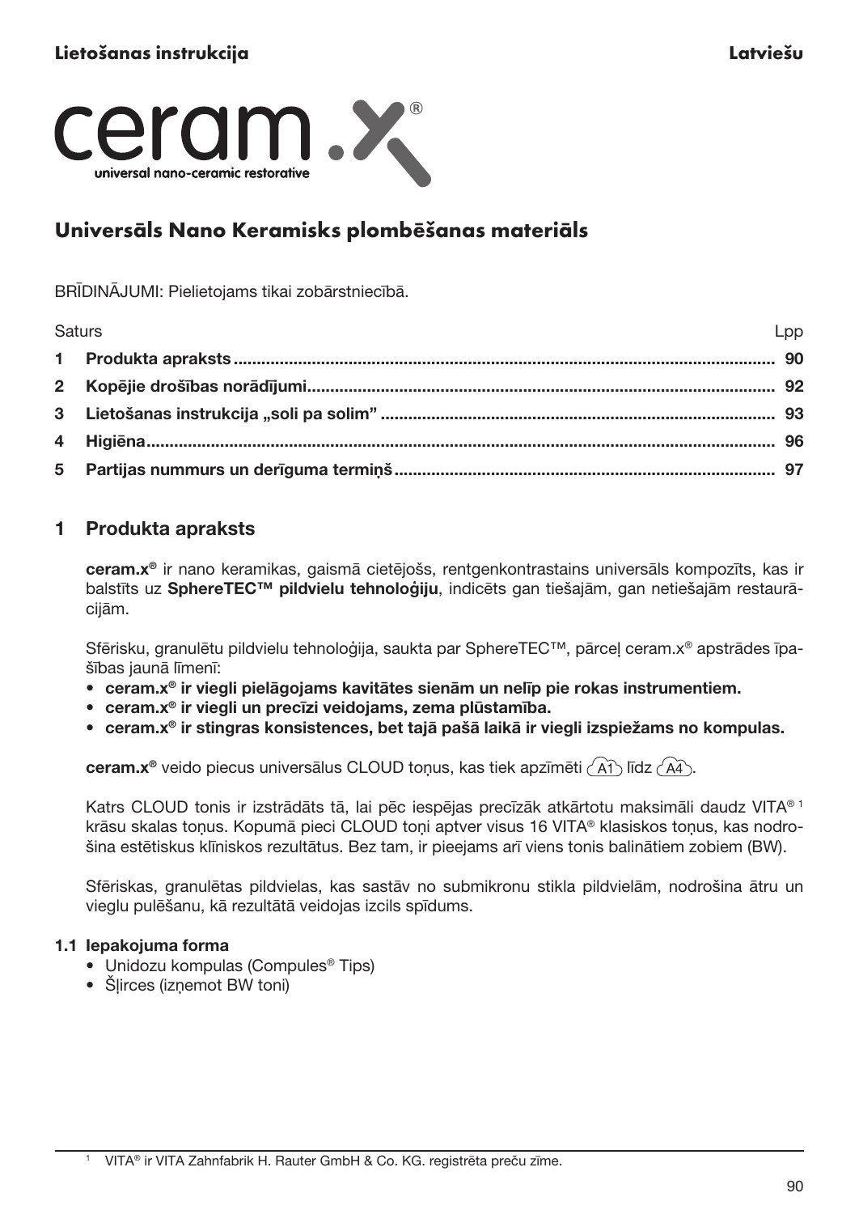Lietošanas instrukcija

Latviešu

ceram.x®

universal nano-ceramic restorative

# Universāls Nano Keramisks plombēšanas materiāls

BRĪDINĀJUMI: Pielietojams tikai zobārstniecībā.

| Saturs | Lpp |
|---|---|
| **1 Produkta apraksts** | **90** |
| **2 Kopējie drošības norādījumi** | **92** |
| **3 Lietošanas instrukcija „soli pa solim”** | **93** |
| **4 Higiēna** | **96** |
| **5 Partijas nummurs un derīguma termiņš** | **97** |

## 1 Produkta apraksts

**ceram.x®** ir nano keramikas, gaismā cietējošs, rentgenkontrastains universāls kompozīts, kas ir balstīts uz **SphereTEC™ pildvielu tehnoloģiju**, indicēts gan tiešajām, gan netiešajām restaurācijām.

Sfērisku, granulētu pildvielu tehnoloģija, saukta par SphereTEC™, pārceļ ceram.x® apstrādes īpašības jaunā līmenī:

- **ceram.x® ir viegli pielāgojams kavitātes sienām un nelīp pie rokas instrumentiem.**
- **ceram.x® ir viegli un precīzi veidojams, zema plūstamība.**
- **ceram.x® ir stingras konsistences, bet tajā pašā laikā ir viegli izspiežams no kompulas.**

**ceram.x®** veido piecus universālus CLOUD toņus, kas tiek apzīmēti A1 līdz A4.

Katrs CLOUD tonis ir izstrādāts tā, lai pēc iespējas precīzāk atkārtotu maksimāli daudz VITA®[1] krāsu skalas toņus. Kopumā pieci CLOUD toņi aptver visus 16 VITA® klasiskos toņus, kas nodrošina estētiskus klīniskos rezultātus. Bez tam, ir pieejams arī viens tonis balinātiem zobiem (BW).

Sfēriskas, granulētas pildvielas, kas sastāv no submikronu stikla pildvielām, nodrošina ātru un vieglu pulēšanu, kā rezultātā veidojas izcils spīdums.

### 1.1 Iepakojuma forma

- Unidozu kompulas (Compules® Tips)
- Šļirces (izņemot BW toni)

[1] VITA® ir VITA Zahnfabrik H. Rauter GmbH & Co. KG. reģistrēta preču zīme.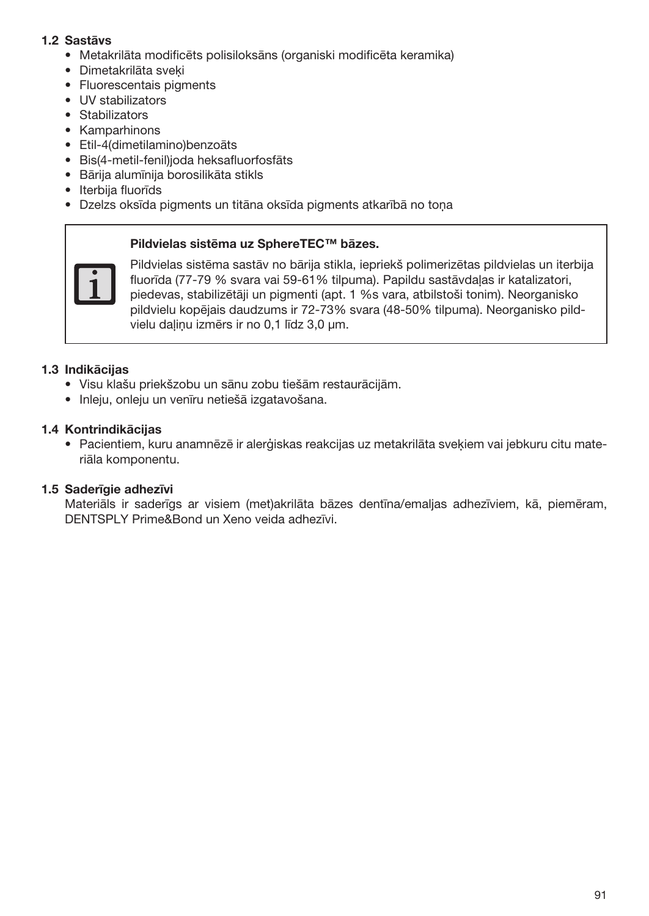### 1.2 Sastāvs

- Metakrilāta modificēts polisiloksāns (organiski modificēta keramika)
- Dimetakrilāta sveķi
- Fluorescentais pigments
- UV stabilizators
- Stabilizators
- Kamparhinons
- Etil-4(dimetilamino)benzoāts
- Bis(4-metil-fenil)joda heksafluorfosfāts
- Bārija alumīnija borosilikāta stikls
- Iterbija fluorīds
- Dzelzs oksīda pigments un titāna oksīda pigments atkarībā no toņa

> **Pildvielas sistēma uz SphereTEC™ bāzes.**
>
> Pildvielas sistēma sastāv no bārija stikla, iepriekš polimerizētas pildvielas un iterbija fluorīda (77-79 % svara vai 59-61% tilpuma). Papildu sastāvdaļas ir katalizatori, piedevas, stabilizētāji un pigmenti (apt. 1 %s vara, atbilstoši tonim). Neorganisko pildvielu kopējais daudzums ir 72-73% svara (48-50% tilpuma). Neorganisko pildvielu daļiņu izmērs ir no 0,1 līdz 3,0 µm.

### 1.3 Indikācijas

- Visu klašu priekšzobu un sānu zobu tiešām restaurācijām.
- Inleju, onleju un venīru netiešā izgatavošana.

### 1.4 Kontrindikācijas

- Pacientiem, kuru anamnēzē ir alerģiskas reakcijas uz metakrilāta sveķiem vai jebkuru citu materiāla komponentu.

### 1.5 Saderīgie adhezīvi

Materiāls ir saderīgs ar visiem (met)akrilāta bāzes dentīna/emaljas adhezīviem, kā, piemēram, DENTSPLY Prime&Bond un Xeno veida adhezīvi.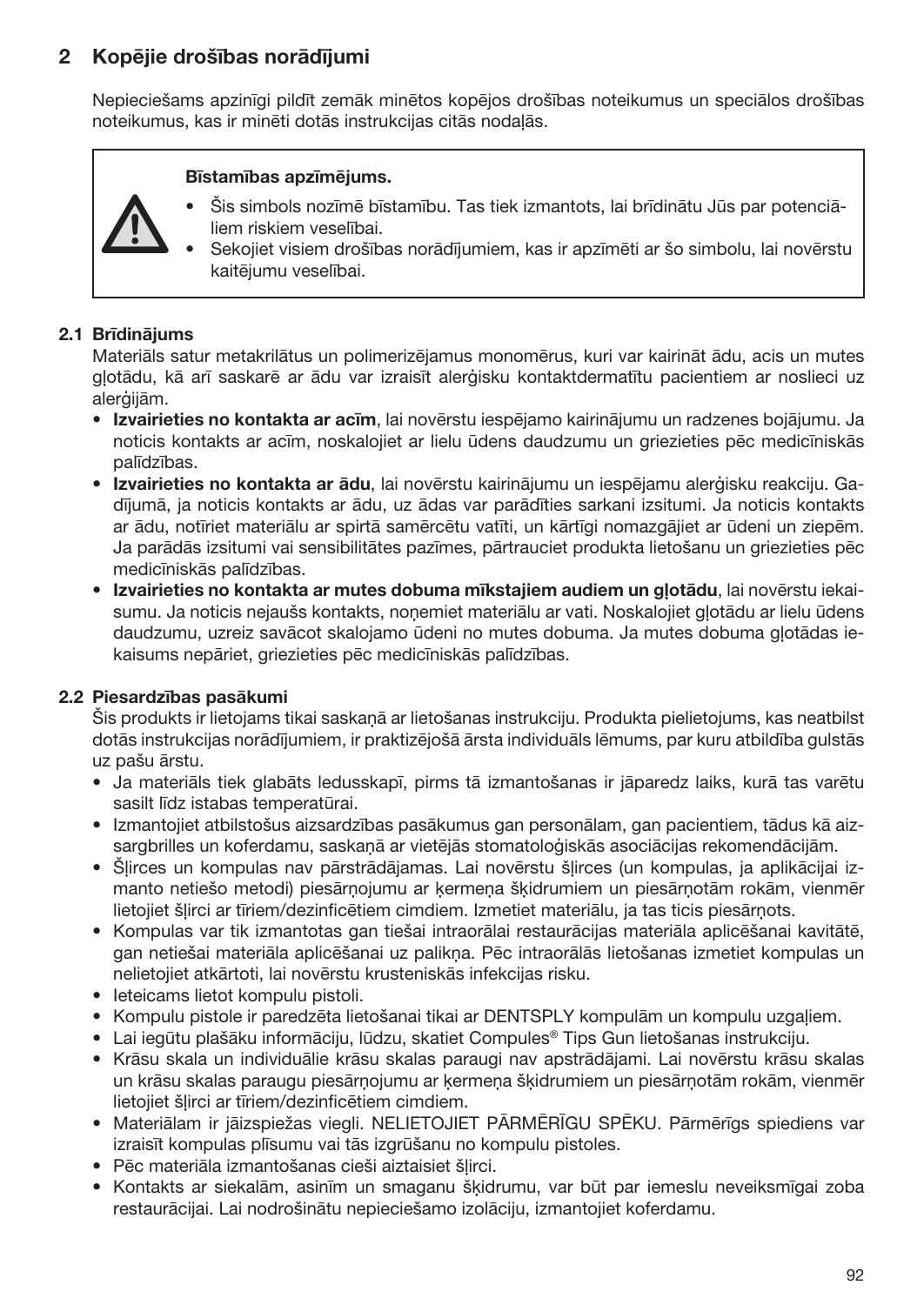## 2 Kopējie drošības norādījumi

Nepieciešams apzinīgi pildīt zemāk minētos kopējos drošības noteikumus un speciālos drošības noteikumus, kas ir minēti dotās instrukcijas citās nodaļās.

> **Bīstamības apzīmējums.**
> - Šis simbols nozīmē bīstamību. Tas tiek izmantots, lai brīdinātu Jūs par potenciāliem riskiem veselībai.
> - Sekojiet visiem drošības norādījumiem, kas ir apzīmēti ar šo simbolu, lai novērstu kaitējumu veselībai.

### 2.1 Brīdinājums

Materiāls satur metakrilātus un polimerizējamus monomērus, kuri var kairināt ādu, acis un mutes gļotādu, kā arī saskarē ar ādu var izraisīt alerģisku kontaktdermatītu pacientiem ar noslieci uz alerģijām.

- **Izvairieties no kontakta ar acīm**, lai novērstu iespējamo kairinājumu un radzenes bojājumu. Ja noticis kontakts ar acīm, noskalojiet ar lielu ūdens daudzumu un griezieties pēc medicīniskās palīdzības.
- **Izvairieties no kontakta ar ādu**, lai novērstu kairinājumu un iespējamu alerģisku reakciju. Gadījumā, ja noticis kontakts ar ādu, uz ādas var parādīties sarkani izsitumi. Ja noticis kontakts ar ādu, notīriet materiālu ar spirtā samērcētu vatīti, un kārtīgi nomazgājiet ar ūdeni un ziepēm. Ja parādās izsitumi vai sensibilitātes pazīmes, pārtrauciet produkta lietošanu un griezieties pēc medicīniskās palīdzības.
- **Izvairieties no kontakta ar mutes dobuma mīkstajiem audiem un gļotādu**, lai novērstu iekaisumu. Ja noticis nejaušs kontakts, noņemiet materiālu ar vati. Noskalojiet gļotādu ar lielu ūdens daudzumu, uzreiz savācot skalojamo ūdeni no mutes dobuma. Ja mutes dobuma gļotādas iekaisums nepāriet, griezieties pēc medicīniskās palīdzības.

### 2.2 Piesardzības pasākumi

Šis produkts ir lietojams tikai saskaņā ar lietošanas instrukciju. Produkta pielietojums, kas neatbilst dotās instrukcijas norādījumiem, ir praktizējošā ārsta individuāls lēmums, par kuru atbildība gulstās uz pašu ārstu.

- Ja materiāls tiek glabāts ledusskapī, pirms tā izmantošanas ir jāparedz laiks, kurā tas varētu sasilt līdz istabas temperatūrai.
- Izmantojiet atbilstošus aizsardzības pasākumus gan personālam, gan pacientiem, tādus kā aizsargbrilles un koferdamu, saskaņā ar vietējās stomatoloģiskās asociācijas rekomendācijām.
- Šļirces un kompulas nav pārstrādājamas. Lai novērstu šļirces (un kompulas, ja aplikācijai izmanto netiešo metodi) piesārņojumu ar ķermeņa šķidrumiem un piesārņotām rokām, vienmēr lietojiet šļirci ar tīriem/dezinficētiem cimdiem. Izmetiet materiālu, ja tas ticis piesārņots.
- Kompulas var tik izmantotas gan tiešai intraorālai restaurācijas materiāla aplicēšanai kavitātē, gan netiešai materiāla aplicēšanai uz palikņa. Pēc intraorālās lietošanas izmetiet kompulas un nelietojiet atkārtoti, lai novērstu krusteniskās infekcijas risku.
- Ieteicams lietot kompulu pistoli.
- Kompulu pistole ir paredzēta lietošanai tikai ar DENTSPLY kompulām un kompulu uzgaļiem.
- Lai iegūtu plašāku informāciju, lūdzu, skatiet Compules® Tips Gun lietošanas instrukciju.
- Krāsu skala un individuālie krāsu skalas paraugi nav apstrādājami. Lai novērstu krāsu skalas un krāsu skalas paraugu piesārņojumu ar ķermeņa šķidrumiem un piesārņotām rokām, vienmēr lietojiet šļirci ar tīriem/dezinficētiem cimdiem.
- Materiālam ir jāizspiežas viegli. NELIETOJIET PĀRMĒRĪGU SPĒKU. Pārmērīgs spiediens var izraisīt kompulas plīsumu vai tās izgrūšanu no kompulu pistoles.
- Pēc materiāla izmantošanas cieši aiztaisiet šļirci.
- Kontakts ar siekalām, asinīm un smaganu šķidrumu, var būt par iemeslu neveiksmīgai zoba restaurācijai. Lai nodrošinātu nepieciešamo izolāciju, izmantojiet koferdamu.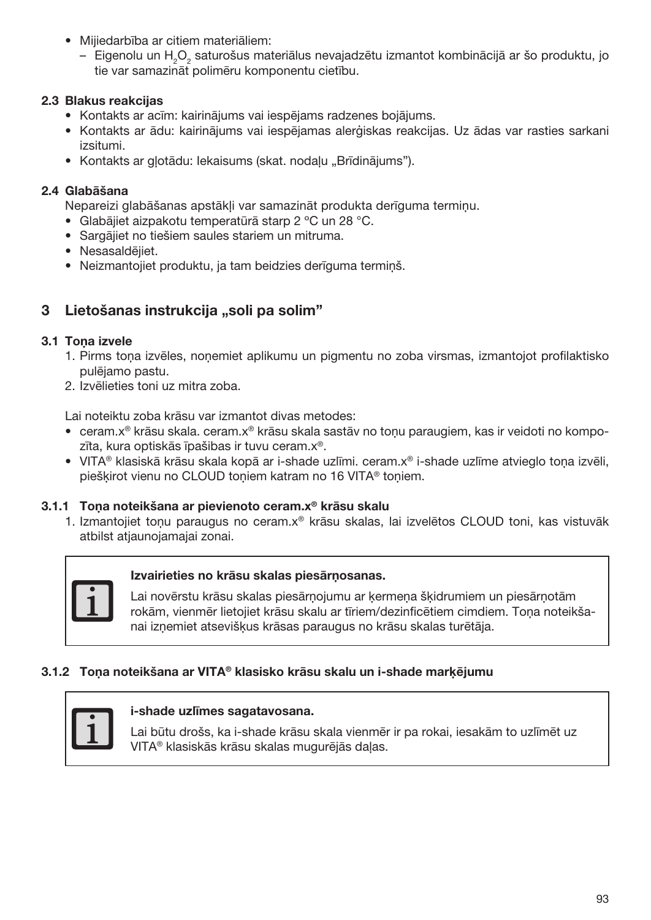- Mijiedarbība ar citiem materiāliem:
  – Eigenolu un $H_2O_2$ saturošus materiālus nevajadzētu izmantot kombinācijā ar šo produktu, jo tie var samazināt polimēru komponentu cietību.

### 2.3 Blakus reakcijas

- Kontakts ar acīm: kairinājums vai iespējams radzenes bojājums.
- Kontakts ar ādu: kairinājums vai iespējamas alerģiskas reakcijas. Uz ādas var rasties sarkani izsitumi.
- Kontakts ar gļotādu: Iekaisums (skat. nodaļu „Brīdinājums").

### 2.4 Glabāšana

Nepareizi glabāšanas apstākļi var samazināt produkta derīguma termiņu.

- Glabājiet aizpakotu temperatūrā starp 2 °C un 28 °C.
- Sargājiet no tiešiem saules stariem un mitruma.
- Nesasaldējiet.
- Neizmantojiet produktu, ja tam beidzies derīguma termiņš.

## 3 Lietošanas instrukcija „soli pa solim"

### 3.1 Toņa izvele

1. Pirms toņa izvēles, noņemiet aplikumu un pigmentu no zoba virsmas, izmantojot profilaktisko pulējamo pastu.
2. Izvēlieties toni uz mitra zoba.

Lai noteiktu zoba krāsu var izmantot divas metodes:

- ceram.x® krāsu skala. ceram.x® krāsu skala sastāv no toņu paraugiem, kas ir veidoti no kompozīta, kura optiskās īpašibas ir tuvu ceram.x®.
- VITA® klasiskā krāsu skala kopā ar i-shade uzlīmi. ceram.x® i-shade uzlīme atvieglo toņa izvēli, piešķirot vienu no CLOUD toņiem katram no 16 VITA® toņiem.

#### 3.1.1 Toņa noteikšana ar pievienoto ceram.x® krāsu skalu

1. Izmantojiet toņu paraugus no ceram.x® krāsu skalas, lai izvelētos CLOUD toni, kas vistuvāk atbilst atjaunojamajai zonai.

> **Izvairieties no krāsu skalas piesārņosanas.**
>
> Lai novērstu krāsu skalas piesārņojumu ar ķermeņa šķidrumiem un piesārņotām rokām, vienmēr lietojiet krāsu skalu ar tīriem/dezinficētiem cimdiem. Toņa noteikšanai izņemiet atsevišķus krāsas paraugus no krāsu skalas turētāja.

#### 3.1.2 Toņa noteikšana ar VITA® klasisko krāsu skalu un i-shade marķējumu

> **i-shade uzlīmes sagatavosana.**
>
> Lai būtu drošs, ka i-shade krāsu skala vienmēr ir pa rokai, iesakām to uzlīmēt uz VITA® klasiskās krāsu skalas mugurējās daļas.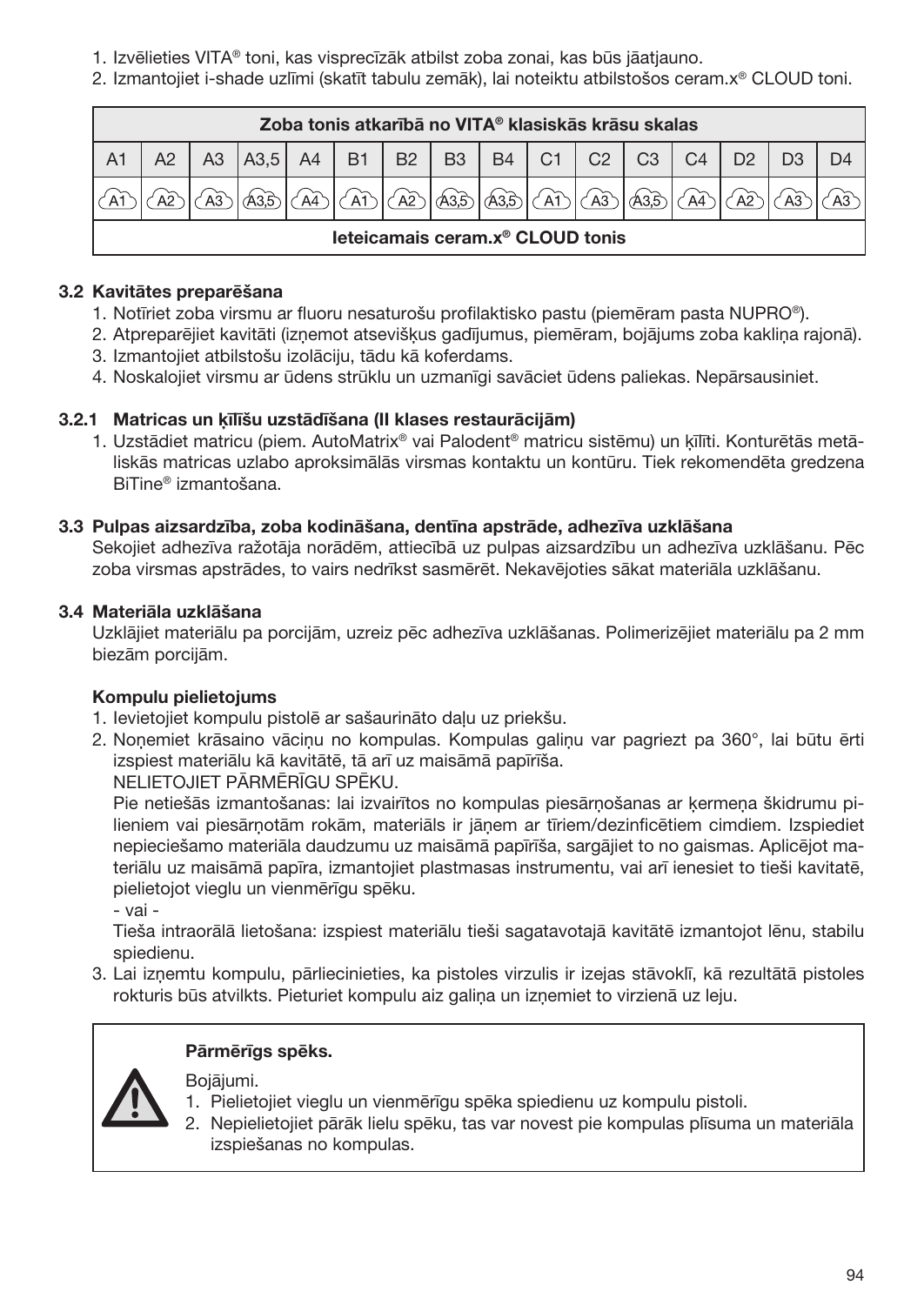1. Izvēlieties VITA® toni, kas visprecīzāk atbilst zoba zonai, kas būs jāatjauno.
2. Izmantojiet i-shade uzlīmi (skatīt tabulu zemāk), lai noteiktu atbilstošos ceram.x® CLOUD toni.

| Zoba tonis atkarībā no VITA® klasiskās krāsu skalas | | | | | | | | | | | | | | | |
|---|---|---|---|---|---|---|---|---|---|---|---|---|---|---|---|
| A1 | A2 | A3 | A3,5 | A4 | B1 | B2 | B3 | B4 | C1 | C2 | C3 | C4 | D2 | D3 | D4 |
| A1 | A2 | A3 | A3,5 | A4 | A1 | A2 | A3,5 | A3,5 | A1 | A3 | A3,5 | A4 | A2 | A3 | A3 |
| Ieteicamais ceram.x® CLOUD tonis | | | | | | | | | | | | | | | |

### 3.2 Kavitātes preparēšana

1. Notīriet zoba virsmu ar fluoru nesaturošu profilaktisko pastu (piemēram pasta NUPRO®).
2. Atpreparējiet kavitāti (izņemot atsevišķus gadījumus, piemēram, bojājums zoba kakliņa rajonā).
3. Izmantojiet atbilstošu izolāciju, tādu kā koferdams.
4. Noskalojiet virsmu ar ūdens strūklu un uzmanīgi savāciet ūdens paliekas. Nepārsausiniet.

### 3.2.1 Matricas un ķīlīšu uzstādīšana (II klases restaurācijām)

1. Uzstādiet matricu (piem. AutoMatrix® vai Palodent® matricu sistēmu) un ķīlīti. Konturētās metāliskās matricas uzlabo aproksimālās virsmas kontaktu un kontūru. Tiek rekomendēta gredzena BiTine® izmantošana.

### 3.3 Pulpas aizsardzība, zoba kodināšana, dentīna apstrāde, adhezīva uzklāšana

Sekojiet adhezīva ražotāja norādēm, attiecībā uz pulpas aizsardzību un adhezīva uzklāšanu. Pēc zoba virsmas apstrādes, to vairs nedrīkst sasmērēt. Nekavējoties sākat materiāla uzklāšanu.

### 3.4 Materiāla uzklāšana

Uzklājiet materiālu pa porcijām, uzreiz pēc adhezīva uzklāšanas. Polimerizējiet materiālu pa 2 mm biezām porcijām.

**Kompulu pielietojums**

1. Ievietojiet kompulu pistolē ar sašaurināto daļu uz priekšu.
2. Noņemiet krāsaino vāciņu no kompulas. Kompulas galiņu var pagriezt pa 360°, lai būtu ērti izspiest materiālu kā kavitātē, tā arī uz maisāmā papīrīša.
   NELIETOJIET PĀRMĒRĪGU SPĒKU.
   Pie netiešās izmantošanas: lai izvairītos no kompulas piesārņošanas ar ķermeņa šķidrumu pilieniem vai piesārņotām rokām, materiāls ir jāņem ar tīriem/dezinficētiem cimdiem. Izspiediet nepieciešamo materiāla daudzumu uz maisāmā papīrīša, sargājiet to no gaismas. Aplicējot materiālu uz maisāmā papīra, izmantojiet plastmasas instrumentu, vai arī ienesiet to tieši kavitātē, pielietojot vieglu un vienmērīgu spēku.
   - vai -
   Tieša intraorālā lietošana: izspiest materiālu tieši sagatavotajā kavitātē izmantojot lēnu, stabilu spiedienu.
3. Lai izņemtu kompulu, pārliecinieties, ka pistoles virzulis ir izejas stāvoklī, kā rezultātā pistoles rokturis būs atvilkts. Pieturiet kompulu aiz galiņa un izņemiet to virzienā uz leju.

**Pārmērīgs spēks.**

Bojājumi.

1. Pielietojiet vieglu un vienmērīgu spēka spiedienu uz kompulu pistoli.
2. Nepielietojiet pārāk lielu spēku, tas var novest pie kompulas plīsuma un materiāla izspiešanas no kompulas.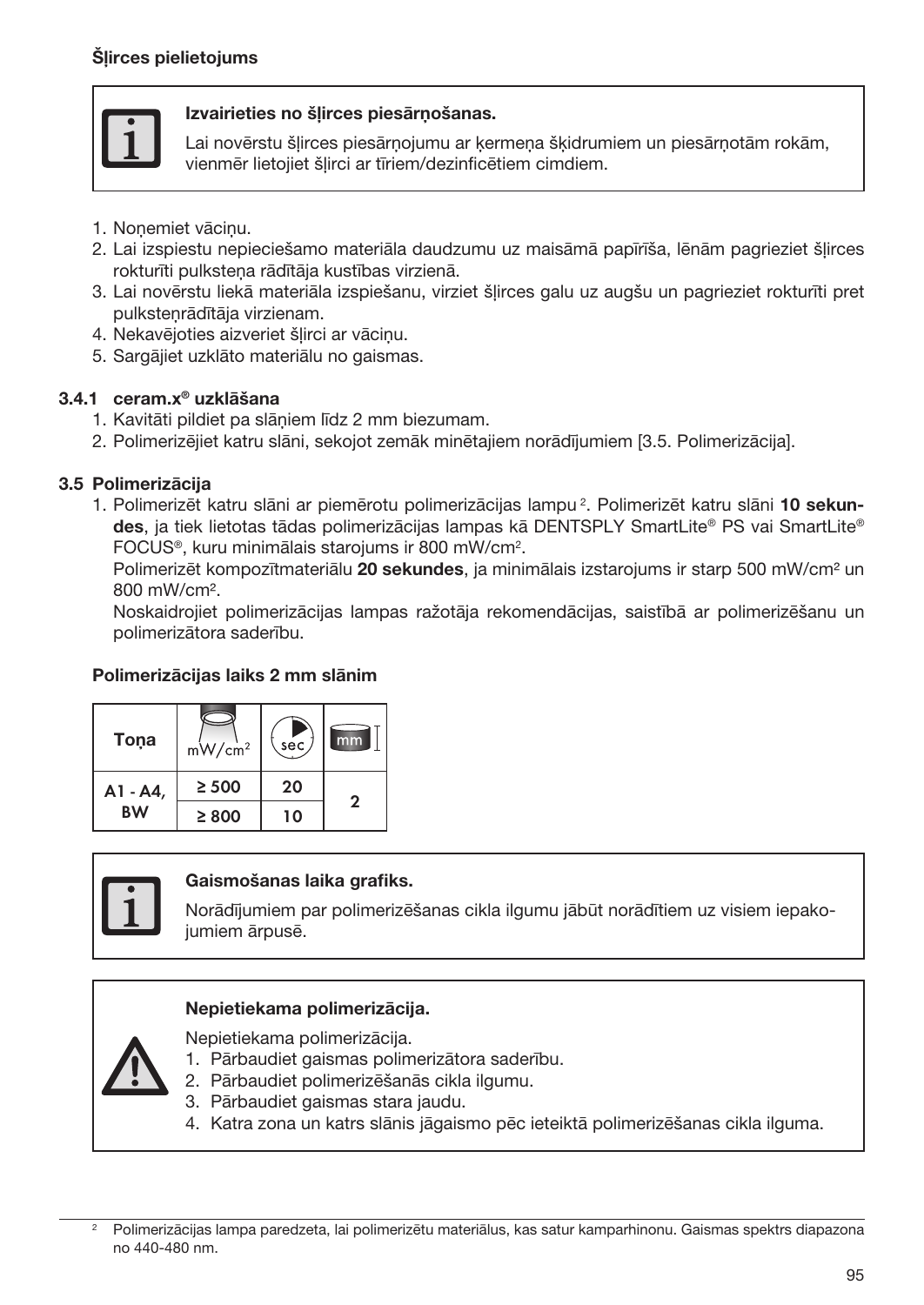**Šļirces pielietojums**

> **Izvairieties no šļirces piesārņošanas.**
>
> Lai novērstu šļirces piesārņojumu ar ķermeņa šķidrumiem un piesārņotām rokām, vienmēr lietojiet šļirci ar tīriem/dezinficētiem cimdiem.

1. Noņemiet vāciņu.
2. Lai izspiestu nepieciešamo materiāla daudzumu uz maisāmā papīrīša, lēnām pagrieziet šļirces rokturīti pulksteņa rādītāja kustības virzienā.
3. Lai novērstu liekā materiāla izspiešanu, virziet šļirces galu uz augšu un pagrieziet rokturīti pret pulksteņrādītāja virzienam.
4. Nekavējoties aizveriet šļirci ar vāciņu.
5. Sargājiet uzklāto materiālu no gaismas.

### 3.4.1 ceram.x® uzklāšana

1. Kavitāti pildiet pa slāņiem līdz 2 mm biezumam.
2. Polimerizējiet katru slāni, sekojot zemāk minētajiem norādījumiem [3.5. Polimerizācija].

### 3.5 Polimerizācija

1. Polimerizēt katru slāni ar piemērotu polimerizācijas lampu [2]. Polimerizēt katru slāni **10 sekundes**, ja tiek lietotas tādas polimerizācijas lampas kā DENTSPLY SmartLite® PS vai SmartLite® FOCUS®, kuru minimālais starojums ir 800 mW/cm².
   Polimerizēt kompozītmateriālu **20 sekundes**, ja minimālais izstarojums ir starp 500 mW/cm² un 800 mW/cm².
   Noskaidrojiet polimerizācijas lampas ražotāja rekomendācijas, saistībā ar polimerizēšanu un polimerizātora saderību.

**Polimerizācijas laiks 2 mm slānim**

| Toņa | mW/cm² | sec | mm |
|---|---|---|---|
| A1 - A4, BW | ≥ 500 | 20 | 2 |
| | ≥ 800 | 10 | |

> **Gaismošanas laika grafiks.**
>
> Norādījumiem par polimerizēšanas cikla ilgumu jābūt norādītiem uz visiem iepakojumiem ārpusē.

> **Nepietiekama polimerizācija.**
>
> Nepietiekama polimerizācija.
> 1. Pārbaudiet gaismas polimerizātora saderību.
> 2. Pārbaudiet polimerizēšanās cikla ilgumu.
> 3. Pārbaudiet gaismas stara jaudu.
> 4. Katra zona un katrs slānis jāgaismo pēc ieteiktā polimerizēšanas cikla ilguma.

[2] Polimerizācijas lampa paredzeta, lai polimerizētu materiālus, kas satur kamparhinonu. Gaismas spektrs diapazona no 440-480 nm.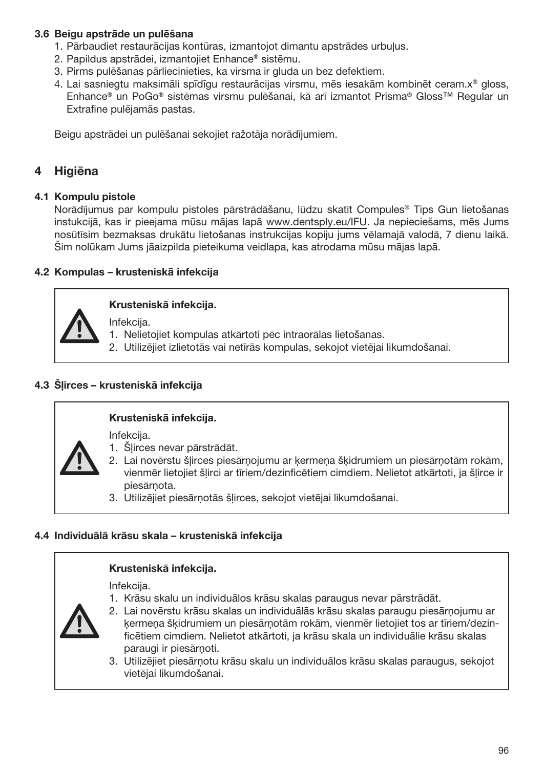### 3.6 Beigu apstrāde un pulēšana

1. Pārbaudiet restaurācijas kontūras, izmantojot dimantu apstrādes urbuļus.
2. Papildus apstrādei, izmantojiet Enhance® sistēmu.
3. Pirms pulēšanas pārliecinieties, ka virsma ir gluda un bez defektiem.
4. Lai sasniegtu maksimāli spīdīgu restaurācijas virsmu, mēs iesakām kombinēt ceram.x® gloss, Enhance® un PoGo® sistēmas virsmu pulēšanai, kā arī izmantot Prisma® Gloss™ Regular un Extrafine pulējamās pastas.

Beigu apstrādei un pulēšanai sekojiet ražotāja norādījumiem.

## 4 Higiēna

### 4.1 Kompulu pistole

Norādījumus par kompulu pistoles pārstrādāšanu, lūdzu skatīt Compules® Tips Gun lietošanas instukcijā, kas ir pieejama mūsu mājas lapā www.dentsply.eu/IFU. Ja nepieciešams, mēs Jums nosūtīsim bezmaksas drukātu lietošanas instrukcijas kopiju jums vēlamajā valodā, 7 dienu laikā. Šim nolūkam Jums jāaizpilda pieteikuma veidlapa, kas atrodama mūsu mājas lapā.

### 4.2 Kompulas – krusteniskā infekcija

**Krusteniskā infekcija.**

Infekcija.

1. Nelietojiet kompulas atkārtoti pēc intraorālas lietošanas.
2. Utilizējiet izlietotās vai netīrās kompulas, sekojot vietējai likumdošanai.

### 4.3 Šļirces – krusteniskā infekcija

**Krusteniskā infekcija.**

Infekcija.

1. Šļirces nevar pārstrādāt.
2. Lai novērstu šļirces piesārņojumu ar ķermeņa šķidrumiem un piesārņotām rokām, vienmēr lietojiet šļirci ar tīriem/dezinficētiem cimdiem. Nelietot atkārtoti, ja šļirce ir piesārņota.
3. Utilizējiet piesārņotās šļirces, sekojot vietējai likumdošanai.

### 4.4 Individuālā krāsu skala – krusteniskā infekcija

**Krusteniskā infekcija.**

Infekcija.

1. Krāsu skalu un individuālos krāsu skalas paraugus nevar pārstrādāt.
2. Lai novērstu krāsu skalas un individuālās krāsu skalas paraugu piesārņojumu ar ķermeņa šķidrumiem un piesārņotām rokām, vienmēr lietojiet tos ar tīriem/dezinficētiem cimdiem. Nelietot atkārtoti, ja krāsu skala un individuālie krāsu skalas paraugi ir piesārņoti.
3. Utilizējiet piesārņotu krāsu skalu un individuālos krāsu skalas paraugus, sekojot vietējai likumdošanai.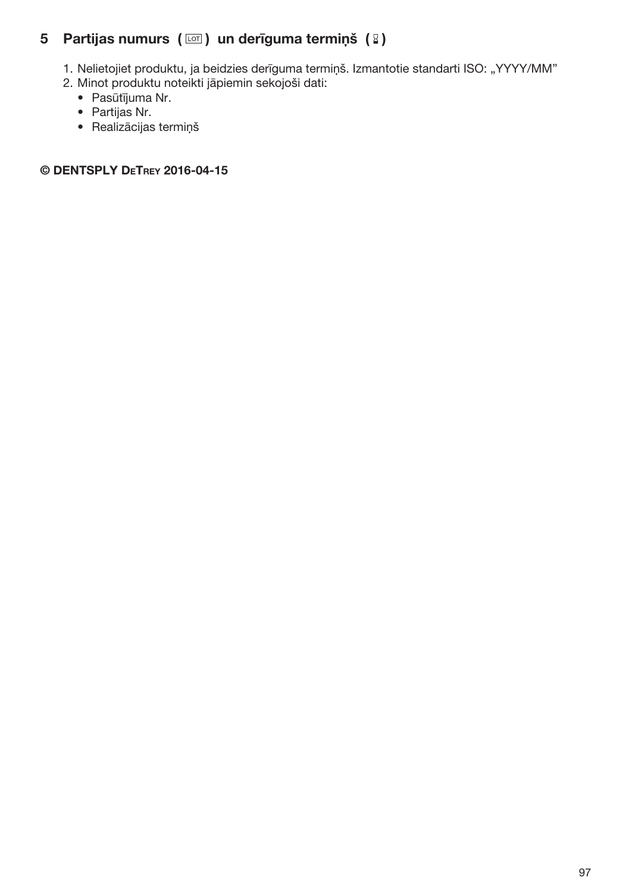## 5 Partijas numurs ( LOT ) un derīguma termiņš ( ⌛ )

1. Nelietojiet produktu, ja beidzies derīguma termiņš. Izmantotie standarti ISO: „YYYY/MM”
2. Minot produktu noteikti jāpiemin sekojoši dati:
   - Pasūtījuma Nr.
   - Partijas Nr.
   - Realizācijas termiņš

**© DENTSPLY DeTrey 2016-04-15**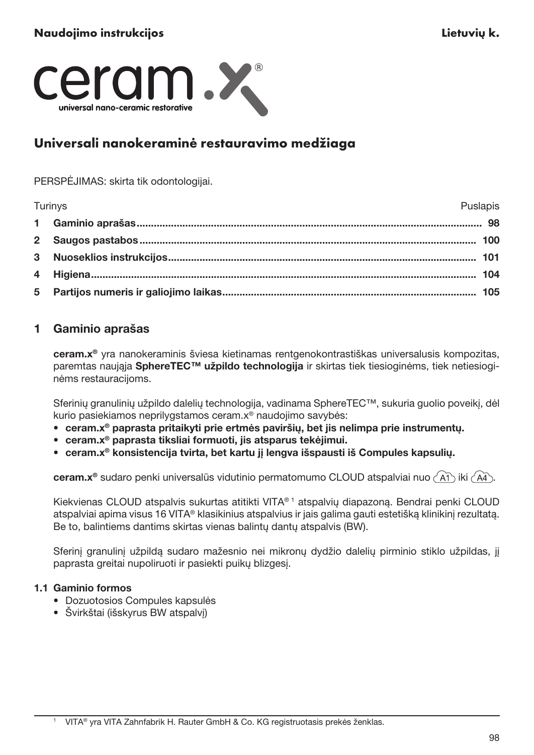Naudojimo instrukcijos **Lietuvių k.**

ceram.x®

universal nano-ceramic restorative

## Universali nanokeraminė restauravimo medžiaga

PERSPĖJIMAS: skirta tik odontologijai.

| Turinys | Puslapis |
|---|---|
| **1 Gaminio aprašas** | **98** |
| **2 Saugos pastabos** | **100** |
| **3 Nuoseklios instrukcijos** | **101** |
| **4 Higiena** | **104** |
| **5 Partijos numeris ir galiojimo laikas** | **105** |

## 1 Gaminio aprašas

**ceram.x®** yra nanokeraminis šviesa kietinamas rentgenokontrastiškas universalusis kompozitas, paremtas naująja **SphereTEC™ užpildo technologija** ir skirtas tiek tiesioginėms, tiek netiesioginėms restauracijoms.

Sferinių granulinių užpildo dalelių technologija, vadinama SphereTEC™, sukuria guolio poveikį, dėl kurio pasiekiamos neprilygstamos ceram.x® naudojimo savybės:

- **ceram.x® paprasta pritaikyti prie ertmės paviršių, bet jis nelimpa prie instrumentų.**
- **ceram.x® paprasta tiksliai formuoti, jis atsparus tekėjimui.**
- **ceram.x® konsistencija tvirta, bet kartu jį lengva išspausti iš Compules kapsulių.**

**ceram.x®** sudaro penki universalūs vidutinio permatomumo CLOUD atspalviai nuo A1 iki A4.

Kiekvienas CLOUD atspalvis sukurtas atitikti VITA®[1] atspalvių diapazoną. Bendrai penki CLOUD atspalviai apima visus 16 VITA® klasikinius atspalvius ir jais galima gauti estetišką klinikinį rezultatą. Be to, balintiems dantims skirtas vienas balintų dantų atspalvis (BW).

Sferinį granulinį užpildą sudaro mažesnio nei mikronų dydžio dalelių pirminio stiklo užpildas, jį paprasta greitai nupoliruoti ir pasiekti puikų blizgesį.

### 1.1 Gaminio formos

- Dozuotosios Compules kapsulės
- Švirkštai (išskyrus BW atspalvį)

[1] VITA® yra VITA Zahnfabrik H. Rauter GmbH & Co. KG registruotasis prekės ženklas.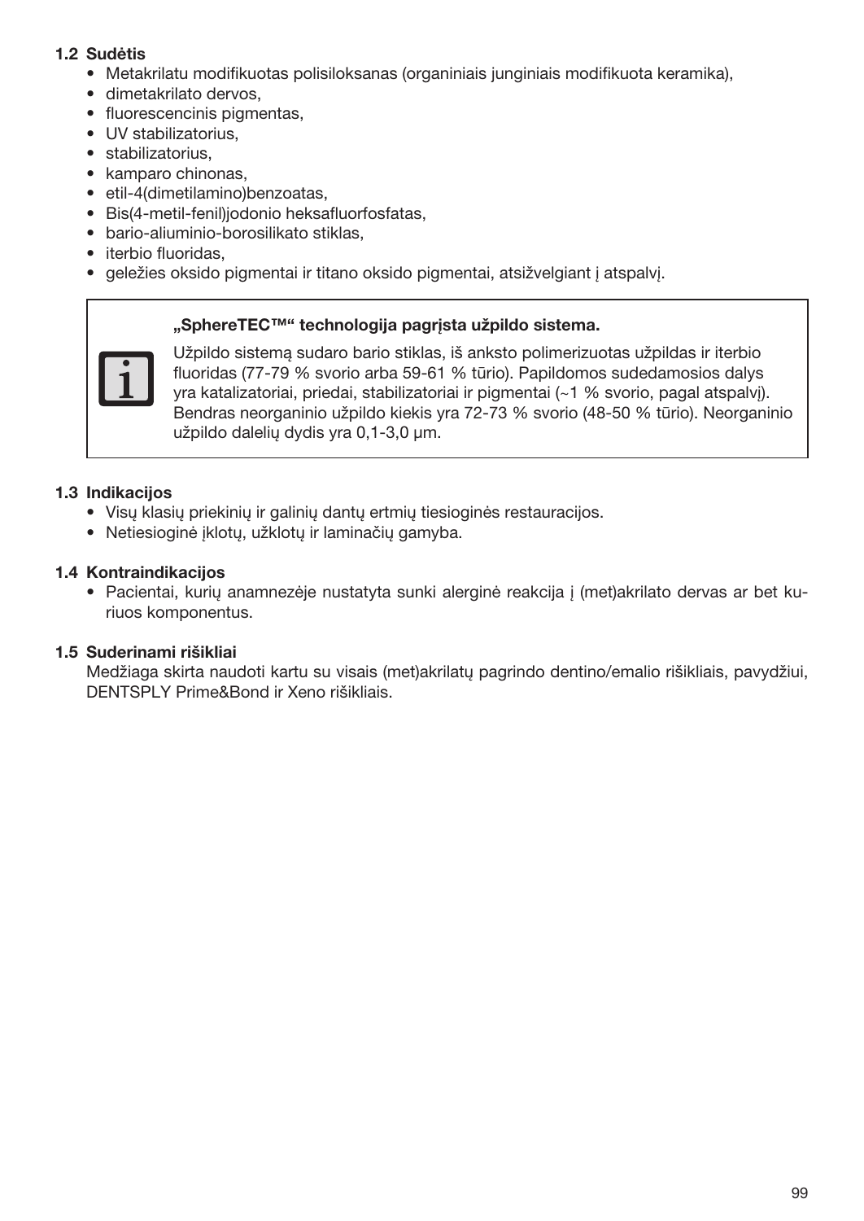### 1.2 Sudėtis

- Metakrilatu modifikuotas polisiloksanas (organiniais junginiais modifikuota keramika),
- dimetakrilato dervos,
- fluorescencinis pigmentas,
- UV stabilizatorius,
- stabilizatorius,
- kamparo chinonas,
- etil-4(dimetilamino)benzoatas,
- Bis(4-metil-fenil)jodonio heksafluorfosfatas,
- bario-aliuminio-borosilikato stiklas,
- iterbio fluoridas,
- geležies oksido pigmentai ir titano oksido pigmentai, atsižvelgiant į atspalvį.

> **„SphereTEC™" technologija pagrįsta užpildo sistema.**
>
> Užpildo sistemą sudaro bario stiklas, iš anksto polimerizuotas užpildas ir iterbio fluoridas (77-79 % svorio arba 59-61 % tūrio). Papildomos sudedamosios dalys yra katalizatoriai, priedai, stabilizatoriai ir pigmentai (~1 % svorio, pagal atspalvį). Bendras neorganinio užpildo kiekis yra 72-73 % svorio (48-50 % tūrio). Neorganinio užpildo dalelių dydis yra 0,1-3,0 μm.

### 1.3 Indikacijos

- Visų klasių priekinių ir galinių dantų ertmių tiesioginės restauracijos.
- Netiesioginė įklotų, užklotų ir laminačių gamyba.

### 1.4 Kontraindikacijos

- Pacientai, kurių anamnezėje nustatyta sunki alerginė reakcija į (met)akrilato dervas ar bet kuriuos komponentus.

### 1.5 Suderinami rišikliai

Medžiaga skirta naudoti kartu su visais (met)akrilatų pagrindo dentino/emalio rišikliais, pavydžiui, DENTSPLY Prime&Bond ir Xeno rišikliais.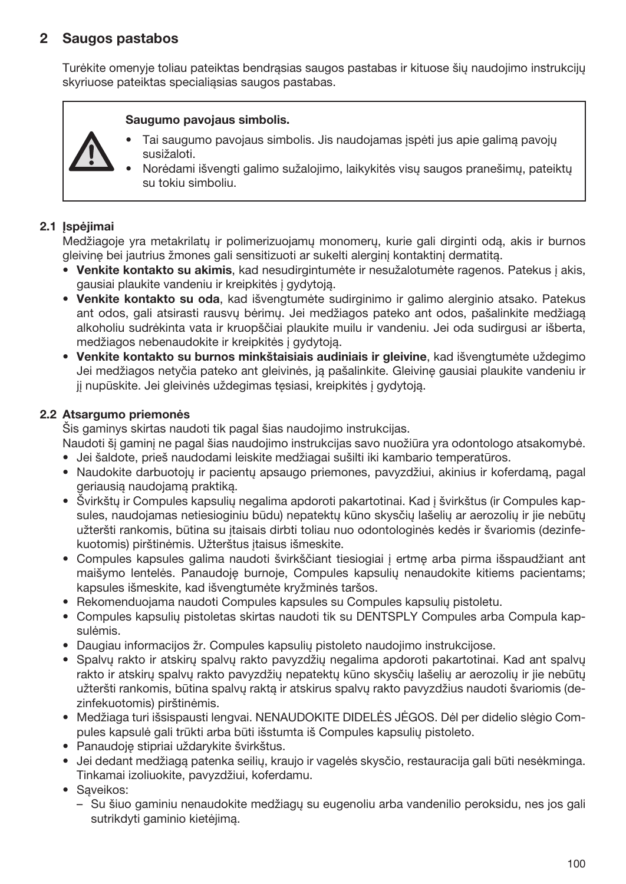## 2 Saugos pastabos

Turėkite omenyje toliau pateiktas bendrąsias saugos pastabas ir kituose šių naudojimo instrukcijų skyriuose pateiktas specialiąsias saugos pastabas.

> **Saugumo pavojaus simbolis.**
>
> - Tai saugumo pavojaus simbolis. Jis naudojamas įspėti jus apie galimą pavojų susižaloti.
> - Norėdami išvengti galimo sužalojimo, laikykitės visų saugos pranešimų, pateiktų su tokiu simboliu.

### 2.1 Įspėjimai

Medžiagoje yra metakrilatų ir polimerizuojamų monomerų, kurie gali dirginti odą, akis ir burnos gleivinę bei jautrius žmones gali sensitizuoti ar sukelti alerginį kontaktinį dermatitą.

- **Venkite kontakto su akimis**, kad nesudirgintumėte ir nesužalotumėte ragenos. Patekus į akis, gausiai plaukite vandeniu ir kreipkitės į gydytoją.
- **Venkite kontakto su oda**, kad išvengtumėte sudirginimo ir galimo alerginio atsako. Patekus ant odos, gali atsirasti rausvų bėrimų. Jei medžiagos pateko ant odos, pašalinkite medžiagą alkoholiu sudrėkinta vata ir kruopščiai plaukite muilu ir vandeniu. Jei oda sudirgusi ar išberta, medžiagos nebenaudokite ir kreipkitės į gydytoją.
- **Venkite kontakto su burnos minkštaisiais audiniais ir gleivine**, kad išvengtumėte uždegimo Jei medžiagos netyčia pateko ant gleivinės, ją pašalinkite. Gleivinę gausiai plaukite vandeniu ir jį nupūskite. Jei gleivinės uždegimas tęsiasi, kreipkitės į gydytoją.

### 2.2 Atsargumo priemonės

Šis gaminys skirtas naudoti tik pagal šias naudojimo instrukcijas.

Naudoti šį gaminį ne pagal šias naudojimo instrukcijas savo nuožiūra yra odontologo atsakomybė.

- Jei šaldote, prieš naudodami leiskite medžiagai sušilti iki kambario temperatūros.
- Naudokite darbuotojų ir pacientų apsaugo priemones, pavyzdžiui, akinius ir koferdamą, pagal geriausią naudojamą praktiką.
- Švirkštų ir Compules kapsulių negalima apdoroti pakartotinai. Kad į švirkštus (ir Compules kapsules, naudojamas netiesioginiu būdu) nepatektų kūno skysčių lašelių ar aerozolių ir jie nebūtų užteršti rankomis, būtina su įtaisais dirbti toliau nuo odontologinės kedės ir švariomis (dezinfekuotomis) pirštinėmis. Užterštus įtaisus išmeskite.
- Compules kapsules galima naudoti švirkščiant tiesiogiai į ertmę arba pirma išspaudžiant ant maišymo lentelės. Panaudoję burnoje, Compules kapsulių nenaudokite kitiems pacientams; kapsules išmeskite, kad išvengtumėte kryžminės taršos.
- Rekomenduojama naudoti Compules kapsules su Compules kapsulių pistoletu.
- Compules kapsulių pistoletas skirtas naudoti tik su DENTSPLY Compules arba Compula kapsulėmis.
- Daugiau informacijos žr. Compules kapsulių pistoleto naudojimo instrukcijose.
- Spalvų rakto ir atskirų spalvų rakto pavyzdžių negalima apdoroti pakartotinai. Kad ant spalvų rakto ir atskirų spalvų rakto pavyzdžių nepatektų kūno skysčių lašelių ar aerozolių ir jie nebūtų užteršti rankomis, būtina spalvų raktą ir atskirus spalvų rakto pavyzdžius naudoti švariomis (dezinfekuotomis) pirštinėmis.
- Medžiaga turi išsispausti lengvai. NENAUDOKITE DIDELĖS JĖGOS. Dėl per didelio slėgio Compules kapsulė gali trūkti arba būti išstumta iš Compules kapsulių pistoleto.
- Panaudoję stipriai uždarykite švirkštus.
- Jei dedant medžiagą patenka seilių, kraujo ir vagelės skysčio, restauracija gali būti nesėkminga. Tinkamai izoliuokite, pavyzdžiui, koferdamu.
- Sąveikos:
  - Su šiuo gaminiu nenaudokite medžiagų su eugenoliu arba vandenilio peroksidu, nes jos gali sutrikdyti gaminio kietėjimą.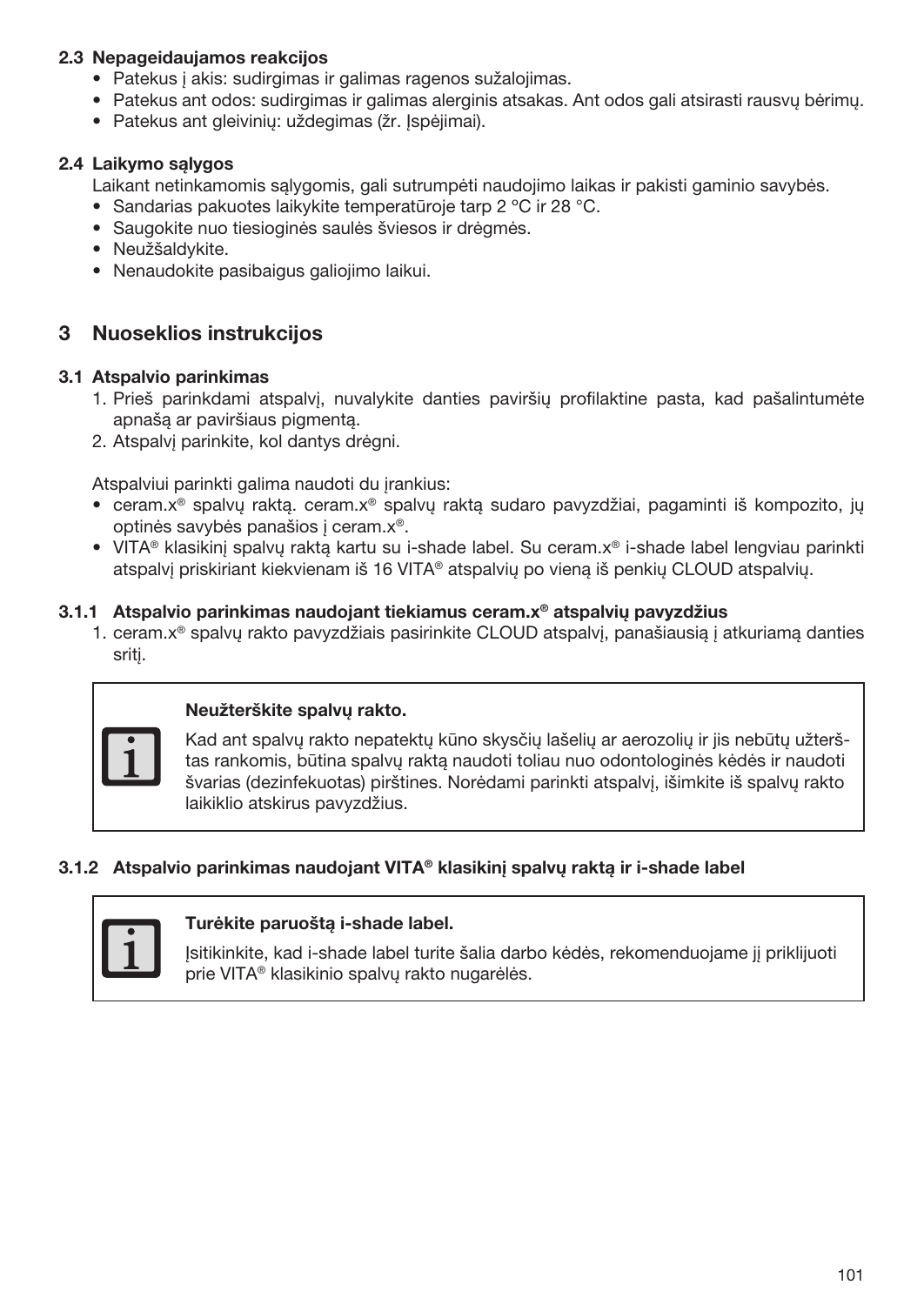### 2.3 Nepageidaujamos reakcijos

- Patekus į akis: sudirgimas ir galimas ragenos sužalojimas.
- Patekus ant odos: sudirgimas ir galimas alerginis atsakas. Ant odos gali atsirasti rausvų bėrimų.
- Patekus ant gleivinių: uždegimas (žr. Įspėjimai).

### 2.4 Laikymo sąlygos

Laikant netinkamomis sąlygomis, gali sutrumpėti naudojimo laikas ir pakisti gaminio savybės.

- Sandarias pakuotes laikykite temperatūroje tarp 2 °C ir 28 °C.
- Saugokite nuo tiesioginės saulės šviesos ir drėgmės.
- Neužšaldykite.
- Nenaudokite pasibaigus galiojimo laikui.

## 3 Nuoseklios instrukcijos

### 3.1 Atspalvio parinkimas

1. Prieš parinkdami atspalvį, nuvalykite danties paviršių profilaktine pasta, kad pašalintumėte apnašą ar paviršiaus pigmentą.
2. Atspalvį parinkite, kol dantys drėgni.

Atspalviui parinkti galima naudoti du įrankius:

- ceram.x® spalvų raktą. ceram.x® spalvų raktą sudaro pavyzdžiai, pagaminti iš kompozito, jų optinės savybės panašios į ceram.x®.
- VITA® klasikinį spalvų raktą kartu su i-shade label. Su ceram.x® i-shade label lengviau parinkti atspalvį priskiriant kiekvienam iš 16 VITA® atspalvių po vieną iš penkių CLOUD atspalvių.

#### 3.1.1 Atspalvio parinkimas naudojant tiekiamus ceram.x® atspalvių pavyzdžius

1. ceram.x® spalvų rakto pavyzdžiais pasirinkite CLOUD atspalvį, panašiausią į atkuriamą danties sritį.

> **Neužterškite spalvų rakto.**
>
> Kad ant spalvų rakto nepatektų kūno skysčių lašelių ar aerozolių ir jis nebūtų užterštas rankomis, būtina spalvų raktą naudoti toliau nuo odontologinės kėdės ir naudoti švarias (dezinfekuotas) pirštines. Norėdami parinkti atspalvį, išimkite iš spalvų rakto laikiklio atskirus pavyzdžius.

#### 3.1.2 Atspalvio parinkimas naudojant VITA® klasikinį spalvų raktą ir i-shade label

> **Turėkite paruoštą i-shade label.**
>
> Įsitikinkite, kad i-shade label turite šalia darbo kėdės, rekomenduojame jį priklijuoti prie VITA® klasikinio spalvų rakto nugarėlės.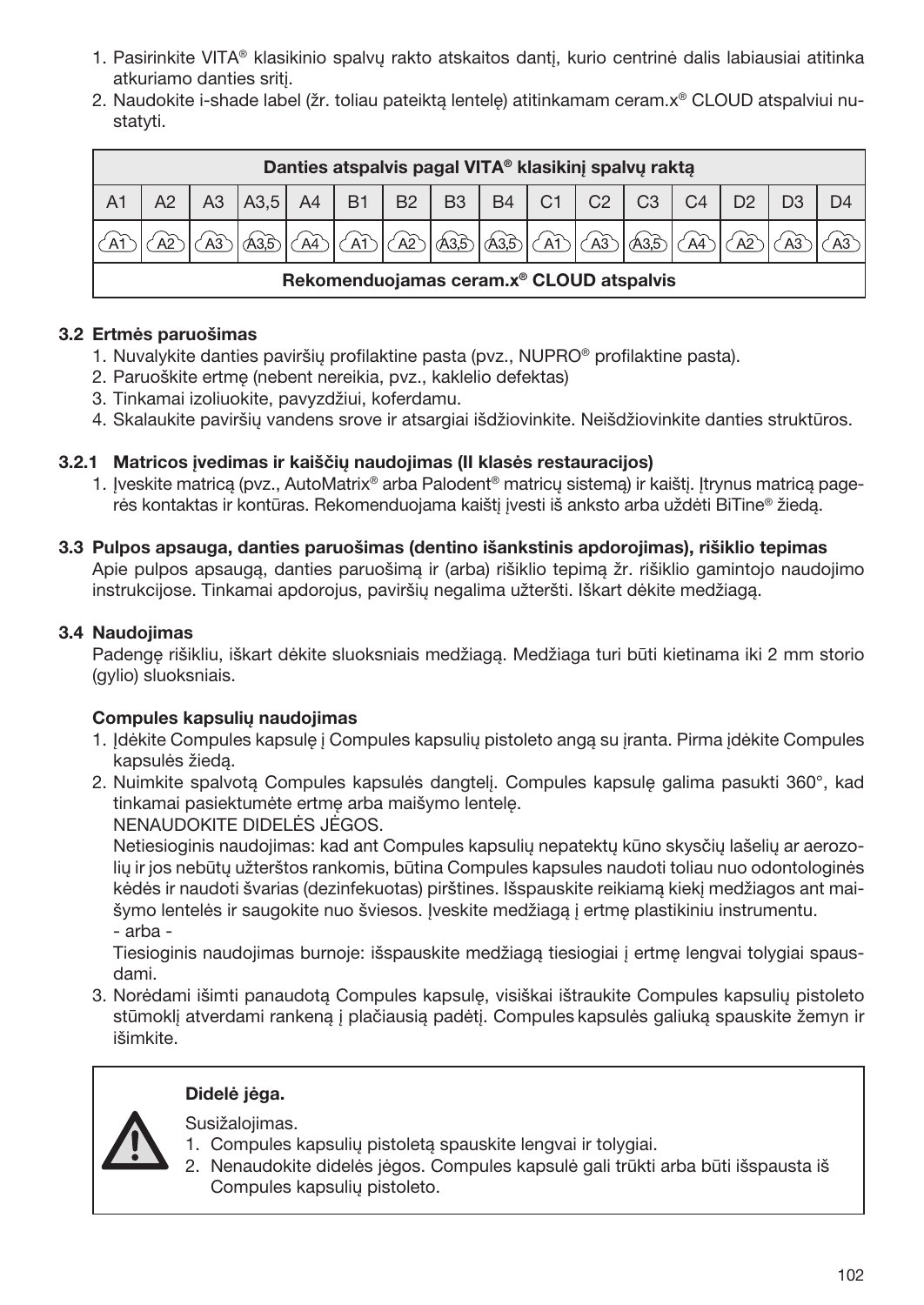1. Pasirinkite VITA® klasikinio spalvų rakto atskaitos dantį, kurio centrinė dalis labiausiai atitinka atkuriamo danties sritį.
2. Naudokite i-shade label (žr. toliau pateiktą lentelę) atitinkamam ceram.x® CLOUD atspalviui nustatyti.

| Danties atspalvis pagal VITA® klasikinį spalvų raktą | | | | | | | | | | | | | | | |
|---|---|---|---|---|---|---|---|---|---|---|---|---|---|---|---|
| A1 | A2 | A3 | A3,5 | A4 | B1 | B2 | B3 | B4 | C1 | C2 | C3 | C4 | D2 | D3 | D4 |
| A1 | A2 | A3 | A3,5 | A4 | A1 | A2 | A3,5 | A3,5 | A1 | A3 | A3,5 | A4 | A2 | A3 | A3 |
| Rekomenduojamas ceram.x® CLOUD atspalvis | | | | | | | | | | | | | | | |

### 3.2 Ertmės paruošimas

1. Nuvalykite danties paviršių profilaktine pasta (pvz., NUPRO® profilaktine pasta).
2. Paruoškite ertmę (nebent nereikia, pvz., kaklelio defektas)
3. Tinkamai izoliuokite, pavyzdžiui, koferdamu.
4. Skalaukite paviršių vandens srove ir atsargiai išdžiovinkite. Neišdžiovinkite danties struktūros.

### 3.2.1 Matricos įvedimas ir kaiščių naudojimas (II klasės restauracijos)

1. Įveskite matricą (pvz., AutoMatrix® arba Palodent® matricų sistemą) ir kaištį. Įtrynus matricą pagerės kontaktas ir kontūras. Rekomenduojama kaištį įvesti iš anksto arba uždėti BiTine® žiedą.

### 3.3 Pulpos apsauga, danties paruošimas (dentino išankstinis apdorojimas), rišiklio tepimas

Apie pulpos apsaugą, danties paruošimą ir (arba) rišiklio tepimą žr. rišiklio gamintojo naudojimo instrukcijose. Tinkamai apdorojus, paviršių negalima užteršti. Iškart dėkite medžiagą.

### 3.4 Naudojimas

Padengę rišikliu, iškart dėkite sluoksniais medžiagą. Medžiaga turi būti kietinama iki 2 mm storio (gylio) sluoksniais.

**Compules kapsulių naudojimas**

1. Įdėkite Compules kapsulę į Compules kapsulių pistoleto angą su įranta. Pirma įdėkite Compules kapsulės žiedą.
2. Nuimkite spalvotą Compules kapsulės dangtelį. Compules kapsulę galima pasukti 360°, kad tinkamai pasiektumėte ertmę arba maišymo lentelę.
   NENAUDOKITE DIDELĖS JĖGOS.
   Netiesioginis naudojimas: kad ant Compules kapsulių nepatektų kūno skysčių lašelių ar aerozolių ir jos nebūtų užterštos rankomis, būtina Compules kapsules naudoti toliau nuo odontologinės kėdės ir naudoti švarias (dezinfekuotas) pirštines. Išspauskite reikiamą kiekį medžiagos ant maišymo lentelės ir saugokite nuo šviesos. Įveskite medžiagą į ertmę plastikiniu instrumentu.
   - arba -
   Tiesioginis naudojimas burnoje: išspauskite medžiagą tiesiogiai į ertmę lengvai tolygiai spausdami.
3. Norėdami išimti panaudotą Compules kapsulę, visiškai ištraukite Compules kapsulių pistoleto stūmoklį atverdami rankeną į plačiausią padėtį. Compules kapsulės galiuką spauskite žemyn ir išimkite.

**Didelė jėga.**

Susižalojimas.

1. Compules kapsulių pistoletą spauskite lengvai ir tolygiai.
2. Nenaudokite didelės jėgos. Compules kapsulė gali trūkti arba būti išspausta iš Compules kapsulių pistoleto.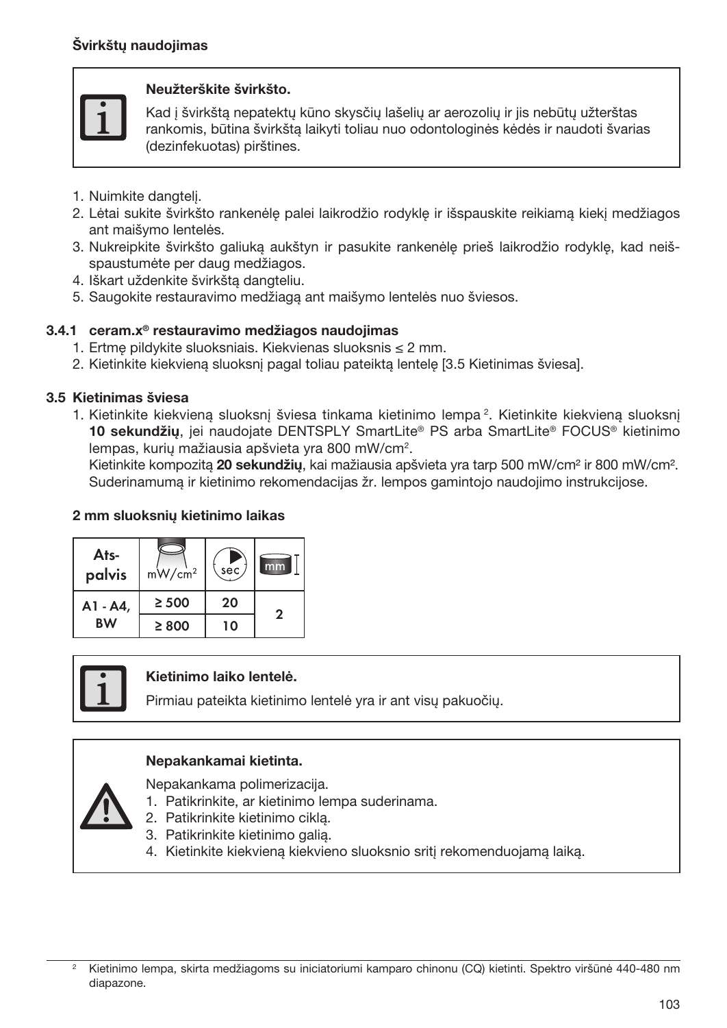**Švirkštų naudojimas**

> **Neužterškite švirkšto.**
>
> Kad į švirkštą nepatektų kūno skysčių lašelių ar aerozolių ir jis nebūtų užterštas rankomis, būtina švirkštą laikyti toliau nuo odontologinės kėdės ir naudoti švarias (dezinfekuotas) pirštines.

1. Nuimkite dangtelį.
2. Lėtai sukite švirkšto rankenėlę palei laikrodžio rodyklę ir išspauskite reikiamą kiekį medžiagos ant maišymo lentelės.
3. Nukreipkite švirkšto galiuką aukštyn ir pasukite rankenėlę prieš laikrodžio rodyklę, kad neišspaustumėte per daug medžiagos.
4. Iškart uždenkite švirkštą dangteliu.
5. Saugokite restauravimo medžiagą ant maišymo lentelės nuo šviesos.

### 3.4.1 ceram.x® restauravimo medžiagos naudojimas

1. Ertmę pildykite sluoksniais. Kiekvienas sluoksnis ≤ 2 mm.
2. Kietinkite kiekvieną sluoksnį pagal toliau pateiktą lentelę [3.5 Kietinimas šviesa].

### 3.5 Kietinimas šviesa

1. Kietinkite kiekvieną sluoksnį šviesa tinkama kietinimo lempa [2]. Kietinkite kiekvieną sluoksnį **10 sekundžių**, jei naudojate DENTSPLY SmartLite® PS arba SmartLite® FOCUS® kietinimo lempas, kurių mažiausia apšvieta yra 800 mW/cm².
   Kietinkite kompozitą **20 sekundžių**, kai mažiausia apšvieta yra tarp 500 mW/cm² ir 800 mW/cm². Suderinamumą ir kietinimo rekomendacijas žr. lempos gamintojo naudojimo instrukcijose.

**2 mm sluoksnių kietinimo laikas**

| Atspalvis | mW/cm² | sec | mm |
|---|---|---|---|
| A1 - A4, BW | ≥ 500 | 20 | 2 |
| | ≥ 800 | 10 | |

> **Kietinimo laiko lentelė.**
>
> Pirmiau pateikta kietinimo lentelė yra ir ant visų pakuočių.

> **Nepakankamai kietinta.**
>
> Nepakankama polimerizacija.
> 1. Patikrinkite, ar kietinimo lempa suderinama.
> 2. Patikrinkite kietinimo ciklą.
> 3. Patikrinkite kietinimo galią.
> 4. Kietinkite kiekvieną kiekvieno sluoksnio sritį rekomenduojamą laiką.

[2] Kietinimo lempa, skirta medžiagoms su iniciatoriumi kamparo chinonu (CQ) kietinti. Spektro viršūnė 440-480 nm diapazone.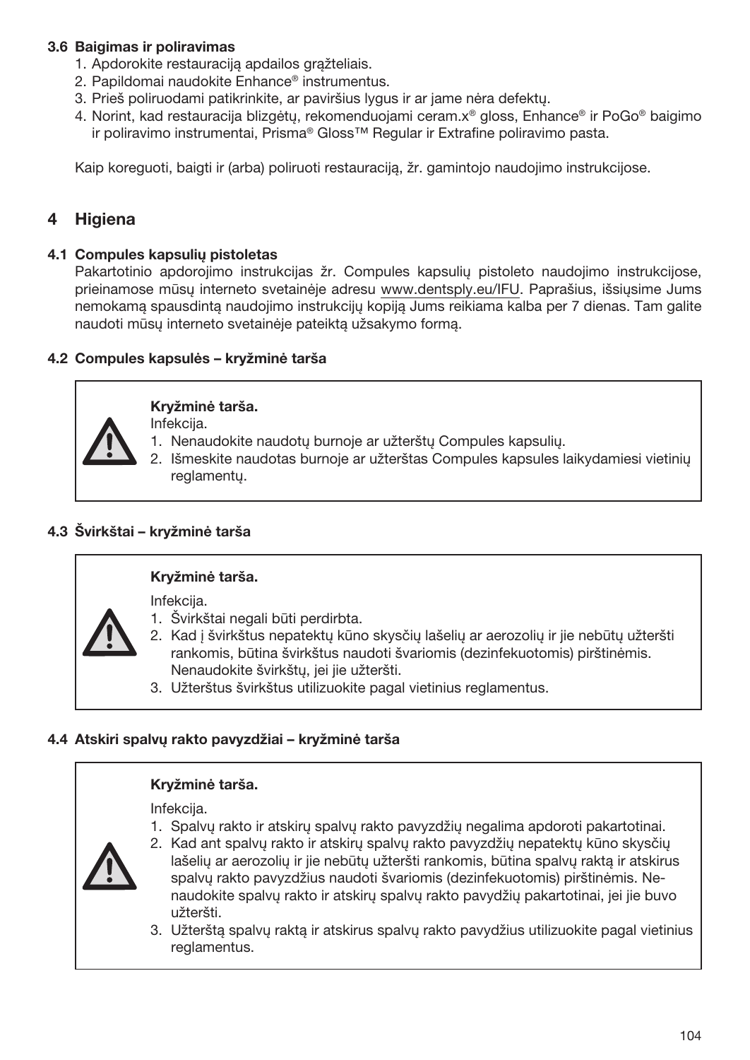### 3.6 Baigimas ir poliravimas

1. Apdorokite restauraciją apdailos grąžteliais.
2. Papildomai naudokite Enhance® instrumentus.
3. Prieš poliruodami patikrinkite, ar paviršius lygus ir ar jame nėra defektų.
4. Norint, kad restauracija blizgėtų, rekomenduojami ceram.x® gloss, Enhance® ir PoGo® baigimo ir poliravimo instrumentai, Prisma® Gloss™ Regular ir Extrafine poliravimo pasta.

Kaip koreguoti, baigti ir (arba) poliruoti restauraciją, žr. gamintojo naudojimo instrukcijose.

## 4 Higiena

### 4.1 Compules kapsulių pistoletas

Pakartotinio apdorojimo instrukcijas žr. Compules kapsulių pistoleto naudojimo instrukcijose, prieinamose mūsų interneto svetainėje adresu www.dentsply.eu/IFU. Paprašius, išsiųsime Jums nemokamą spausdintą naudojimo instrukcijų kopiją Jums reikiama kalba per 7 dienas. Tam galite naudoti mūsų interneto svetainėje pateiktą užsakymo formą.

### 4.2 Compules kapsulės – kryžminė tarša

**Kryžminė tarša.**

Infekcija.

1. Nenaudokite naudotų burnoje ar užterštų Compules kapsulių.
2. Išmeskite naudotas burnoje ar užterštas Compules kapsules laikydamiesi vietinių reglamentų.

### 4.3 Švirkštai – kryžminė tarša

**Kryžminė tarša.**

Infekcija.

1. Švirkštai negali būti perdirbta.
2. Kad į švirkštus nepatektų kūno skysčių lašelių ar aerozolių ir jie nebūtų užteršti rankomis, būtina švirkštus naudoti švariomis (dezinfekuotomis) pirštinėmis. Nenaudokite švirkštų, jei jie užteršti.
3. Užterštus švirkštus utilizuokite pagal vietinius reglamentus.

### 4.4 Atskiri spalvų rakto pavyzdžiai – kryžminė tarša

**Kryžminė tarša.**

Infekcija.

1. Spalvų rakto ir atskirų spalvų rakto pavyzdžių negalima apdoroti pakartotinai.
2. Kad ant spalvų rakto ir atskirų spalvų rakto pavyzdžių nepatektų kūno skysčių lašelių ar aerozolių ir jie nebūtų užteršti rankomis, būtina spalvų raktą ir atskirus spalvų rakto pavyzdžius naudoti švariomis (dezinfekuotomis) pirštinėmis. Nenaudokite spalvų rakto ir atskirų spalvų rakto pavydžių pakartotinai, jei jie buvo užteršti.
3. Užterštą spalvų raktą ir atskirus spalvų rakto pavydžius utilizuokite pagal vietinius reglamentus.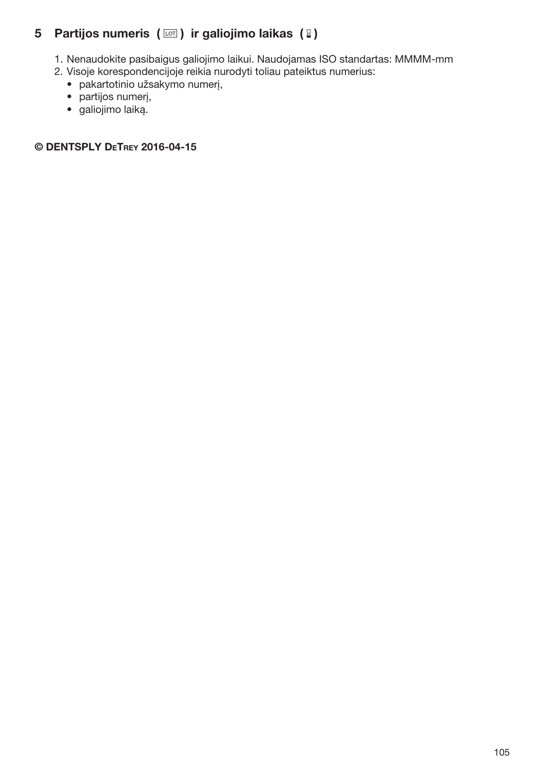## 5 Partijos numeris ( LOT ) ir galiojimo laikas ( ⌛ )

1. Nenaudokite pasibaigus galiojimo laikui. Naudojamas ISO standartas: MMMM-mm
2. Visoje korespondencijoje reikia nurodyti toliau pateiktus numerius:
   - pakartotinio užsakymo numerį,
   - partijos numerį,
   - galiojimo laiką.

**© DENTSPLY DeTrey 2016-04-15**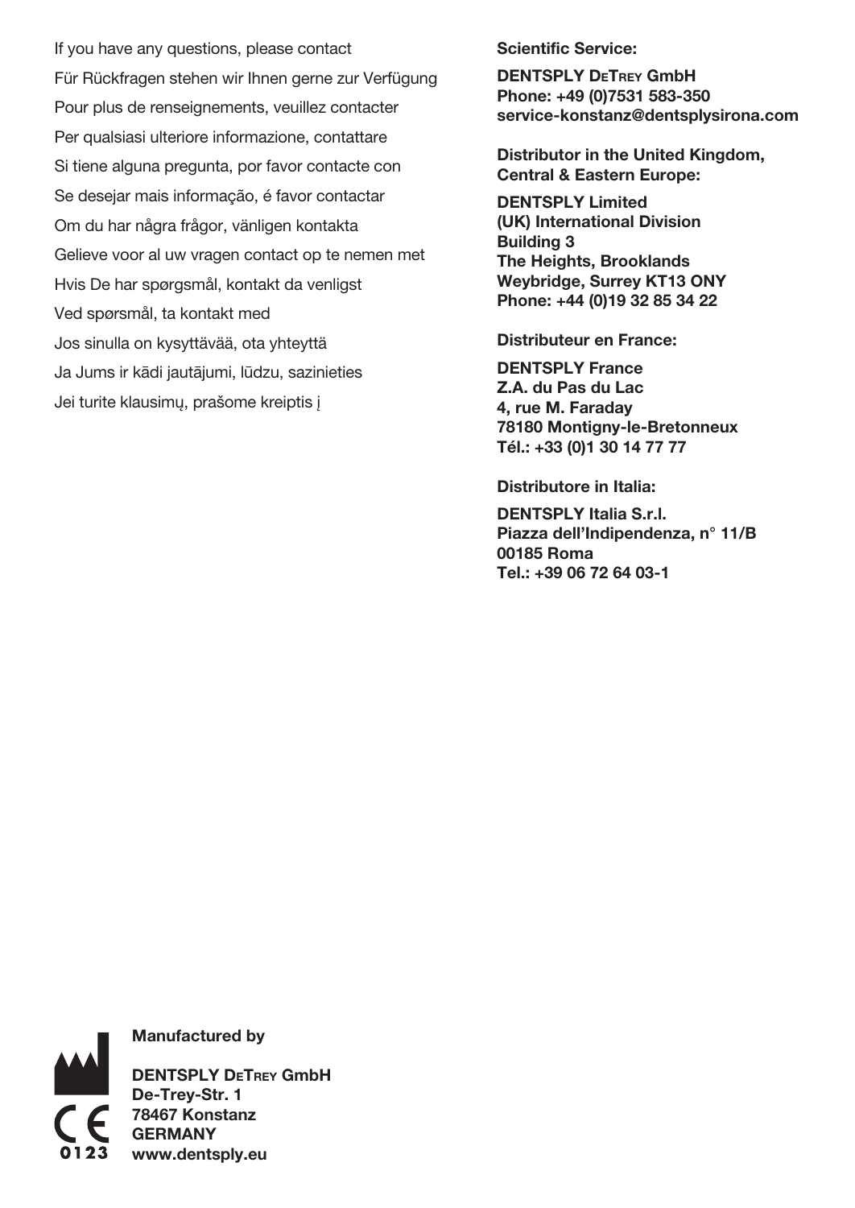If you have any questions, please contact

Für Rückfragen stehen wir Ihnen gerne zur Verfügung

Pour plus de renseignements, veuillez contacter

Per qualsiasi ulteriore informazione, contattare

Si tiene alguna pregunta, por favor contacte con

Se desejar mais informação, é favor contactar

Om du har några frågor, vänligen kontakta

Gelieve voor al uw vragen contact op te nemen met

Hvis De har spørgsmål, kontakt da venligst

Ved spørsmål, ta kontakt med

Jos sinulla on kysyttävää, ota yhteyttä

Ja Jums ir kādi jautājumi, lūdzu, sazinieties

Jei turite klausimų, prašome kreiptis į

**Scientific Service:**

**DENTSPLY DeTrey GmbH**
**Phone: +49 (0)7531 583-350**
**service-konstanz@dentsplysirona.com**

**Distributor in the United Kingdom, Central & Eastern Europe:**

**DENTSPLY Limited**
**(UK) International Division**
**Building 3**
**The Heights, Brooklands**
**Weybridge, Surrey KT13 ONY**
**Phone: +44 (0)19 32 85 34 22**

**Distributeur en France:**

**DENTSPLY France**
**Z.A. du Pas du Lac**
**4, rue M. Faraday**
**78180 Montigny-le-Bretonneux**
**Tél.: +33 (0)1 30 14 77 77**

**Distributore in Italia:**

**DENTSPLY Italia S.r.l.**
**Piazza dell'Indipendenza, n° 11/B**
**00185 Roma**
**Tel.: +39 06 72 64 03-1**

CE 0123

**Manufactured by**

**DENTSPLY DeTrey GmbH**
**De-Trey-Str. 1**
**78467 Konstanz**
**GERMANY**
**www.dentsply.eu**